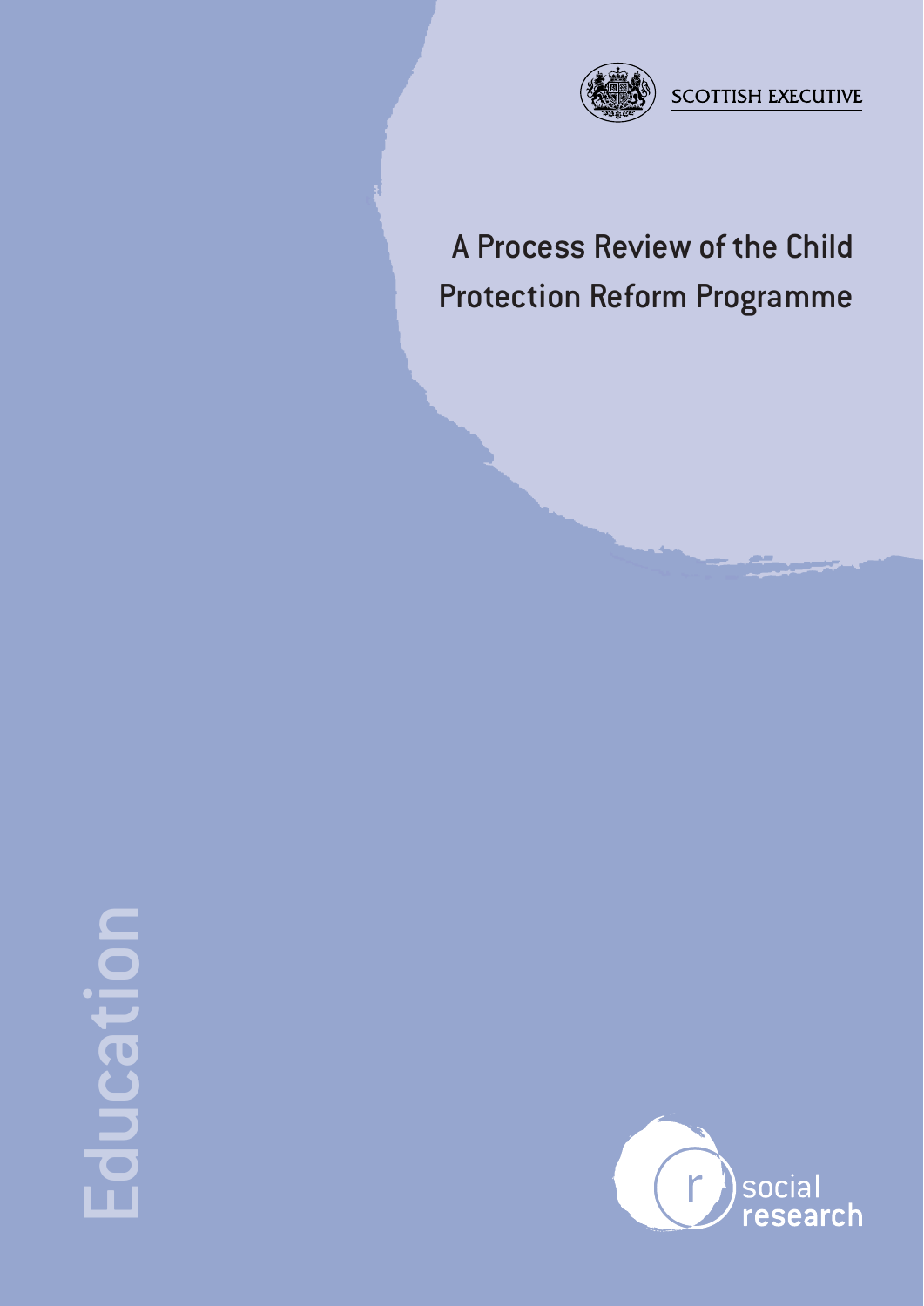SCOTTISH EXECUTIVE

# A Process Review of the Child Protection Reform Programme

Education

social research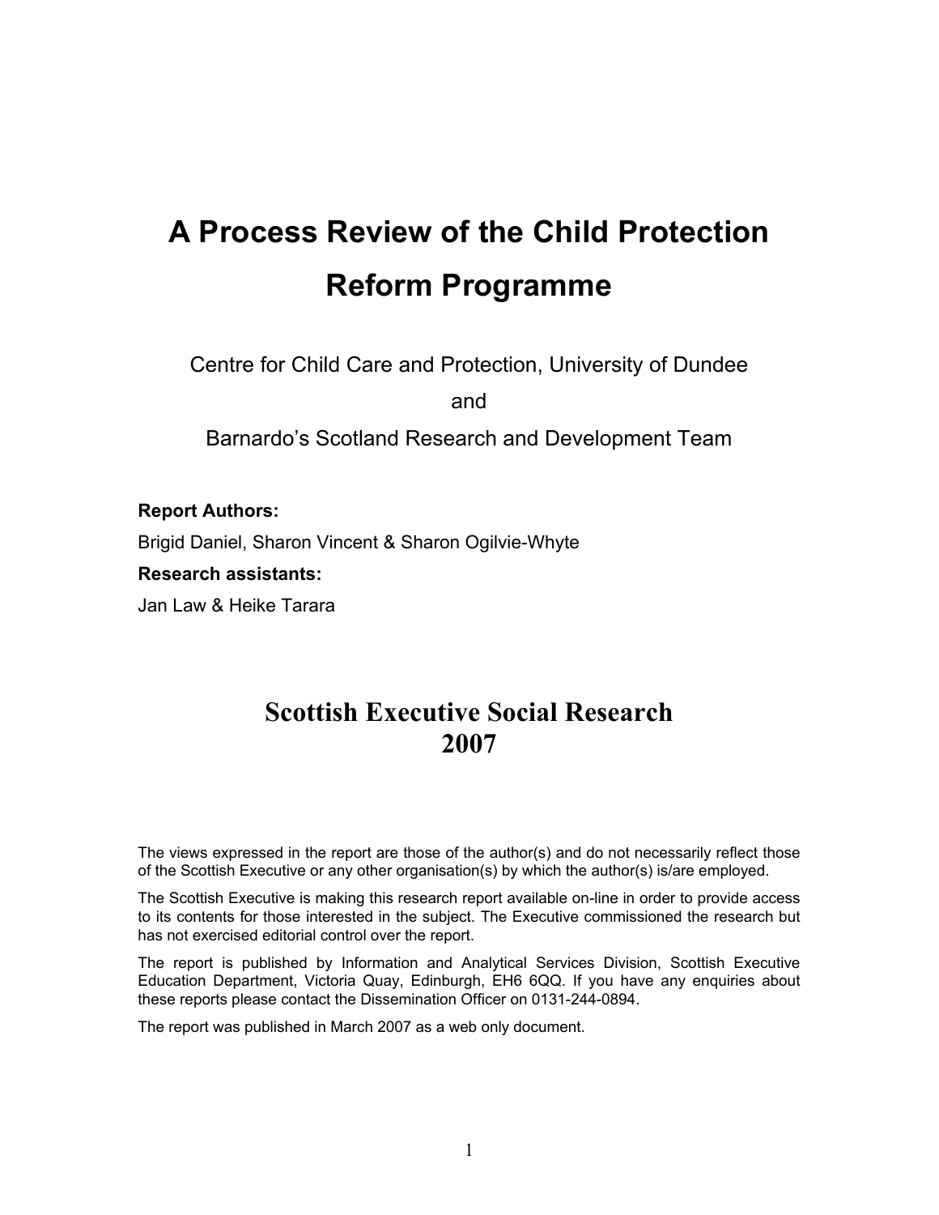# A Process Review of the Child Protection Reform Programme

Centre for Child Care and Protection, University of Dundee

and

Barnardo's Scotland Research and Development Team

**Report Authors:**

Brigid Daniel, Sharon Vincent & Sharon Ogilvie-Whyte

**Research assistants:**

Jan Law & Heike Tarara

## Scottish Executive Social Research 2007

The views expressed in the report are those of the author(s) and do not necessarily reflect those of the Scottish Executive or any other organisation(s) by which the author(s) is/are employed.

The Scottish Executive is making this research report available on-line in order to provide access to its contents for those interested in the subject. The Executive commissioned the research but has not exercised editorial control over the report.

The report is published by Information and Analytical Services Division, Scottish Executive Education Department, Victoria Quay, Edinburgh, EH6 6QQ. If you have any enquiries about these reports please contact the Dissemination Officer on 0131-244-0894.

The report was published in March 2007 as a web only document.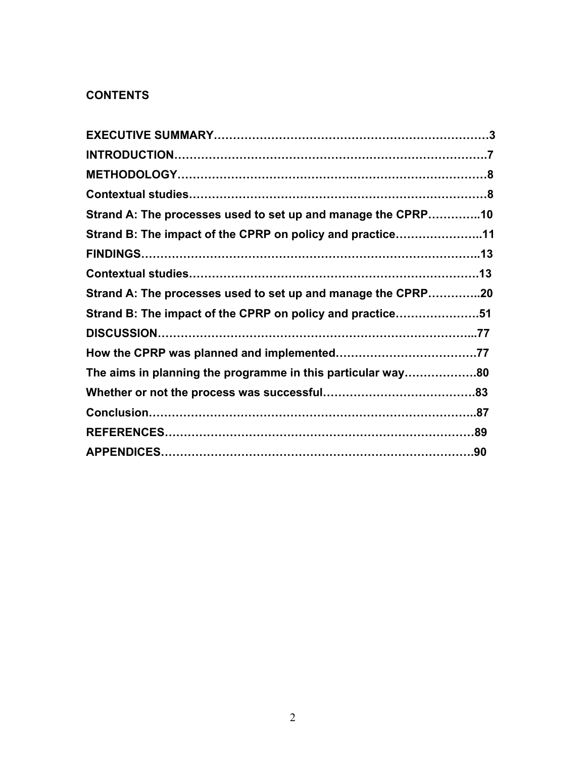**CONTENTS**

**EXECUTIVE SUMMARY……………………………………………………………3**

**INTRODUCTION………………………………………………………………………7**

**METHODOLOGY……………………………………………………………………8**

**Contextual studies…………………………………………………………………8**

**Strand A: The processes used to set up and manage the CPRP…………..10**

**Strand B: The impact of the CPRP on policy and practice…………………..11**

**FINDINGS……………………………………………………………………………13**

**Contextual studies…………………………………………………………………13**

**Strand A: The processes used to set up and manage the CPRP…………..20**

**Strand B: The impact of the CPRP on policy and practice…………………51**

**DISCUSSION………………………………………………………………………...77**

**How the CPRP was planned and implemented………………………………77**

**The aims in planning the programme in this particular way……………….80**

**Whether or not the process was successful…………………………………83**

**Conclusion…………………………………………………………………………..87**

**REFERENCES……………………………………………………………………89**

**APPENDICES……………………………………………………………………90**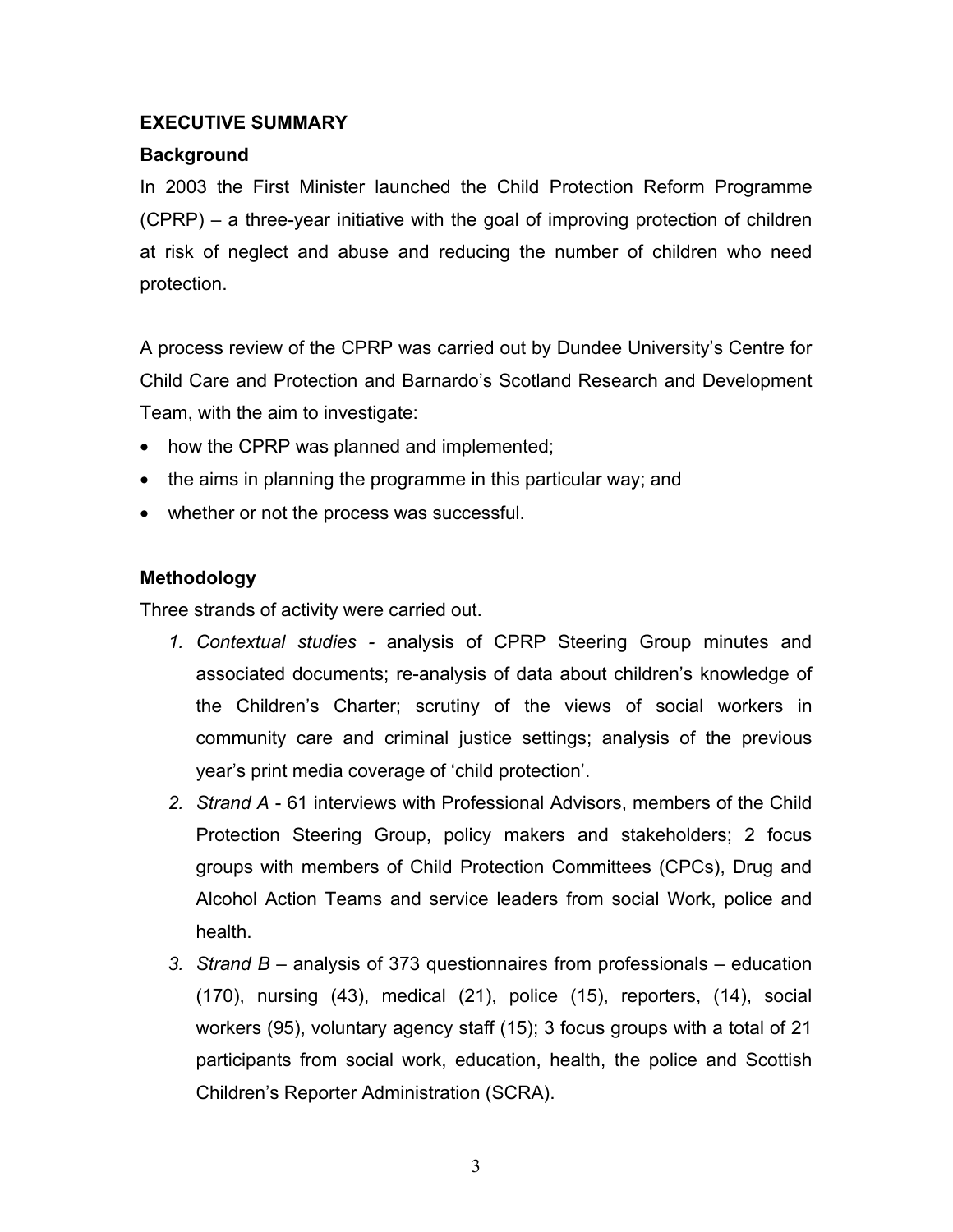## EXECUTIVE SUMMARY

### Background

In 2003 the First Minister launched the Child Protection Reform Programme (CPRP) – a three-year initiative with the goal of improving protection of children at risk of neglect and abuse and reducing the number of children who need protection.

A process review of the CPRP was carried out by Dundee University's Centre for Child Care and Protection and Barnardo's Scotland Research and Development Team, with the aim to investigate:

- how the CPRP was planned and implemented;
- the aims in planning the programme in this particular way; and
- whether or not the process was successful.

### Methodology

Three strands of activity were carried out.

1. *Contextual studies* - analysis of CPRP Steering Group minutes and associated documents; re-analysis of data about children's knowledge of the Children's Charter; scrutiny of the views of social workers in community care and criminal justice settings; analysis of the previous year's print media coverage of 'child protection'.
2. *Strand A* - 61 interviews with Professional Advisors, members of the Child Protection Steering Group, policy makers and stakeholders; 2 focus groups with members of Child Protection Committees (CPCs), Drug and Alcohol Action Teams and service leaders from social Work, police and health.
3. *Strand B* – analysis of 373 questionnaires from professionals – education (170), nursing (43), medical (21), police (15), reporters, (14), social workers (95), voluntary agency staff (15); 3 focus groups with a total of 21 participants from social work, education, health, the police and Scottish Children's Reporter Administration (SCRA).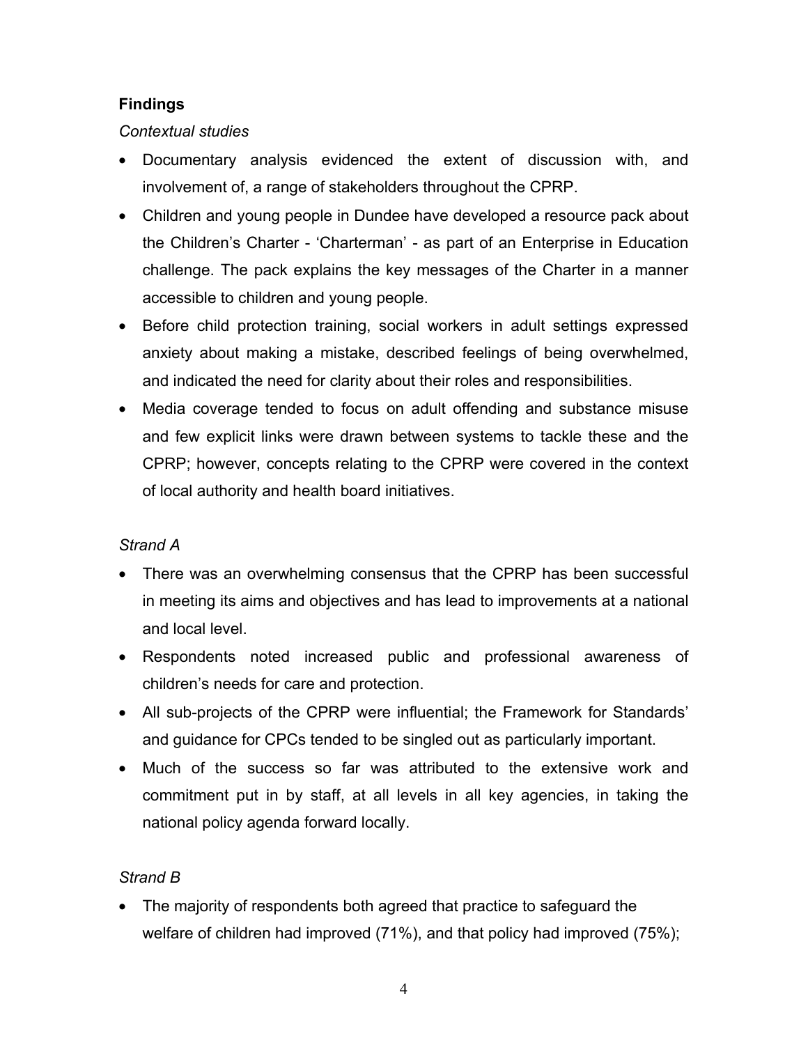**Findings**

*Contextual studies*

- Documentary analysis evidenced the extent of discussion with, and involvement of, a range of stakeholders throughout the CPRP.
- Children and young people in Dundee have developed a resource pack about the Children's Charter - 'Charterman' - as part of an Enterprise in Education challenge. The pack explains the key messages of the Charter in a manner accessible to children and young people.
- Before child protection training, social workers in adult settings expressed anxiety about making a mistake, described feelings of being overwhelmed, and indicated the need for clarity about their roles and responsibilities.
- Media coverage tended to focus on adult offending and substance misuse and few explicit links were drawn between systems to tackle these and the CPRP; however, concepts relating to the CPRP were covered in the context of local authority and health board initiatives.

*Strand A*

- There was an overwhelming consensus that the CPRP has been successful in meeting its aims and objectives and has lead to improvements at a national and local level.
- Respondents noted increased public and professional awareness of children's needs for care and protection.
- All sub-projects of the CPRP were influential; the Framework for Standards' and guidance for CPCs tended to be singled out as particularly important.
- Much of the success so far was attributed to the extensive work and commitment put in by staff, at all levels in all key agencies, in taking the national policy agenda forward locally.

*Strand B*

- The majority of respondents both agreed that practice to safeguard the welfare of children had improved (71%), and that policy had improved (75%);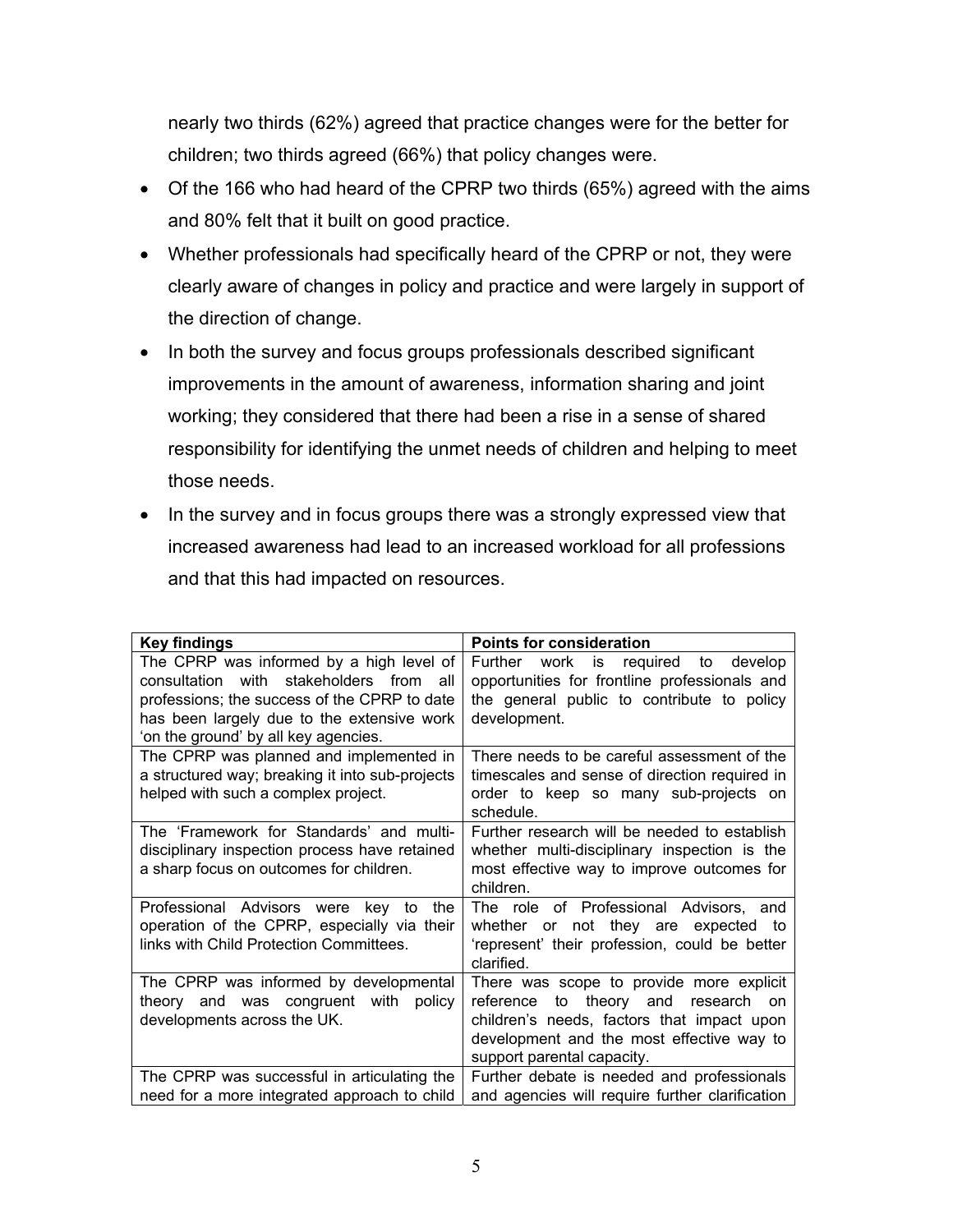nearly two thirds (62%) agreed that practice changes were for the better for children; two thirds agreed (66%) that policy changes were.

- Of the 166 who had heard of the CPRP two thirds (65%) agreed with the aims and 80% felt that it built on good practice.
- Whether professionals had specifically heard of the CPRP or not, they were clearly aware of changes in policy and practice and were largely in support of the direction of change.
- In both the survey and focus groups professionals described significant improvements in the amount of awareness, information sharing and joint working; they considered that there had been a rise in a sense of shared responsibility for identifying the unmet needs of children and helping to meet those needs.
- In the survey and in focus groups there was a strongly expressed view that increased awareness had lead to an increased workload for all professions and that this had impacted on resources.

| Key findings | Points for consideration |
|---|---|
| The CPRP was informed by a high level of consultation with stakeholders from all professions; the success of the CPRP to date has been largely due to the extensive work 'on the ground' by all key agencies. | Further work is required to develop opportunities for frontline professionals and the general public to contribute to policy development. |
| The CPRP was planned and implemented in a structured way; breaking it into sub-projects helped with such a complex project. | There needs to be careful assessment of the timescales and sense of direction required in order to keep so many sub-projects on schedule. |
| The 'Framework for Standards' and multi-disciplinary inspection process have retained a sharp focus on outcomes for children. | Further research will be needed to establish whether multi-disciplinary inspection is the most effective way to improve outcomes for children. |
| Professional Advisors were key to the operation of the CPRP, especially via their links with Child Protection Committees. | The role of Professional Advisors, and whether or not they are expected to 'represent' their profession, could be better clarified. |
| The CPRP was informed by developmental theory and was congruent with policy developments across the UK. | There was scope to provide more explicit reference to theory and research on children's needs, factors that impact upon development and the most effective way to support parental capacity. |
| The CPRP was successful in articulating the need for a more integrated approach to child | Further debate is needed and professionals and agencies will require further clarification |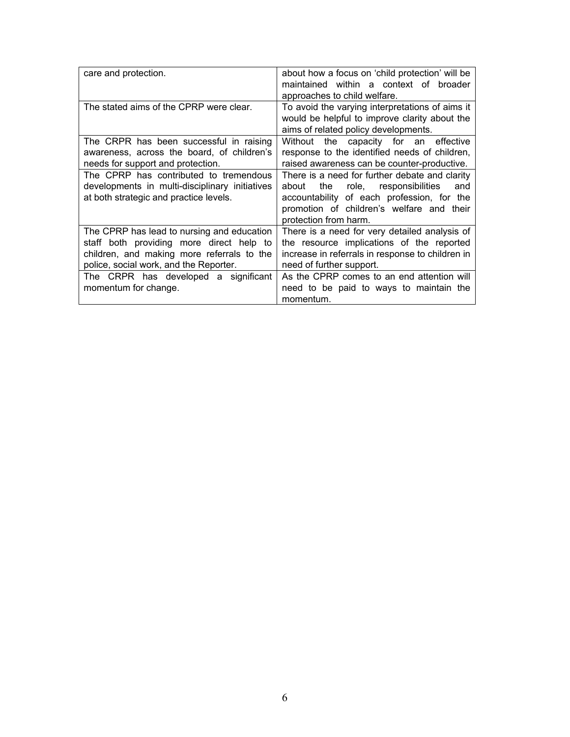| | |
|---|---|
| care and protection. | about how a focus on 'child protection' will be maintained within a context of broader approaches to child welfare. |
| The stated aims of the CPRP were clear. | To avoid the varying interpretations of aims it would be helpful to improve clarity about the aims of related policy developments. |
| The CRPR has been successful in raising awareness, across the board, of children's needs for support and protection. | Without the capacity for an effective response to the identified needs of children, raised awareness can be counter-productive. |
| The CPRP has contributed to tremendous developments in multi-disciplinary initiatives at both strategic and practice levels. | There is a need for further debate and clarity about the role, responsibilities and accountability of each profession, for the promotion of children's welfare and their protection from harm. |
| The CPRP has lead to nursing and education staff both providing more direct help to children, and making more referrals to the police, social work, and the Reporter. | There is a need for very detailed analysis of the resource implications of the reported increase in referrals in response to children in need of further support. |
| The CRPR has developed a significant momentum for change. | As the CPRP comes to an end attention will need to be paid to ways to maintain the momentum. |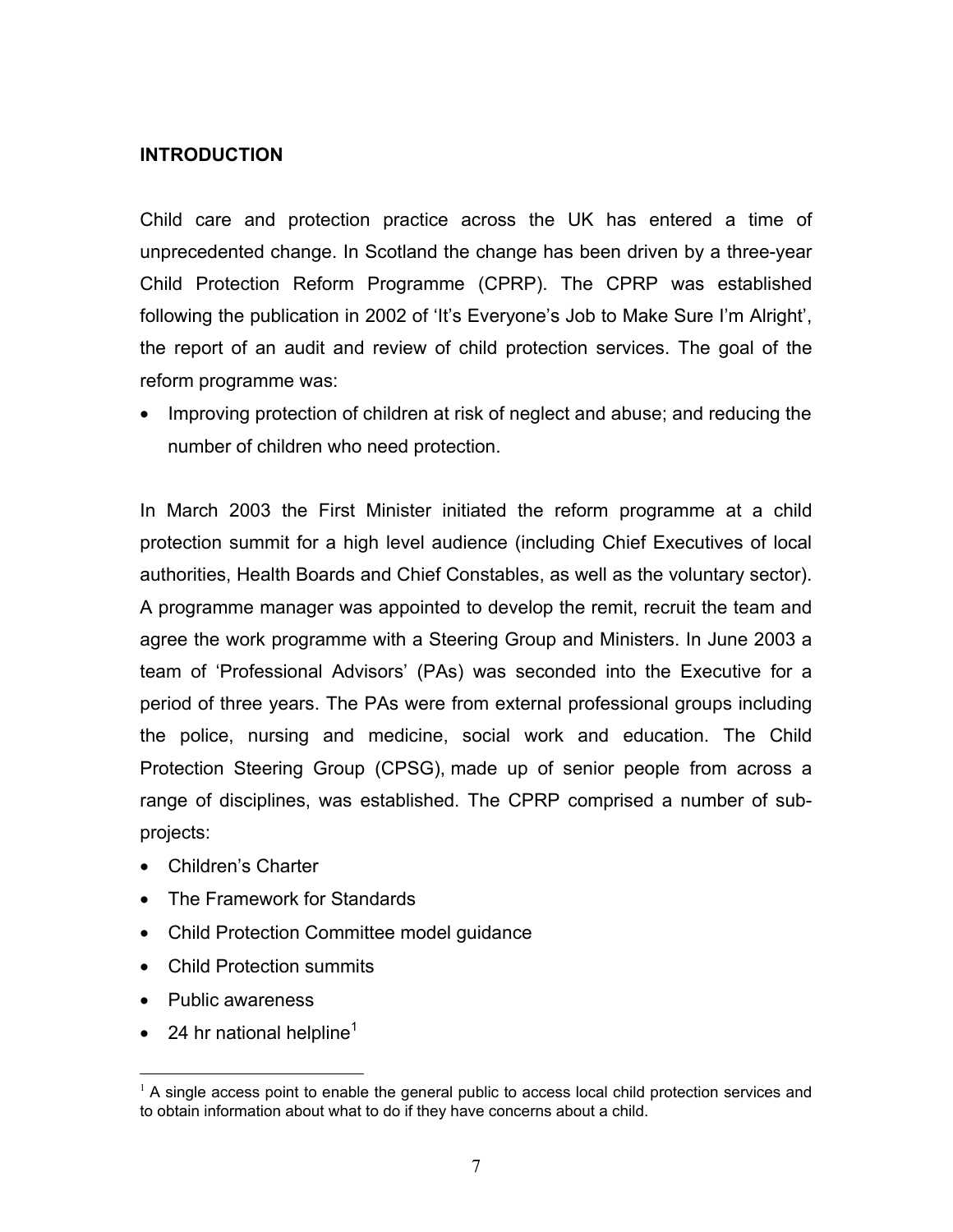## INTRODUCTION

Child care and protection practice across the UK has entered a time of unprecedented change. In Scotland the change has been driven by a three-year Child Protection Reform Programme (CPRP). The CPRP was established following the publication in 2002 of 'It's Everyone's Job to Make Sure I'm Alright', the report of an audit and review of child protection services. The goal of the reform programme was:

- Improving protection of children at risk of neglect and abuse; and reducing the number of children who need protection.

In March 2003 the First Minister initiated the reform programme at a child protection summit for a high level audience (including Chief Executives of local authorities, Health Boards and Chief Constables, as well as the voluntary sector). A programme manager was appointed to develop the remit, recruit the team and agree the work programme with a Steering Group and Ministers. In June 2003 a team of 'Professional Advisors' (PAs) was seconded into the Executive for a period of three years. The PAs were from external professional groups including the police, nursing and medicine, social work and education. The Child Protection Steering Group (CPSG), made up of senior people from across a range of disciplines, was established. The CPRP comprised a number of sub-projects:

- Children's Charter
- The Framework for Standards
- Child Protection Committee model guidance
- Child Protection summits
- Public awareness
- 24 hr national helpline[1]

[1] A single access point to enable the general public to access local child protection services and to obtain information about what to do if they have concerns about a child.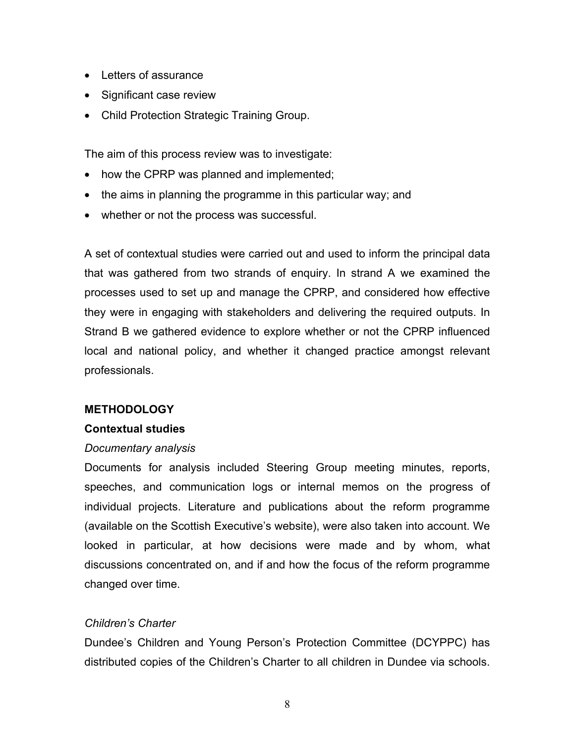- Letters of assurance
- Significant case review
- Child Protection Strategic Training Group.

The aim of this process review was to investigate:

- how the CPRP was planned and implemented;
- the aims in planning the programme in this particular way; and
- whether or not the process was successful.

A set of contextual studies were carried out and used to inform the principal data that was gathered from two strands of enquiry. In strand A we examined the processes used to set up and manage the CPRP, and considered how effective they were in engaging with stakeholders and delivering the required outputs. In Strand B we gathered evidence to explore whether or not the CPRP influenced local and national policy, and whether it changed practice amongst relevant professionals.

## METHODOLOGY

### Contextual studies

*Documentary analysis*

Documents for analysis included Steering Group meeting minutes, reports, speeches, and communication logs or internal memos on the progress of individual projects. Literature and publications about the reform programme (available on the Scottish Executive's website), were also taken into account. We looked in particular, at how decisions were made and by whom, what discussions concentrated on, and if and how the focus of the reform programme changed over time.

*Children's Charter*

Dundee's Children and Young Person's Protection Committee (DCYPPC) has distributed copies of the Children's Charter to all children in Dundee via schools.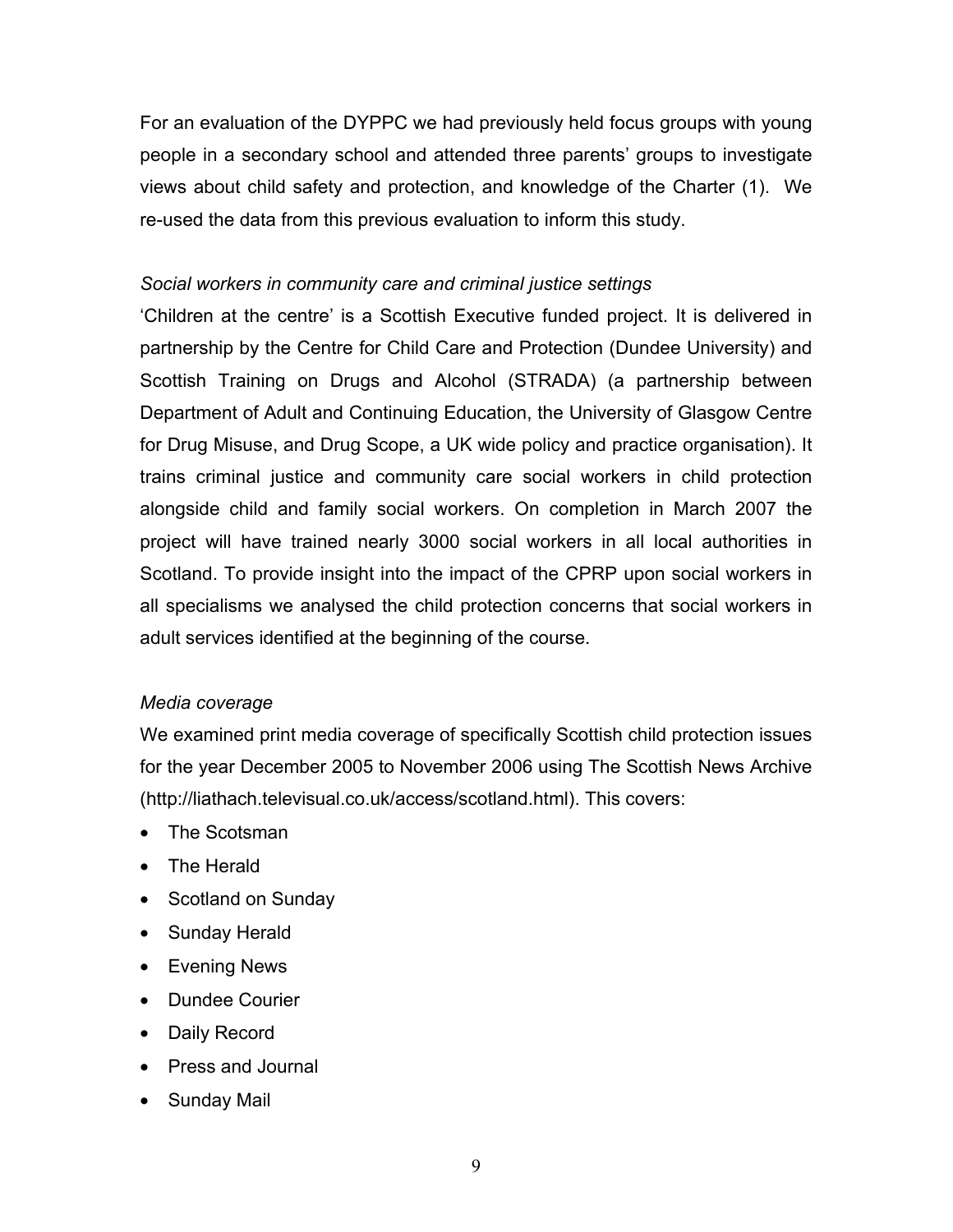For an evaluation of the DYPPC we had previously held focus groups with young people in a secondary school and attended three parents' groups to investigate views about child safety and protection, and knowledge of the Charter (1). We re-used the data from this previous evaluation to inform this study.

*Social workers in community care and criminal justice settings*

'Children at the centre' is a Scottish Executive funded project. It is delivered in partnership by the Centre for Child Care and Protection (Dundee University) and Scottish Training on Drugs and Alcohol (STRADA) (a partnership between Department of Adult and Continuing Education, the University of Glasgow Centre for Drug Misuse, and Drug Scope, a UK wide policy and practice organisation). It trains criminal justice and community care social workers in child protection alongside child and family social workers. On completion in March 2007 the project will have trained nearly 3000 social workers in all local authorities in Scotland. To provide insight into the impact of the CPRP upon social workers in all specialisms we analysed the child protection concerns that social workers in adult services identified at the beginning of the course.

*Media coverage*

We examined print media coverage of specifically Scottish child protection issues for the year December 2005 to November 2006 using The Scottish News Archive (http://liathach.televisual.co.uk/access/scotland.html). This covers:

- The Scotsman
- The Herald
- Scotland on Sunday
- Sunday Herald
- Evening News
- Dundee Courier
- Daily Record
- Press and Journal
- Sunday Mail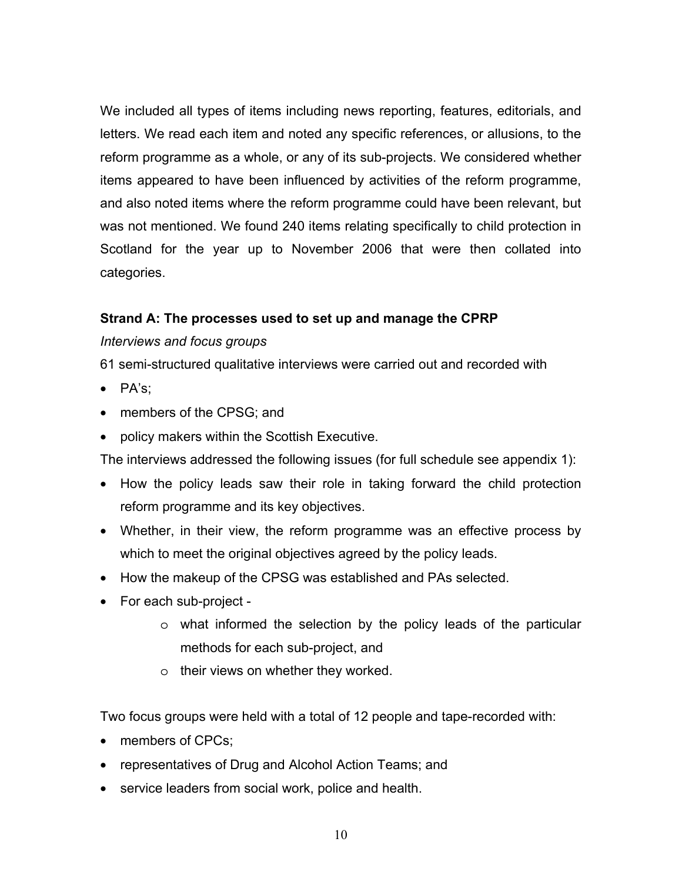We included all types of items including news reporting, features, editorials, and letters. We read each item and noted any specific references, or allusions, to the reform programme as a whole, or any of its sub-projects. We considered whether items appeared to have been influenced by activities of the reform programme, and also noted items where the reform programme could have been relevant, but was not mentioned. We found 240 items relating specifically to child protection in Scotland for the year up to November 2006 that were then collated into categories.

**Strand A: The processes used to set up and manage the CPRP**

*Interviews and focus groups*

61 semi-structured qualitative interviews were carried out and recorded with

- PA's;
- members of the CPSG; and
- policy makers within the Scottish Executive.

The interviews addressed the following issues (for full schedule see appendix 1):

- How the policy leads saw their role in taking forward the child protection reform programme and its key objectives.
- Whether, in their view, the reform programme was an effective process by which to meet the original objectives agreed by the policy leads.
- How the makeup of the CPSG was established and PAs selected.
- For each sub-project -
    - what informed the selection by the policy leads of the particular methods for each sub-project, and
    - their views on whether they worked.

Two focus groups were held with a total of 12 people and tape-recorded with:

- members of CPCs;
- representatives of Drug and Alcohol Action Teams; and
- service leaders from social work, police and health.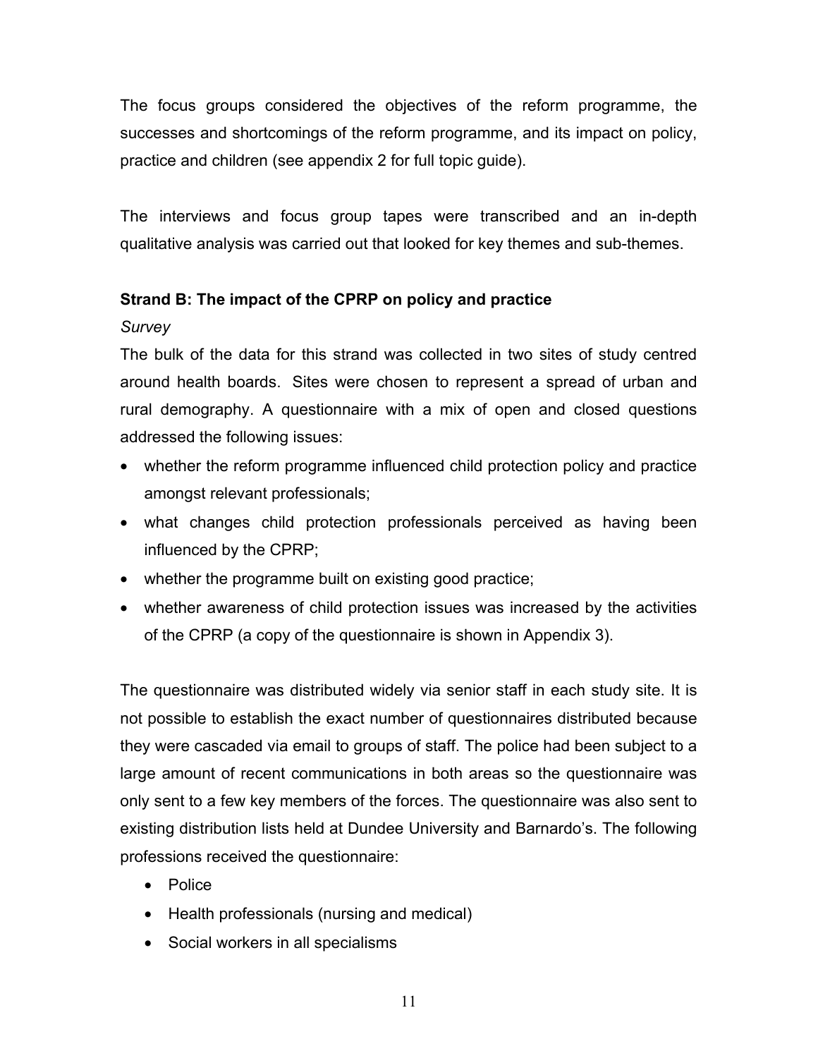The focus groups considered the objectives of the reform programme, the successes and shortcomings of the reform programme, and its impact on policy, practice and children (see appendix 2 for full topic guide).

The interviews and focus group tapes were transcribed and an in-depth qualitative analysis was carried out that looked for key themes and sub-themes.

**Strand B: The impact of the CPRP on policy and practice**

*Survey*

The bulk of the data for this strand was collected in two sites of study centred around health boards. Sites were chosen to represent a spread of urban and rural demography. A questionnaire with a mix of open and closed questions addressed the following issues:

- whether the reform programme influenced child protection policy and practice amongst relevant professionals;
- what changes child protection professionals perceived as having been influenced by the CPRP;
- whether the programme built on existing good practice;
- whether awareness of child protection issues was increased by the activities of the CPRP (a copy of the questionnaire is shown in Appendix 3).

The questionnaire was distributed widely via senior staff in each study site. It is not possible to establish the exact number of questionnaires distributed because they were cascaded via email to groups of staff. The police had been subject to a large amount of recent communications in both areas so the questionnaire was only sent to a few key members of the forces. The questionnaire was also sent to existing distribution lists held at Dundee University and Barnardo's. The following professions received the questionnaire:

- Police
- Health professionals (nursing and medical)
- Social workers in all specialisms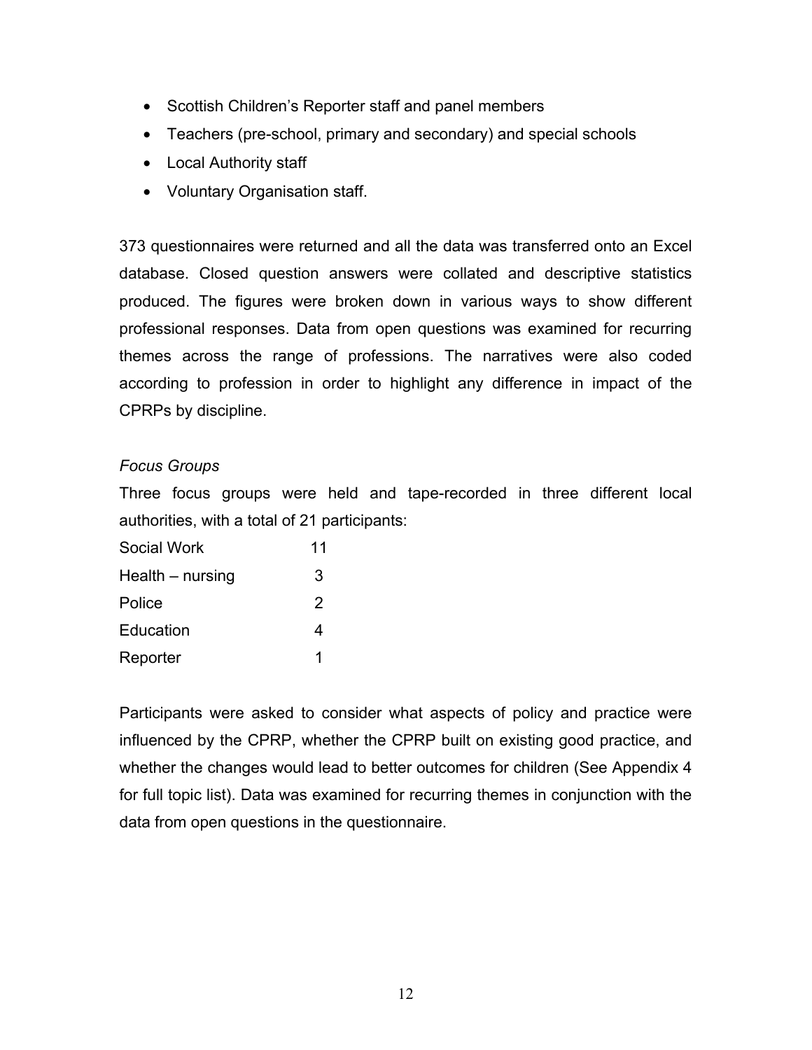- Scottish Children's Reporter staff and panel members
- Teachers (pre-school, primary and secondary) and special schools
- Local Authority staff
- Voluntary Organisation staff.

373 questionnaires were returned and all the data was transferred onto an Excel database. Closed question answers were collated and descriptive statistics produced. The figures were broken down in various ways to show different professional responses. Data from open questions was examined for recurring themes across the range of professions. The narratives were also coded according to profession in order to highlight any difference in impact of the CPRPs by discipline.

*Focus Groups*

Three focus groups were held and tape-recorded in three different local authorities, with a total of 21 participants:

| | |
|---|---|
| Social Work | 11 |
| Health – nursing | 3 |
| Police | 2 |
| Education | 4 |
| Reporter | 1 |

Participants were asked to consider what aspects of policy and practice were influenced by the CPRP, whether the CPRP built on existing good practice, and whether the changes would lead to better outcomes for children (See Appendix 4 for full topic list). Data was examined for recurring themes in conjunction with the data from open questions in the questionnaire.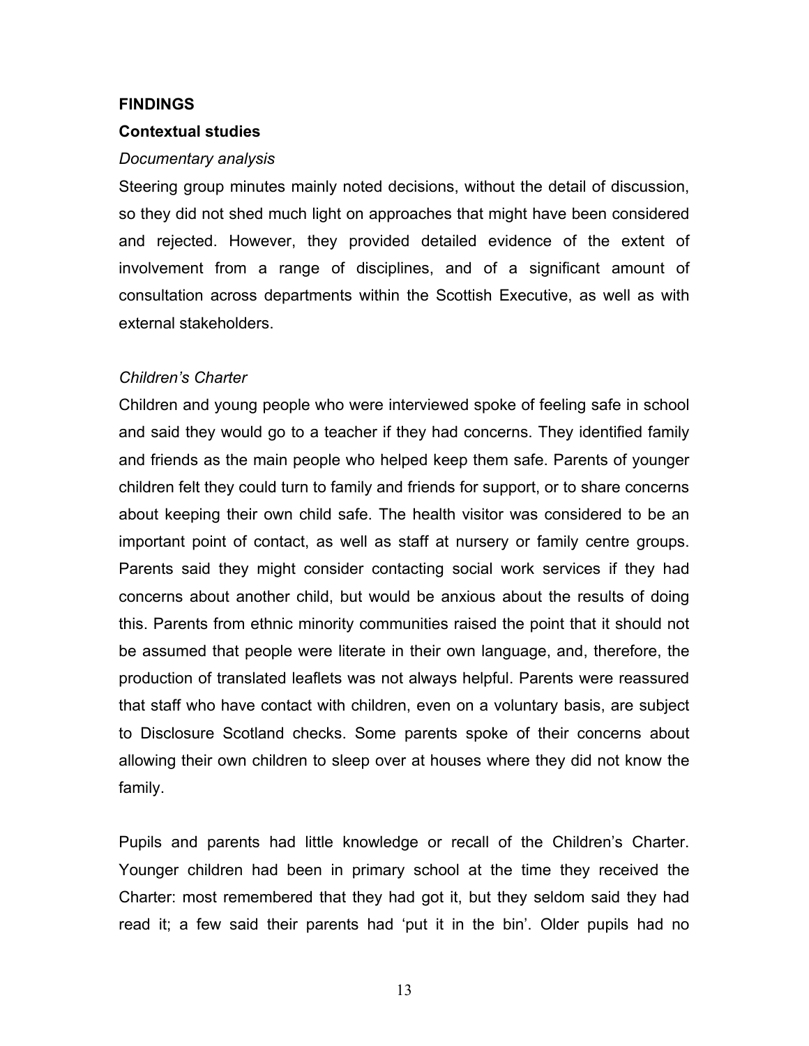## FINDINGS

### Contextual studies

*Documentary analysis*

Steering group minutes mainly noted decisions, without the detail of discussion, so they did not shed much light on approaches that might have been considered and rejected. However, they provided detailed evidence of the extent of involvement from a range of disciplines, and of a significant amount of consultation across departments within the Scottish Executive, as well as with external stakeholders.

*Children's Charter*

Children and young people who were interviewed spoke of feeling safe in school and said they would go to a teacher if they had concerns. They identified family and friends as the main people who helped keep them safe. Parents of younger children felt they could turn to family and friends for support, or to share concerns about keeping their own child safe. The health visitor was considered to be an important point of contact, as well as staff at nursery or family centre groups. Parents said they might consider contacting social work services if they had concerns about another child, but would be anxious about the results of doing this. Parents from ethnic minority communities raised the point that it should not be assumed that people were literate in their own language, and, therefore, the production of translated leaflets was not always helpful. Parents were reassured that staff who have contact with children, even on a voluntary basis, are subject to Disclosure Scotland checks. Some parents spoke of their concerns about allowing their own children to sleep over at houses where they did not know the family.

Pupils and parents had little knowledge or recall of the Children's Charter. Younger children had been in primary school at the time they received the Charter: most remembered that they had got it, but they seldom said they had read it; a few said their parents had 'put it in the bin'. Older pupils had no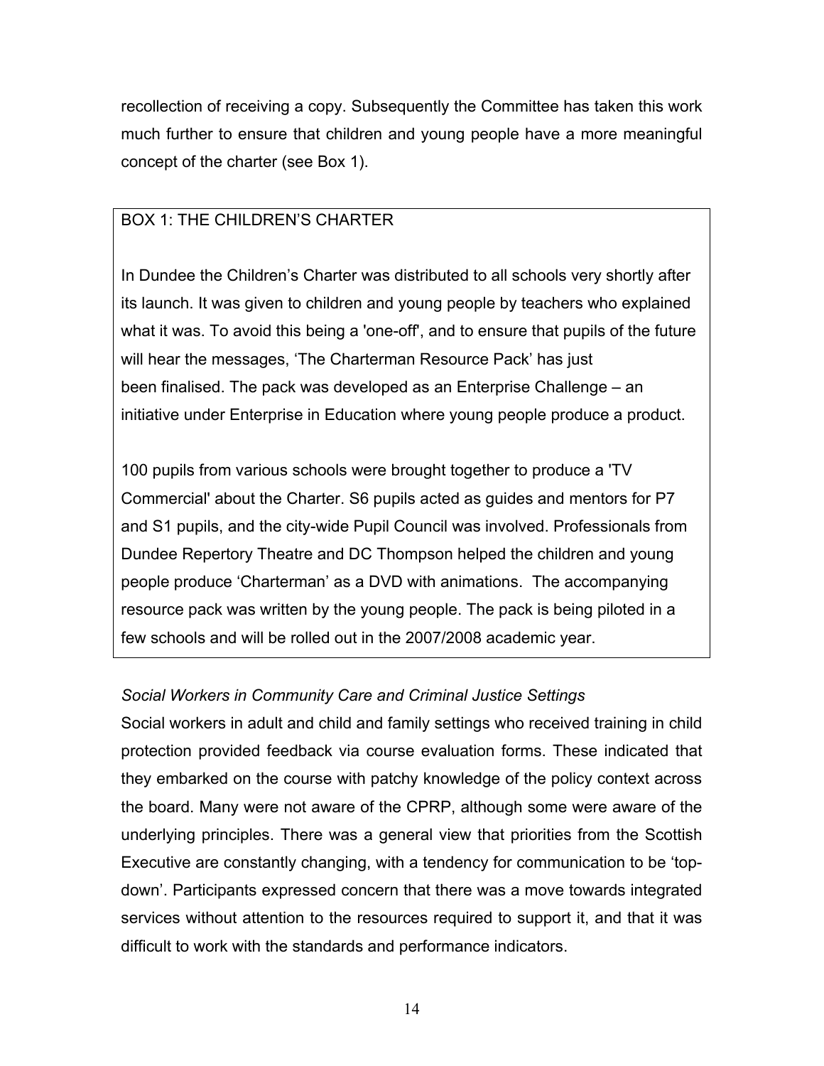recollection of receiving a copy. Subsequently the Committee has taken this work much further to ensure that children and young people have a more meaningful concept of the charter (see Box 1).

> BOX 1: THE CHILDREN'S CHARTER
>
> In Dundee the Children's Charter was distributed to all schools very shortly after its launch. It was given to children and young people by teachers who explained what it was. To avoid this being a 'one-off', and to ensure that pupils of the future will hear the messages, 'The Charterman Resource Pack' has just been finalised. The pack was developed as an Enterprise Challenge – an initiative under Enterprise in Education where young people produce a product.
>
> 100 pupils from various schools were brought together to produce a 'TV Commercial' about the Charter. S6 pupils acted as guides and mentors for P7 and S1 pupils, and the city-wide Pupil Council was involved. Professionals from Dundee Repertory Theatre and DC Thompson helped the children and young people produce 'Charterman' as a DVD with animations. The accompanying resource pack was written by the young people. The pack is being piloted in a few schools and will be rolled out in the 2007/2008 academic year.

*Social Workers in Community Care and Criminal Justice Settings*

Social workers in adult and child and family settings who received training in child protection provided feedback via course evaluation forms. These indicated that they embarked on the course with patchy knowledge of the policy context across the board. Many were not aware of the CPRP, although some were aware of the underlying principles. There was a general view that priorities from the Scottish Executive are constantly changing, with a tendency for communication to be 'top-down'. Participants expressed concern that there was a move towards integrated services without attention to the resources required to support it, and that it was difficult to work with the standards and performance indicators.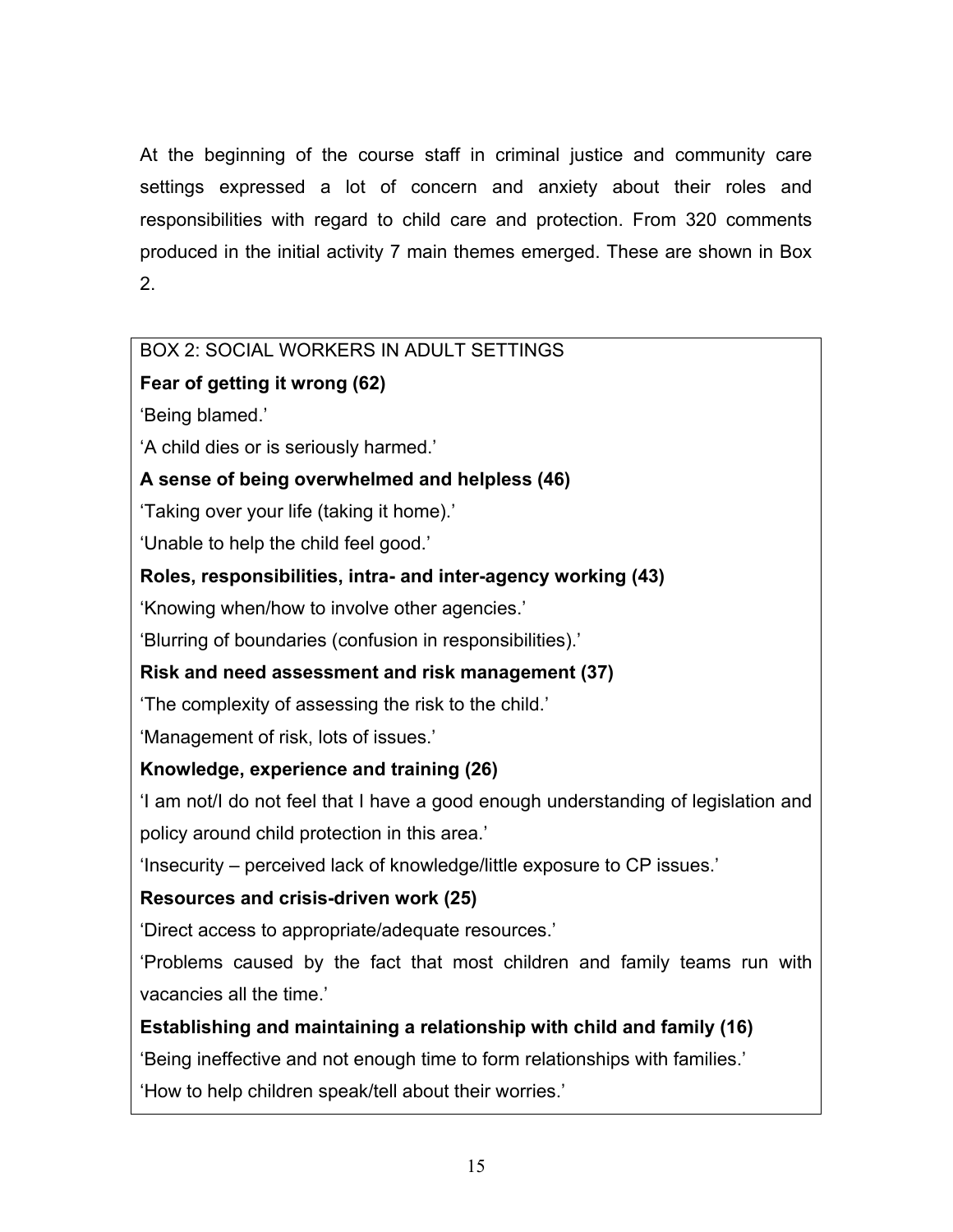At the beginning of the course staff in criminal justice and community care settings expressed a lot of concern and anxiety about their roles and responsibilities with regard to child care and protection. From 320 comments produced in the initial activity 7 main themes emerged. These are shown in Box 2.

BOX 2: SOCIAL WORKERS IN ADULT SETTINGS

**Fear of getting it wrong (62)**

'Being blamed.'

'A child dies or is seriously harmed.'

**A sense of being overwhelmed and helpless (46)**

'Taking over your life (taking it home).'

'Unable to help the child feel good.'

**Roles, responsibilities, intra- and inter-agency working (43)**

'Knowing when/how to involve other agencies.'

'Blurring of boundaries (confusion in responsibilities).'

**Risk and need assessment and risk management (37)**

'The complexity of assessing the risk to the child.'

'Management of risk, lots of issues.'

**Knowledge, experience and training (26)**

'I am not/I do not feel that I have a good enough understanding of legislation and policy around child protection in this area.'

'Insecurity – perceived lack of knowledge/little exposure to CP issues.'

**Resources and crisis-driven work (25)**

'Direct access to appropriate/adequate resources.'

'Problems caused by the fact that most children and family teams run with vacancies all the time.'

**Establishing and maintaining a relationship with child and family (16)**

'Being ineffective and not enough time to form relationships with families.'

'How to help children speak/tell about their worries.'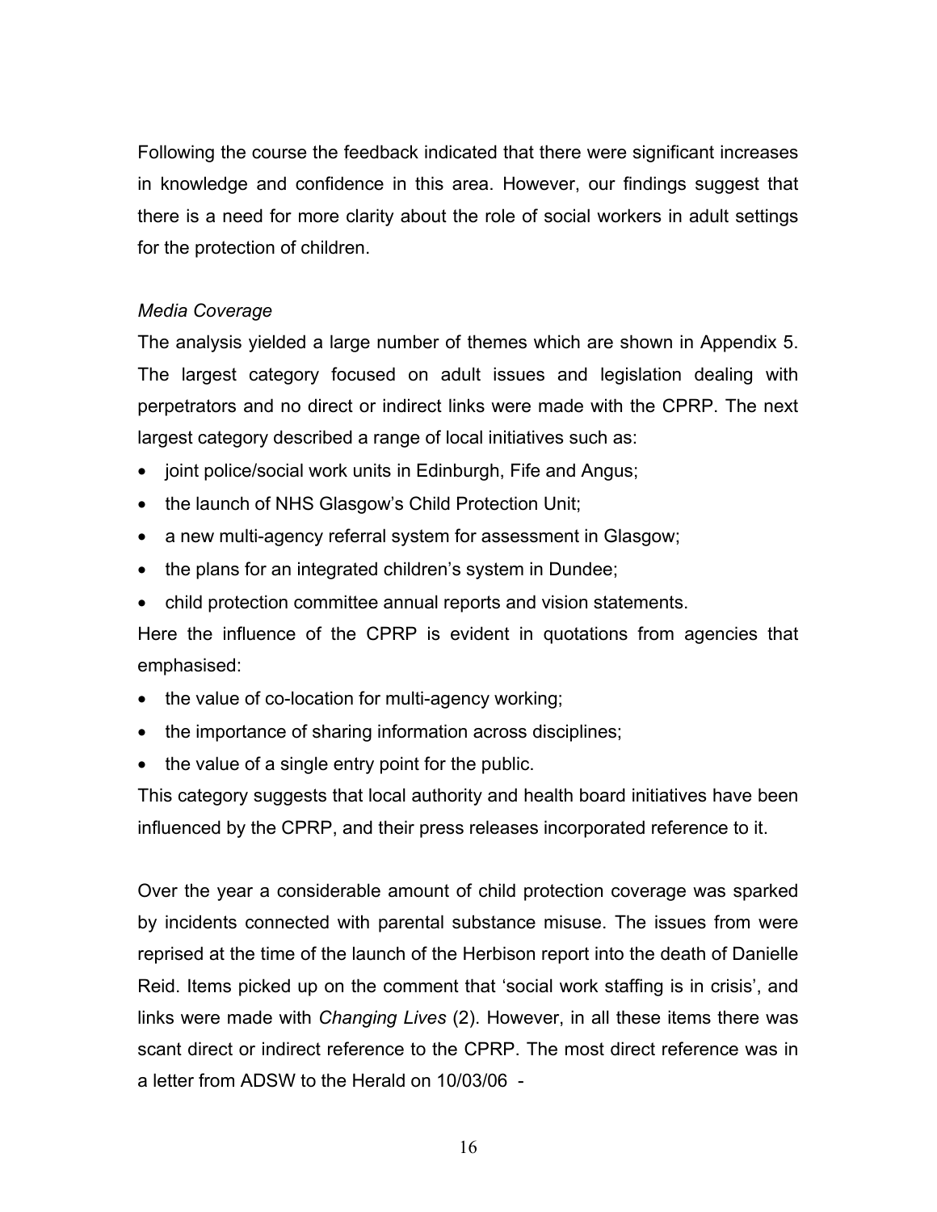Following the course the feedback indicated that there were significant increases in knowledge and confidence in this area. However, our findings suggest that there is a need for more clarity about the role of social workers in adult settings for the protection of children.

*Media Coverage*

The analysis yielded a large number of themes which are shown in Appendix 5. The largest category focused on adult issues and legislation dealing with perpetrators and no direct or indirect links were made with the CPRP. The next largest category described a range of local initiatives such as:

- joint police/social work units in Edinburgh, Fife and Angus;
- the launch of NHS Glasgow's Child Protection Unit;
- a new multi-agency referral system for assessment in Glasgow;
- the plans for an integrated children's system in Dundee;
- child protection committee annual reports and vision statements.

Here the influence of the CPRP is evident in quotations from agencies that emphasised:

- the value of co-location for multi-agency working;
- the importance of sharing information across disciplines;
- the value of a single entry point for the public.

This category suggests that local authority and health board initiatives have been influenced by the CPRP, and their press releases incorporated reference to it.

Over the year a considerable amount of child protection coverage was sparked by incidents connected with parental substance misuse. The issues from were reprised at the time of the launch of the Herbison report into the death of Danielle Reid. Items picked up on the comment that 'social work staffing is in crisis', and links were made with *Changing Lives* (2). However, in all these items there was scant direct or indirect reference to the CPRP. The most direct reference was in a letter from ADSW to the Herald on 10/03/06 -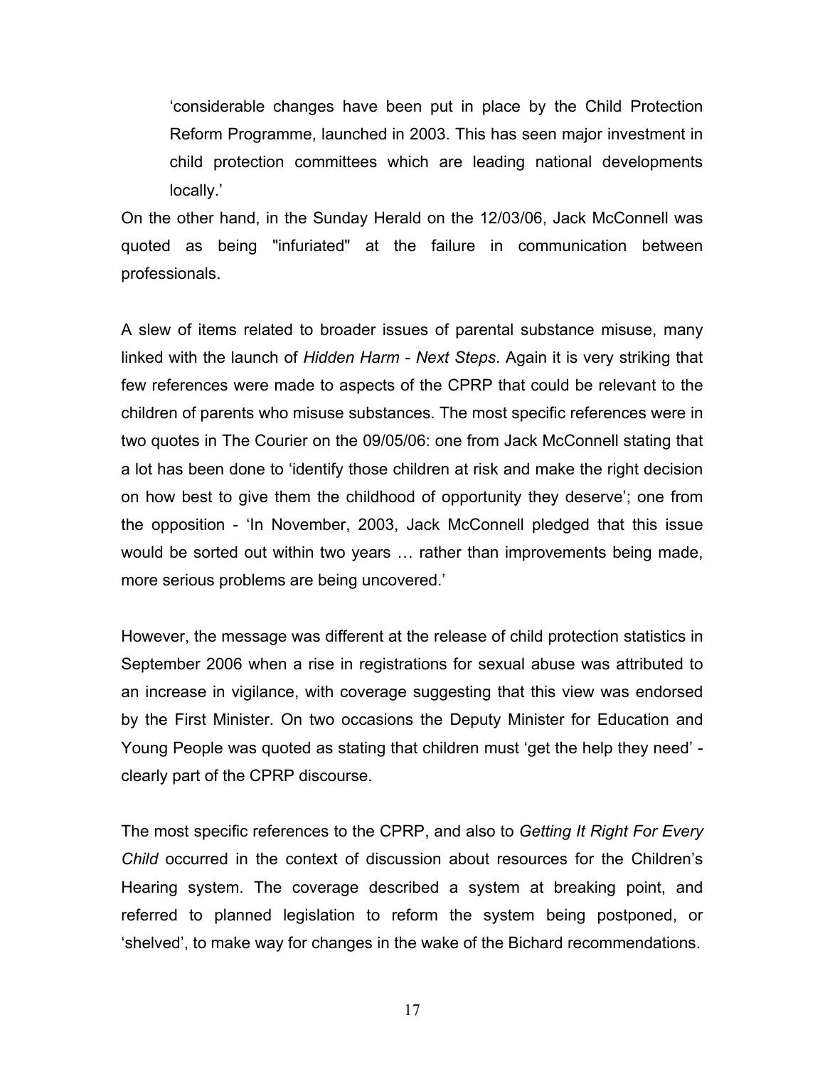> 'considerable changes have been put in place by the Child Protection Reform Programme, launched in 2003. This has seen major investment in child protection committees which are leading national developments locally.'

On the other hand, in the Sunday Herald on the 12/03/06, Jack McConnell was quoted as being "infuriated" at the failure in communication between professionals.

A slew of items related to broader issues of parental substance misuse, many linked with the launch of *Hidden Harm - Next Steps*. Again it is very striking that few references were made to aspects of the CPRP that could be relevant to the children of parents who misuse substances. The most specific references were in two quotes in The Courier on the 09/05/06: one from Jack McConnell stating that a lot has been done to 'identify those children at risk and make the right decision on how best to give them the childhood of opportunity they deserve'; one from the opposition - 'In November, 2003, Jack McConnell pledged that this issue would be sorted out within two years … rather than improvements being made, more serious problems are being uncovered.'

However, the message was different at the release of child protection statistics in September 2006 when a rise in registrations for sexual abuse was attributed to an increase in vigilance, with coverage suggesting that this view was endorsed by the First Minister. On two occasions the Deputy Minister for Education and Young People was quoted as stating that children must 'get the help they need' - clearly part of the CPRP discourse.

The most specific references to the CPRP, and also to *Getting It Right For Every Child* occurred in the context of discussion about resources for the Children's Hearing system. The coverage described a system at breaking point, and referred to planned legislation to reform the system being postponed, or 'shelved', to make way for changes in the wake of the Bichard recommendations.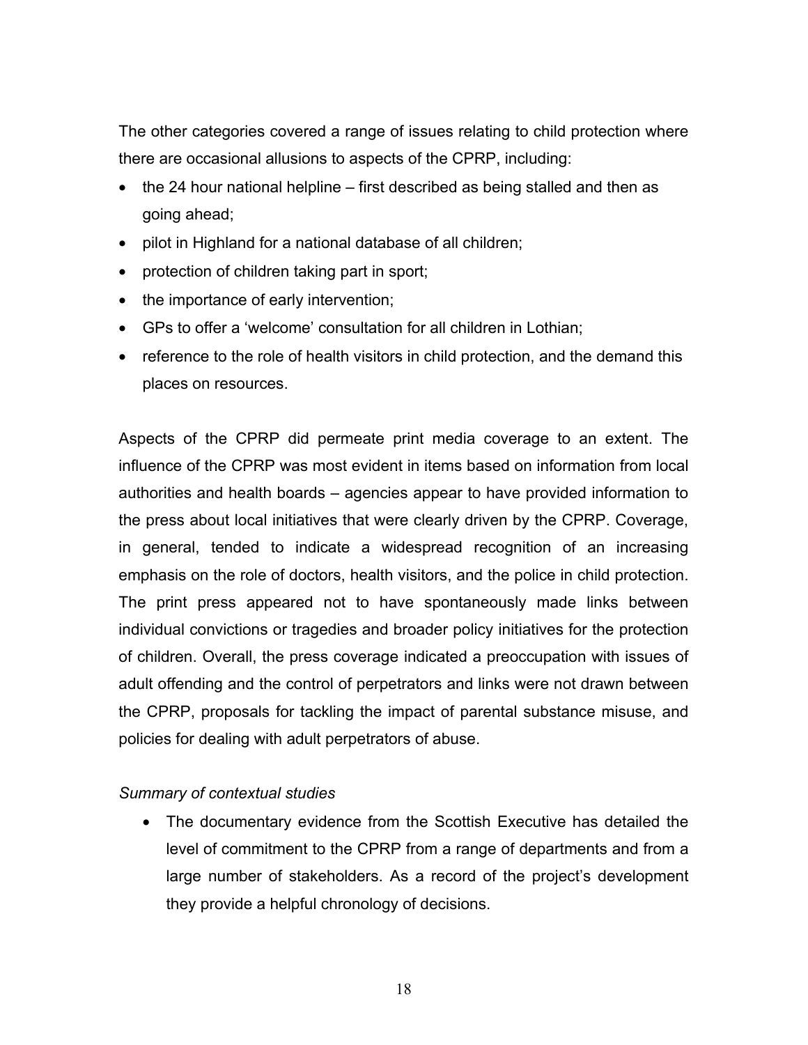The other categories covered a range of issues relating to child protection where there are occasional allusions to aspects of the CPRP, including:

- the 24 hour national helpline – first described as being stalled and then as going ahead;
- pilot in Highland for a national database of all children;
- protection of children taking part in sport;
- the importance of early intervention;
- GPs to offer a 'welcome' consultation for all children in Lothian;
- reference to the role of health visitors in child protection, and the demand this places on resources.

Aspects of the CPRP did permeate print media coverage to an extent. The influence of the CPRP was most evident in items based on information from local authorities and health boards – agencies appear to have provided information to the press about local initiatives that were clearly driven by the CPRP. Coverage, in general, tended to indicate a widespread recognition of an increasing emphasis on the role of doctors, health visitors, and the police in child protection. The print press appeared not to have spontaneously made links between individual convictions or tragedies and broader policy initiatives for the protection of children. Overall, the press coverage indicated a preoccupation with issues of adult offending and the control of perpetrators and links were not drawn between the CPRP, proposals for tackling the impact of parental substance misuse, and policies for dealing with adult perpetrators of abuse.

*Summary of contextual studies*

- The documentary evidence from the Scottish Executive has detailed the level of commitment to the CPRP from a range of departments and from a large number of stakeholders. As a record of the project's development they provide a helpful chronology of decisions.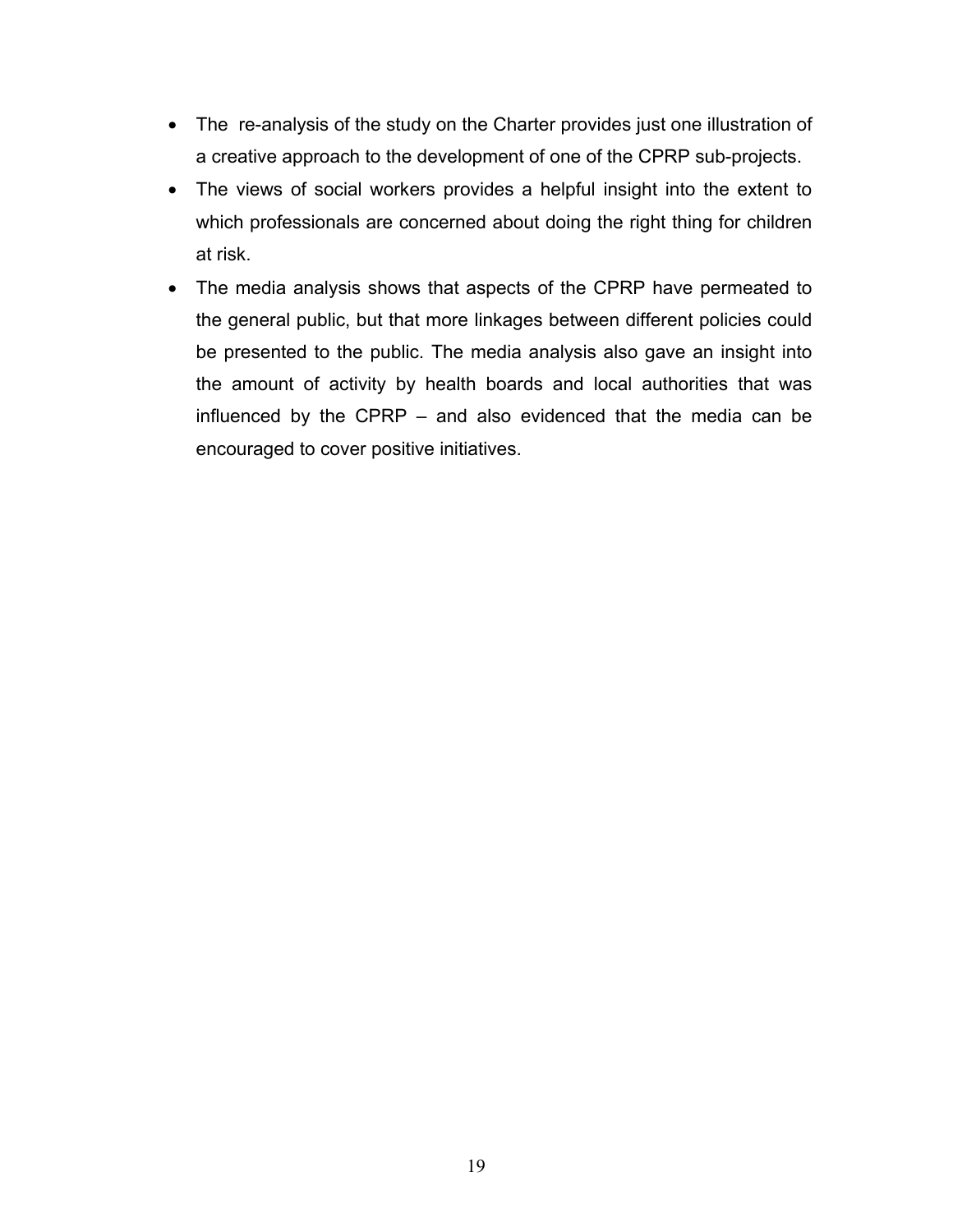- The re-analysis of the study on the Charter provides just one illustration of a creative approach to the development of one of the CPRP sub-projects.
- The views of social workers provides a helpful insight into the extent to which professionals are concerned about doing the right thing for children at risk.
- The media analysis shows that aspects of the CPRP have permeated to the general public, but that more linkages between different policies could be presented to the public. The media analysis also gave an insight into the amount of activity by health boards and local authorities that was influenced by the CPRP – and also evidenced that the media can be encouraged to cover positive initiatives.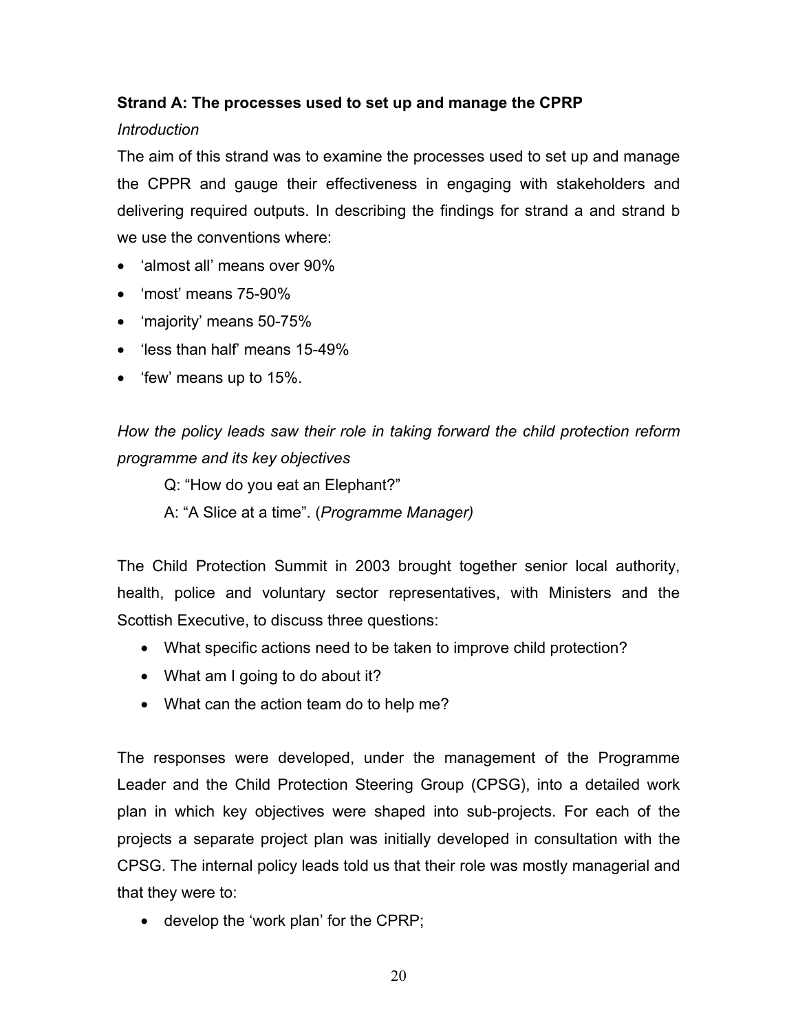**Strand A: The processes used to set up and manage the CPRP**

*Introduction*

The aim of this strand was to examine the processes used to set up and manage the CPPR and gauge their effectiveness in engaging with stakeholders and delivering required outputs. In describing the findings for strand a and strand b we use the conventions where:

- 'almost all' means over 90%
- 'most' means 75-90%
- 'majority' means 50-75%
- 'less than half' means 15-49%
- 'few' means up to 15%.

*How the policy leads saw their role in taking forward the child protection reform programme and its key objectives*

> Q: "How do you eat an Elephant?"
>
> A: "A Slice at a time". (*Programme Manager)*

The Child Protection Summit in 2003 brought together senior local authority, health, police and voluntary sector representatives, with Ministers and the Scottish Executive, to discuss three questions:

- What specific actions need to be taken to improve child protection?
- What am I going to do about it?
- What can the action team do to help me?

The responses were developed, under the management of the Programme Leader and the Child Protection Steering Group (CPSG), into a detailed work plan in which key objectives were shaped into sub-projects. For each of the projects a separate project plan was initially developed in consultation with the CPSG. The internal policy leads told us that their role was mostly managerial and that they were to:

- develop the 'work plan' for the CPRP;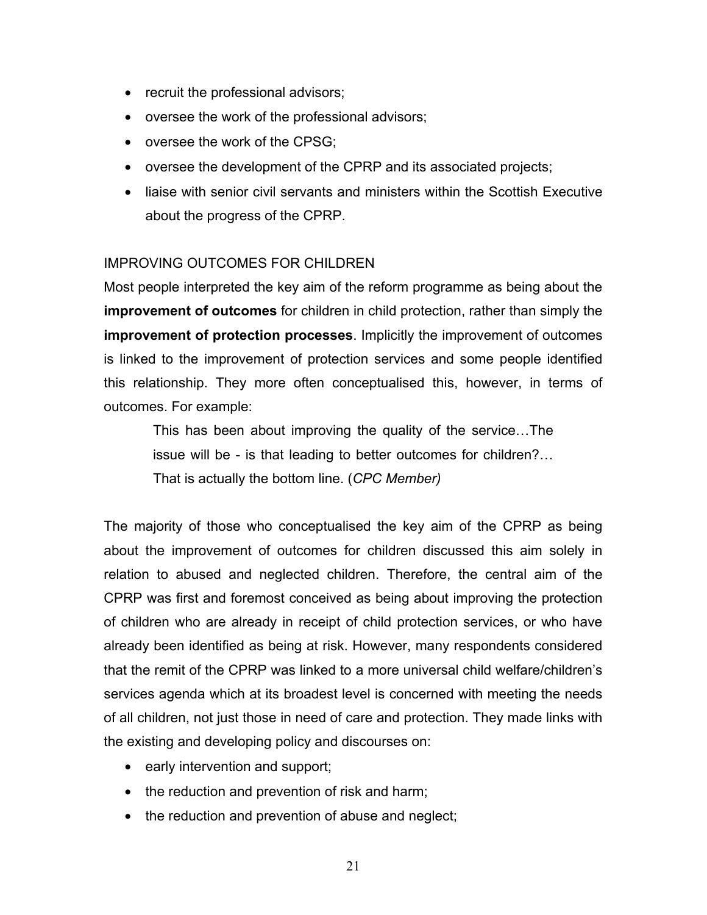- recruit the professional advisors;
- oversee the work of the professional advisors;
- oversee the work of the CPSG;
- oversee the development of the CPRP and its associated projects;
- liaise with senior civil servants and ministers within the Scottish Executive about the progress of the CPRP.

## IMPROVING OUTCOMES FOR CHILDREN

Most people interpreted the key aim of the reform programme as being about the **improvement of outcomes** for children in child protection, rather than simply the **improvement of protection processes**. Implicitly the improvement of outcomes is linked to the improvement of protection services and some people identified this relationship. They more often conceptualised this, however, in terms of outcomes. For example:

> This has been about improving the quality of the service…The issue will be - is that leading to better outcomes for children?… That is actually the bottom line. (*CPC Member)*

The majority of those who conceptualised the key aim of the CPRP as being about the improvement of outcomes for children discussed this aim solely in relation to abused and neglected children. Therefore, the central aim of the CPRP was first and foremost conceived as being about improving the protection of children who are already in receipt of child protection services, or who have already been identified as being at risk. However, many respondents considered that the remit of the CPRP was linked to a more universal child welfare/children's services agenda which at its broadest level is concerned with meeting the needs of all children, not just those in need of care and protection. They made links with the existing and developing policy and discourses on:

- early intervention and support;
- the reduction and prevention of risk and harm;
- the reduction and prevention of abuse and neglect;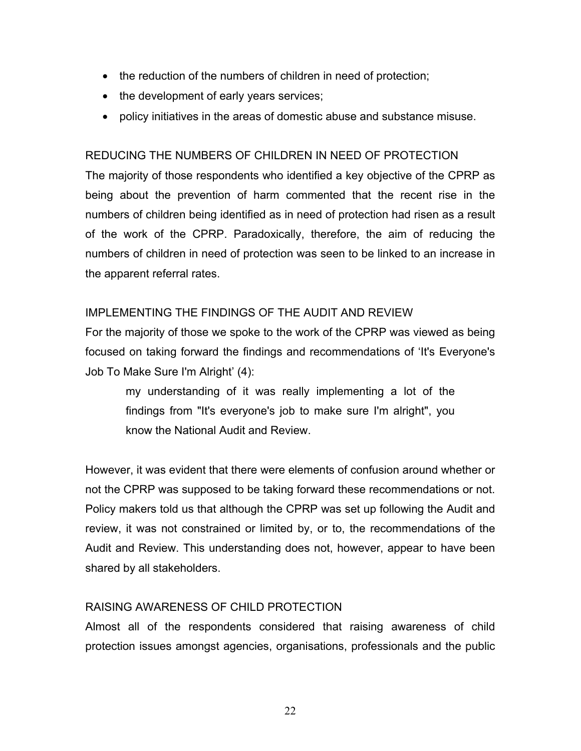- the reduction of the numbers of children in need of protection;
- the development of early years services;
- policy initiatives in the areas of domestic abuse and substance misuse.

### REDUCING THE NUMBERS OF CHILDREN IN NEED OF PROTECTION

The majority of those respondents who identified a key objective of the CPRP as being about the prevention of harm commented that the recent rise in the numbers of children being identified as in need of protection had risen as a result of the work of the CPRP. Paradoxically, therefore, the aim of reducing the numbers of children in need of protection was seen to be linked to an increase in the apparent referral rates.

### IMPLEMENTING THE FINDINGS OF THE AUDIT AND REVIEW

For the majority of those we spoke to the work of the CPRP was viewed as being focused on taking forward the findings and recommendations of 'It's Everyone's Job To Make Sure I'm Alright' (4):

> my understanding of it was really implementing a lot of the findings from "It's everyone's job to make sure I'm alright", you know the National Audit and Review.

However, it was evident that there were elements of confusion around whether or not the CPRP was supposed to be taking forward these recommendations or not. Policy makers told us that although the CPRP was set up following the Audit and review, it was not constrained or limited by, or to, the recommendations of the Audit and Review. This understanding does not, however, appear to have been shared by all stakeholders.

### RAISING AWARENESS OF CHILD PROTECTION

Almost all of the respondents considered that raising awareness of child protection issues amongst agencies, organisations, professionals and the public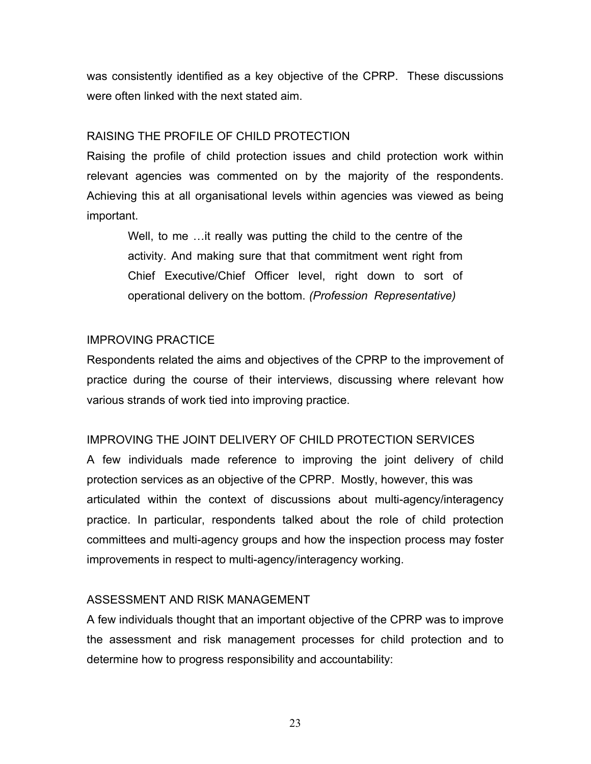was consistently identified as a key objective of the CPRP. These discussions were often linked with the next stated aim.

### RAISING THE PROFILE OF CHILD PROTECTION

Raising the profile of child protection issues and child protection work within relevant agencies was commented on by the majority of the respondents. Achieving this at all organisational levels within agencies was viewed as being important.

> Well, to me …it really was putting the child to the centre of the activity. And making sure that that commitment went right from Chief Executive/Chief Officer level, right down to sort of operational delivery on the bottom. *(Profession Representative)*

### IMPROVING PRACTICE

Respondents related the aims and objectives of the CPRP to the improvement of practice during the course of their interviews, discussing where relevant how various strands of work tied into improving practice.

### IMPROVING THE JOINT DELIVERY OF CHILD PROTECTION SERVICES

A few individuals made reference to improving the joint delivery of child protection services as an objective of the CPRP. Mostly, however, this was articulated within the context of discussions about multi-agency/interagency practice. In particular, respondents talked about the role of child protection committees and multi-agency groups and how the inspection process may foster improvements in respect to multi-agency/interagency working.

### ASSESSMENT AND RISK MANAGEMENT

A few individuals thought that an important objective of the CPRP was to improve the assessment and risk management processes for child protection and to determine how to progress responsibility and accountability: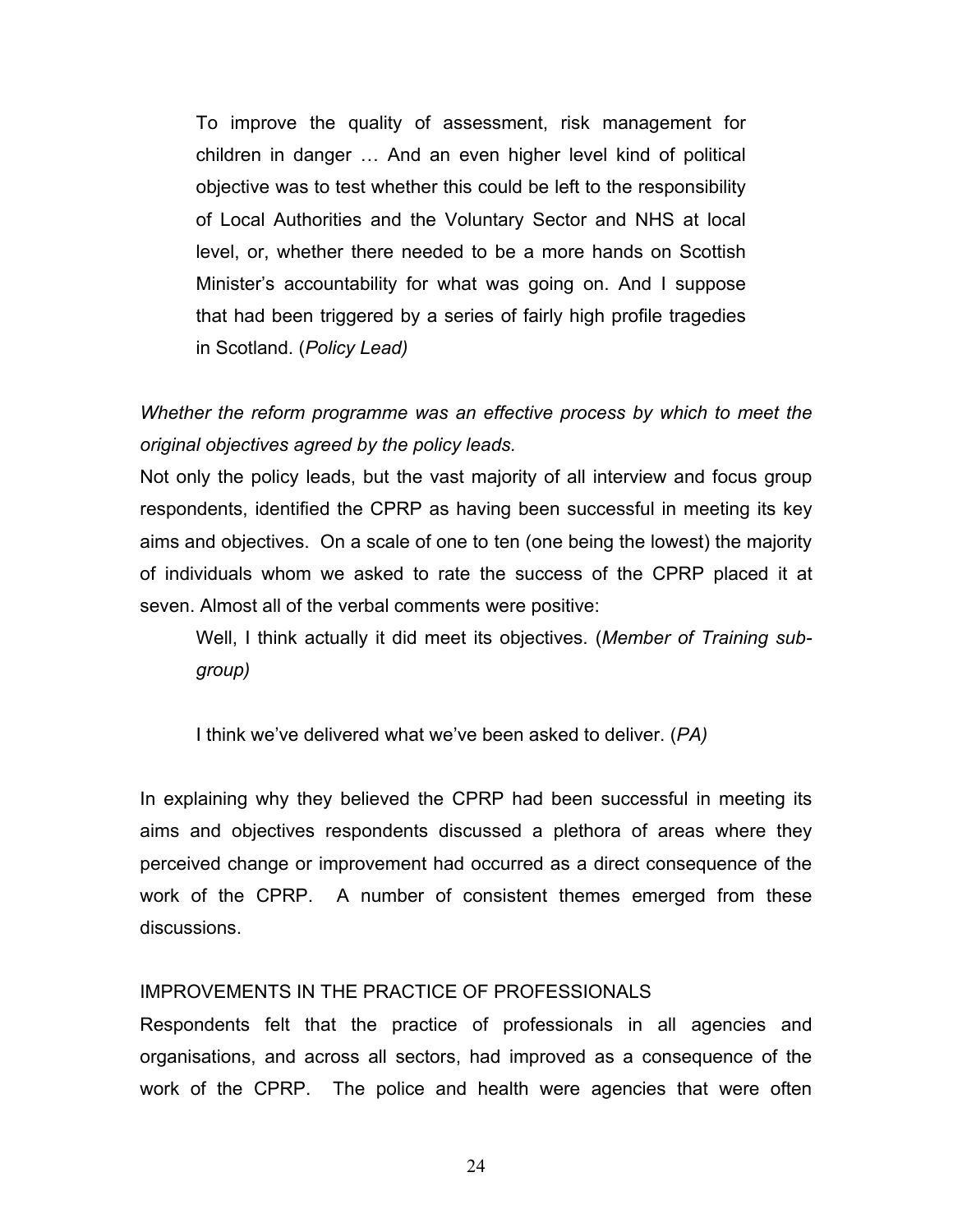> To improve the quality of assessment, risk management for children in danger … And an even higher level kind of political objective was to test whether this could be left to the responsibility of Local Authorities and the Voluntary Sector and NHS at local level, or, whether there needed to be a more hands on Scottish Minister's accountability for what was going on. And I suppose that had been triggered by a series of fairly high profile tragedies in Scotland. (*Policy Lead)*

*Whether the reform programme was an effective process by which to meet the original objectives agreed by the policy leads.*

Not only the policy leads, but the vast majority of all interview and focus group respondents, identified the CPRP as having been successful in meeting its key aims and objectives. On a scale of one to ten (one being the lowest) the majority of individuals whom we asked to rate the success of the CPRP placed it at seven. Almost all of the verbal comments were positive:

> Well, I think actually it did meet its objectives. (*Member of Training sub-group)*

> I think we've delivered what we've been asked to deliver. (*PA)*

In explaining why they believed the CPRP had been successful in meeting its aims and objectives respondents discussed a plethora of areas where they perceived change or improvement had occurred as a direct consequence of the work of the CPRP. A number of consistent themes emerged from these discussions.

## IMPROVEMENTS IN THE PRACTICE OF PROFESSIONALS

Respondents felt that the practice of professionals in all agencies and organisations, and across all sectors, had improved as a consequence of the work of the CPRP. The police and health were agencies that were often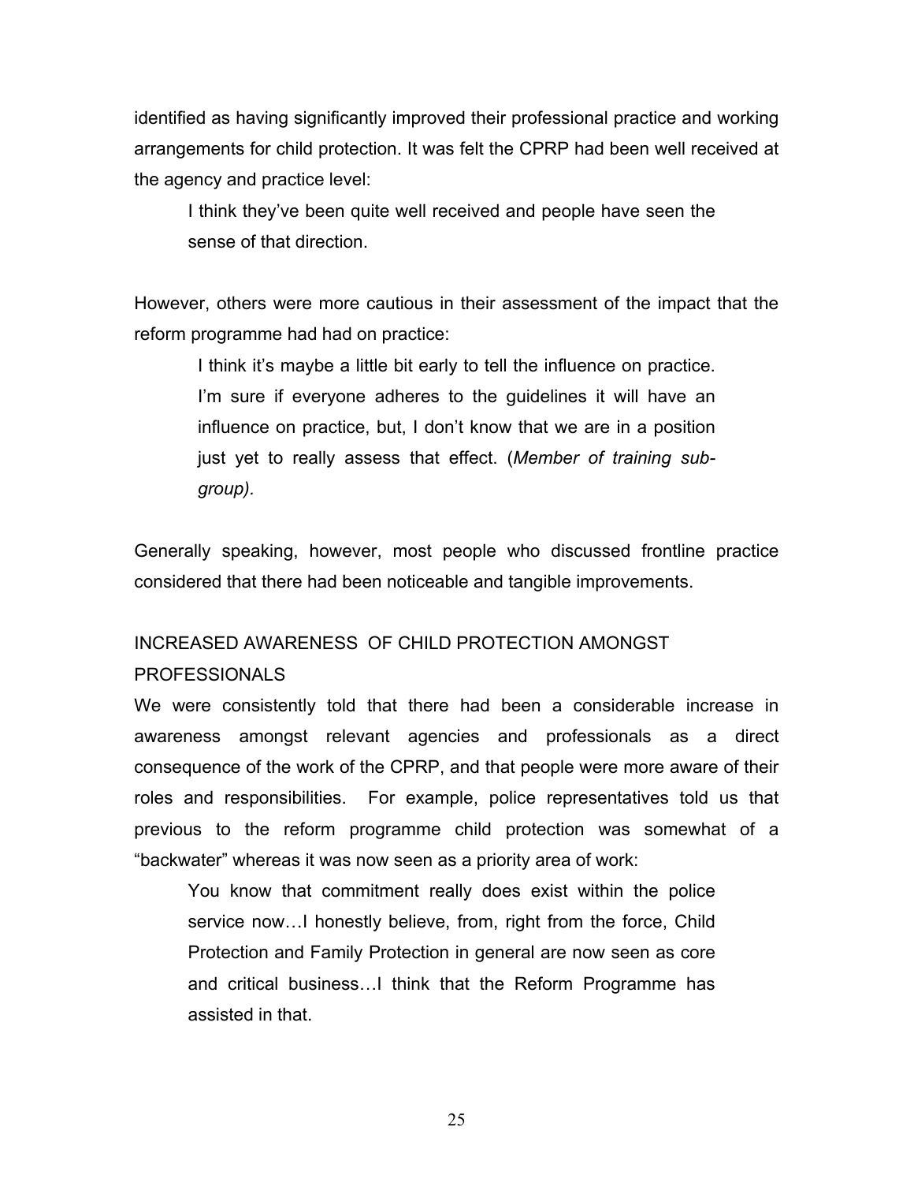identified as having significantly improved their professional practice and working arrangements for child protection. It was felt the CPRP had been well received at the agency and practice level:

> I think they've been quite well received and people have seen the sense of that direction.

However, others were more cautious in their assessment of the impact that the reform programme had had on practice:

> I think it's maybe a little bit early to tell the influence on practice. I'm sure if everyone adheres to the guidelines it will have an influence on practice, but, I don't know that we are in a position just yet to really assess that effect. (*Member of training sub-group).*

Generally speaking, however, most people who discussed frontline practice considered that there had been noticeable and tangible improvements.

### INCREASED AWARENESS OF CHILD PROTECTION AMONGST PROFESSIONALS

We were consistently told that there had been a considerable increase in awareness amongst relevant agencies and professionals as a direct consequence of the work of the CPRP, and that people were more aware of their roles and responsibilities. For example, police representatives told us that previous to the reform programme child protection was somewhat of a "backwater" whereas it was now seen as a priority area of work:

> You know that commitment really does exist within the police service now…I honestly believe, from, right from the force, Child Protection and Family Protection in general are now seen as core and critical business…I think that the Reform Programme has assisted in that.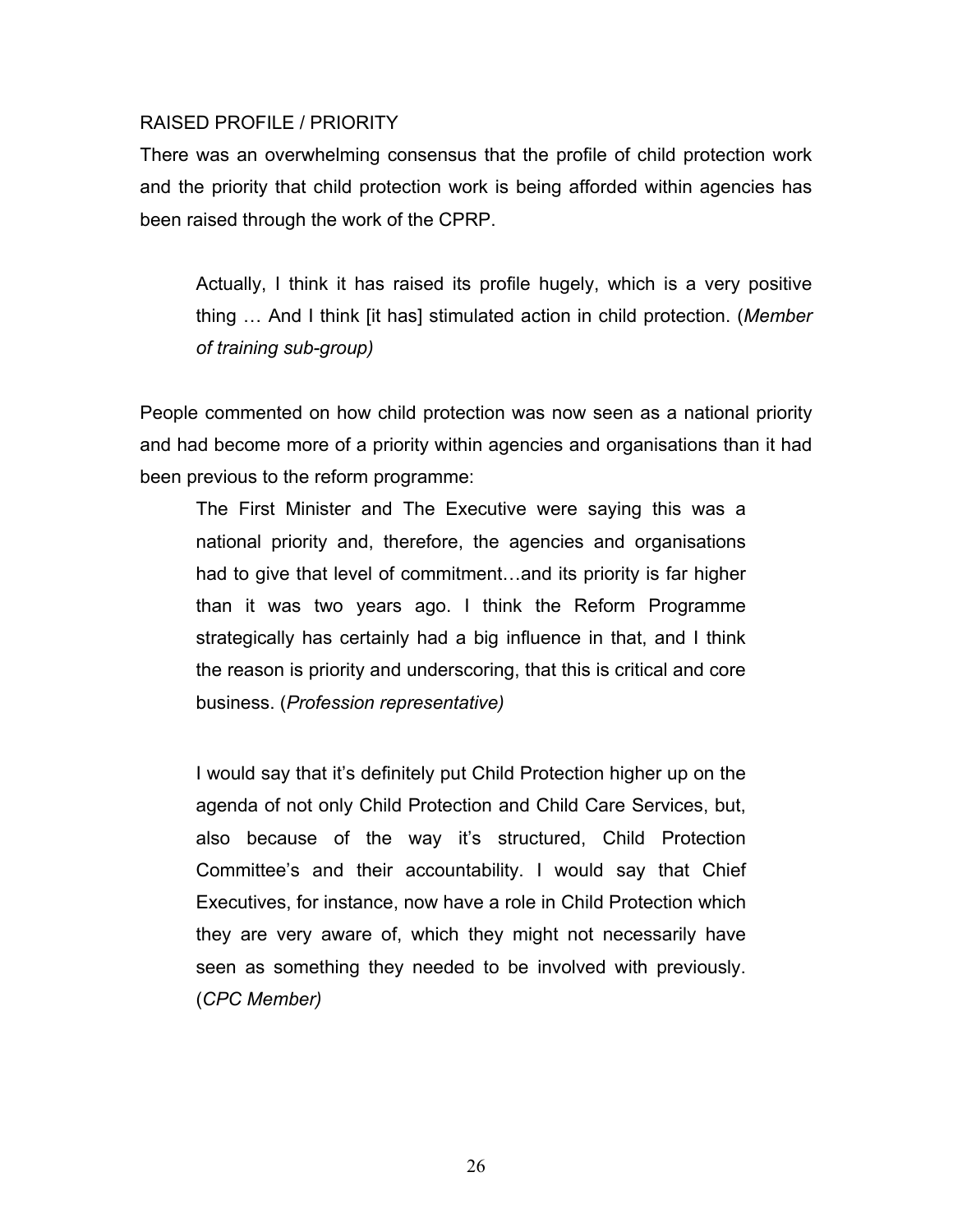RAISED PROFILE / PRIORITY

There was an overwhelming consensus that the profile of child protection work and the priority that child protection work is being afforded within agencies has been raised through the work of the CPRP.

> Actually, I think it has raised its profile hugely, which is a very positive thing … And I think [it has] stimulated action in child protection. (*Member of training sub-group)*

People commented on how child protection was now seen as a national priority and had become more of a priority within agencies and organisations than it had been previous to the reform programme:

> The First Minister and The Executive were saying this was a national priority and, therefore, the agencies and organisations had to give that level of commitment…and its priority is far higher than it was two years ago. I think the Reform Programme strategically has certainly had a big influence in that, and I think the reason is priority and underscoring, that this is critical and core business. (*Profession representative)*

> I would say that it's definitely put Child Protection higher up on the agenda of not only Child Protection and Child Care Services, but, also because of the way it's structured, Child Protection Committee's and their accountability. I would say that Chief Executives, for instance, now have a role in Child Protection which they are very aware of, which they might not necessarily have seen as something they needed to be involved with previously. (*CPC Member)*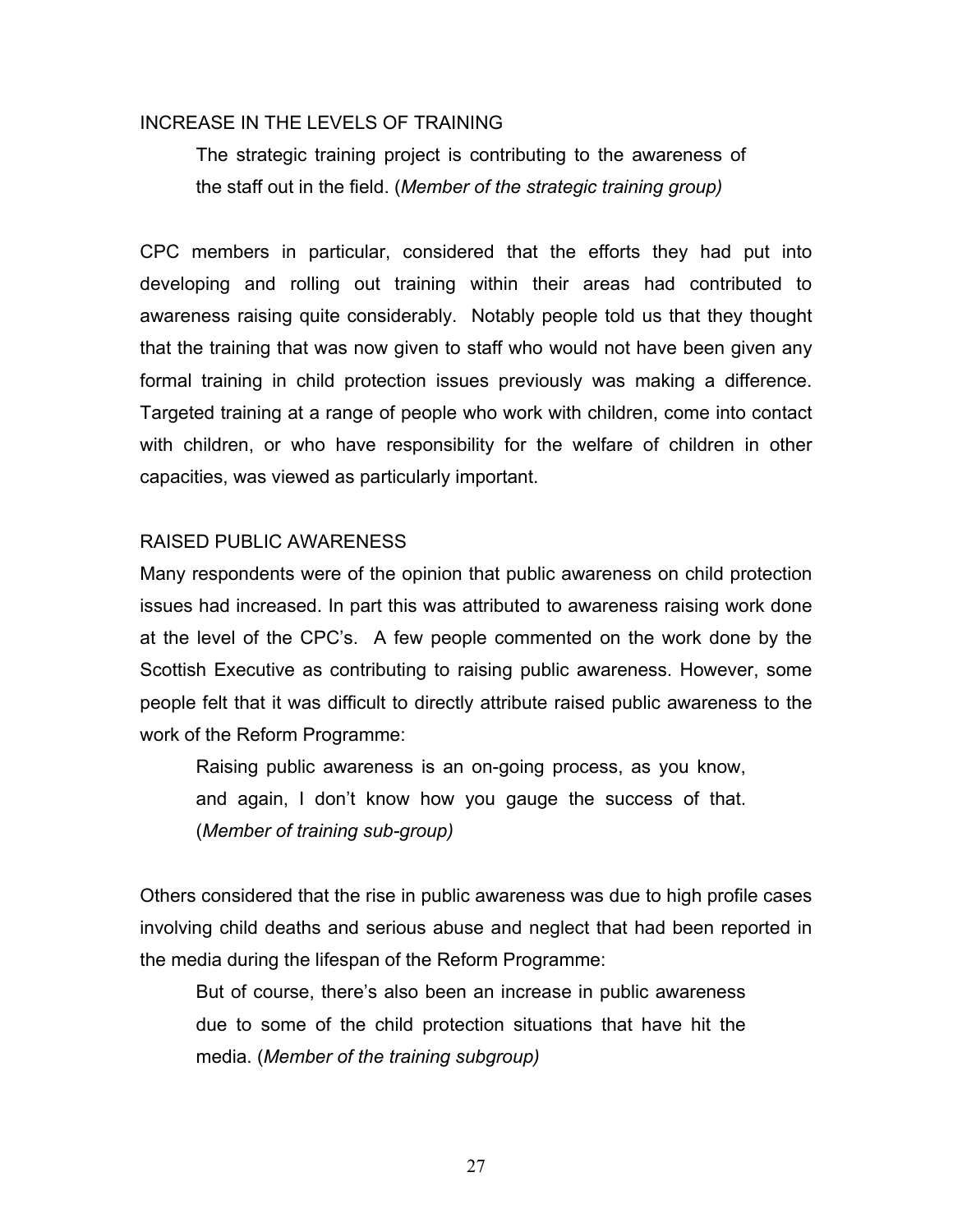INCREASE IN THE LEVELS OF TRAINING

> The strategic training project is contributing to the awareness of the staff out in the field. (*Member of the strategic training group)*

CPC members in particular, considered that the efforts they had put into developing and rolling out training within their areas had contributed to awareness raising quite considerably. Notably people told us that they thought that the training that was now given to staff who would not have been given any formal training in child protection issues previously was making a difference. Targeted training at a range of people who work with children, come into contact with children, or who have responsibility for the welfare of children in other capacities, was viewed as particularly important.

RAISED PUBLIC AWARENESS

Many respondents were of the opinion that public awareness on child protection issues had increased. In part this was attributed to awareness raising work done at the level of the CPC's. A few people commented on the work done by the Scottish Executive as contributing to raising public awareness. However, some people felt that it was difficult to directly attribute raised public awareness to the work of the Reform Programme:

> Raising public awareness is an on-going process, as you know, and again, I don't know how you gauge the success of that. (*Member of training sub-group)*

Others considered that the rise in public awareness was due to high profile cases involving child deaths and serious abuse and neglect that had been reported in the media during the lifespan of the Reform Programme:

> But of course, there's also been an increase in public awareness due to some of the child protection situations that have hit the media. (*Member of the training subgroup)*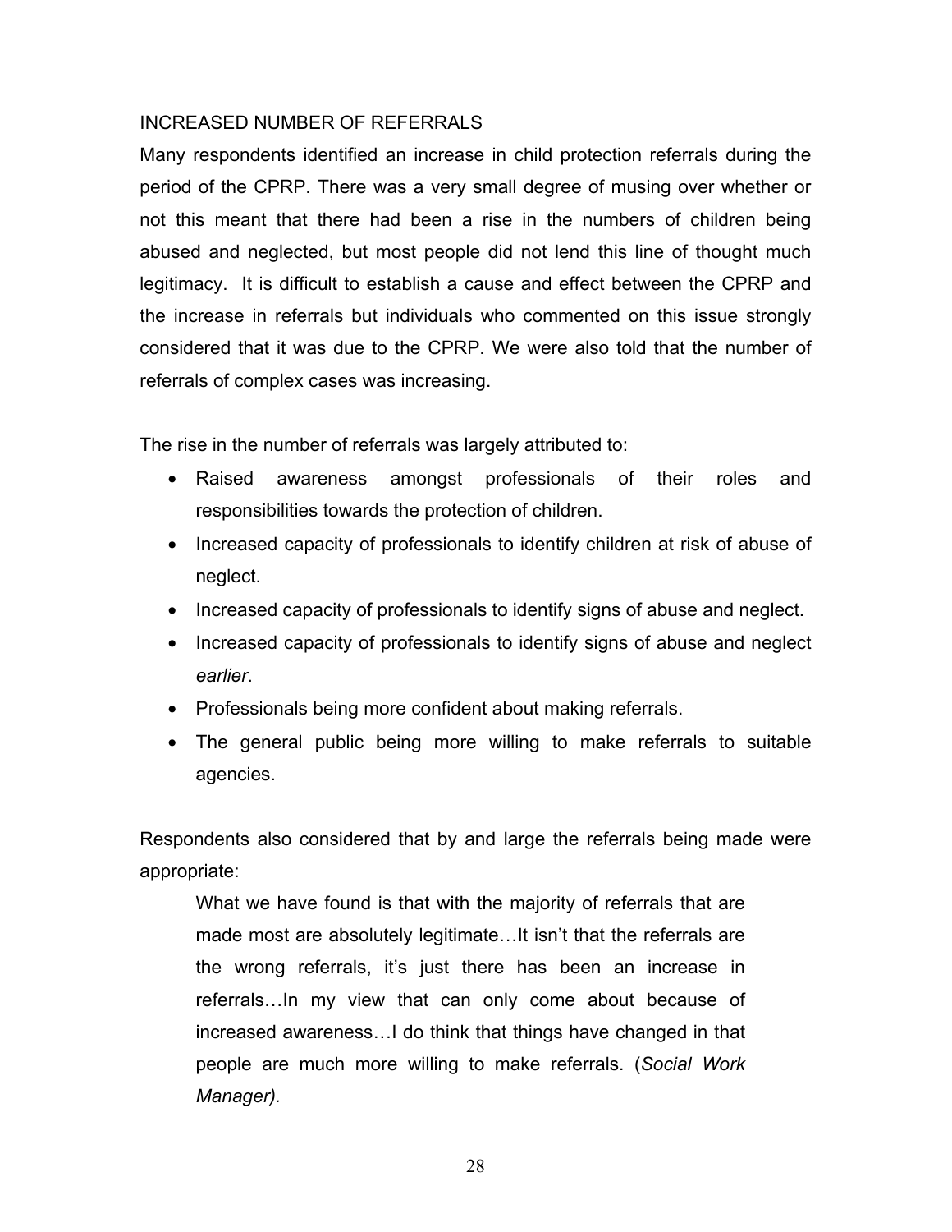## INCREASED NUMBER OF REFERRALS

Many respondents identified an increase in child protection referrals during the period of the CPRP. There was a very small degree of musing over whether or not this meant that there had been a rise in the numbers of children being abused and neglected, but most people did not lend this line of thought much legitimacy. It is difficult to establish a cause and effect between the CPRP and the increase in referrals but individuals who commented on this issue strongly considered that it was due to the CPRP. We were also told that the number of referrals of complex cases was increasing.

The rise in the number of referrals was largely attributed to:

- Raised awareness amongst professionals of their roles and responsibilities towards the protection of children.
- Increased capacity of professionals to identify children at risk of abuse of neglect.
- Increased capacity of professionals to identify signs of abuse and neglect.
- Increased capacity of professionals to identify signs of abuse and neglect *earlier*.
- Professionals being more confident about making referrals.
- The general public being more willing to make referrals to suitable agencies.

Respondents also considered that by and large the referrals being made were appropriate:

> What we have found is that with the majority of referrals that are made most are absolutely legitimate…It isn't that the referrals are the wrong referrals, it's just there has been an increase in referrals…In my view that can only come about because of increased awareness…I do think that things have changed in that people are much more willing to make referrals. (*Social Work Manager).*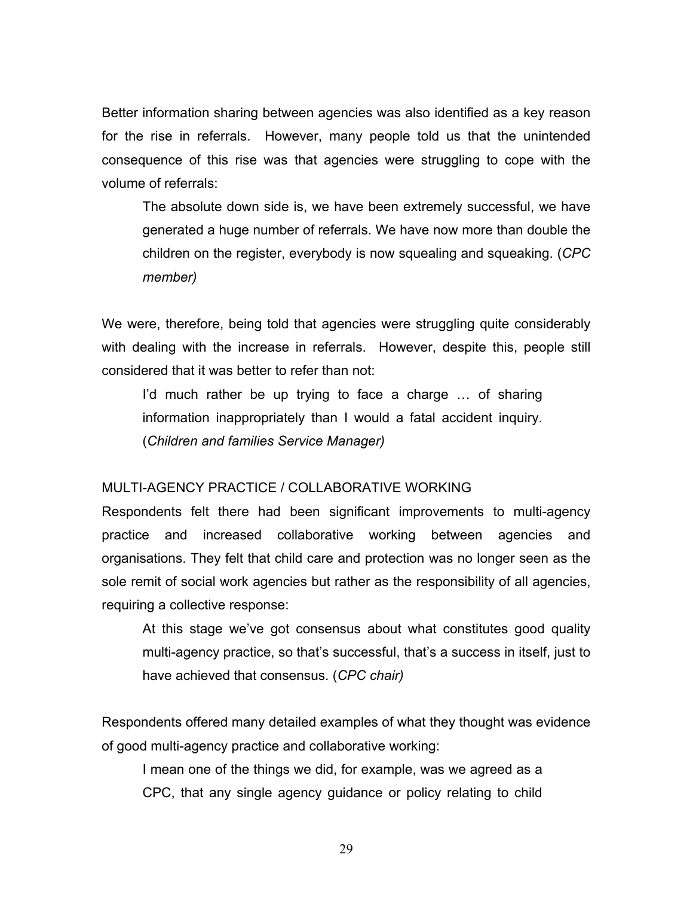Better information sharing between agencies was also identified as a key reason for the rise in referrals. However, many people told us that the unintended consequence of this rise was that agencies were struggling to cope with the volume of referrals:

> The absolute down side is, we have been extremely successful, we have generated a huge number of referrals. We have now more than double the children on the register, everybody is now squealing and squeaking. (*CPC member)*

We were, therefore, being told that agencies were struggling quite considerably with dealing with the increase in referrals. However, despite this, people still considered that it was better to refer than not:

> I'd much rather be up trying to face a charge … of sharing information inappropriately than I would a fatal accident inquiry. (*Children and families Service Manager)*

MULTI-AGENCY PRACTICE / COLLABORATIVE WORKING

Respondents felt there had been significant improvements to multi-agency practice and increased collaborative working between agencies and organisations. They felt that child care and protection was no longer seen as the sole remit of social work agencies but rather as the responsibility of all agencies, requiring a collective response:

> At this stage we've got consensus about what constitutes good quality multi-agency practice, so that's successful, that's a success in itself, just to have achieved that consensus. (*CPC chair)*

Respondents offered many detailed examples of what they thought was evidence of good multi-agency practice and collaborative working:

> I mean one of the things we did, for example, was we agreed as a CPC, that any single agency guidance or policy relating to child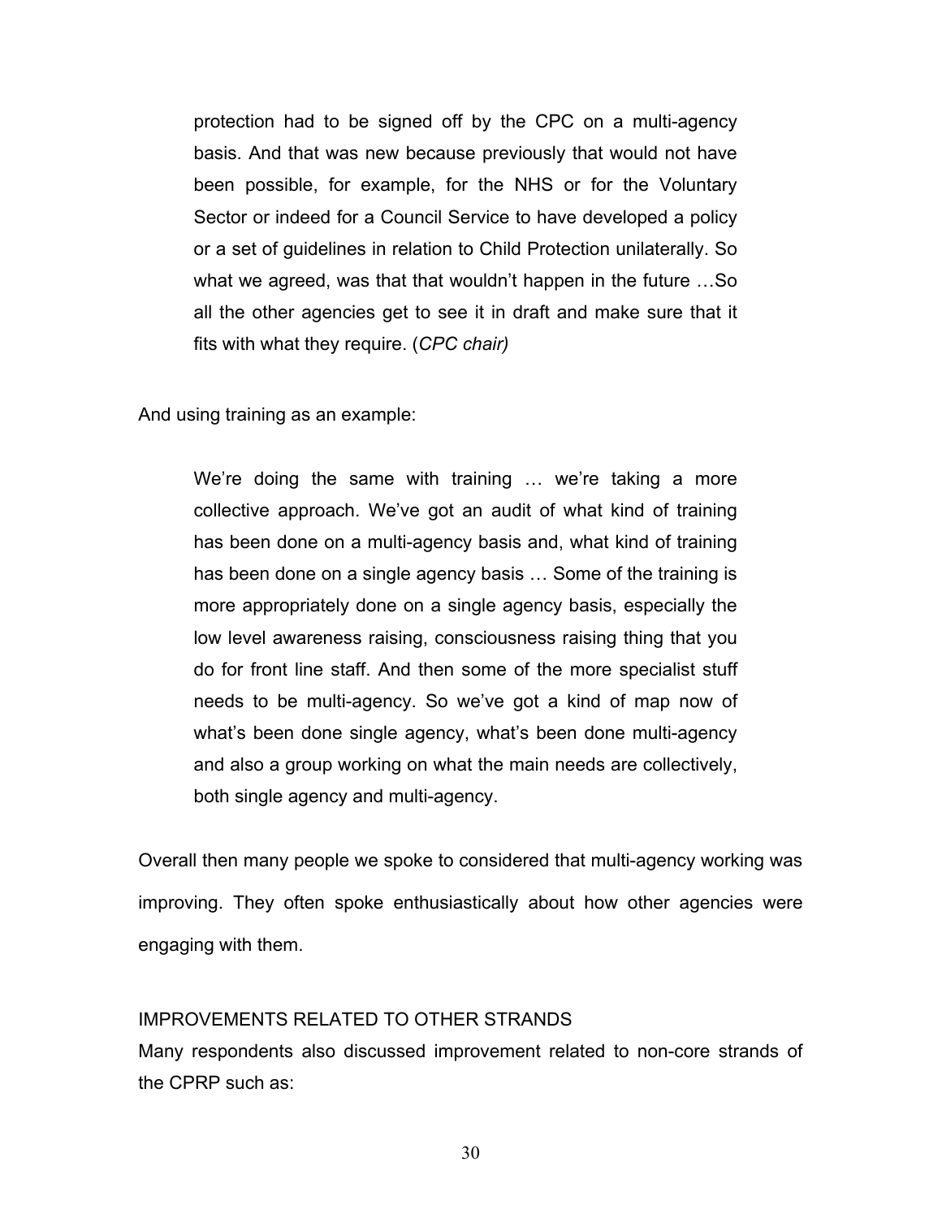> protection had to be signed off by the CPC on a multi-agency basis. And that was new because previously that would not have been possible, for example, for the NHS or for the Voluntary Sector or indeed for a Council Service to have developed a policy or a set of guidelines in relation to Child Protection unilaterally. So what we agreed, was that that wouldn't happen in the future …So all the other agencies get to see it in draft and make sure that it fits with what they require. (*CPC chair)*

And using training as an example:

> We're doing the same with training … we're taking a more collective approach. We've got an audit of what kind of training has been done on a multi-agency basis and, what kind of training has been done on a single agency basis … Some of the training is more appropriately done on a single agency basis, especially the low level awareness raising, consciousness raising thing that you do for front line staff. And then some of the more specialist stuff needs to be multi-agency. So we've got a kind of map now of what's been done single agency, what's been done multi-agency and also a group working on what the main needs are collectively, both single agency and multi-agency.

Overall then many people we spoke to considered that multi-agency working was improving. They often spoke enthusiastically about how other agencies were engaging with them.

IMPROVEMENTS RELATED TO OTHER STRANDS

Many respondents also discussed improvement related to non-core strands of the CPRP such as: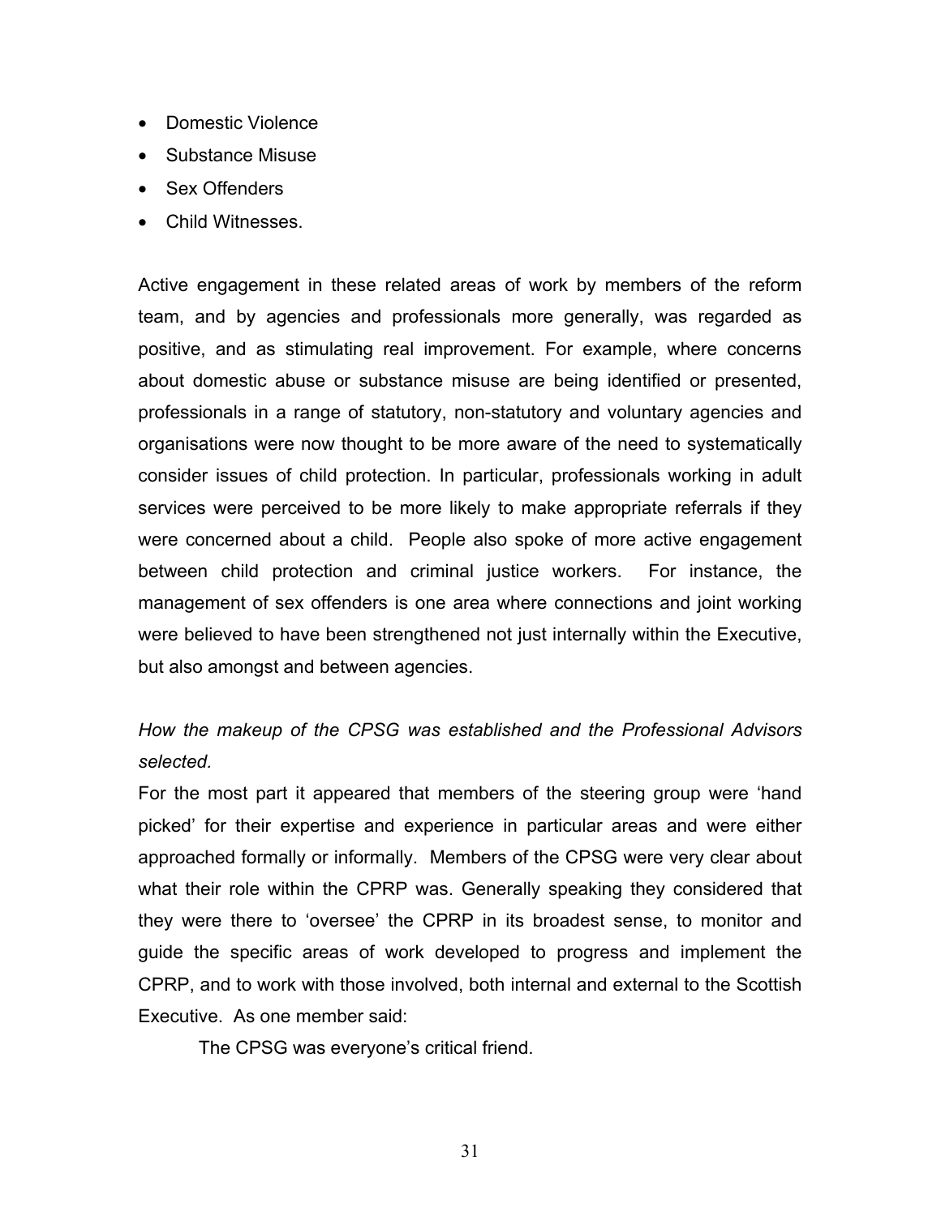- Domestic Violence
- Substance Misuse
- Sex Offenders
- Child Witnesses.

Active engagement in these related areas of work by members of the reform team, and by agencies and professionals more generally, was regarded as positive, and as stimulating real improvement. For example, where concerns about domestic abuse or substance misuse are being identified or presented, professionals in a range of statutory, non-statutory and voluntary agencies and organisations were now thought to be more aware of the need to systematically consider issues of child protection. In particular, professionals working in adult services were perceived to be more likely to make appropriate referrals if they were concerned about a child. People also spoke of more active engagement between child protection and criminal justice workers. For instance, the management of sex offenders is one area where connections and joint working were believed to have been strengthened not just internally within the Executive, but also amongst and between agencies.

*How the makeup of the CPSG was established and the Professional Advisors selected.*

For the most part it appeared that members of the steering group were 'hand picked' for their expertise and experience in particular areas and were either approached formally or informally. Members of the CPSG were very clear about what their role within the CPRP was. Generally speaking they considered that they were there to 'oversee' the CPRP in its broadest sense, to monitor and guide the specific areas of work developed to progress and implement the CPRP, and to work with those involved, both internal and external to the Scottish Executive. As one member said:

> The CPSG was everyone's critical friend.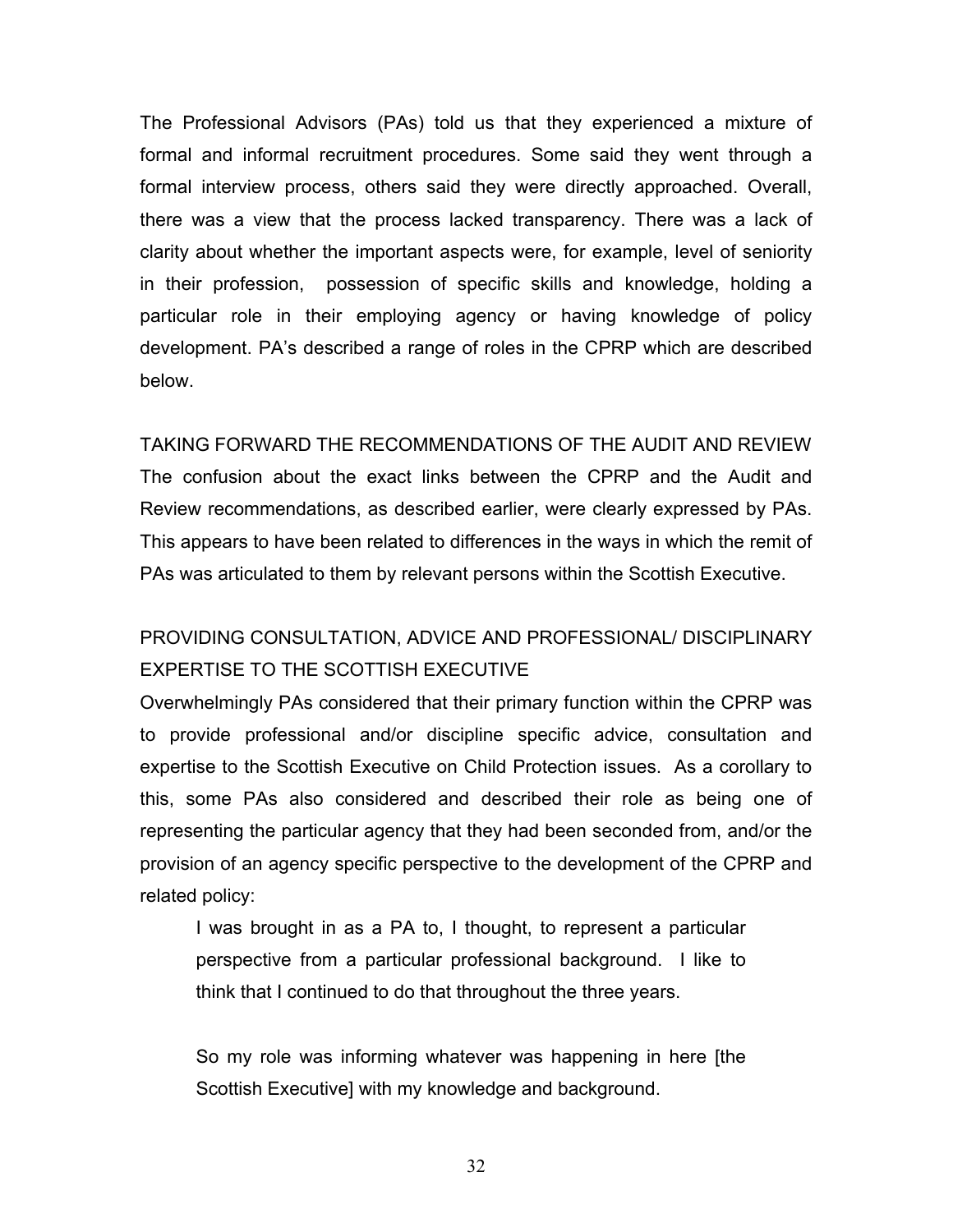The Professional Advisors (PAs) told us that they experienced a mixture of formal and informal recruitment procedures. Some said they went through a formal interview process, others said they were directly approached. Overall, there was a view that the process lacked transparency. There was a lack of clarity about whether the important aspects were, for example, level of seniority in their profession, possession of specific skills and knowledge, holding a particular role in their employing agency or having knowledge of policy development. PA's described a range of roles in the CPRP which are described below.

### TAKING FORWARD THE RECOMMENDATIONS OF THE AUDIT AND REVIEW

The confusion about the exact links between the CPRP and the Audit and Review recommendations, as described earlier, were clearly expressed by PAs. This appears to have been related to differences in the ways in which the remit of PAs was articulated to them by relevant persons within the Scottish Executive.

### PROVIDING CONSULTATION, ADVICE AND PROFESSIONAL/ DISCIPLINARY EXPERTISE TO THE SCOTTISH EXECUTIVE

Overwhelmingly PAs considered that their primary function within the CPRP was to provide professional and/or discipline specific advice, consultation and expertise to the Scottish Executive on Child Protection issues. As a corollary to this, some PAs also considered and described their role as being one of representing the particular agency that they had been seconded from, and/or the provision of an agency specific perspective to the development of the CPRP and related policy:

> I was brought in as a PA to, I thought, to represent a particular perspective from a particular professional background. I like to think that I continued to do that throughout the three years.
>
> So my role was informing whatever was happening in here [the Scottish Executive] with my knowledge and background.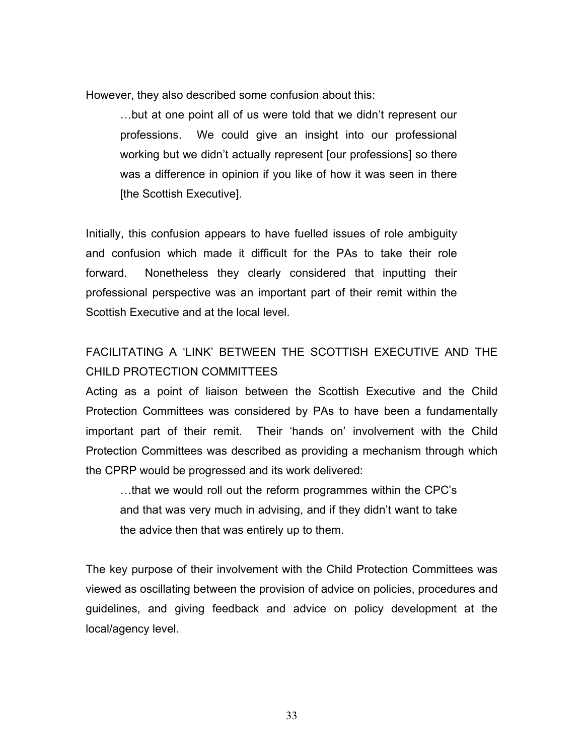However, they also described some confusion about this:

> …but at one point all of us were told that we didn't represent our professions. We could give an insight into our professional working but we didn't actually represent [our professions] so there was a difference in opinion if you like of how it was seen in there [the Scottish Executive].

Initially, this confusion appears to have fuelled issues of role ambiguity and confusion which made it difficult for the PAs to take their role forward. Nonetheless they clearly considered that inputting their professional perspective was an important part of their remit within the Scottish Executive and at the local level.

## FACILITATING A 'LINK' BETWEEN THE SCOTTISH EXECUTIVE AND THE CHILD PROTECTION COMMITTEES

Acting as a point of liaison between the Scottish Executive and the Child Protection Committees was considered by PAs to have been a fundamentally important part of their remit. Their 'hands on' involvement with the Child Protection Committees was described as providing a mechanism through which the CPRP would be progressed and its work delivered:

> …that we would roll out the reform programmes within the CPC's and that was very much in advising, and if they didn't want to take the advice then that was entirely up to them.

The key purpose of their involvement with the Child Protection Committees was viewed as oscillating between the provision of advice on policies, procedures and guidelines, and giving feedback and advice on policy development at the local/agency level.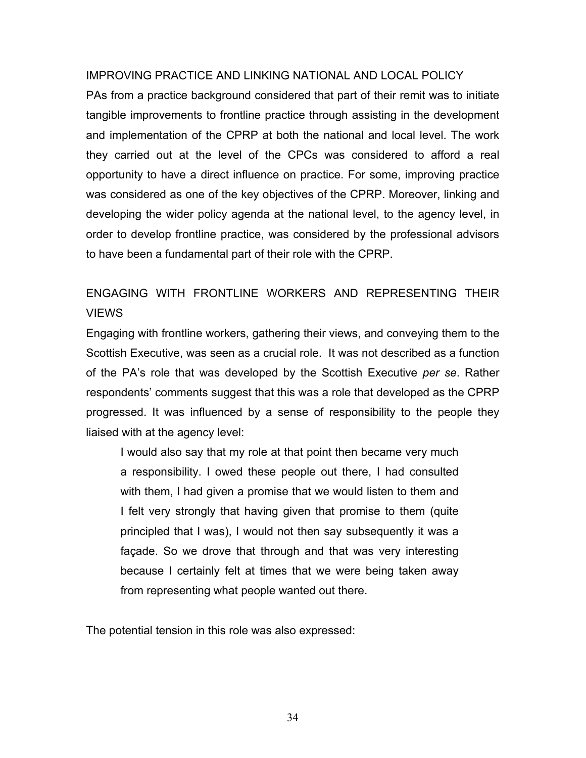## IMPROVING PRACTICE AND LINKING NATIONAL AND LOCAL POLICY

PAs from a practice background considered that part of their remit was to initiate tangible improvements to frontline practice through assisting in the development and implementation of the CPRP at both the national and local level. The work they carried out at the level of the CPCs was considered to afford a real opportunity to have a direct influence on practice. For some, improving practice was considered as one of the key objectives of the CPRP. Moreover, linking and developing the wider policy agenda at the national level, to the agency level, in order to develop frontline practice, was considered by the professional advisors to have been a fundamental part of their role with the CPRP.

## ENGAGING WITH FRONTLINE WORKERS AND REPRESENTING THEIR VIEWS

Engaging with frontline workers, gathering their views, and conveying them to the Scottish Executive, was seen as a crucial role. It was not described as a function of the PA's role that was developed by the Scottish Executive *per se*. Rather respondents' comments suggest that this was a role that developed as the CPRP progressed. It was influenced by a sense of responsibility to the people they liaised with at the agency level:

> I would also say that my role at that point then became very much a responsibility. I owed these people out there, I had consulted with them, I had given a promise that we would listen to them and I felt very strongly that having given that promise to them (quite principled that I was), I would not then say subsequently it was a façade. So we drove that through and that was very interesting because I certainly felt at times that we were being taken away from representing what people wanted out there.

The potential tension in this role was also expressed: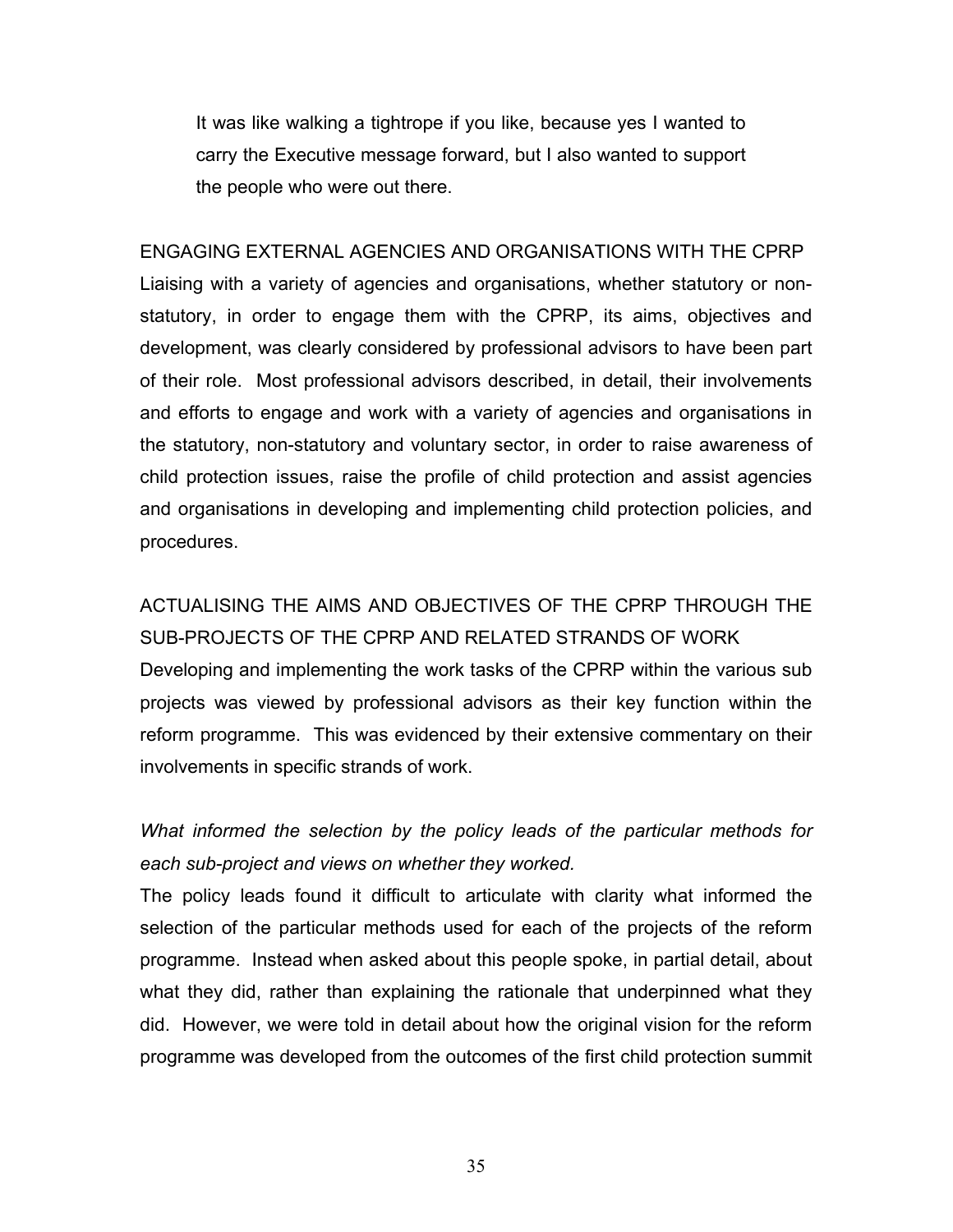> It was like walking a tightrope if you like, because yes I wanted to carry the Executive message forward, but I also wanted to support the people who were out there.

ENGAGING EXTERNAL AGENCIES AND ORGANISATIONS WITH THE CPRP

Liaising with a variety of agencies and organisations, whether statutory or non-statutory, in order to engage them with the CPRP, its aims, objectives and development, was clearly considered by professional advisors to have been part of their role. Most professional advisors described, in detail, their involvements and efforts to engage and work with a variety of agencies and organisations in the statutory, non-statutory and voluntary sector, in order to raise awareness of child protection issues, raise the profile of child protection and assist agencies and organisations in developing and implementing child protection policies, and procedures.

ACTUALISING THE AIMS AND OBJECTIVES OF THE CPRP THROUGH THE SUB-PROJECTS OF THE CPRP AND RELATED STRANDS OF WORK

Developing and implementing the work tasks of the CPRP within the various sub projects was viewed by professional advisors as their key function within the reform programme. This was evidenced by their extensive commentary on their involvements in specific strands of work.

*What informed the selection by the policy leads of the particular methods for each sub-project and views on whether they worked.*

The policy leads found it difficult to articulate with clarity what informed the selection of the particular methods used for each of the projects of the reform programme. Instead when asked about this people spoke, in partial detail, about what they did, rather than explaining the rationale that underpinned what they did. However, we were told in detail about how the original vision for the reform programme was developed from the outcomes of the first child protection summit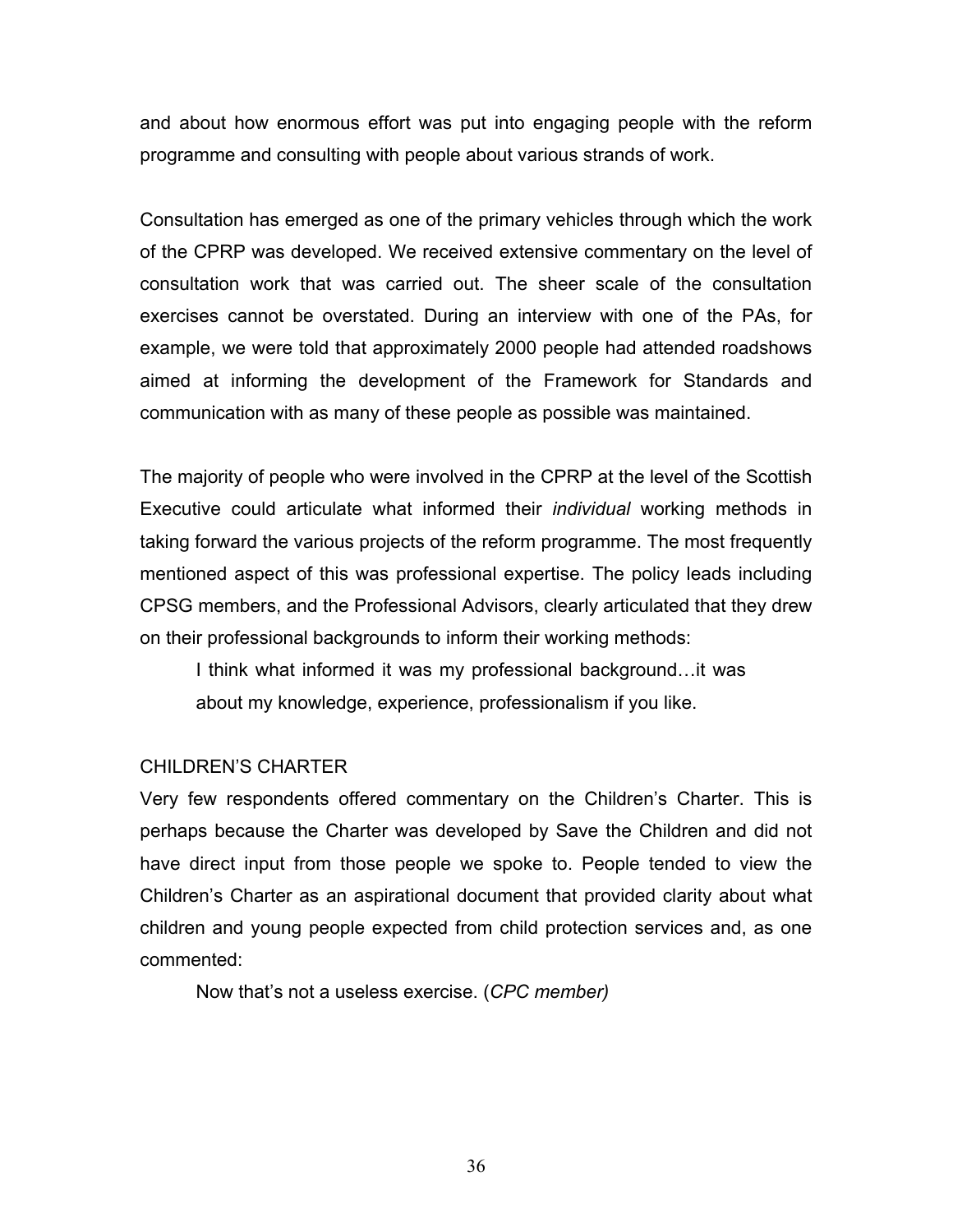and about how enormous effort was put into engaging people with the reform programme and consulting with people about various strands of work.

Consultation has emerged as one of the primary vehicles through which the work of the CPRP was developed. We received extensive commentary on the level of consultation work that was carried out. The sheer scale of the consultation exercises cannot be overstated. During an interview with one of the PAs, for example, we were told that approximately 2000 people had attended roadshows aimed at informing the development of the Framework for Standards and communication with as many of these people as possible was maintained.

The majority of people who were involved in the CPRP at the level of the Scottish Executive could articulate what informed their *individual* working methods in taking forward the various projects of the reform programme. The most frequently mentioned aspect of this was professional expertise. The policy leads including CPSG members, and the Professional Advisors, clearly articulated that they drew on their professional backgrounds to inform their working methods:

> I think what informed it was my professional background…it was about my knowledge, experience, professionalism if you like.

CHILDREN'S CHARTER

Very few respondents offered commentary on the Children's Charter. This is perhaps because the Charter was developed by Save the Children and did not have direct input from those people we spoke to. People tended to view the Children's Charter as an aspirational document that provided clarity about what children and young people expected from child protection services and, as one commented:

> Now that's not a useless exercise. (*CPC member)*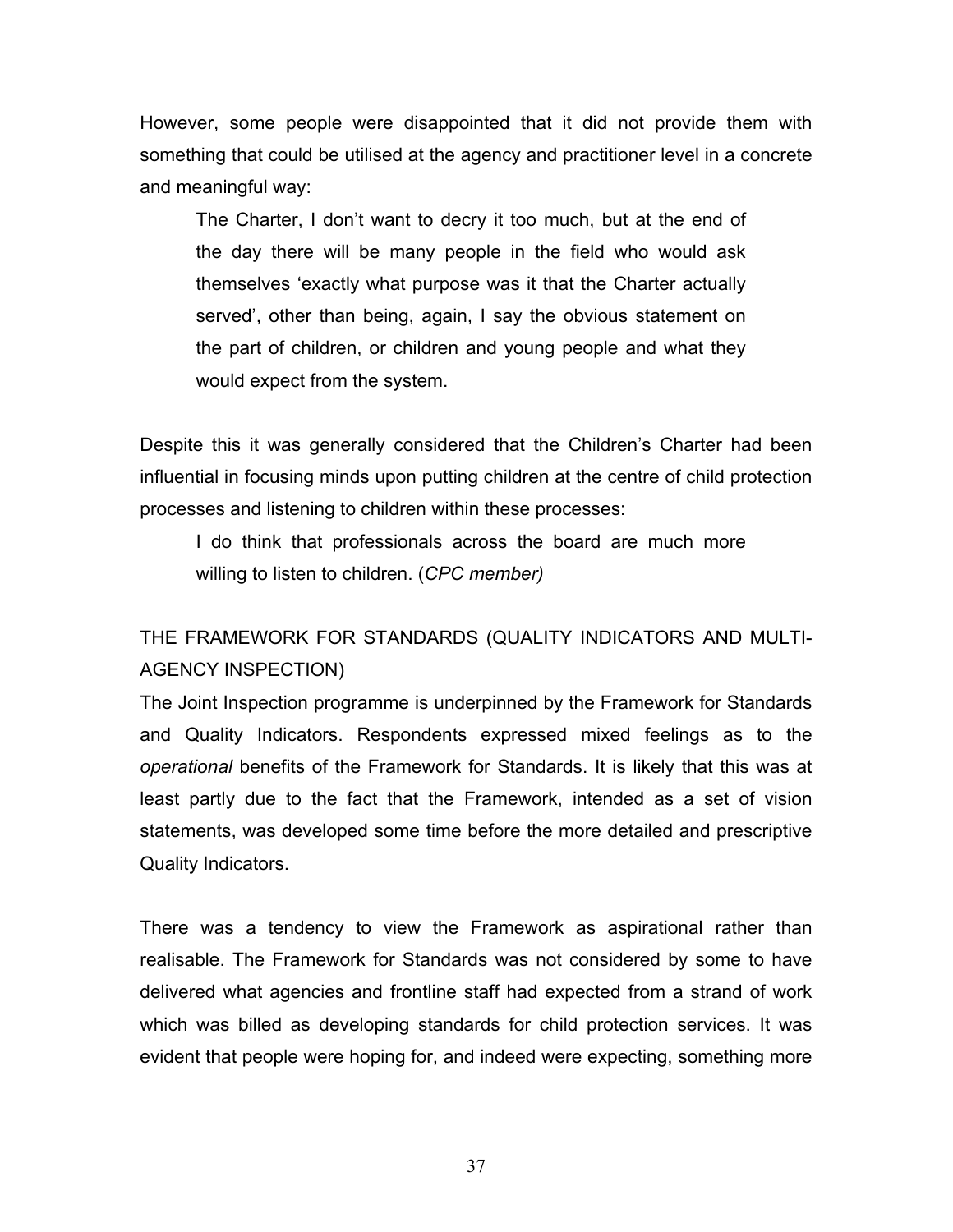However, some people were disappointed that it did not provide them with something that could be utilised at the agency and practitioner level in a concrete and meaningful way:

> The Charter, I don't want to decry it too much, but at the end of the day there will be many people in the field who would ask themselves 'exactly what purpose was it that the Charter actually served', other than being, again, I say the obvious statement on the part of children, or children and young people and what they would expect from the system.

Despite this it was generally considered that the Children's Charter had been influential in focusing minds upon putting children at the centre of child protection processes and listening to children within these processes:

> I do think that professionals across the board are much more willing to listen to children. (*CPC member)*

## THE FRAMEWORK FOR STANDARDS (QUALITY INDICATORS AND MULTI-AGENCY INSPECTION)

The Joint Inspection programme is underpinned by the Framework for Standards and Quality Indicators. Respondents expressed mixed feelings as to the *operational* benefits of the Framework for Standards. It is likely that this was at least partly due to the fact that the Framework, intended as a set of vision statements, was developed some time before the more detailed and prescriptive Quality Indicators.

There was a tendency to view the Framework as aspirational rather than realisable. The Framework for Standards was not considered by some to have delivered what agencies and frontline staff had expected from a strand of work which was billed as developing standards for child protection services. It was evident that people were hoping for, and indeed were expecting, something more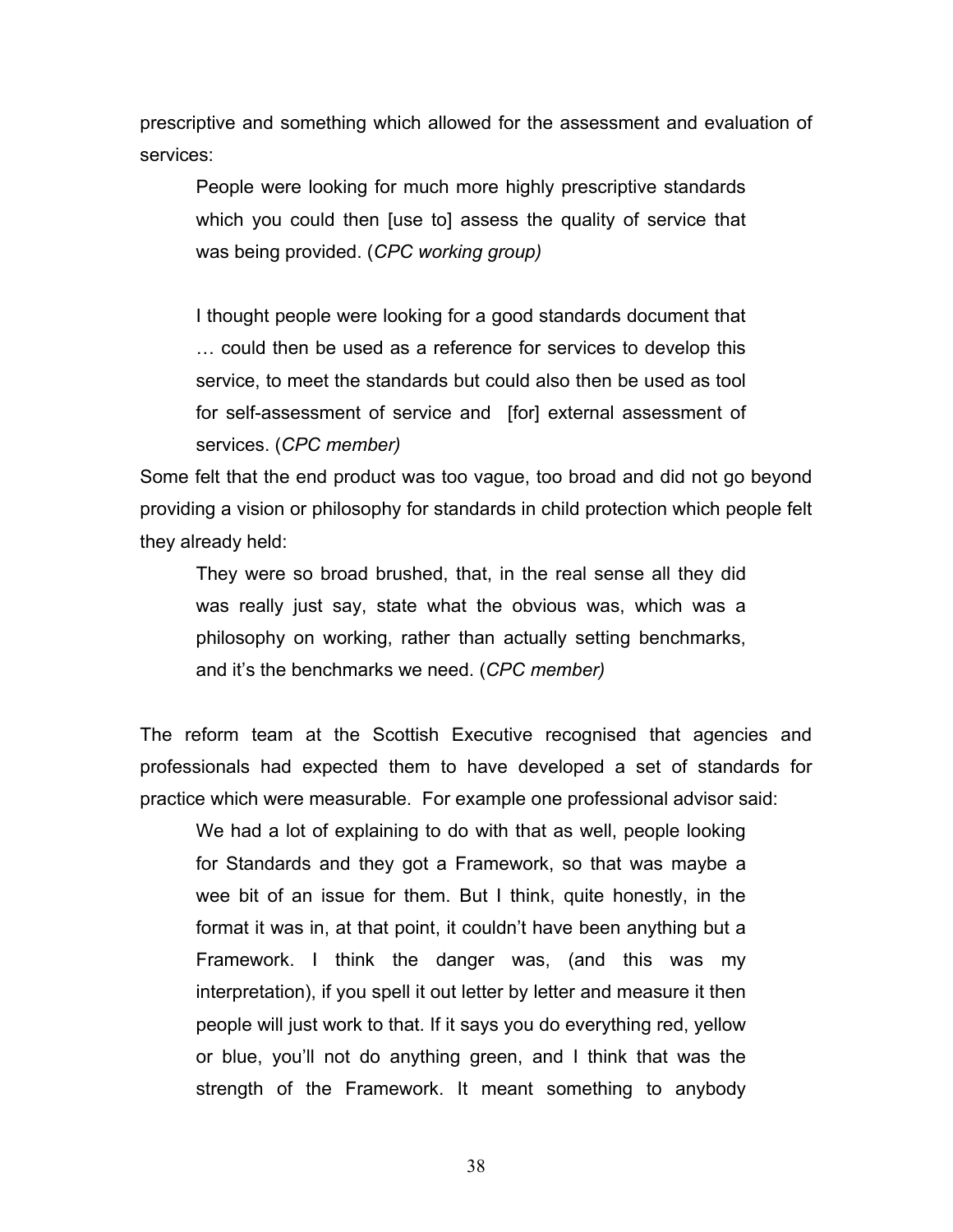prescriptive and something which allowed for the assessment and evaluation of services:

> People were looking for much more highly prescriptive standards which you could then [use to] assess the quality of service that was being provided. (*CPC working group)*

> I thought people were looking for a good standards document that … could then be used as a reference for services to develop this service, to meet the standards but could also then be used as tool for self-assessment of service and [for] external assessment of services. (*CPC member)*

Some felt that the end product was too vague, too broad and did not go beyond providing a vision or philosophy for standards in child protection which people felt they already held:

> They were so broad brushed, that, in the real sense all they did was really just say, state what the obvious was, which was a philosophy on working, rather than actually setting benchmarks, and it's the benchmarks we need. (*CPC member)*

The reform team at the Scottish Executive recognised that agencies and professionals had expected them to have developed a set of standards for practice which were measurable. For example one professional advisor said:

> We had a lot of explaining to do with that as well, people looking for Standards and they got a Framework, so that was maybe a wee bit of an issue for them. But I think, quite honestly, in the format it was in, at that point, it couldn't have been anything but a Framework. I think the danger was, (and this was my interpretation), if you spell it out letter by letter and measure it then people will just work to that. If it says you do everything red, yellow or blue, you'll not do anything green, and I think that was the strength of the Framework. It meant something to anybody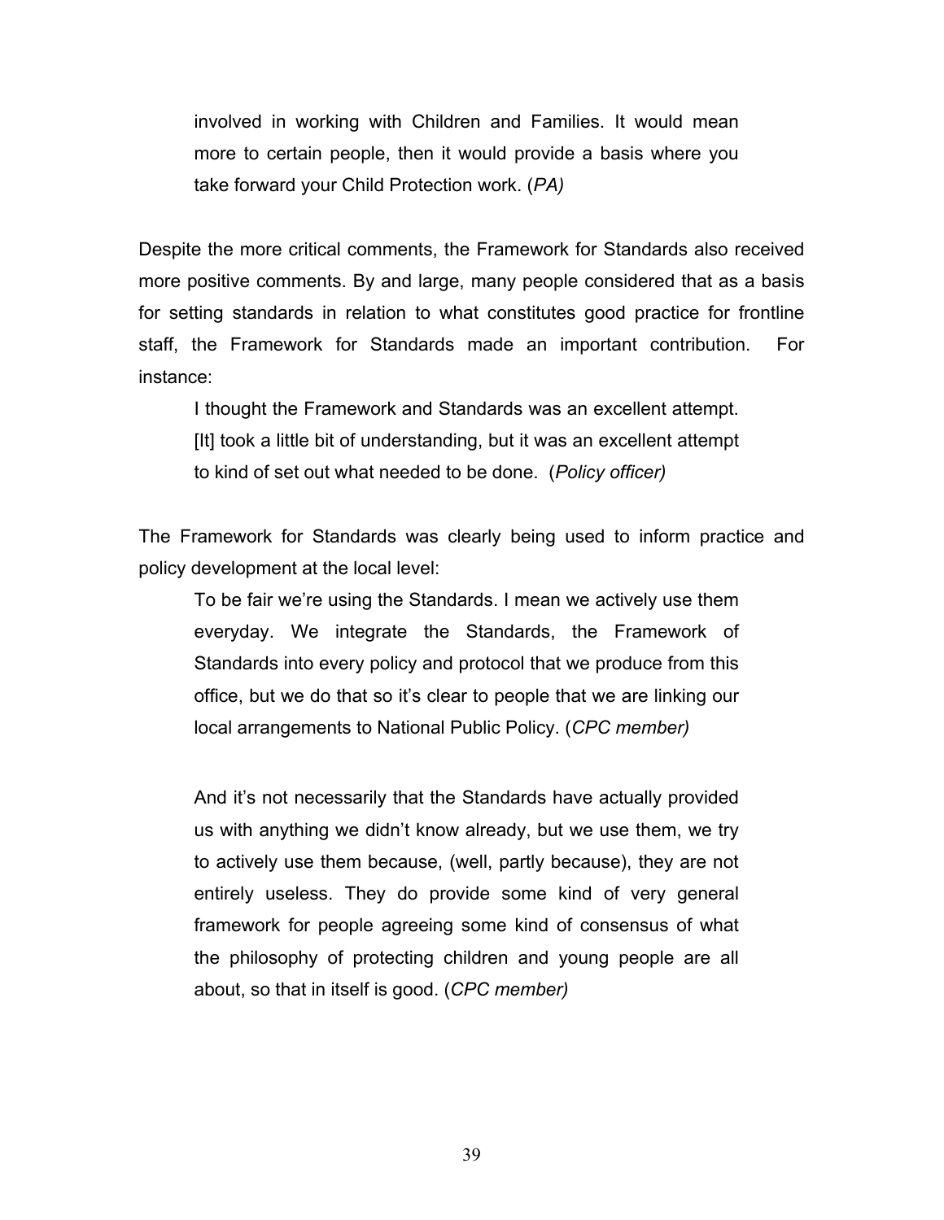> involved in working with Children and Families. It would mean more to certain people, then it would provide a basis where you take forward your Child Protection work. (*PA)*

Despite the more critical comments, the Framework for Standards also received more positive comments. By and large, many people considered that as a basis for setting standards in relation to what constitutes good practice for frontline staff, the Framework for Standards made an important contribution. For instance:

> I thought the Framework and Standards was an excellent attempt. [It] took a little bit of understanding, but it was an excellent attempt to kind of set out what needed to be done. (*Policy officer)*

The Framework for Standards was clearly being used to inform practice and policy development at the local level:

> To be fair we're using the Standards. I mean we actively use them everyday. We integrate the Standards, the Framework of Standards into every policy and protocol that we produce from this office, but we do that so it's clear to people that we are linking our local arrangements to National Public Policy. (*CPC member)*

> And it's not necessarily that the Standards have actually provided us with anything we didn't know already, but we use them, we try to actively use them because, (well, partly because), they are not entirely useless. They do provide some kind of very general framework for people agreeing some kind of consensus of what the philosophy of protecting children and young people are all about, so that in itself is good. (*CPC member)*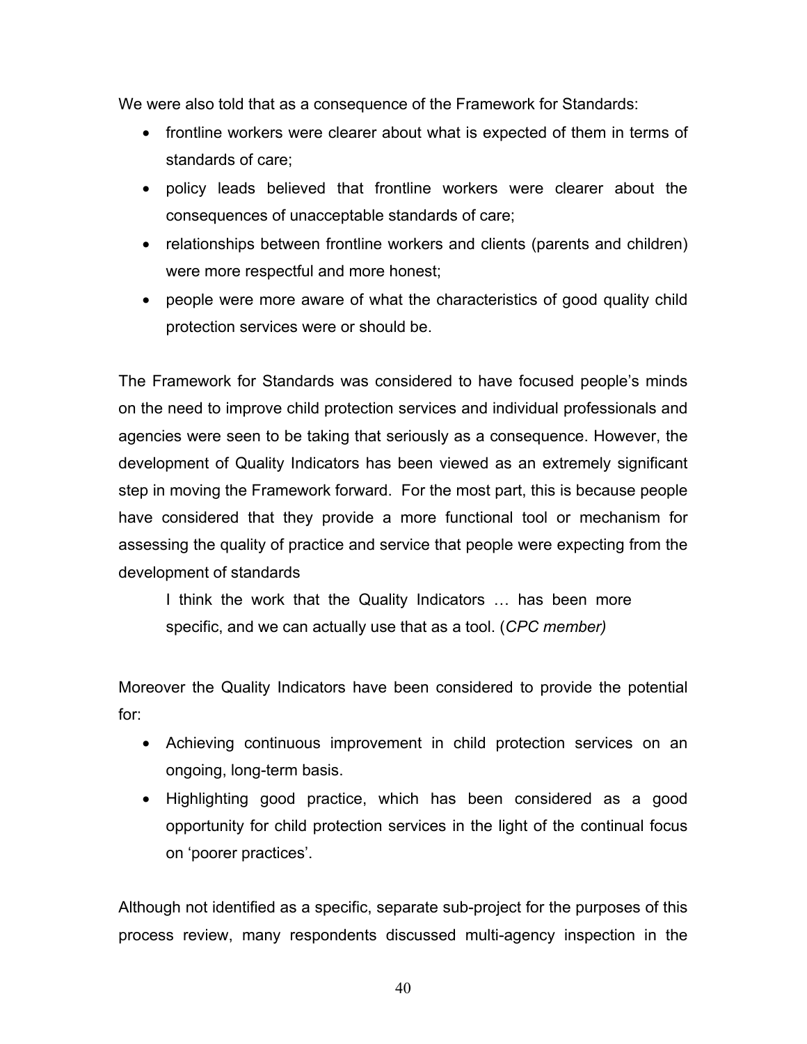We were also told that as a consequence of the Framework for Standards:

- frontline workers were clearer about what is expected of them in terms of standards of care;
- policy leads believed that frontline workers were clearer about the consequences of unacceptable standards of care;
- relationships between frontline workers and clients (parents and children) were more respectful and more honest;
- people were more aware of what the characteristics of good quality child protection services were or should be.

The Framework for Standards was considered to have focused people's minds on the need to improve child protection services and individual professionals and agencies were seen to be taking that seriously as a consequence. However, the development of Quality Indicators has been viewed as an extremely significant step in moving the Framework forward. For the most part, this is because people have considered that they provide a more functional tool or mechanism for assessing the quality of practice and service that people were expecting from the development of standards

> I think the work that the Quality Indicators … has been more specific, and we can actually use that as a tool. (*CPC member)*

Moreover the Quality Indicators have been considered to provide the potential for:

- Achieving continuous improvement in child protection services on an ongoing, long-term basis.
- Highlighting good practice, which has been considered as a good opportunity for child protection services in the light of the continual focus on 'poorer practices'.

Although not identified as a specific, separate sub-project for the purposes of this process review, many respondents discussed multi-agency inspection in the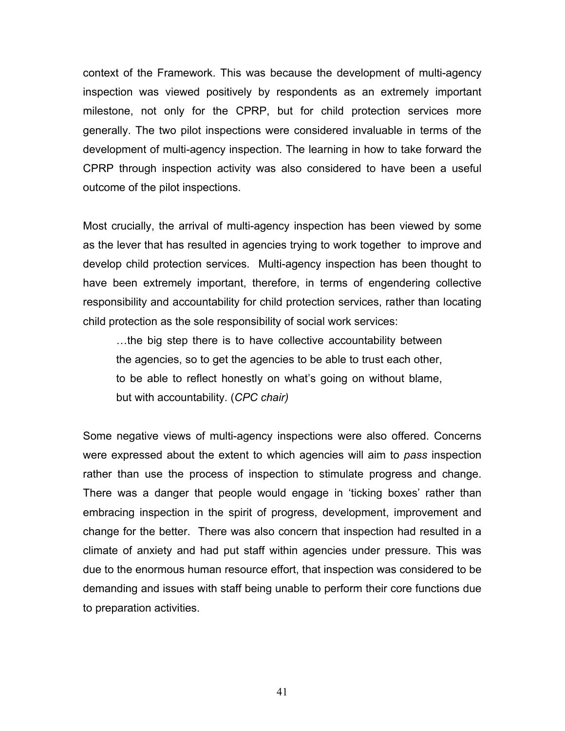context of the Framework. This was because the development of multi-agency inspection was viewed positively by respondents as an extremely important milestone, not only for the CPRP, but for child protection services more generally. The two pilot inspections were considered invaluable in terms of the development of multi-agency inspection. The learning in how to take forward the CPRP through inspection activity was also considered to have been a useful outcome of the pilot inspections.

Most crucially, the arrival of multi-agency inspection has been viewed by some as the lever that has resulted in agencies trying to work together to improve and develop child protection services. Multi-agency inspection has been thought to have been extremely important, therefore, in terms of engendering collective responsibility and accountability for child protection services, rather than locating child protection as the sole responsibility of social work services:

> …the big step there is to have collective accountability between the agencies, so to get the agencies to be able to trust each other, to be able to reflect honestly on what's going on without blame, but with accountability. (*CPC chair)*

Some negative views of multi-agency inspections were also offered. Concerns were expressed about the extent to which agencies will aim to *pass* inspection rather than use the process of inspection to stimulate progress and change. There was a danger that people would engage in 'ticking boxes' rather than embracing inspection in the spirit of progress, development, improvement and change for the better. There was also concern that inspection had resulted in a climate of anxiety and had put staff within agencies under pressure. This was due to the enormous human resource effort, that inspection was considered to be demanding and issues with staff being unable to perform their core functions due to preparation activities.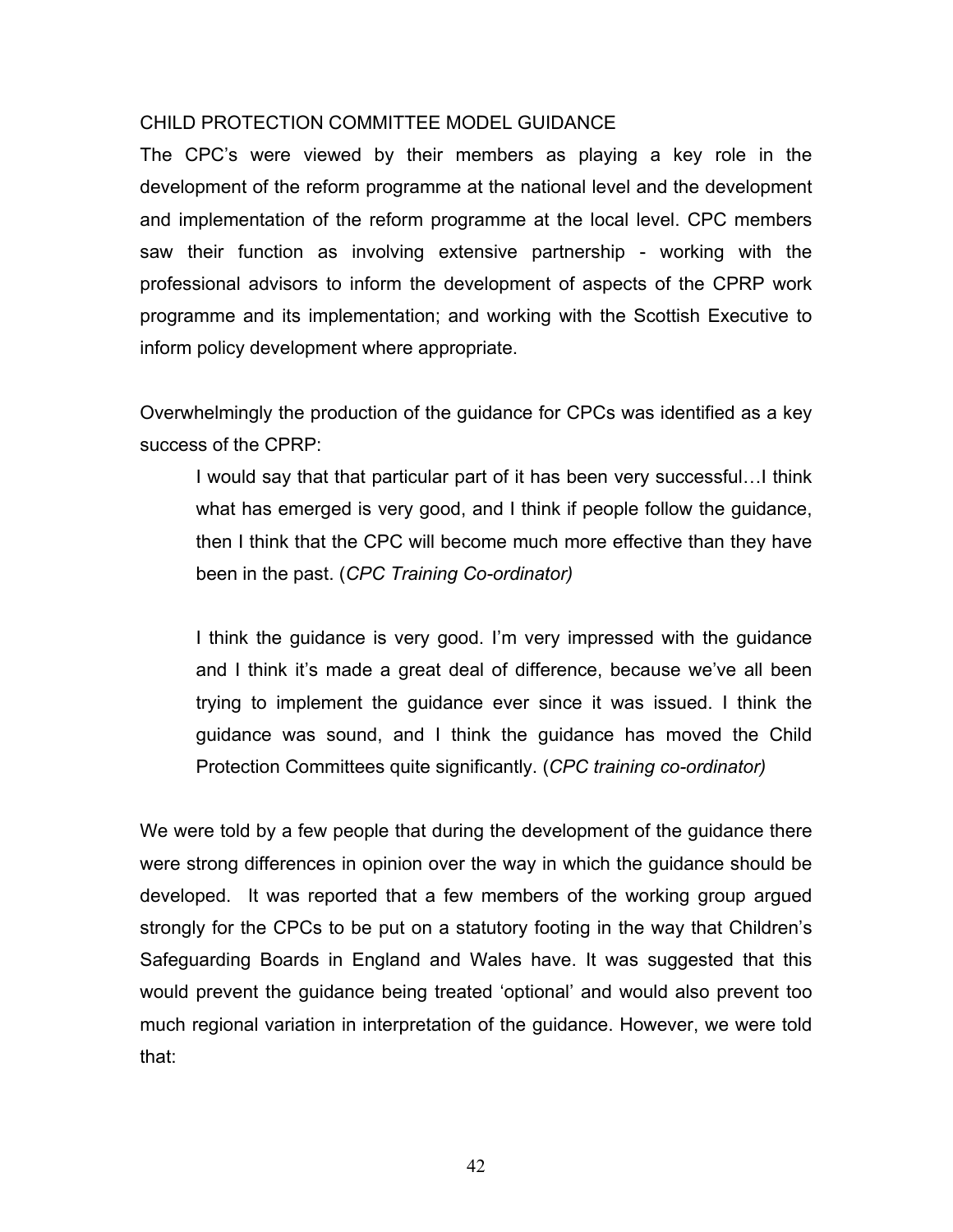## CHILD PROTECTION COMMITTEE MODEL GUIDANCE

The CPC's were viewed by their members as playing a key role in the development of the reform programme at the national level and the development and implementation of the reform programme at the local level. CPC members saw their function as involving extensive partnership - working with the professional advisors to inform the development of aspects of the CPRP work programme and its implementation; and working with the Scottish Executive to inform policy development where appropriate.

Overwhelmingly the production of the guidance for CPCs was identified as a key success of the CPRP:

> I would say that that particular part of it has been very successful…I think what has emerged is very good, and I think if people follow the guidance, then I think that the CPC will become much more effective than they have been in the past. (*CPC Training Co-ordinator)*
>
> I think the guidance is very good. I'm very impressed with the guidance and I think it's made a great deal of difference, because we've all been trying to implement the guidance ever since it was issued. I think the guidance was sound, and I think the guidance has moved the Child Protection Committees quite significantly. (*CPC training co-ordinator)*

We were told by a few people that during the development of the guidance there were strong differences in opinion over the way in which the guidance should be developed. It was reported that a few members of the working group argued strongly for the CPCs to be put on a statutory footing in the way that Children's Safeguarding Boards in England and Wales have. It was suggested that this would prevent the guidance being treated 'optional' and would also prevent too much regional variation in interpretation of the guidance. However, we were told that: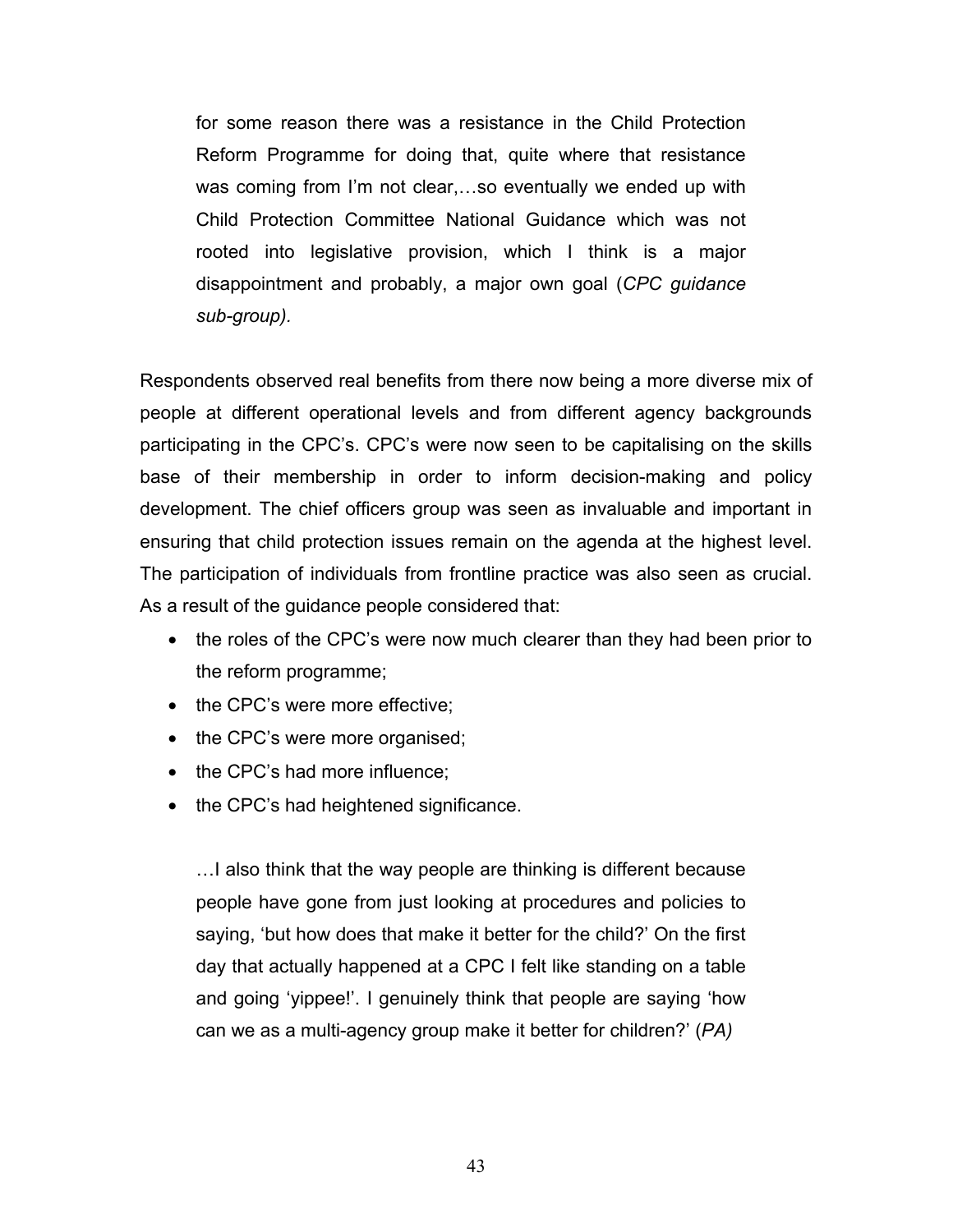> for some reason there was a resistance in the Child Protection Reform Programme for doing that, quite where that resistance was coming from I'm not clear,…so eventually we ended up with Child Protection Committee National Guidance which was not rooted into legislative provision, which I think is a major disappointment and probably, a major own goal (*CPC guidance sub-group).*

Respondents observed real benefits from there now being a more diverse mix of people at different operational levels and from different agency backgrounds participating in the CPC's. CPC's were now seen to be capitalising on the skills base of their membership in order to inform decision-making and policy development. The chief officers group was seen as invaluable and important in ensuring that child protection issues remain on the agenda at the highest level. The participation of individuals from frontline practice was also seen as crucial. As a result of the guidance people considered that:

- the roles of the CPC's were now much clearer than they had been prior to the reform programme;
- the CPC's were more effective;
- the CPC's were more organised;
- the CPC's had more influence;
- the CPC's had heightened significance.

> …I also think that the way people are thinking is different because people have gone from just looking at procedures and policies to saying, 'but how does that make it better for the child?' On the first day that actually happened at a CPC I felt like standing on a table and going 'yippee!'. I genuinely think that people are saying 'how can we as a multi-agency group make it better for children?' (*PA)*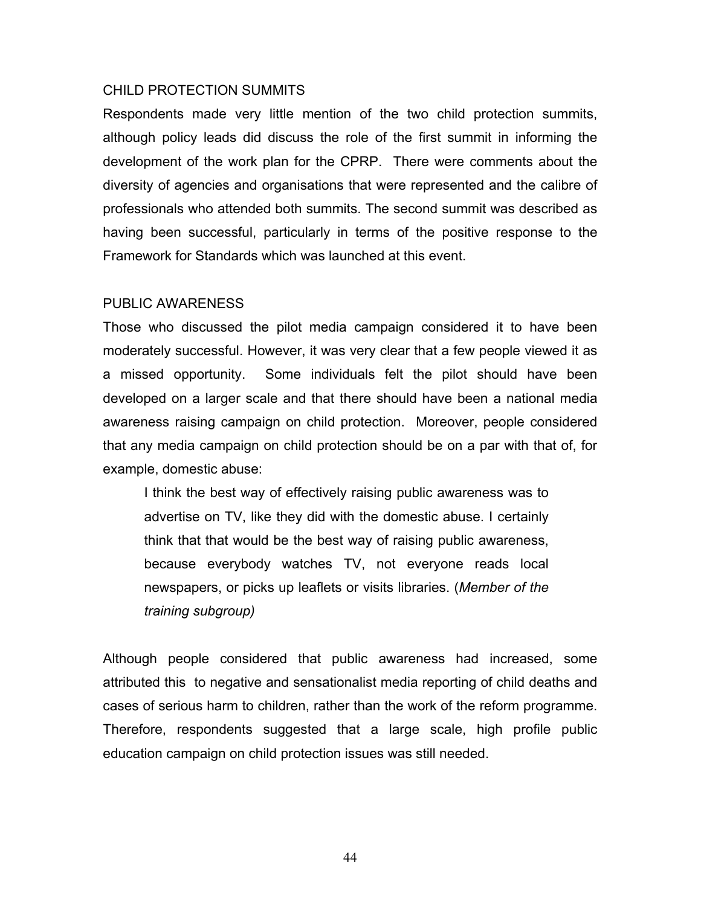## CHILD PROTECTION SUMMITS

Respondents made very little mention of the two child protection summits, although policy leads did discuss the role of the first summit in informing the development of the work plan for the CPRP. There were comments about the diversity of agencies and organisations that were represented and the calibre of professionals who attended both summits. The second summit was described as having been successful, particularly in terms of the positive response to the Framework for Standards which was launched at this event.

## PUBLIC AWARENESS

Those who discussed the pilot media campaign considered it to have been moderately successful. However, it was very clear that a few people viewed it as a missed opportunity. Some individuals felt the pilot should have been developed on a larger scale and that there should have been a national media awareness raising campaign on child protection. Moreover, people considered that any media campaign on child protection should be on a par with that of, for example, domestic abuse:

> I think the best way of effectively raising public awareness was to advertise on TV, like they did with the domestic abuse. I certainly think that that would be the best way of raising public awareness, because everybody watches TV, not everyone reads local newspapers, or picks up leaflets or visits libraries. (*Member of the training subgroup)*

Although people considered that public awareness had increased, some attributed this to negative and sensationalist media reporting of child deaths and cases of serious harm to children, rather than the work of the reform programme. Therefore, respondents suggested that a large scale, high profile public education campaign on child protection issues was still needed.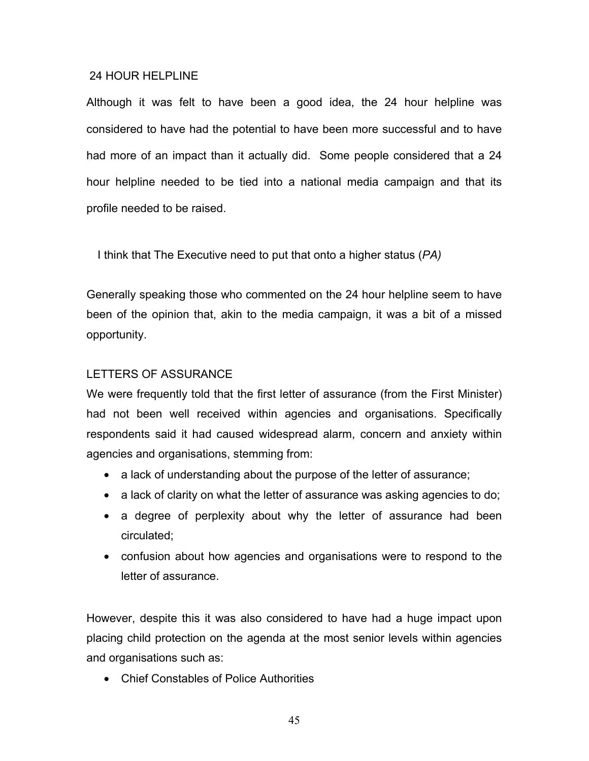## 24 HOUR HELPLINE

Although it was felt to have been a good idea, the 24 hour helpline was considered to have had the potential to have been more successful and to have had more of an impact than it actually did. Some people considered that a 24 hour helpline needed to be tied into a national media campaign and that its profile needed to be raised.

> I think that The Executive need to put that onto a higher status (*PA)*

Generally speaking those who commented on the 24 hour helpline seem to have been of the opinion that, akin to the media campaign, it was a bit of a missed opportunity.

## LETTERS OF ASSURANCE

We were frequently told that the first letter of assurance (from the First Minister) had not been well received within agencies and organisations. Specifically respondents said it had caused widespread alarm, concern and anxiety within agencies and organisations, stemming from:

- a lack of understanding about the purpose of the letter of assurance;
- a lack of clarity on what the letter of assurance was asking agencies to do;
- a degree of perplexity about why the letter of assurance had been circulated;
- confusion about how agencies and organisations were to respond to the letter of assurance.

However, despite this it was also considered to have had a huge impact upon placing child protection on the agenda at the most senior levels within agencies and organisations such as:

- Chief Constables of Police Authorities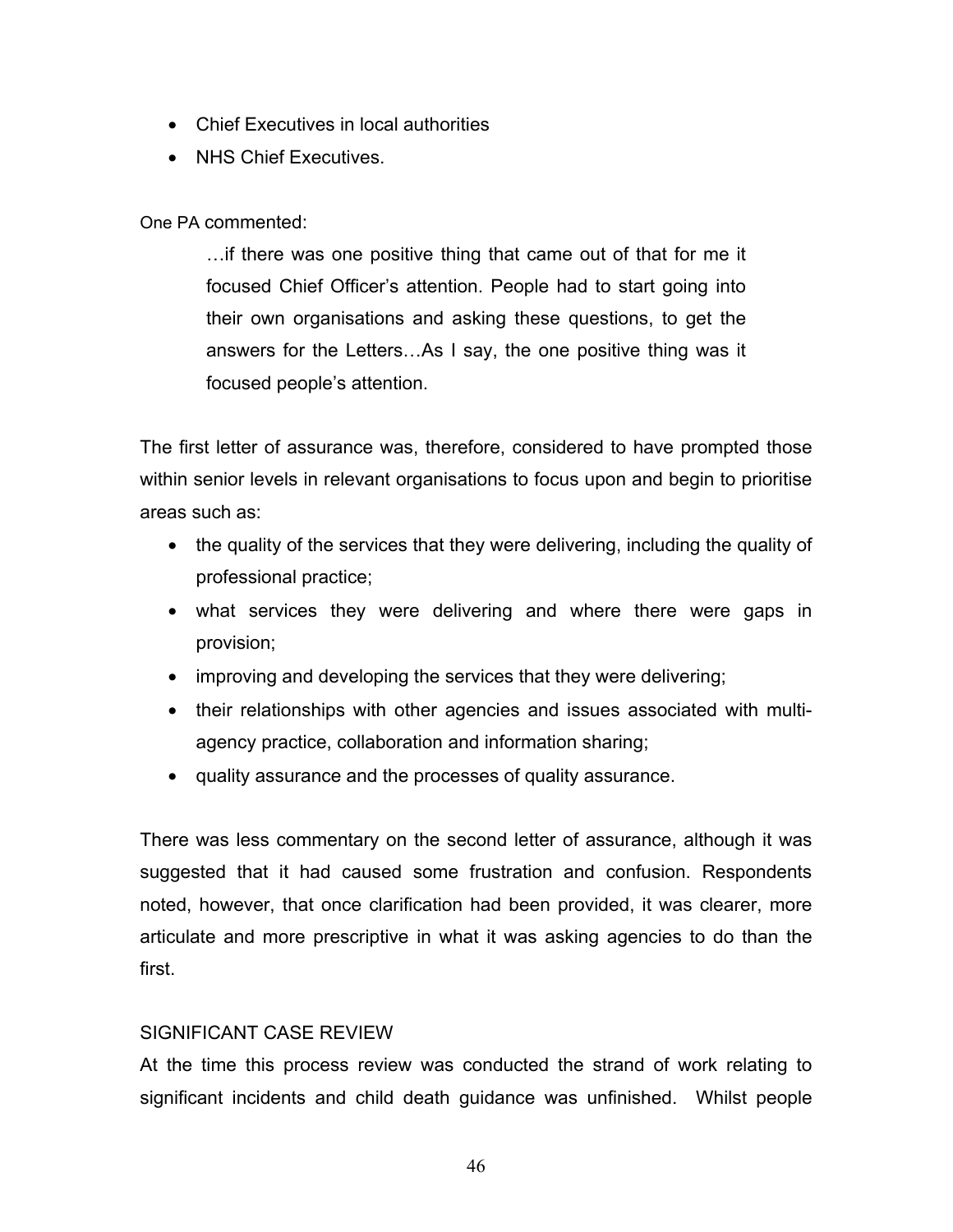- Chief Executives in local authorities
- NHS Chief Executives.

One PA commented:

> …if there was one positive thing that came out of that for me it focused Chief Officer's attention. People had to start going into their own organisations and asking these questions, to get the answers for the Letters…As I say, the one positive thing was it focused people's attention.

The first letter of assurance was, therefore, considered to have prompted those within senior levels in relevant organisations to focus upon and begin to prioritise areas such as:

- the quality of the services that they were delivering, including the quality of professional practice;
- what services they were delivering and where there were gaps in provision;
- improving and developing the services that they were delivering;
- their relationships with other agencies and issues associated with multi-agency practice, collaboration and information sharing;
- quality assurance and the processes of quality assurance.

There was less commentary on the second letter of assurance, although it was suggested that it had caused some frustration and confusion. Respondents noted, however, that once clarification had been provided, it was clearer, more articulate and more prescriptive in what it was asking agencies to do than the first.

SIGNIFICANT CASE REVIEW

At the time this process review was conducted the strand of work relating to significant incidents and child death guidance was unfinished. Whilst people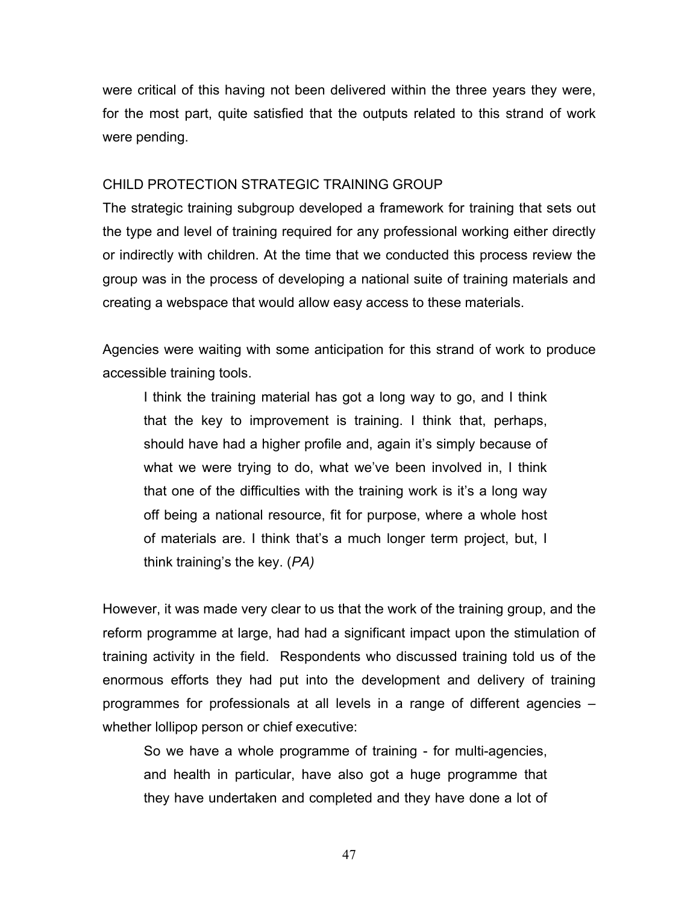were critical of this having not been delivered within the three years they were, for the most part, quite satisfied that the outputs related to this strand of work were pending.

## CHILD PROTECTION STRATEGIC TRAINING GROUP

The strategic training subgroup developed a framework for training that sets out the type and level of training required for any professional working either directly or indirectly with children. At the time that we conducted this process review the group was in the process of developing a national suite of training materials and creating a webspace that would allow easy access to these materials.

Agencies were waiting with some anticipation for this strand of work to produce accessible training tools.

> I think the training material has got a long way to go, and I think that the key to improvement is training. I think that, perhaps, should have had a higher profile and, again it's simply because of what we were trying to do, what we've been involved in, I think that one of the difficulties with the training work is it's a long way off being a national resource, fit for purpose, where a whole host of materials are. I think that's a much longer term project, but, I think training's the key. (*PA)*

However, it was made very clear to us that the work of the training group, and the reform programme at large, had had a significant impact upon the stimulation of training activity in the field. Respondents who discussed training told us of the enormous efforts they had put into the development and delivery of training programmes for professionals at all levels in a range of different agencies – whether lollipop person or chief executive:

> So we have a whole programme of training - for multi-agencies, and health in particular, have also got a huge programme that they have undertaken and completed and they have done a lot of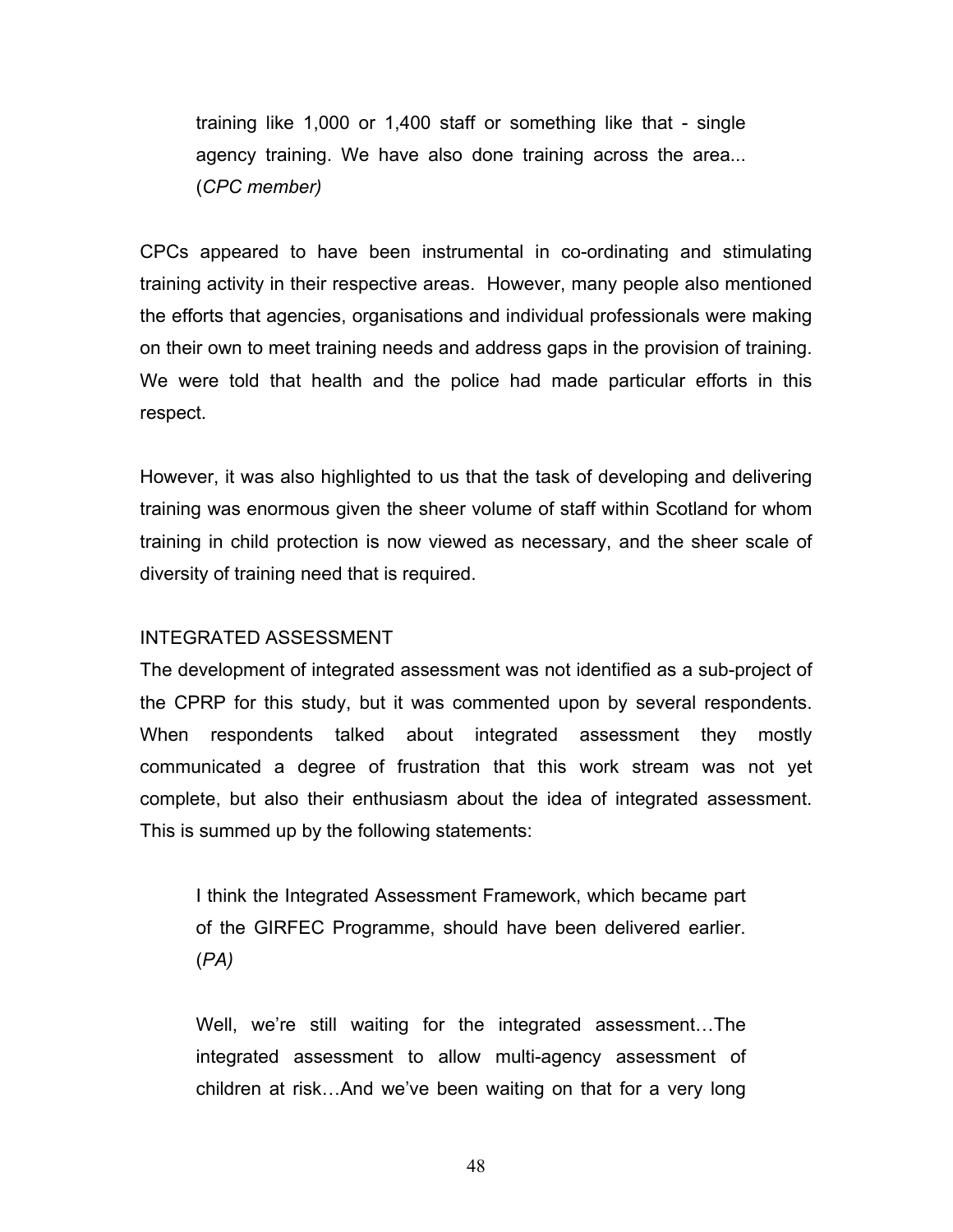> training like 1,000 or 1,400 staff or something like that - single agency training. We have also done training across the area... (*CPC member)*

CPCs appeared to have been instrumental in co-ordinating and stimulating training activity in their respective areas. However, many people also mentioned the efforts that agencies, organisations and individual professionals were making on their own to meet training needs and address gaps in the provision of training. We were told that health and the police had made particular efforts in this respect.

However, it was also highlighted to us that the task of developing and delivering training was enormous given the sheer volume of staff within Scotland for whom training in child protection is now viewed as necessary, and the sheer scale of diversity of training need that is required.

INTEGRATED ASSESSMENT

The development of integrated assessment was not identified as a sub-project of the CPRP for this study, but it was commented upon by several respondents. When respondents talked about integrated assessment they mostly communicated a degree of frustration that this work stream was not yet complete, but also their enthusiasm about the idea of integrated assessment. This is summed up by the following statements:

> I think the Integrated Assessment Framework, which became part of the GIRFEC Programme, should have been delivered earlier. (*PA)*

> Well, we're still waiting for the integrated assessment…The integrated assessment to allow multi-agency assessment of children at risk…And we've been waiting on that for a very long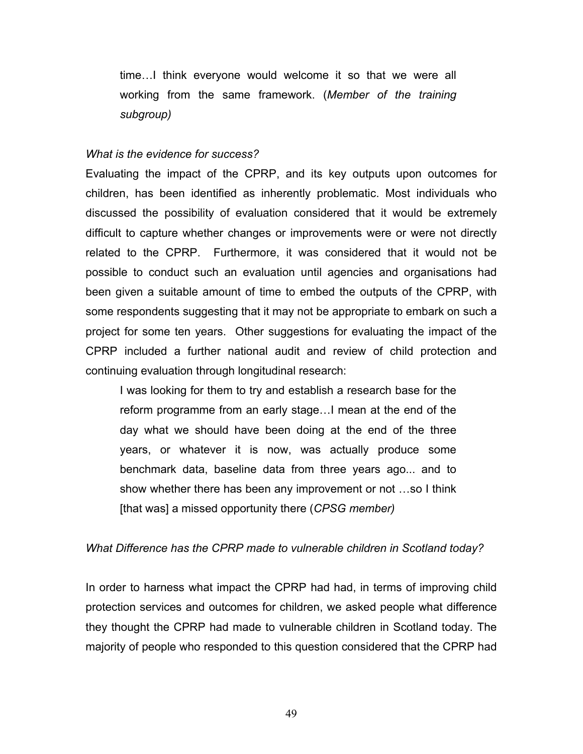> time…I think everyone would welcome it so that we were all working from the same framework. (*Member of the training subgroup)*

*What is the evidence for success?*

Evaluating the impact of the CPRP, and its key outputs upon outcomes for children, has been identified as inherently problematic. Most individuals who discussed the possibility of evaluation considered that it would be extremely difficult to capture whether changes or improvements were or were not directly related to the CPRP. Furthermore, it was considered that it would not be possible to conduct such an evaluation until agencies and organisations had been given a suitable amount of time to embed the outputs of the CPRP, with some respondents suggesting that it may not be appropriate to embark on such a project for some ten years. Other suggestions for evaluating the impact of the CPRP included a further national audit and review of child protection and continuing evaluation through longitudinal research:

> I was looking for them to try and establish a research base for the reform programme from an early stage…I mean at the end of the day what we should have been doing at the end of the three years, or whatever it is now, was actually produce some benchmark data, baseline data from three years ago... and to show whether there has been any improvement or not …so I think [that was] a missed opportunity there (*CPSG member)*

*What Difference has the CPRP made to vulnerable children in Scotland today?*

In order to harness what impact the CPRP had had, in terms of improving child protection services and outcomes for children, we asked people what difference they thought the CPRP had made to vulnerable children in Scotland today. The majority of people who responded to this question considered that the CPRP had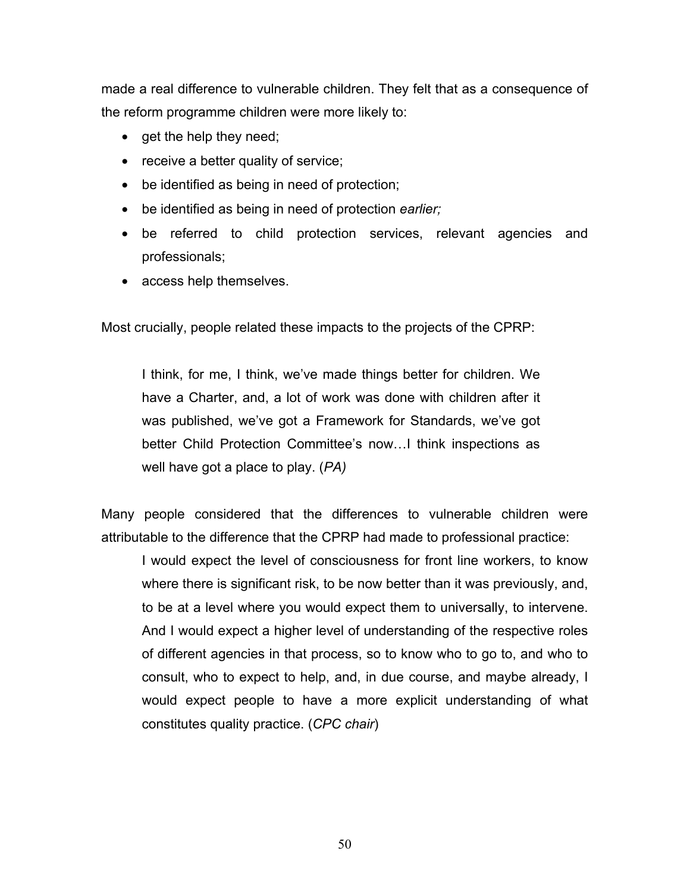made a real difference to vulnerable children. They felt that as a consequence of the reform programme children were more likely to:

- get the help they need;
- receive a better quality of service;
- be identified as being in need of protection;
- be identified as being in need of protection *earlier;*
- be referred to child protection services, relevant agencies and professionals;
- access help themselves.

Most crucially, people related these impacts to the projects of the CPRP:

> I think, for me, I think, we've made things better for children. We have a Charter, and, a lot of work was done with children after it was published, we've got a Framework for Standards, we've got better Child Protection Committee's now…I think inspections as well have got a place to play. (*PA)*

Many people considered that the differences to vulnerable children were attributable to the difference that the CPRP had made to professional practice:

> I would expect the level of consciousness for front line workers, to know where there is significant risk, to be now better than it was previously, and, to be at a level where you would expect them to universally, to intervene. And I would expect a higher level of understanding of the respective roles of different agencies in that process, so to know who to go to, and who to consult, who to expect to help, and, in due course, and maybe already, I would expect people to have a more explicit understanding of what constitutes quality practice. (*CPC chair*)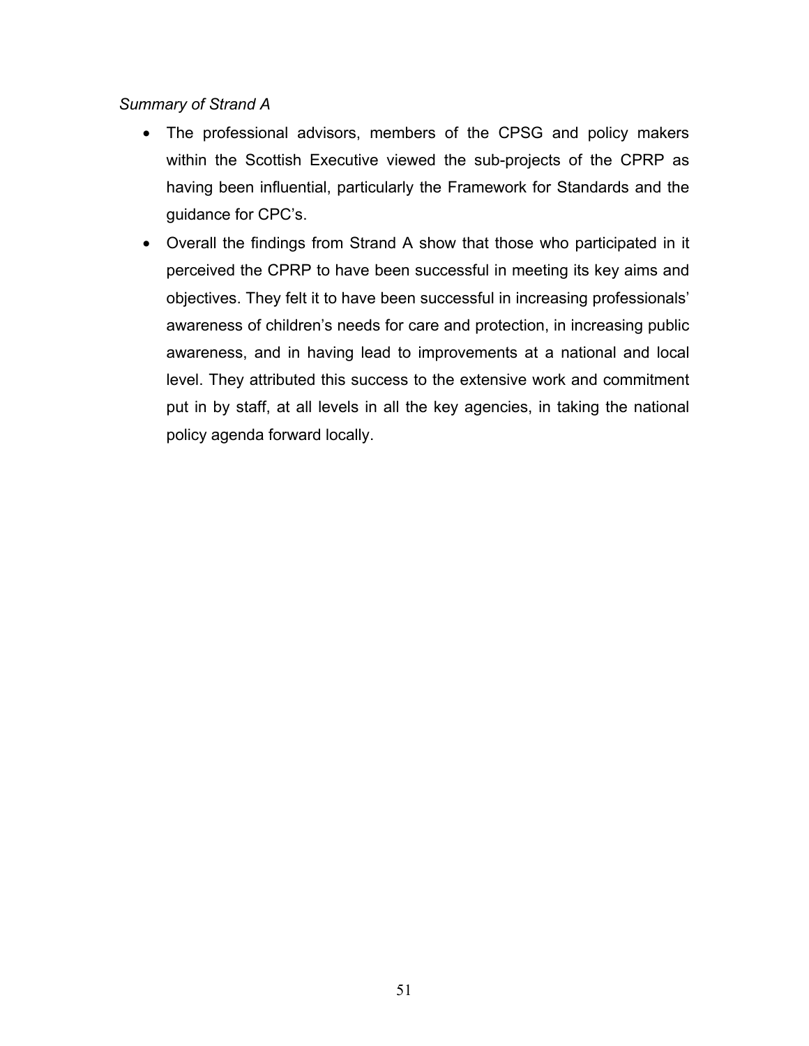*Summary of Strand A*

- The professional advisors, members of the CPSG and policy makers within the Scottish Executive viewed the sub-projects of the CPRP as having been influential, particularly the Framework for Standards and the guidance for CPC's.
- Overall the findings from Strand A show that those who participated in it perceived the CPRP to have been successful in meeting its key aims and objectives. They felt it to have been successful in increasing professionals' awareness of children's needs for care and protection, in increasing public awareness, and in having lead to improvements at a national and local level. They attributed this success to the extensive work and commitment put in by staff, at all levels in all the key agencies, in taking the national policy agenda forward locally.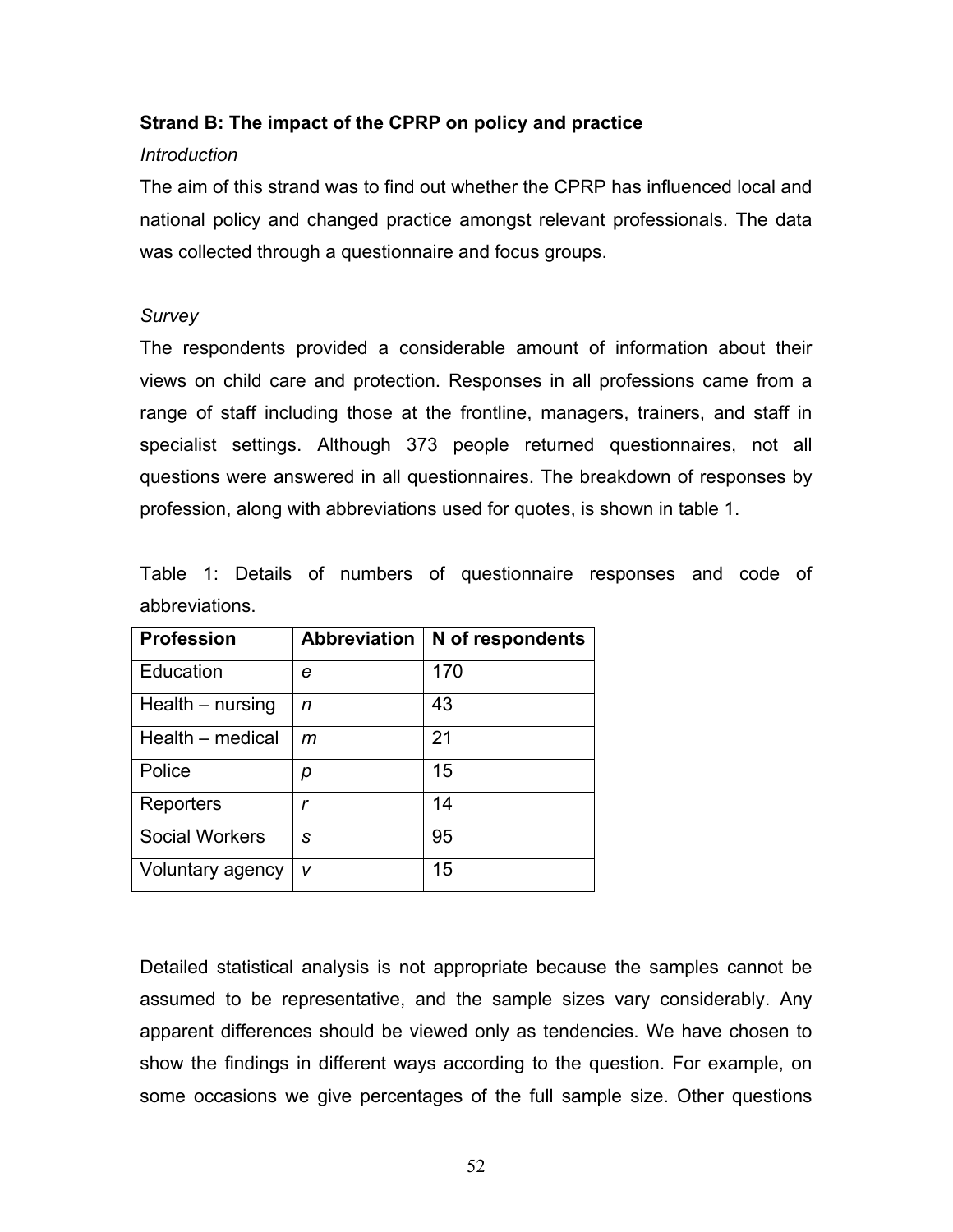**Strand B: The impact of the CPRP on policy and practice**

*Introduction*

The aim of this strand was to find out whether the CPRP has influenced local and national policy and changed practice amongst relevant professionals. The data was collected through a questionnaire and focus groups.

*Survey*

The respondents provided a considerable amount of information about their views on child care and protection. Responses in all professions came from a range of staff including those at the frontline, managers, trainers, and staff in specialist settings. Although 373 people returned questionnaires, not all questions were answered in all questionnaires. The breakdown of responses by profession, along with abbreviations used for quotes, is shown in table 1.

Table 1: Details of numbers of questionnaire responses and code of abbreviations.

| Profession | Abbreviation | N of respondents |
|---|---|---|
| Education | *e* | 170 |
| Health – nursing | *n* | 43 |
| Health – medical | *m* | 21 |
| Police | *p* | 15 |
| Reporters | *r* | 14 |
| Social Workers | *s* | 95 |
| Voluntary agency | *v* | 15 |

Detailed statistical analysis is not appropriate because the samples cannot be assumed to be representative, and the sample sizes vary considerably. Any apparent differences should be viewed only as tendencies. We have chosen to show the findings in different ways according to the question. For example, on some occasions we give percentages of the full sample size. Other questions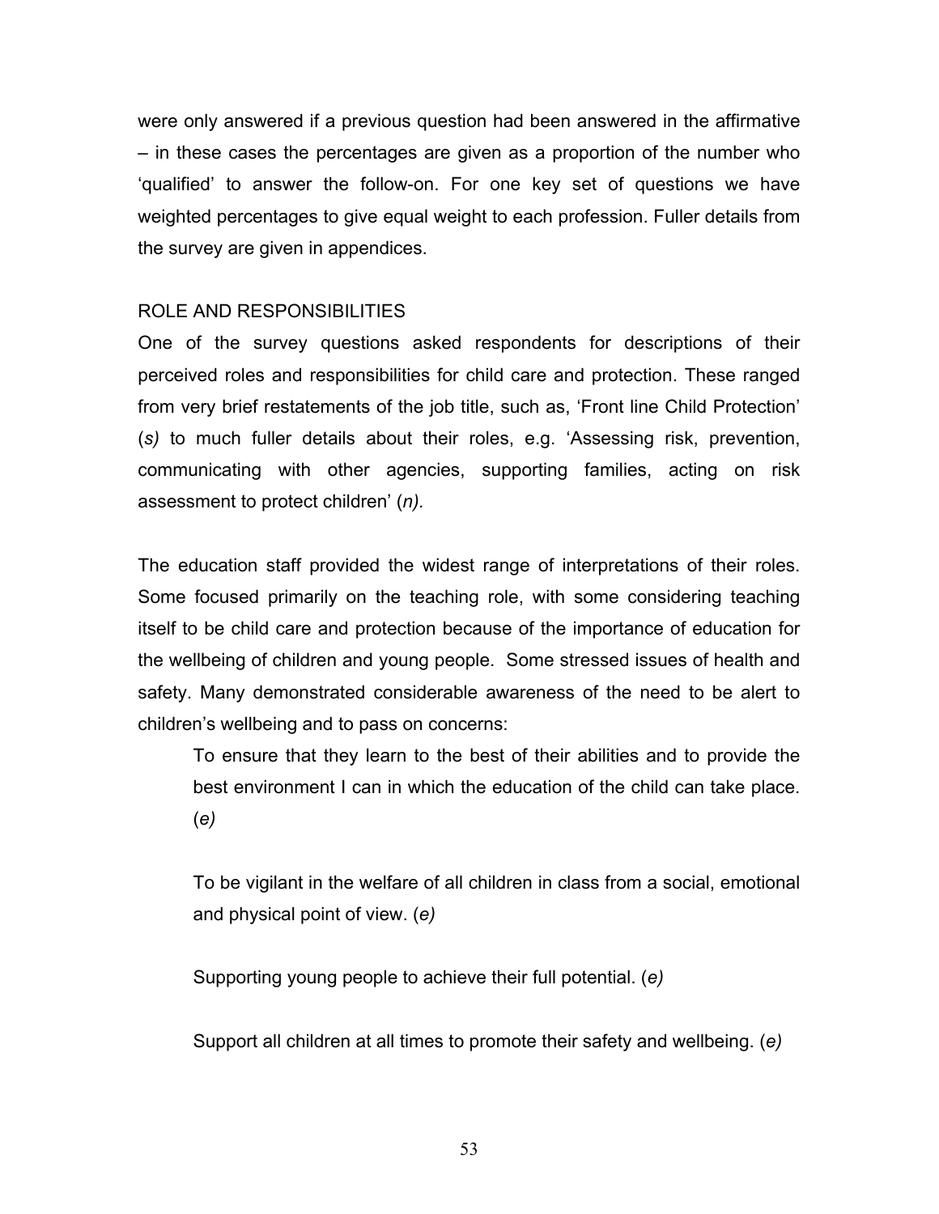were only answered if a previous question had been answered in the affirmative – in these cases the percentages are given as a proportion of the number who 'qualified' to answer the follow-on. For one key set of questions we have weighted percentages to give equal weight to each profession. Fuller details from the survey are given in appendices.

## ROLE AND RESPONSIBILITIES

One of the survey questions asked respondents for descriptions of their perceived roles and responsibilities for child care and protection. These ranged from very brief restatements of the job title, such as, 'Front line Child Protection' (*s)* to much fuller details about their roles, e.g. 'Assessing risk, prevention, communicating with other agencies, supporting families, acting on risk assessment to protect children' (*n).*

The education staff provided the widest range of interpretations of their roles. Some focused primarily on the teaching role, with some considering teaching itself to be child care and protection because of the importance of education for the wellbeing of children and young people. Some stressed issues of health and safety. Many demonstrated considerable awareness of the need to be alert to children's wellbeing and to pass on concerns:

> To ensure that they learn to the best of their abilities and to provide the best environment I can in which the education of the child can take place. (*e)*
>
> To be vigilant in the welfare of all children in class from a social, emotional and physical point of view. (*e)*
>
> Supporting young people to achieve their full potential. (*e)*
>
> Support all children at all times to promote their safety and wellbeing. (*e)*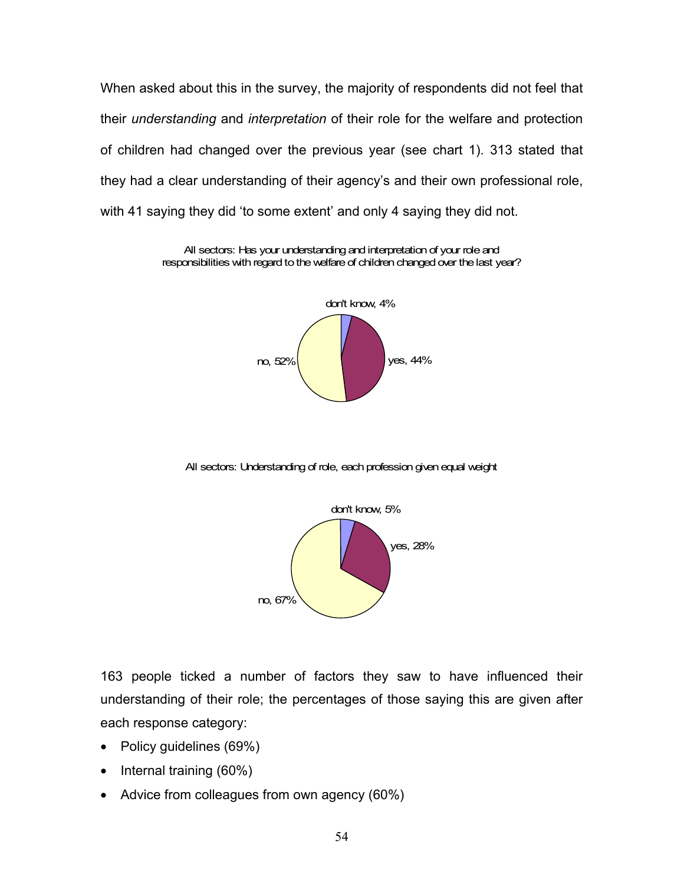When asked about this in the survey, the majority of respondents did not feel that their *understanding* and *interpretation* of their role for the welfare and protection of children had changed over the previous year (see chart 1). 313 stated that they had a clear understanding of their agency's and their own professional role, with 41 saying they did 'to some extent' and only 4 saying they did not.

All sectors: Has your understanding and interpretation of your role and responsibilities with regard to the welfare of children changed over the last year?

don't know, 4%

yes, 44%

no, 52%

All sectors: Understanding of role, each profession given equal weight

don't know, 5%

yes, 28%

no, 67%

163 people ticked a number of factors they saw to have influenced their understanding of their role; the percentages of those saying this are given after each response category:

- Policy guidelines (69%)
- Internal training (60%)
- Advice from colleagues from own agency (60%)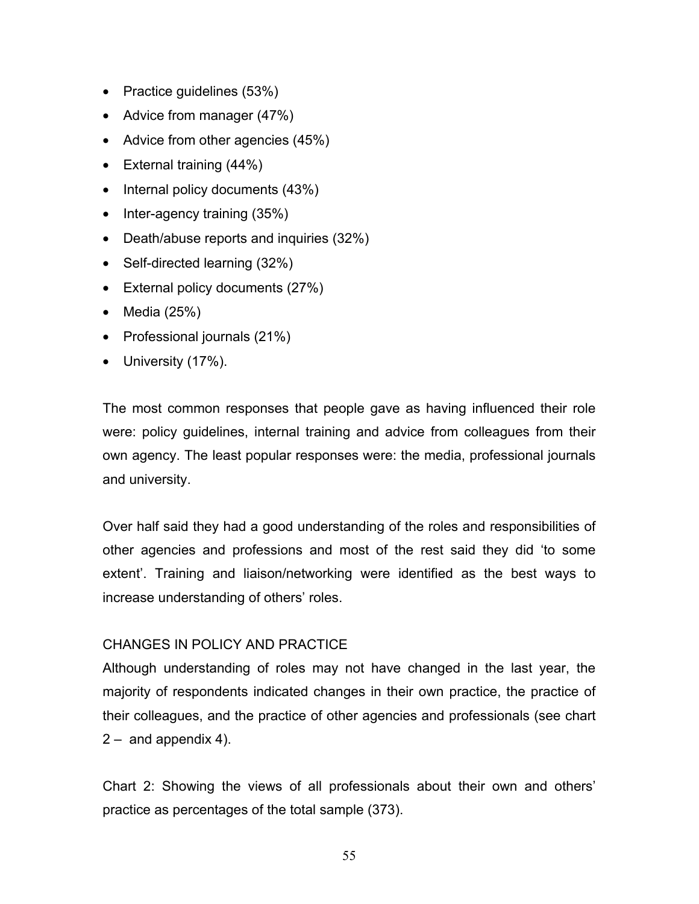- Practice guidelines (53%)
- Advice from manager (47%)
- Advice from other agencies (45%)
- External training (44%)
- Internal policy documents (43%)
- Inter-agency training (35%)
- Death/abuse reports and inquiries (32%)
- Self-directed learning (32%)
- External policy documents (27%)
- Media (25%)
- Professional journals (21%)
- University (17%).

The most common responses that people gave as having influenced their role were: policy guidelines, internal training and advice from colleagues from their own agency. The least popular responses were: the media, professional journals and university.

Over half said they had a good understanding of the roles and responsibilities of other agencies and professions and most of the rest said they did 'to some extent'. Training and liaison/networking were identified as the best ways to increase understanding of others' roles.

## CHANGES IN POLICY AND PRACTICE

Although understanding of roles may not have changed in the last year, the majority of respondents indicated changes in their own practice, the practice of their colleagues, and the practice of other agencies and professionals (see chart 2 – and appendix 4).

Chart 2: Showing the views of all professionals about their own and others' practice as percentages of the total sample (373).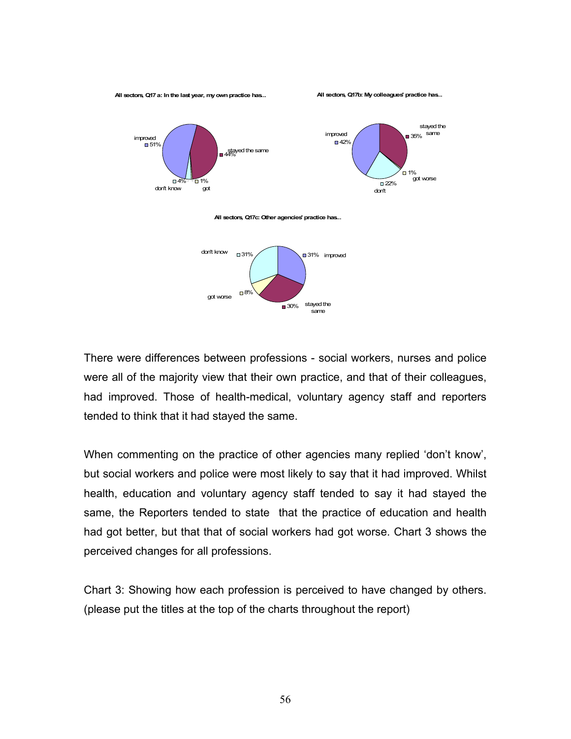All sectors, Q17 a: In the last year, my own practice has...

- improved 51%
- stayed the same 44%
- got 1%
- don't know 4%

All sectors, Q17b: My colleagues' practice has...

- improved 42%
- stayed the same 35%
- got worse 1%
- don't 22%

All sectors, Q17c: Other agencies' practice has...

- improved 31%
- stayed the same 30%
- got worse 8%
- don't know 31%

There were differences between professions - social workers, nurses and police were all of the majority view that their own practice, and that of their colleagues, had improved. Those of health-medical, voluntary agency staff and reporters tended to think that it had stayed the same.

When commenting on the practice of other agencies many replied 'don't know', but social workers and police were most likely to say that it had improved. Whilst health, education and voluntary agency staff tended to say it had stayed the same, the Reporters tended to state that the practice of education and health had got better, but that that of social workers had got worse. Chart 3 shows the perceived changes for all professions.

Chart 3: Showing how each profession is perceived to have changed by others. (please put the titles at the top of the charts throughout the report)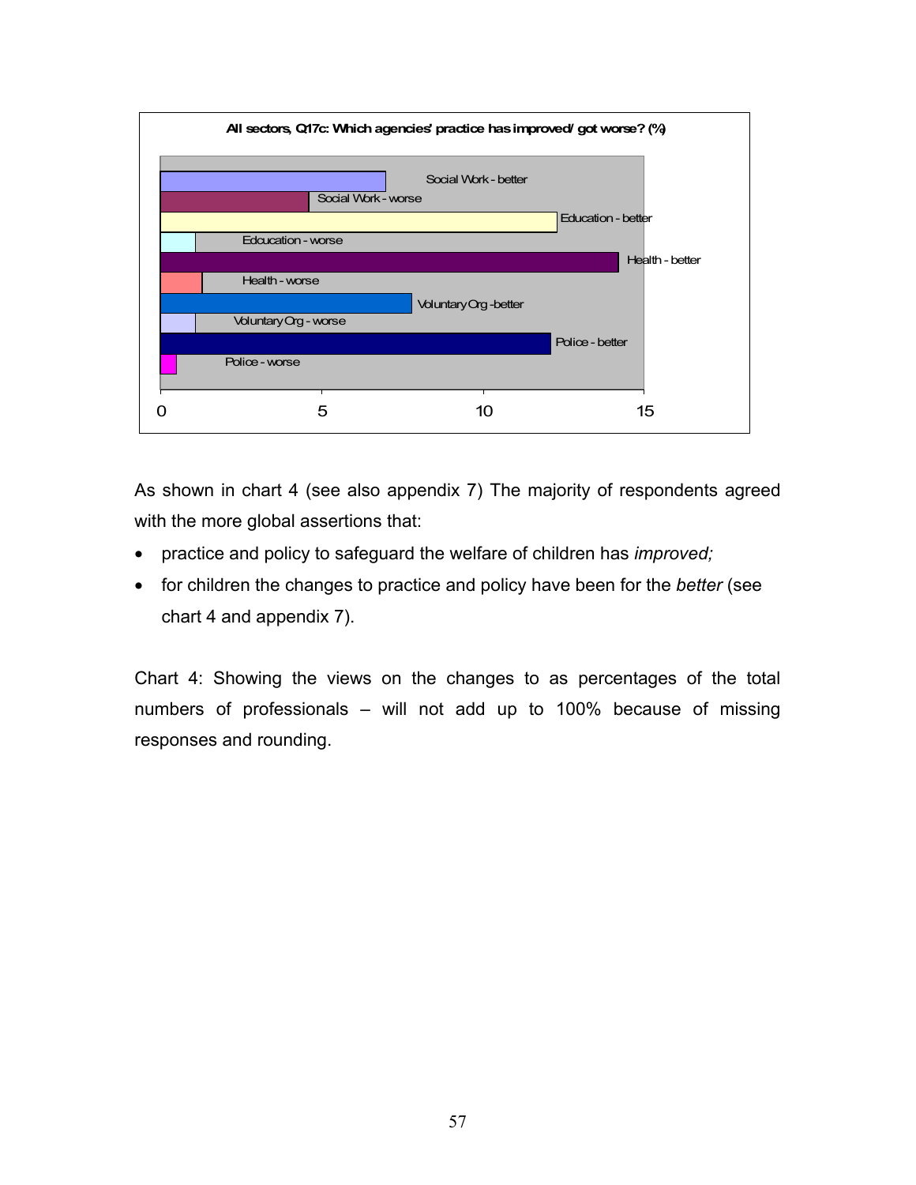All sectors, Q17c: Which agencies' practice has improved/ got worse? (%)

| Agency | % |
|---|---|
| Social Work - better | 7 |
| Social Work - worse | 4.6 |
| Education - better | 12.3 |
| Edcucation - worse | 1.1 |
| Health - better | 14.2 |
| Health - worse | 1.3 |
| Voluntary Org -better | 7.8 |
| Voluntary Org - worse | 1.1 |
| Police - better | 12.1 |
| Police - worse | 0.5 |

Values estimated from the bar chart (axis 0–15).

As shown in chart 4 (see also appendix 7) The majority of respondents agreed with the more global assertions that:

- practice and policy to safeguard the welfare of children has *improved;*
- for children the changes to practice and policy have been for the *better* (see chart 4 and appendix 7).

Chart 4: Showing the views on the changes to as percentages of the total numbers of professionals – will not add up to 100% because of missing responses and rounding.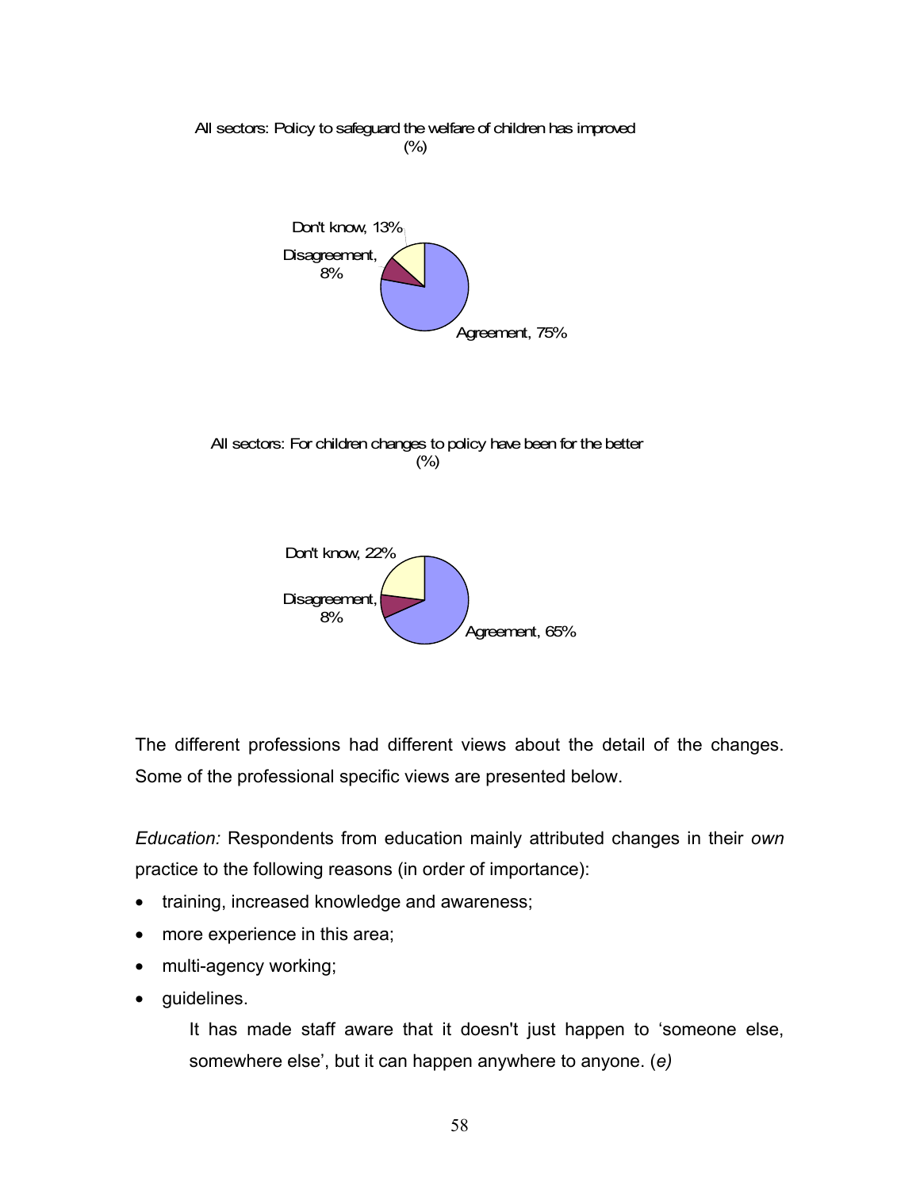All sectors: Policy to safeguard the welfare of children has improved (%)

| Response | % |
|---|---|
| Agreement | 75% |
| Disagreement | 8% |
| Don't know | 13% |

All sectors: For children changes to policy have been for the better (%)

| Response | % |
|---|---|
| Agreement | 65% |
| Disagreement | 8% |
| Don't know | 22% |

The different professions had different views about the detail of the changes. Some of the professional specific views are presented below.

*Education:* Respondents from education mainly attributed changes in their *own* practice to the following reasons (in order of importance):

- training, increased knowledge and awareness;
- more experience in this area;
- multi-agency working;
- guidelines.

> It has made staff aware that it doesn't just happen to 'someone else, somewhere else', but it can happen anywhere to anyone. (*e)*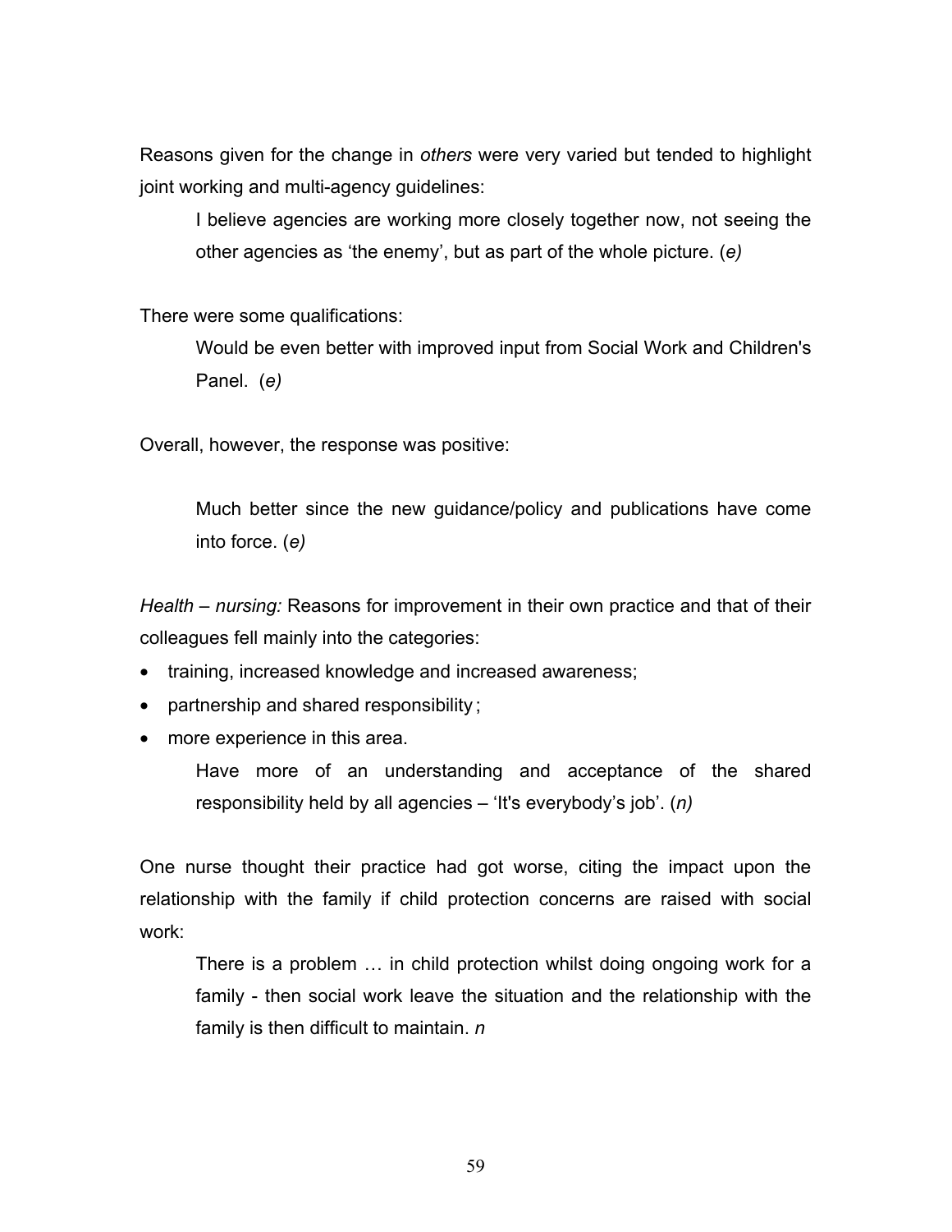Reasons given for the change in *others* were very varied but tended to highlight joint working and multi-agency guidelines:

> I believe agencies are working more closely together now, not seeing the other agencies as 'the enemy', but as part of the whole picture. (*e)*

There were some qualifications:

> Would be even better with improved input from Social Work and Children's Panel. (*e)*

Overall, however, the response was positive:

> Much better since the new guidance/policy and publications have come into force. (*e)*

*Health – nursing:* Reasons for improvement in their own practice and that of their colleagues fell mainly into the categories:

- training, increased knowledge and increased awareness;
- partnership and shared responsibility;
- more experience in this area.

> Have more of an understanding and acceptance of the shared responsibility held by all agencies – 'It's everybody's job'. (*n)*

One nurse thought their practice had got worse, citing the impact upon the relationship with the family if child protection concerns are raised with social work:

> There is a problem … in child protection whilst doing ongoing work for a family - then social work leave the situation and the relationship with the family is then difficult to maintain. *n*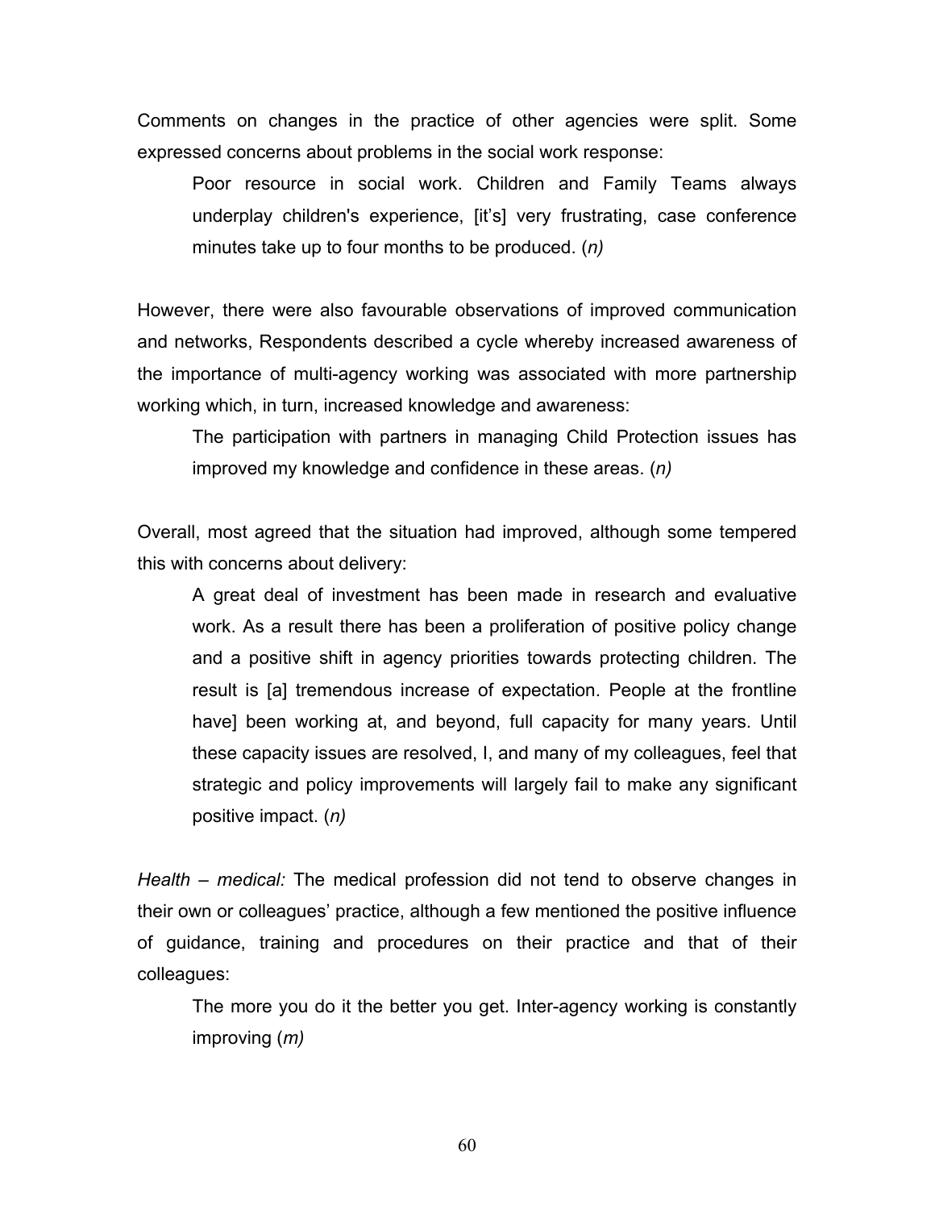Comments on changes in the practice of other agencies were split. Some expressed concerns about problems in the social work response:

> Poor resource in social work. Children and Family Teams always underplay children's experience, [it's] very frustrating, case conference minutes take up to four months to be produced. (*n)*

However, there were also favourable observations of improved communication and networks, Respondents described a cycle whereby increased awareness of the importance of multi-agency working was associated with more partnership working which, in turn, increased knowledge and awareness:

> The participation with partners in managing Child Protection issues has improved my knowledge and confidence in these areas. (*n)*

Overall, most agreed that the situation had improved, although some tempered this with concerns about delivery:

> A great deal of investment has been made in research and evaluative work. As a result there has been a proliferation of positive policy change and a positive shift in agency priorities towards protecting children. The result is [a] tremendous increase of expectation. People at the frontline have] been working at, and beyond, full capacity for many years. Until these capacity issues are resolved, I, and many of my colleagues, feel that strategic and policy improvements will largely fail to make any significant positive impact. (*n)*

*Health – medical:* The medical profession did not tend to observe changes in their own or colleagues' practice, although a few mentioned the positive influence of guidance, training and procedures on their practice and that of their colleagues:

> The more you do it the better you get. Inter-agency working is constantly improving (*m)*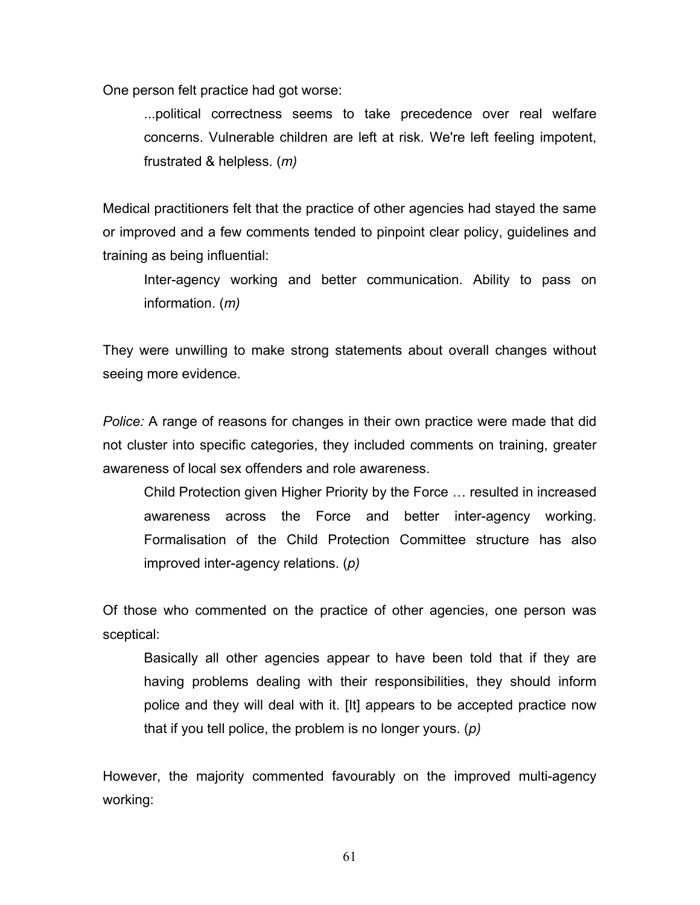One person felt practice had got worse:

> ...political correctness seems to take precedence over real welfare concerns. Vulnerable children are left at risk. We're left feeling impotent, frustrated & helpless. (*m)*

Medical practitioners felt that the practice of other agencies had stayed the same or improved and a few comments tended to pinpoint clear policy, guidelines and training as being influential:

> Inter-agency working and better communication. Ability to pass on information. (*m)*

They were unwilling to make strong statements about overall changes without seeing more evidence.

*Police:* A range of reasons for changes in their own practice were made that did not cluster into specific categories, they included comments on training, greater awareness of local sex offenders and role awareness.

> Child Protection given Higher Priority by the Force … resulted in increased awareness across the Force and better inter-agency working. Formalisation of the Child Protection Committee structure has also improved inter-agency relations. (*p)*

Of those who commented on the practice of other agencies, one person was sceptical:

> Basically all other agencies appear to have been told that if they are having problems dealing with their responsibilities, they should inform police and they will deal with it. [It] appears to be accepted practice now that if you tell police, the problem is no longer yours. (*p)*

However, the majority commented favourably on the improved multi-agency working: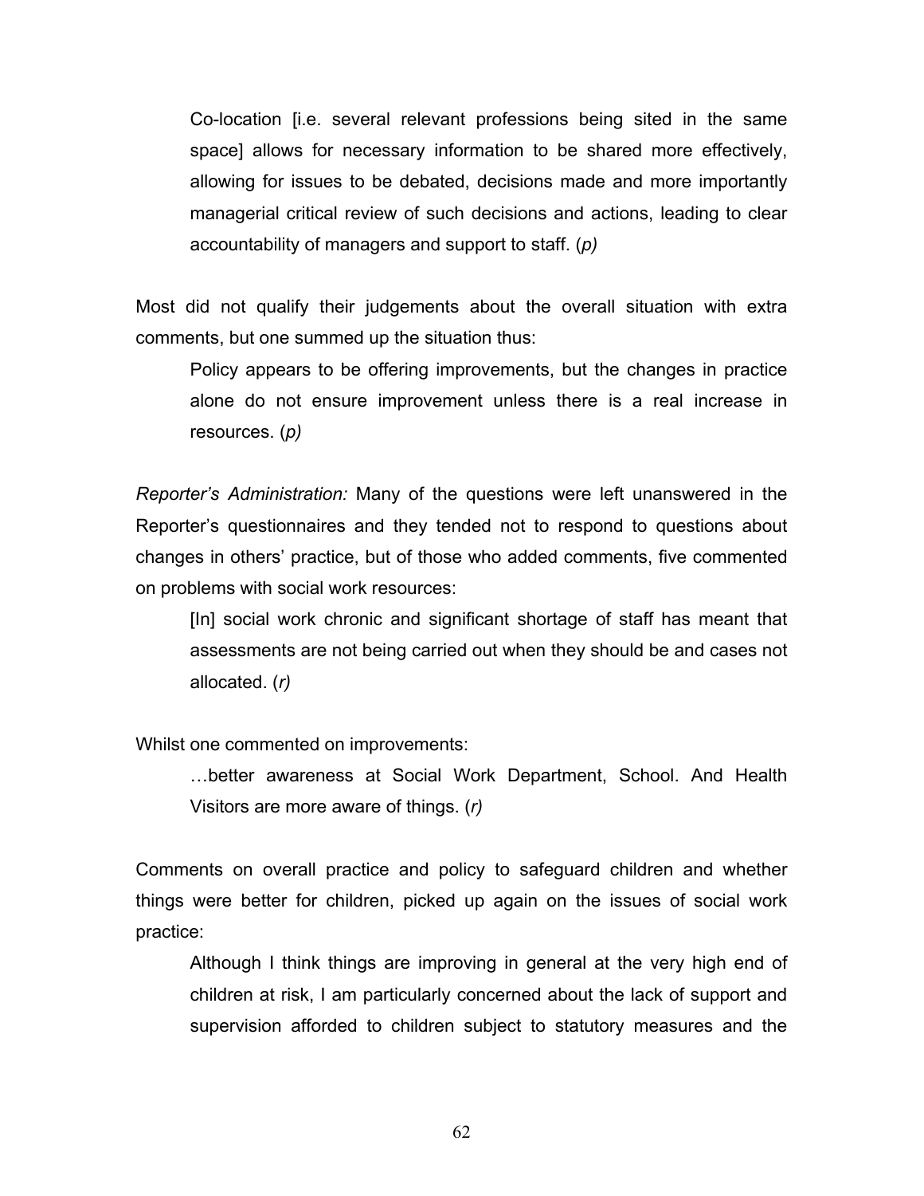> Co-location [i.e. several relevant professions being sited in the same space] allows for necessary information to be shared more effectively, allowing for issues to be debated, decisions made and more importantly managerial critical review of such decisions and actions, leading to clear accountability of managers and support to staff. (*p)*

Most did not qualify their judgements about the overall situation with extra comments, but one summed up the situation thus:

> Policy appears to be offering improvements, but the changes in practice alone do not ensure improvement unless there is a real increase in resources. (*p)*

*Reporter's Administration:* Many of the questions were left unanswered in the Reporter's questionnaires and they tended not to respond to questions about changes in others' practice, but of those who added comments, five commented on problems with social work resources:

> [In] social work chronic and significant shortage of staff has meant that assessments are not being carried out when they should be and cases not allocated. (*r)*

Whilst one commented on improvements:

> …better awareness at Social Work Department, School. And Health Visitors are more aware of things. (*r)*

Comments on overall practice and policy to safeguard children and whether things were better for children, picked up again on the issues of social work practice:

> Although I think things are improving in general at the very high end of children at risk, I am particularly concerned about the lack of support and supervision afforded to children subject to statutory measures and the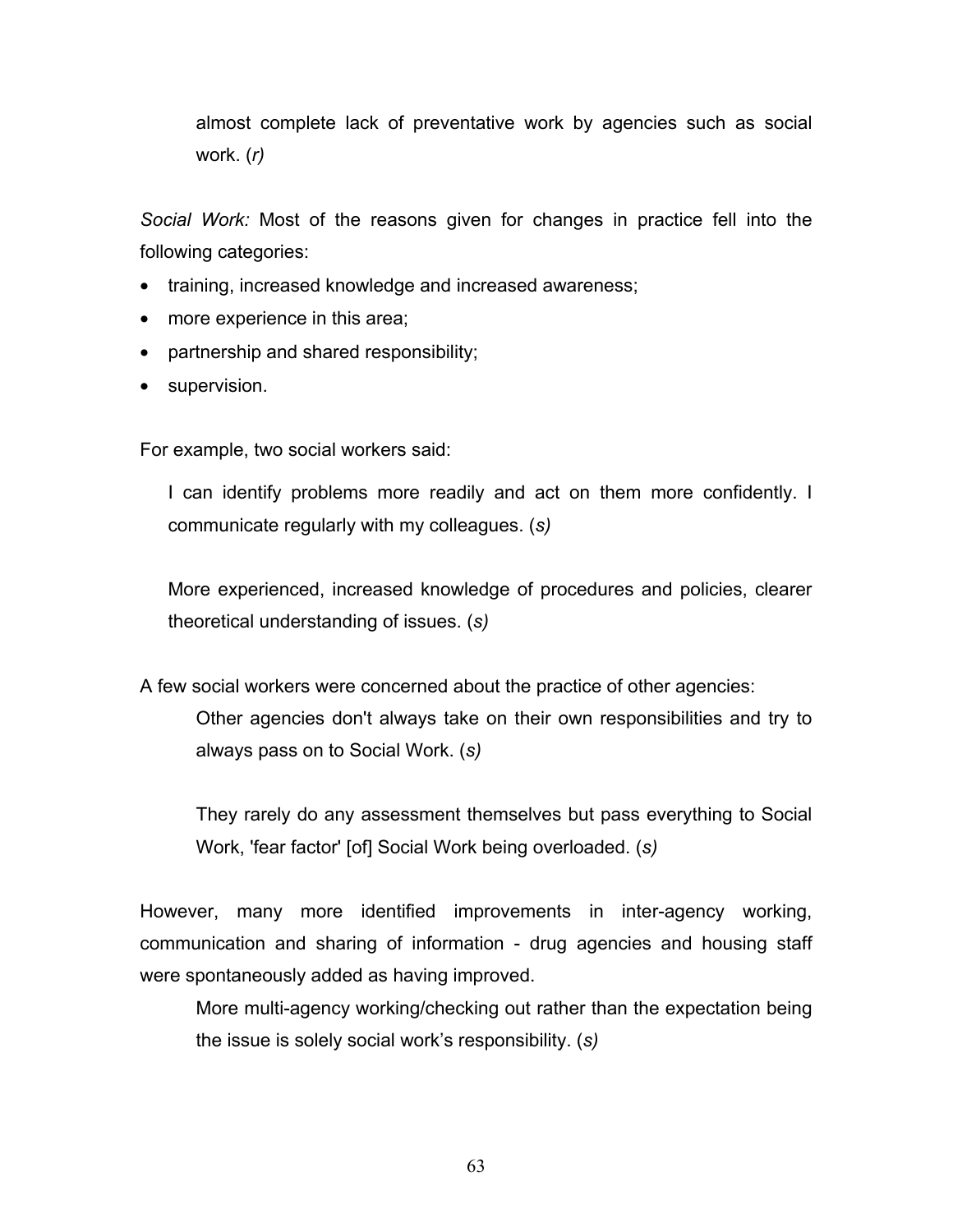> almost complete lack of preventative work by agencies such as social work. (*r)*

*Social Work:* Most of the reasons given for changes in practice fell into the following categories:

- training, increased knowledge and increased awareness;
- more experience in this area;
- partnership and shared responsibility;
- supervision.

For example, two social workers said:

> I can identify problems more readily and act on them more confidently. I communicate regularly with my colleagues. (*s)*

> More experienced, increased knowledge of procedures and policies, clearer theoretical understanding of issues. (*s)*

A few social workers were concerned about the practice of other agencies:

> Other agencies don't always take on their own responsibilities and try to always pass on to Social Work. (*s)*

> They rarely do any assessment themselves but pass everything to Social Work, 'fear factor' [of] Social Work being overloaded. (*s)*

However, many more identified improvements in inter-agency working, communication and sharing of information - drug agencies and housing staff were spontaneously added as having improved.

> More multi-agency working/checking out rather than the expectation being the issue is solely social work's responsibility. (*s)*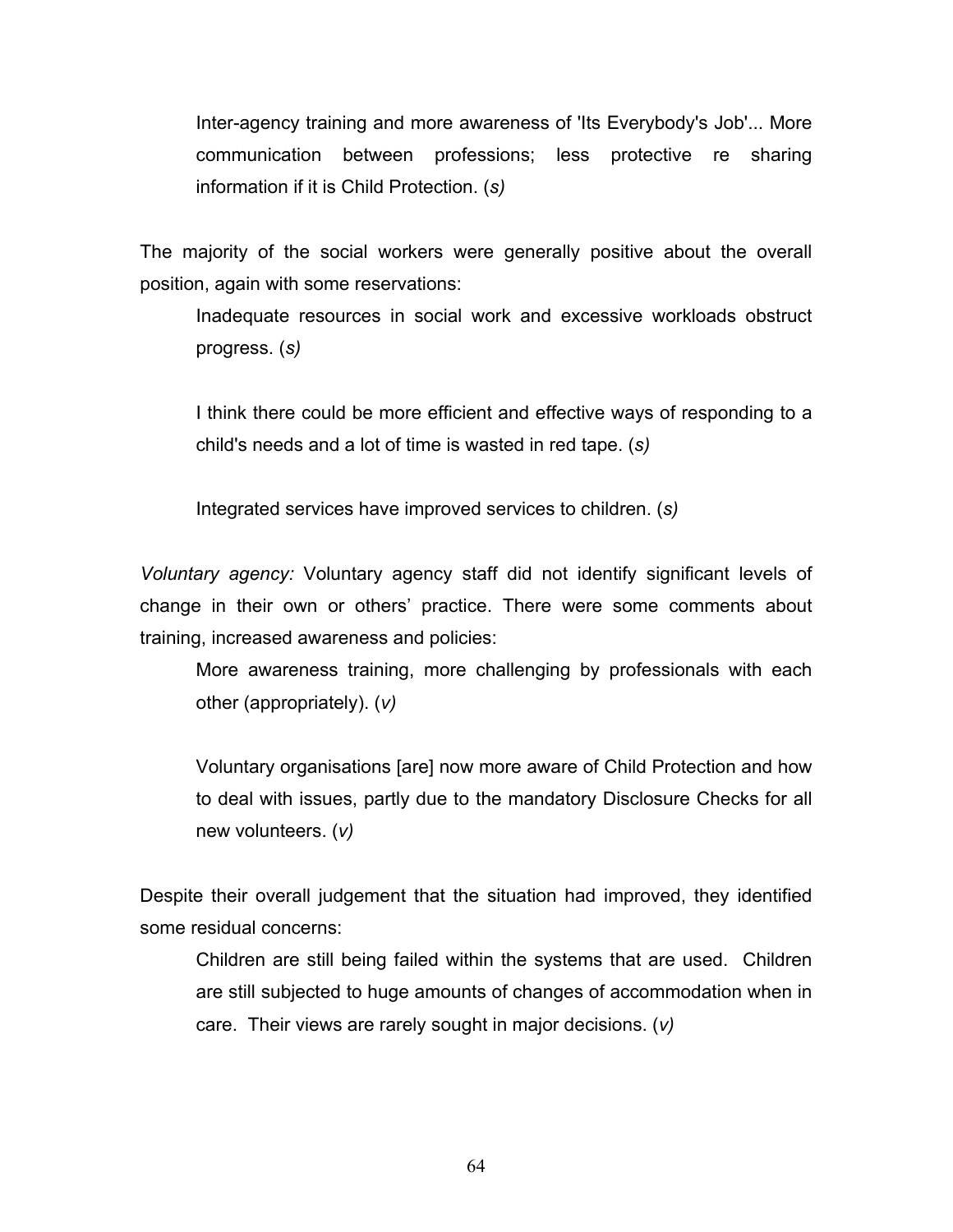> Inter-agency training and more awareness of 'Its Everybody's Job'... More communication between professions; less protective re sharing information if it is Child Protection. (*s)*

The majority of the social workers were generally positive about the overall position, again with some reservations:

> Inadequate resources in social work and excessive workloads obstruct progress. (*s)*
>
> I think there could be more efficient and effective ways of responding to a child's needs and a lot of time is wasted in red tape. (*s)*
>
> Integrated services have improved services to children. (*s)*

*Voluntary agency:* Voluntary agency staff did not identify significant levels of change in their own or others' practice. There were some comments about training, increased awareness and policies:

> More awareness training, more challenging by professionals with each other (appropriately). (*v)*
>
> Voluntary organisations [are] now more aware of Child Protection and how to deal with issues, partly due to the mandatory Disclosure Checks for all new volunteers. (*v)*

Despite their overall judgement that the situation had improved, they identified some residual concerns:

> Children are still being failed within the systems that are used. Children are still subjected to huge amounts of changes of accommodation when in care. Their views are rarely sought in major decisions. (*v)*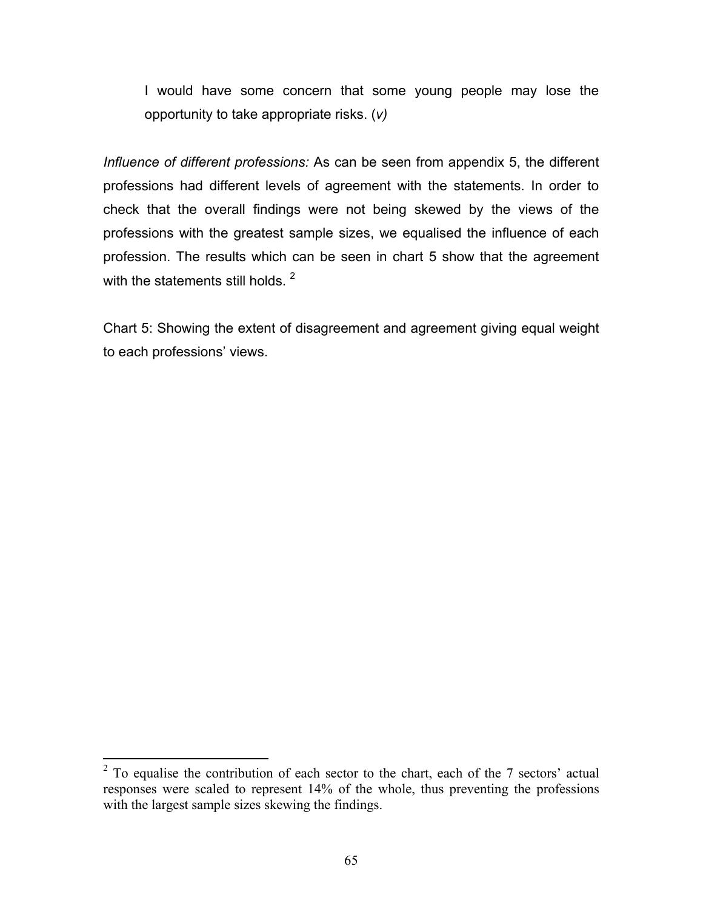> I would have some concern that some young people may lose the opportunity to take appropriate risks. (*v)*

*Influence of different professions:* As can be seen from appendix 5, the different professions had different levels of agreement with the statements. In order to check that the overall findings were not being skewed by the views of the professions with the greatest sample sizes, we equalised the influence of each profession. The results which can be seen in chart 5 show that the agreement with the statements still holds. [2]

Chart 5: Showing the extent of disagreement and agreement giving equal weight to each professions' views.

[2] To equalise the contribution of each sector to the chart, each of the 7 sectors' actual responses were scaled to represent 14% of the whole, thus preventing the professions with the largest sample sizes skewing the findings.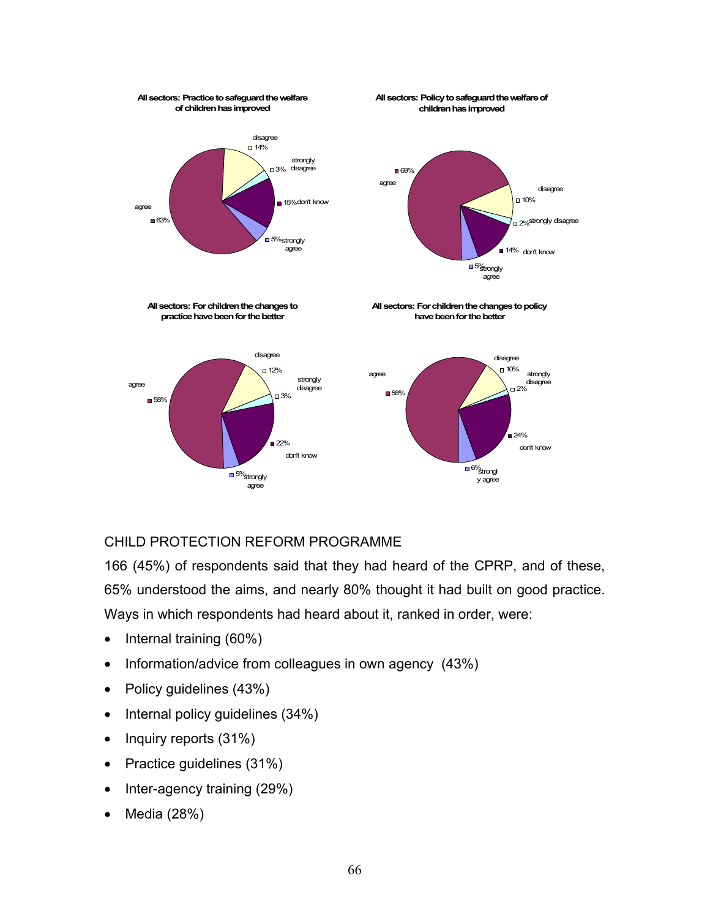**All sectors: Practice to safeguard the welfare of children has improved**

| Response | % |
|---|---|
| agree | 63% |
| disagree | 14% |
| strongly disagree | 3% |
| don't know | 15% |
| strongly agree | 5% |

**All sectors: Policy to safeguard the welfare of children has improved**

| Response | % |
|---|---|
| agree | 69% |
| disagree | 10% |
| strongly disagree | 2% |
| don't know | 14% |
| strongly agree | 5% |

**All sectors: For children the changes to practice have been for the better**

| Response | % |
|---|---|
| agree | 58% |
| disagree | 12% |
| strongly disagree | 3% |
| don't know | 22% |
| strongly agree | 5% |

**All sectors: For children the changes to policy have been for the better**

| Response | % |
|---|---|
| agree | 58% |
| disagree | 10% |
| strongly disagree | 2% |
| don't know | 24% |
| strongly agree | 6% |

CHILD PROTECTION REFORM PROGRAMME

166 (45%) of respondents said that they had heard of the CPRP, and of these, 65% understood the aims, and nearly 80% thought it had built on good practice. Ways in which respondents had heard about it, ranked in order, were:

- Internal training (60%)
- Information/advice from colleagues in own agency (43%)
- Policy guidelines (43%)
- Internal policy guidelines (34%)
- Inquiry reports (31%)
- Practice guidelines (31%)
- Inter-agency training (29%)
- Media (28%)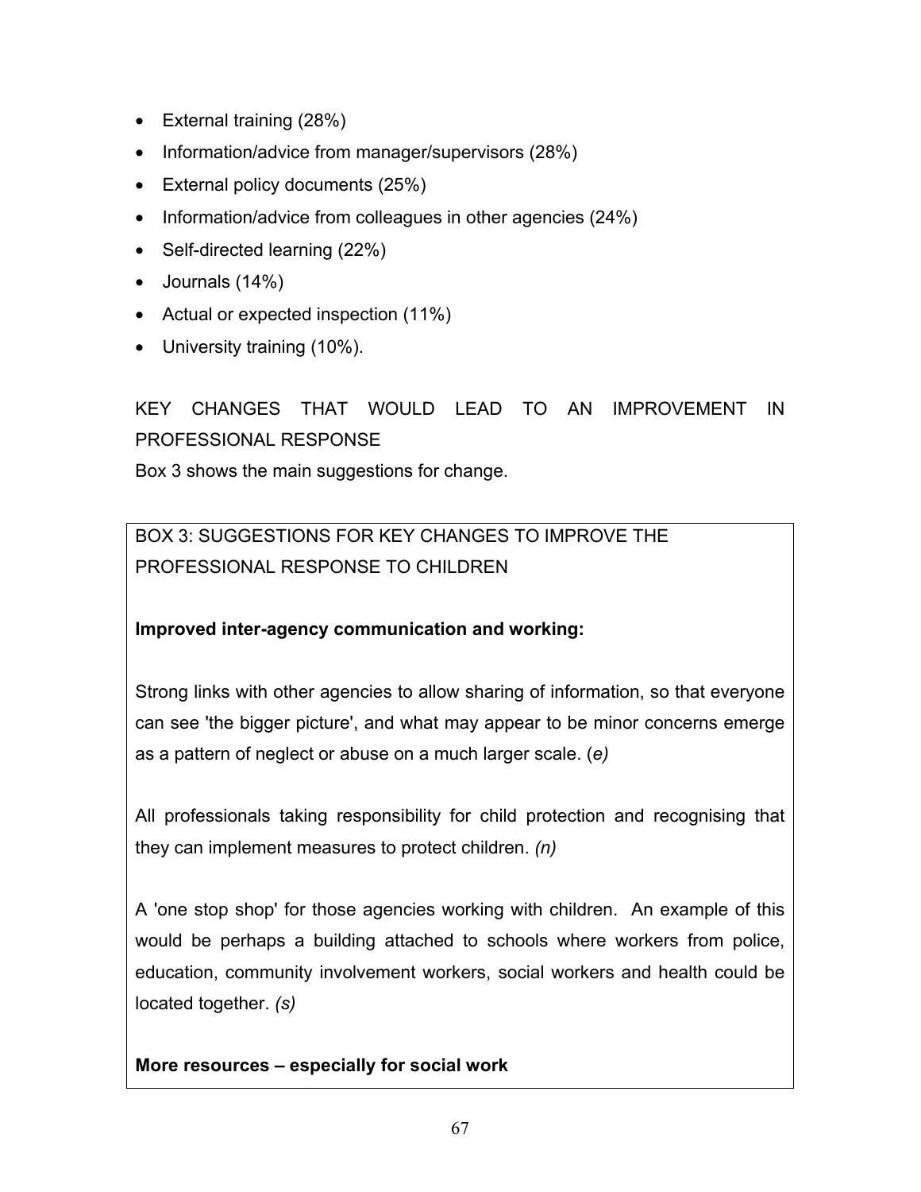- External training (28%)
- Information/advice from manager/supervisors (28%)
- External policy documents (25%)
- Information/advice from colleagues in other agencies (24%)
- Self-directed learning (22%)
- Journals (14%)
- Actual or expected inspection (11%)
- University training (10%).

## KEY CHANGES THAT WOULD LEAD TO AN IMPROVEMENT IN PROFESSIONAL RESPONSE

Box 3 shows the main suggestions for change.

BOX 3: SUGGESTIONS FOR KEY CHANGES TO IMPROVE THE PROFESSIONAL RESPONSE TO CHILDREN

**Improved inter-agency communication and working:**

Strong links with other agencies to allow sharing of information, so that everyone can see 'the bigger picture', and what may appear to be minor concerns emerge as a pattern of neglect or abuse on a much larger scale. (*e)*

All professionals taking responsibility for child protection and recognising that they can implement measures to protect children. *(n)*

A 'one stop shop' for those agencies working with children. An example of this would be perhaps a building attached to schools where workers from police, education, community involvement workers, social workers and health could be located together. *(s)*

**More resources – especially for social work**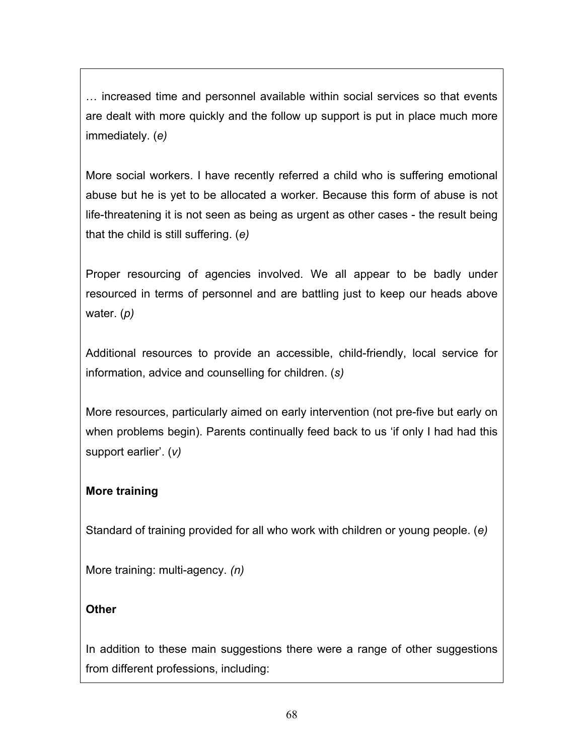… increased time and personnel available within social services so that events are dealt with more quickly and the follow up support is put in place much more immediately. (*e)*

More social workers. I have recently referred a child who is suffering emotional abuse but he is yet to be allocated a worker. Because this form of abuse is not life-threatening it is not seen as being as urgent as other cases - the result being that the child is still suffering. (*e)*

Proper resourcing of agencies involved. We all appear to be badly under resourced in terms of personnel and are battling just to keep our heads above water. (*p)*

Additional resources to provide an accessible, child-friendly, local service for information, advice and counselling for children. (*s)*

More resources, particularly aimed on early intervention (not pre-five but early on when problems begin). Parents continually feed back to us 'if only I had had this support earlier'. (*v)*

**More training**

Standard of training provided for all who work with children or young people. (*e)*

More training: multi-agency. *(n)*

**Other**

In addition to these main suggestions there were a range of other suggestions from different professions, including: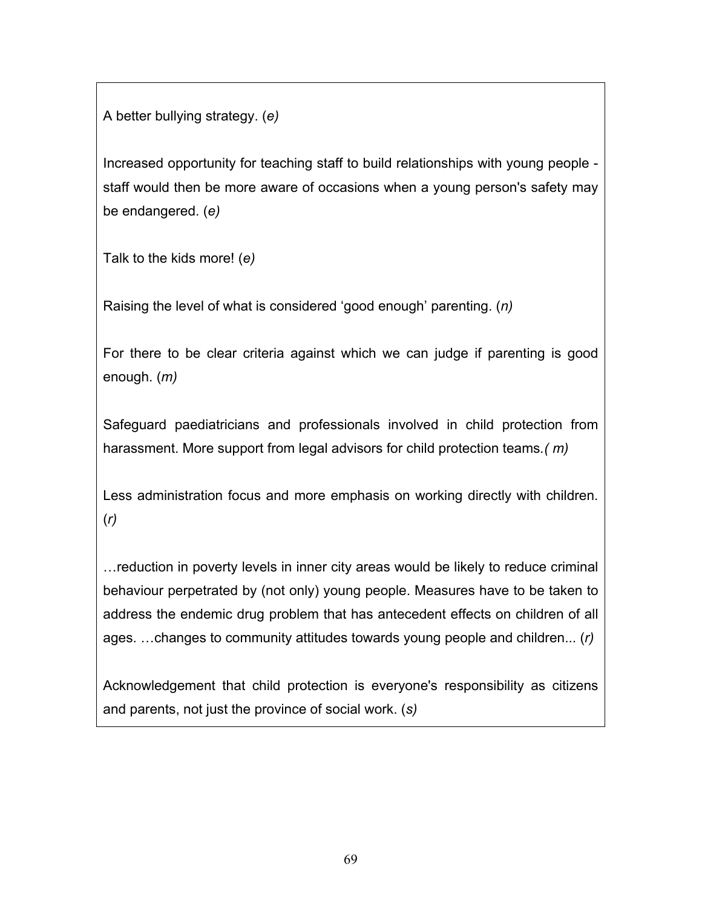A better bullying strategy. (*e)*

Increased opportunity for teaching staff to build relationships with young people - staff would then be more aware of occasions when a young person's safety may be endangered. (*e)*

Talk to the kids more! (*e)*

Raising the level of what is considered ‘good enough’ parenting. (*n)*

For there to be clear criteria against which we can judge if parenting is good enough. (*m)*

Safeguard paediatricians and professionals involved in child protection from harassment. More support from legal advisors for child protection teams.*( m)*

Less administration focus and more emphasis on working directly with children. (*r)*

…reduction in poverty levels in inner city areas would be likely to reduce criminal behaviour perpetrated by (not only) young people. Measures have to be taken to address the endemic drug problem that has antecedent effects on children of all ages. …changes to community attitudes towards young people and children... (*r)*

Acknowledgement that child protection is everyone's responsibility as citizens and parents, not just the province of social work. (*s)*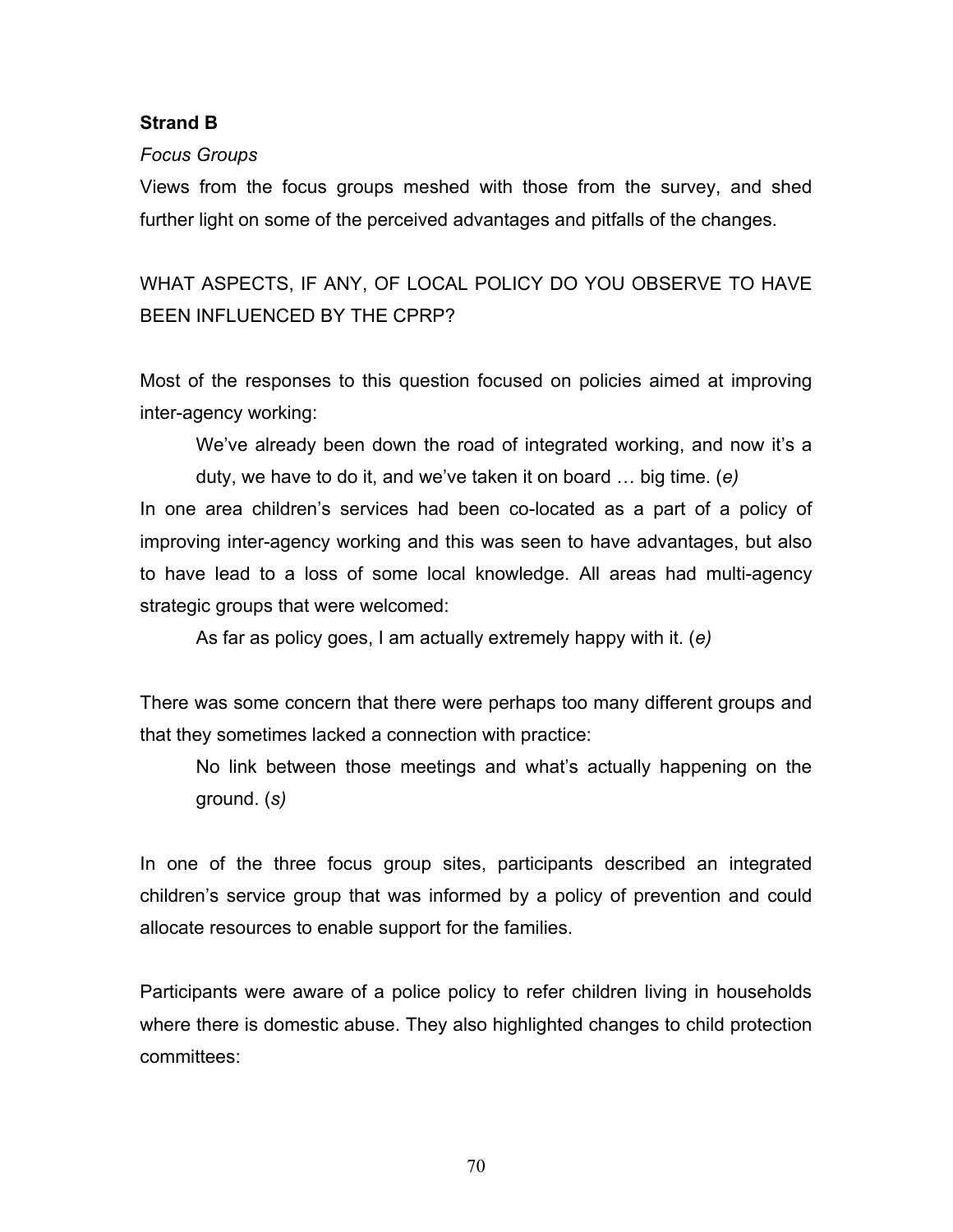**Strand B**

*Focus Groups*

Views from the focus groups meshed with those from the survey, and shed further light on some of the perceived advantages and pitfalls of the changes.

WHAT ASPECTS, IF ANY, OF LOCAL POLICY DO YOU OBSERVE TO HAVE BEEN INFLUENCED BY THE CPRP?

Most of the responses to this question focused on policies aimed at improving inter-agency working:

> We've already been down the road of integrated working, and now it's a duty, we have to do it, and we've taken it on board … big time. (*e)*

In one area children's services had been co-located as a part of a policy of improving inter-agency working and this was seen to have advantages, but also to have lead to a loss of some local knowledge. All areas had multi-agency strategic groups that were welcomed:

> As far as policy goes, I am actually extremely happy with it. (*e)*

There was some concern that there were perhaps too many different groups and that they sometimes lacked a connection with practice:

> No link between those meetings and what's actually happening on the ground. (*s)*

In one of the three focus group sites, participants described an integrated children's service group that was informed by a policy of prevention and could allocate resources to enable support for the families.

Participants were aware of a police policy to refer children living in households where there is domestic abuse. They also highlighted changes to child protection committees: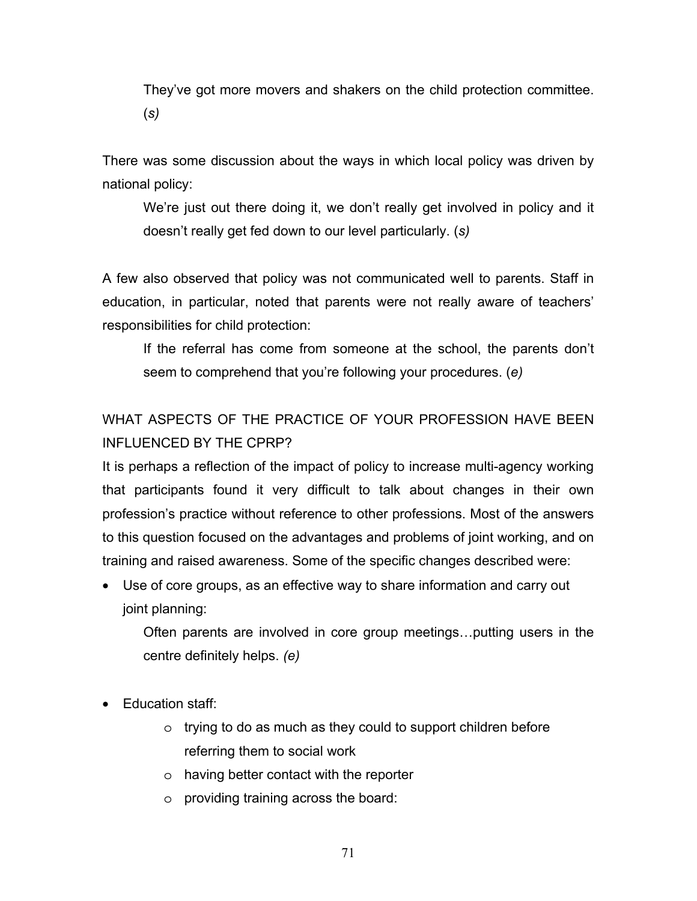> They've got more movers and shakers on the child protection committee. (*s)*

There was some discussion about the ways in which local policy was driven by national policy:

> We're just out there doing it, we don't really get involved in policy and it doesn't really get fed down to our level particularly. (*s)*

A few also observed that policy was not communicated well to parents. Staff in education, in particular, noted that parents were not really aware of teachers' responsibilities for child protection:

> If the referral has come from someone at the school, the parents don't seem to comprehend that you're following your procedures. (*e)*

WHAT ASPECTS OF THE PRACTICE OF YOUR PROFESSION HAVE BEEN INFLUENCED BY THE CPRP?

It is perhaps a reflection of the impact of policy to increase multi-agency working that participants found it very difficult to talk about changes in their own profession's practice without reference to other professions. Most of the answers to this question focused on the advantages and problems of joint working, and on training and raised awareness. Some of the specific changes described were:

- Use of core groups, as an effective way to share information and carry out joint planning:

  > Often parents are involved in core group meetings…putting users in the centre definitely helps. *(e)*

- Education staff:
  - trying to do as much as they could to support children before referring them to social work
  - having better contact with the reporter
  - providing training across the board: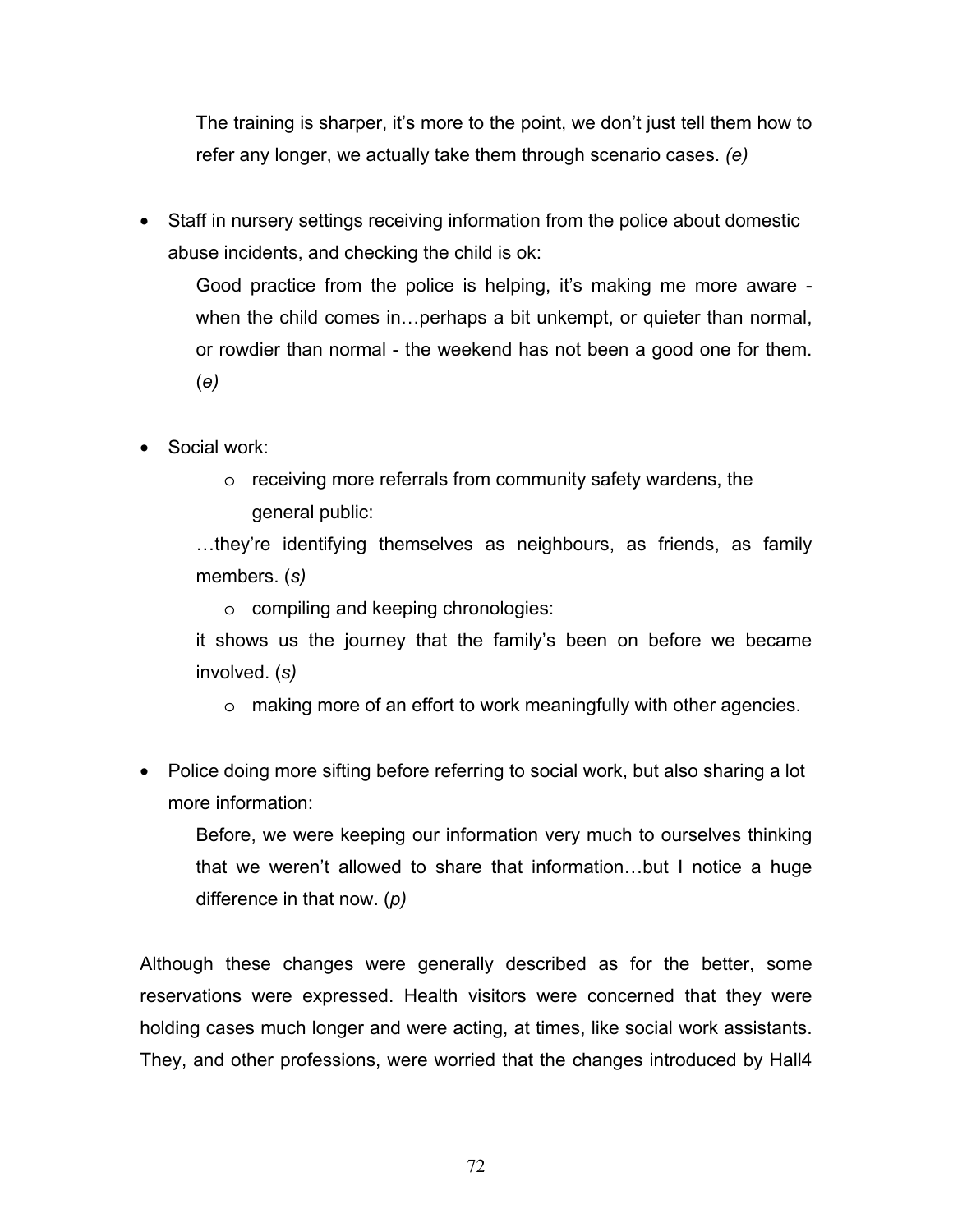> The training is sharper, it's more to the point, we don't just tell them how to refer any longer, we actually take them through scenario cases. *(e)*

- Staff in nursery settings receiving information from the police about domestic abuse incidents, and checking the child is ok:

  > Good practice from the police is helping, it's making me more aware - when the child comes in…perhaps a bit unkempt, or quieter than normal, or rowdier than normal - the weekend has not been a good one for them. (*e)*

- Social work:
  - receiving more referrals from community safety wardens, the general public:

  > …they're identifying themselves as neighbours, as friends, as family members. (*s)*

  - compiling and keeping chronologies:

  > it shows us the journey that the family's been on before we became involved. (*s)*

  - making more of an effort to work meaningfully with other agencies.

- Police doing more sifting before referring to social work, but also sharing a lot more information:

  > Before, we were keeping our information very much to ourselves thinking that we weren't allowed to share that information…but I notice a huge difference in that now. (*p)*

Although these changes were generally described as for the better, some reservations were expressed. Health visitors were concerned that they were holding cases much longer and were acting, at times, like social work assistants. They, and other professions, were worried that the changes introduced by Hall4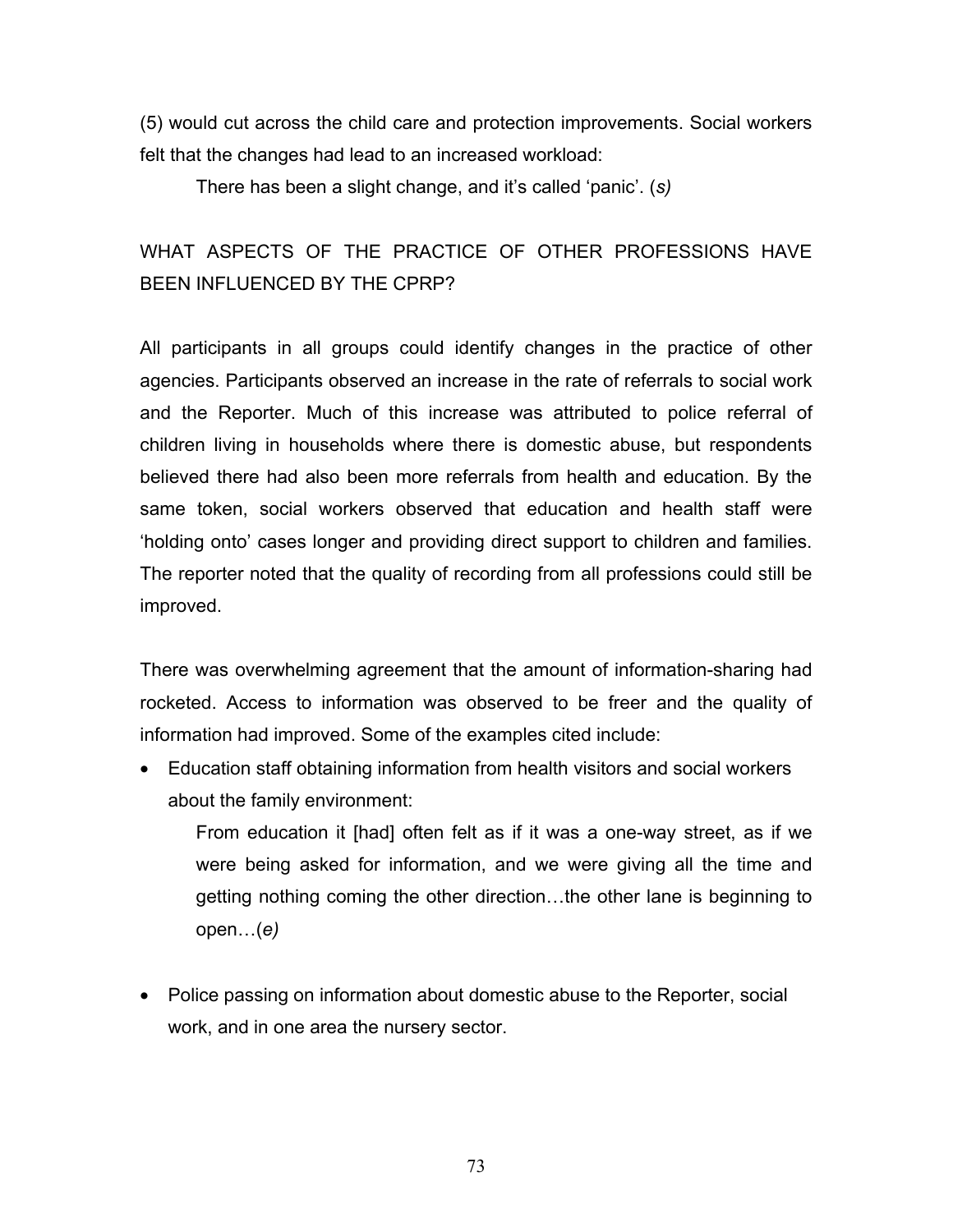(5) would cut across the child care and protection improvements. Social workers felt that the changes had lead to an increased workload:

> There has been a slight change, and it's called 'panic'. (*s)*

## WHAT ASPECTS OF THE PRACTICE OF OTHER PROFESSIONS HAVE BEEN INFLUENCED BY THE CPRP?

All participants in all groups could identify changes in the practice of other agencies. Participants observed an increase in the rate of referrals to social work and the Reporter. Much of this increase was attributed to police referral of children living in households where there is domestic abuse, but respondents believed there had also been more referrals from health and education. By the same token, social workers observed that education and health staff were 'holding onto' cases longer and providing direct support to children and families. The reporter noted that the quality of recording from all professions could still be improved.

There was overwhelming agreement that the amount of information-sharing had rocketed. Access to information was observed to be freer and the quality of information had improved. Some of the examples cited include:

- Education staff obtaining information from health visitors and social workers about the family environment:

  > From education it [had] often felt as if it was a one-way street, as if we were being asked for information, and we were giving all the time and getting nothing coming the other direction…the other lane is beginning to open…(*e)*

- Police passing on information about domestic abuse to the Reporter, social work, and in one area the nursery sector.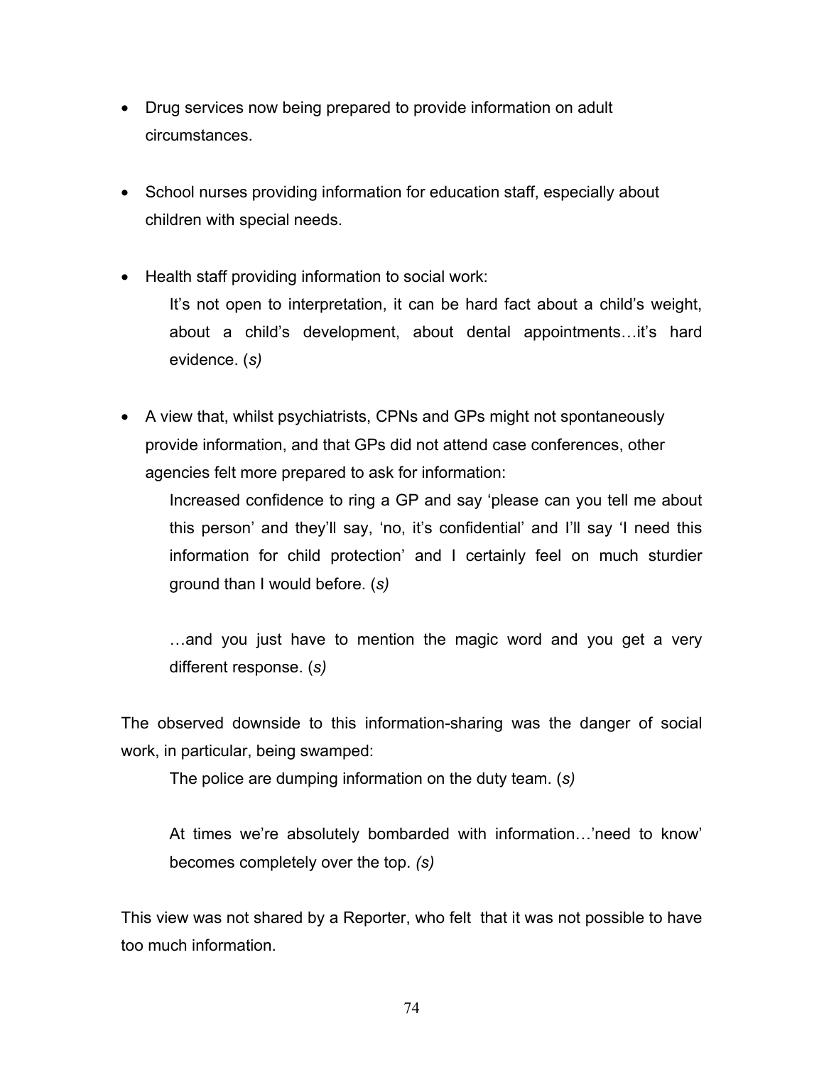- Drug services now being prepared to provide information on adult circumstances.

- School nurses providing information for education staff, especially about children with special needs.

- Health staff providing information to social work:

  > It's not open to interpretation, it can be hard fact about a child's weight, about a child's development, about dental appointments…it's hard evidence. (*s)*

- A view that, whilst psychiatrists, CPNs and GPs might not spontaneously provide information, and that GPs did not attend case conferences, other agencies felt more prepared to ask for information:

  > Increased confidence to ring a GP and say 'please can you tell me about this person' and they'll say, 'no, it's confidential' and I'll say 'I need this information for child protection' and I certainly feel on much sturdier ground than I would before. (*s)*
  >
  > …and you just have to mention the magic word and you get a very different response. (*s)*

The observed downside to this information-sharing was the danger of social work, in particular, being swamped:

> The police are dumping information on the duty team. (*s)*
>
> At times we're absolutely bombarded with information…'need to know' becomes completely over the top. *(s)*

This view was not shared by a Reporter, who felt that it was not possible to have too much information.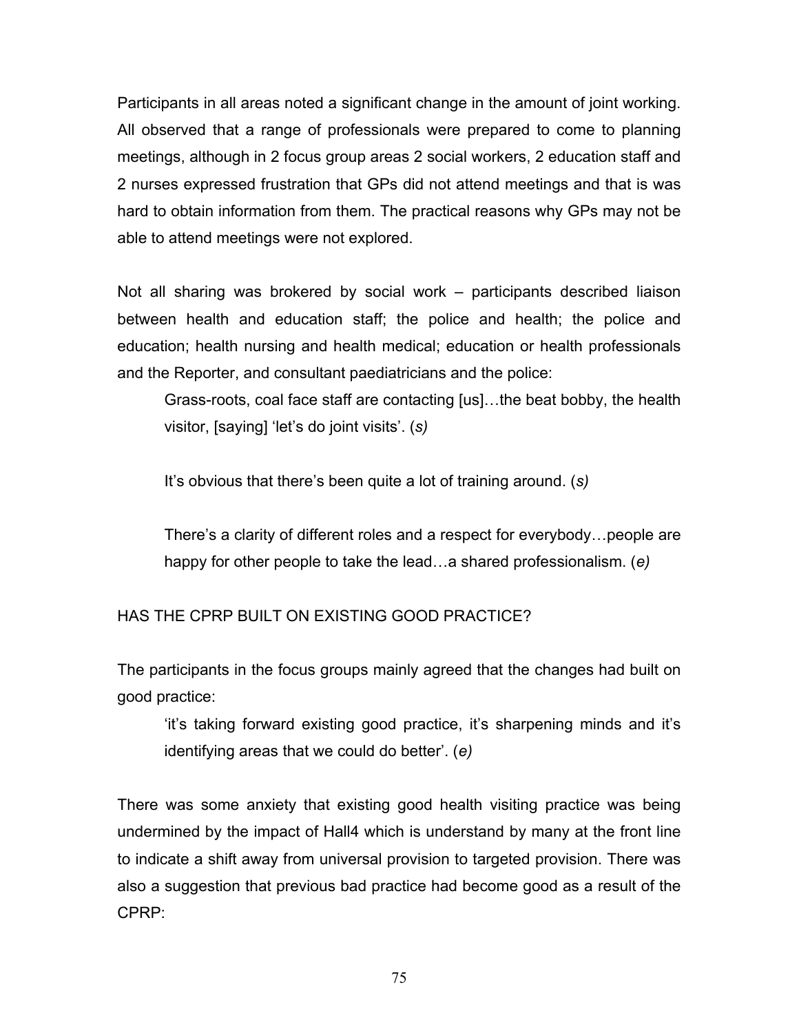Participants in all areas noted a significant change in the amount of joint working. All observed that a range of professionals were prepared to come to planning meetings, although in 2 focus group areas 2 social workers, 2 education staff and 2 nurses expressed frustration that GPs did not attend meetings and that is was hard to obtain information from them. The practical reasons why GPs may not be able to attend meetings were not explored.

Not all sharing was brokered by social work – participants described liaison between health and education staff; the police and health; the police and education; health nursing and health medical; education or health professionals and the Reporter, and consultant paediatricians and the police:

> Grass-roots, coal face staff are contacting [us]…the beat bobby, the health visitor, [saying] 'let's do joint visits'. (*s)*

> It's obvious that there's been quite a lot of training around. (*s)*

> There's a clarity of different roles and a respect for everybody…people are happy for other people to take the lead…a shared professionalism. (*e)*

HAS THE CPRP BUILT ON EXISTING GOOD PRACTICE?

The participants in the focus groups mainly agreed that the changes had built on good practice:

> 'it's taking forward existing good practice, it's sharpening minds and it's identifying areas that we could do better'. (*e)*

There was some anxiety that existing good health visiting practice was being undermined by the impact of Hall4 which is understand by many at the front line to indicate a shift away from universal provision to targeted provision. There was also a suggestion that previous bad practice had become good as a result of the CPRP: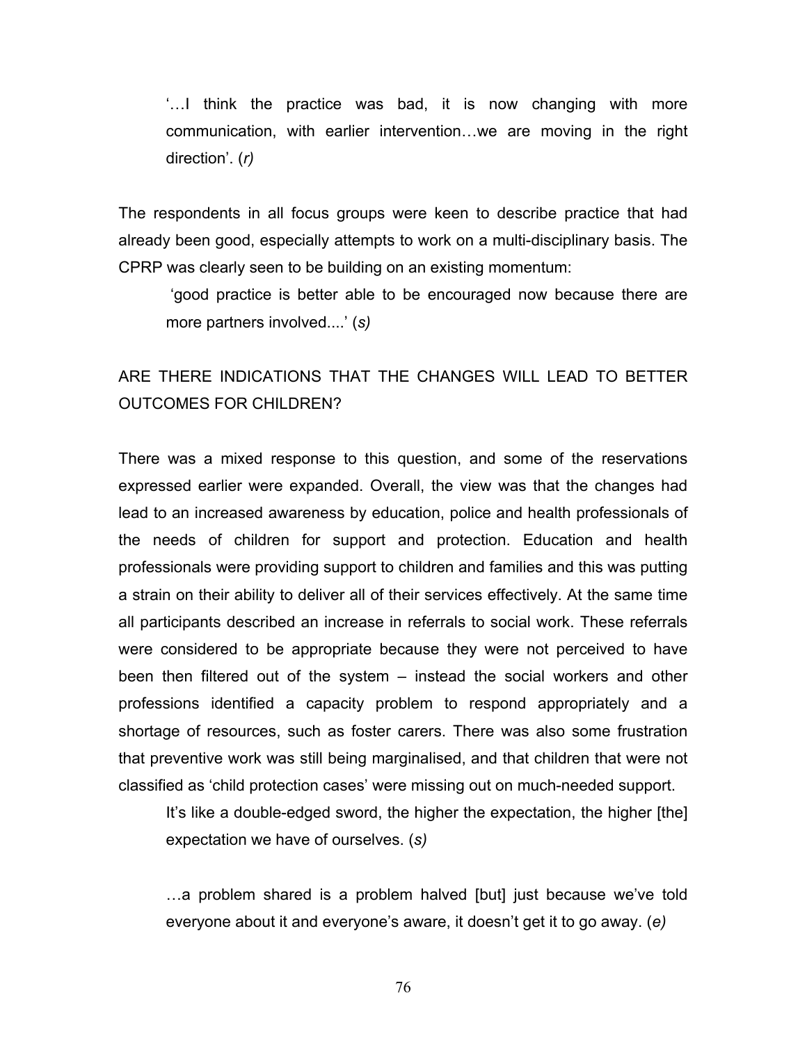> '…I think the practice was bad, it is now changing with more communication, with earlier intervention…we are moving in the right direction'. (*r)*

The respondents in all focus groups were keen to describe practice that had already been good, especially attempts to work on a multi-disciplinary basis. The CPRP was clearly seen to be building on an existing momentum:

> 'good practice is better able to be encouraged now because there are more partners involved....' (*s)*

## ARE THERE INDICATIONS THAT THE CHANGES WILL LEAD TO BETTER OUTCOMES FOR CHILDREN?

There was a mixed response to this question, and some of the reservations expressed earlier were expanded. Overall, the view was that the changes had lead to an increased awareness by education, police and health professionals of the needs of children for support and protection. Education and health professionals were providing support to children and families and this was putting a strain on their ability to deliver all of their services effectively. At the same time all participants described an increase in referrals to social work. These referrals were considered to be appropriate because they were not perceived to have been then filtered out of the system – instead the social workers and other professions identified a capacity problem to respond appropriately and a shortage of resources, such as foster carers. There was also some frustration that preventive work was still being marginalised, and that children that were not classified as 'child protection cases' were missing out on much-needed support.

> It's like a double-edged sword, the higher the expectation, the higher [the] expectation we have of ourselves. (*s)*

> …a problem shared is a problem halved [but] just because we've told everyone about it and everyone's aware, it doesn't get it to go away. (*e)*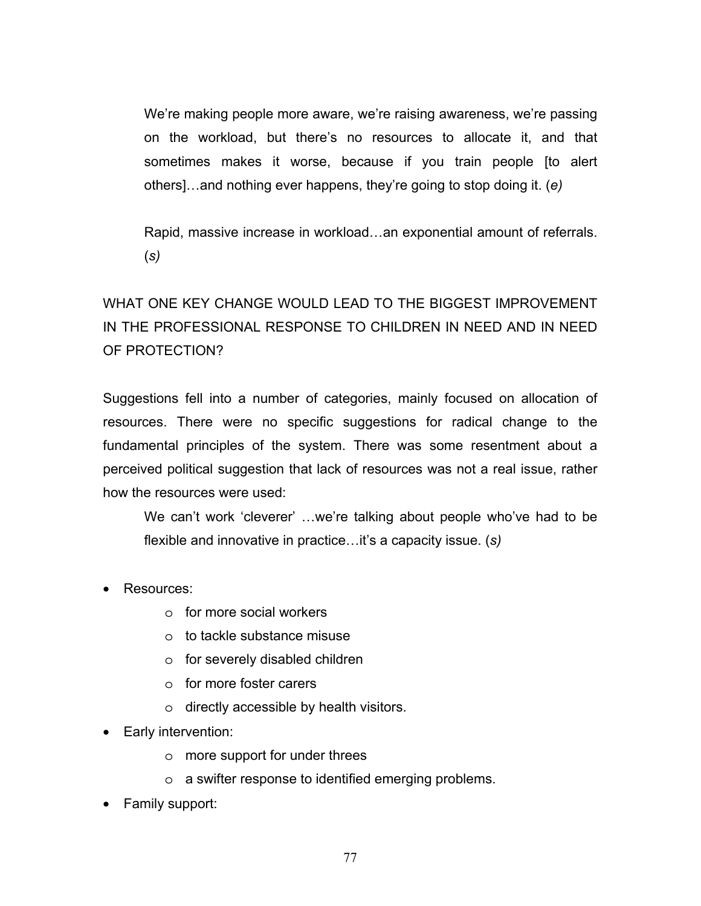> We're making people more aware, we're raising awareness, we're passing on the workload, but there's no resources to allocate it, and that sometimes makes it worse, because if you train people [to alert others]…and nothing ever happens, they're going to stop doing it. (*e)*

> Rapid, massive increase in workload…an exponential amount of referrals. (*s)*

WHAT ONE KEY CHANGE WOULD LEAD TO THE BIGGEST IMPROVEMENT IN THE PROFESSIONAL RESPONSE TO CHILDREN IN NEED AND IN NEED OF PROTECTION?

Suggestions fell into a number of categories, mainly focused on allocation of resources. There were no specific suggestions for radical change to the fundamental principles of the system. There was some resentment about a perceived political suggestion that lack of resources was not a real issue, rather how the resources were used:

> We can't work 'cleverer' …we're talking about people who've had to be flexible and innovative in practice…it's a capacity issue. (*s)*

- Resources:
    - for more social workers
    - to tackle substance misuse
    - for severely disabled children
    - for more foster carers
    - directly accessible by health visitors.
- Early intervention:
    - more support for under threes
    - a swifter response to identified emerging problems.
- Family support: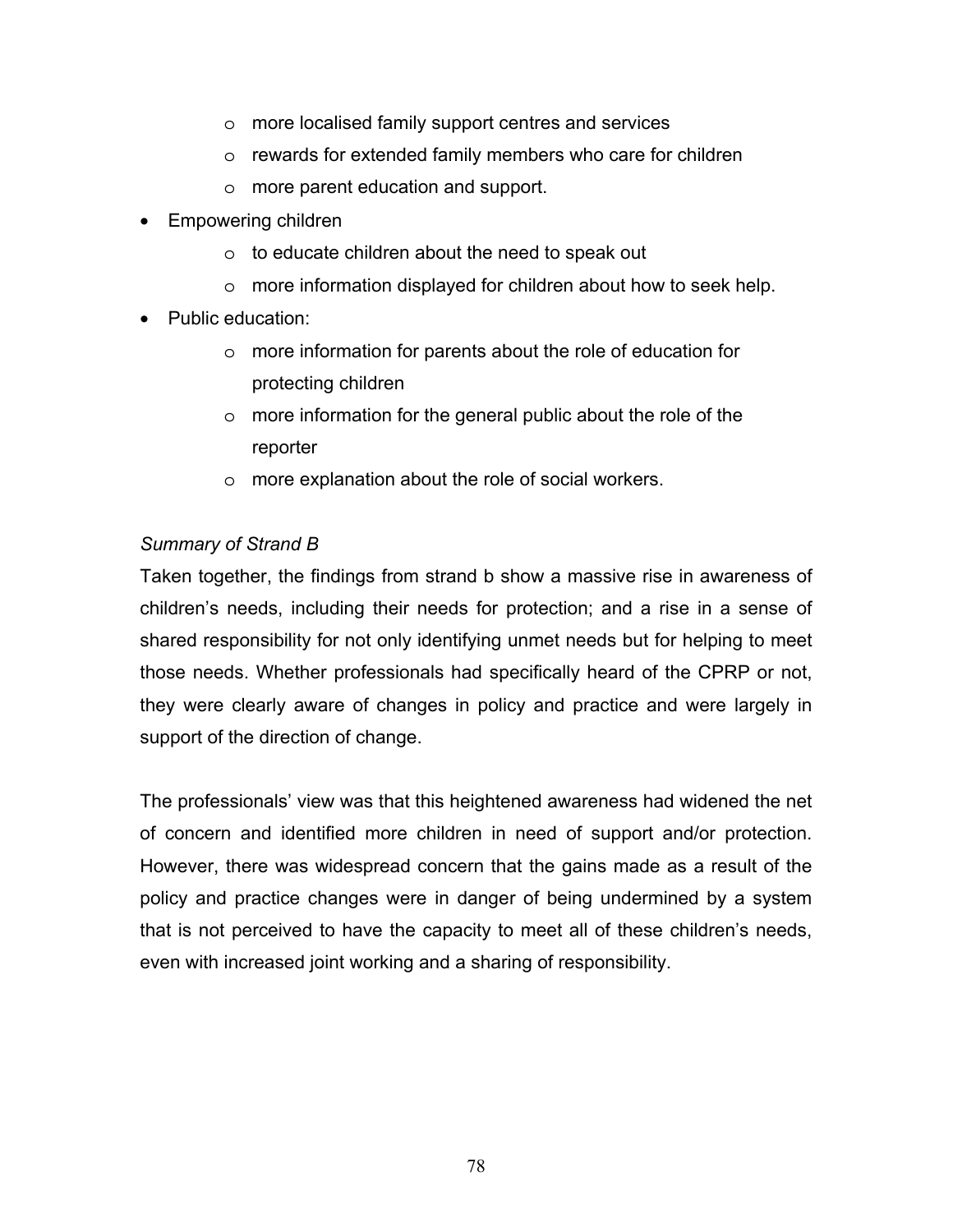- more localised family support centres and services
  - rewards for extended family members who care for children
  - more parent education and support.
- Empowering children
  - to educate children about the need to speak out
  - more information displayed for children about how to seek help.
- Public education:
  - more information for parents about the role of education for protecting children
  - more information for the general public about the role of the reporter
  - more explanation about the role of social workers.

*Summary of Strand B*

Taken together, the findings from strand b show a massive rise in awareness of children's needs, including their needs for protection; and a rise in a sense of shared responsibility for not only identifying unmet needs but for helping to meet those needs. Whether professionals had specifically heard of the CPRP or not, they were clearly aware of changes in policy and practice and were largely in support of the direction of change.

The professionals' view was that this heightened awareness had widened the net of concern and identified more children in need of support and/or protection. However, there was widespread concern that the gains made as a result of the policy and practice changes were in danger of being undermined by a system that is not perceived to have the capacity to meet all of these children's needs, even with increased joint working and a sharing of responsibility.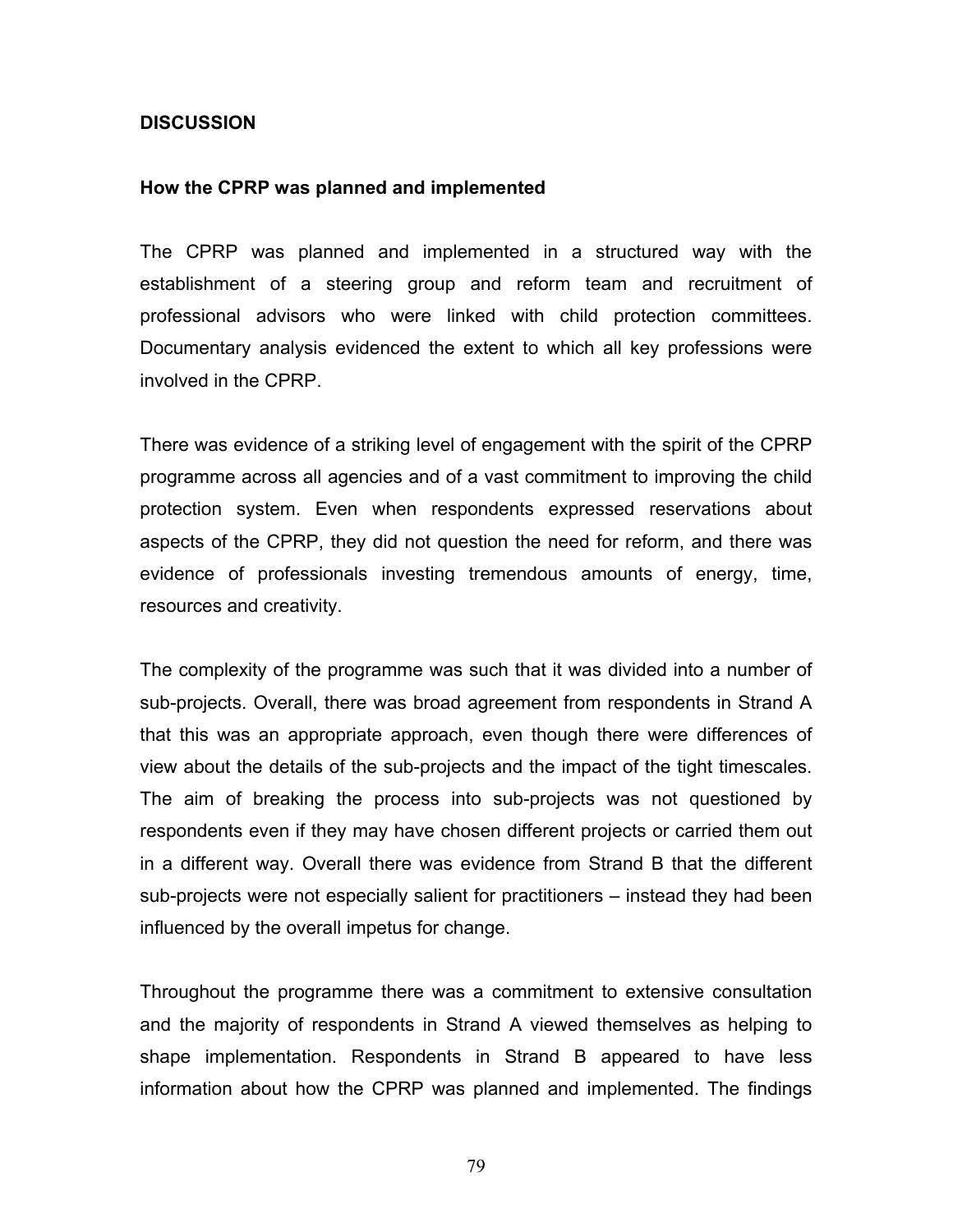## DISCUSSION

### How the CPRP was planned and implemented

The CPRP was planned and implemented in a structured way with the establishment of a steering group and reform team and recruitment of professional advisors who were linked with child protection committees. Documentary analysis evidenced the extent to which all key professions were involved in the CPRP.

There was evidence of a striking level of engagement with the spirit of the CPRP programme across all agencies and of a vast commitment to improving the child protection system. Even when respondents expressed reservations about aspects of the CPRP, they did not question the need for reform, and there was evidence of professionals investing tremendous amounts of energy, time, resources and creativity.

The complexity of the programme was such that it was divided into a number of sub-projects. Overall, there was broad agreement from respondents in Strand A that this was an appropriate approach, even though there were differences of view about the details of the sub-projects and the impact of the tight timescales. The aim of breaking the process into sub-projects was not questioned by respondents even if they may have chosen different projects or carried them out in a different way. Overall there was evidence from Strand B that the different sub-projects were not especially salient for practitioners – instead they had been influenced by the overall impetus for change.

Throughout the programme there was a commitment to extensive consultation and the majority of respondents in Strand A viewed themselves as helping to shape implementation. Respondents in Strand B appeared to have less information about how the CPRP was planned and implemented. The findings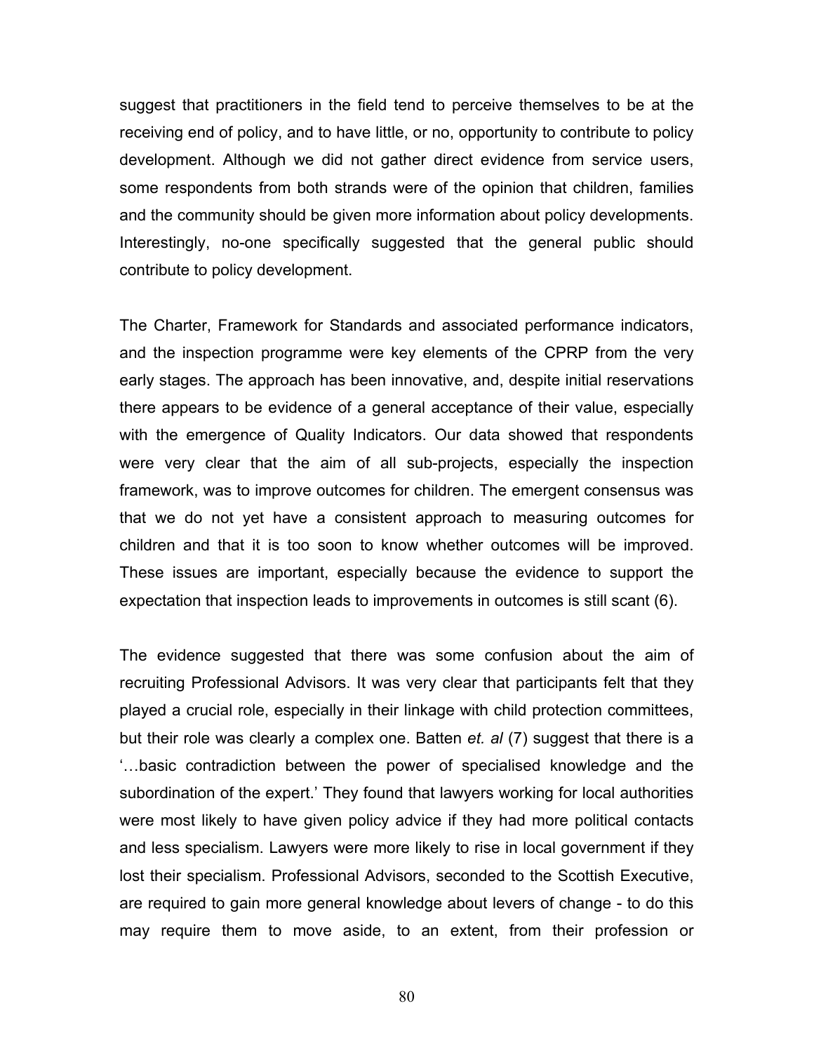suggest that practitioners in the field tend to perceive themselves to be at the receiving end of policy, and to have little, or no, opportunity to contribute to policy development. Although we did not gather direct evidence from service users, some respondents from both strands were of the opinion that children, families and the community should be given more information about policy developments. Interestingly, no-one specifically suggested that the general public should contribute to policy development.

The Charter, Framework for Standards and associated performance indicators, and the inspection programme were key elements of the CPRP from the very early stages. The approach has been innovative, and, despite initial reservations there appears to be evidence of a general acceptance of their value, especially with the emergence of Quality Indicators. Our data showed that respondents were very clear that the aim of all sub-projects, especially the inspection framework, was to improve outcomes for children. The emergent consensus was that we do not yet have a consistent approach to measuring outcomes for children and that it is too soon to know whether outcomes will be improved. These issues are important, especially because the evidence to support the expectation that inspection leads to improvements in outcomes is still scant (6).

The evidence suggested that there was some confusion about the aim of recruiting Professional Advisors. It was very clear that participants felt that they played a crucial role, especially in their linkage with child protection committees, but their role was clearly a complex one. Batten *et. al* (7) suggest that there is a '…basic contradiction between the power of specialised knowledge and the subordination of the expert.' They found that lawyers working for local authorities were most likely to have given policy advice if they had more political contacts and less specialism. Lawyers were more likely to rise in local government if they lost their specialism. Professional Advisors, seconded to the Scottish Executive, are required to gain more general knowledge about levers of change - to do this may require them to move aside, to an extent, from their profession or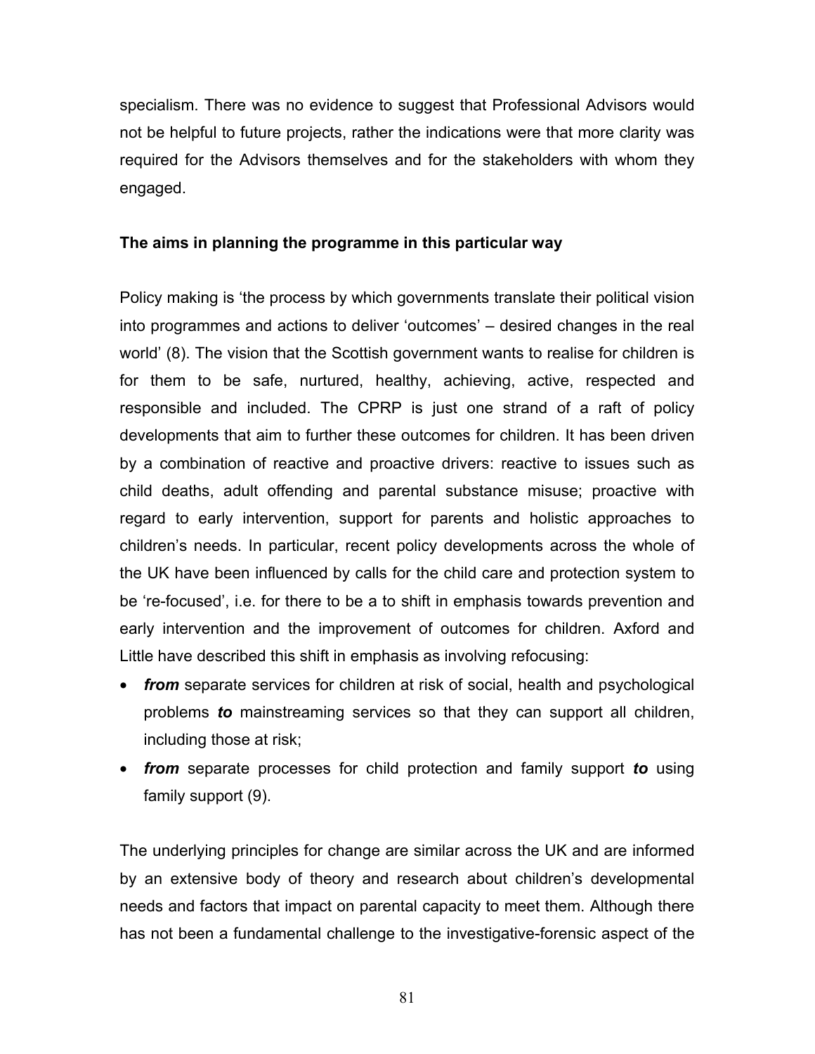specialism. There was no evidence to suggest that Professional Advisors would not be helpful to future projects, rather the indications were that more clarity was required for the Advisors themselves and for the stakeholders with whom they engaged.

**The aims in planning the programme in this particular way**

Policy making is 'the process by which governments translate their political vision into programmes and actions to deliver 'outcomes' – desired changes in the real world' (8). The vision that the Scottish government wants to realise for children is for them to be safe, nurtured, healthy, achieving, active, respected and responsible and included. The CPRP is just one strand of a raft of policy developments that aim to further these outcomes for children. It has been driven by a combination of reactive and proactive drivers: reactive to issues such as child deaths, adult offending and parental substance misuse; proactive with regard to early intervention, support for parents and holistic approaches to children's needs. In particular, recent policy developments across the whole of the UK have been influenced by calls for the child care and protection system to be 're-focused', i.e. for there to be a to shift in emphasis towards prevention and early intervention and the improvement of outcomes for children. Axford and Little have described this shift in emphasis as involving refocusing:

- ***from*** separate services for children at risk of social, health and psychological problems ***to*** mainstreaming services so that they can support all children, including those at risk;
- ***from*** separate processes for child protection and family support ***to*** using family support (9).

The underlying principles for change are similar across the UK and are informed by an extensive body of theory and research about children's developmental needs and factors that impact on parental capacity to meet them. Although there has not been a fundamental challenge to the investigative-forensic aspect of the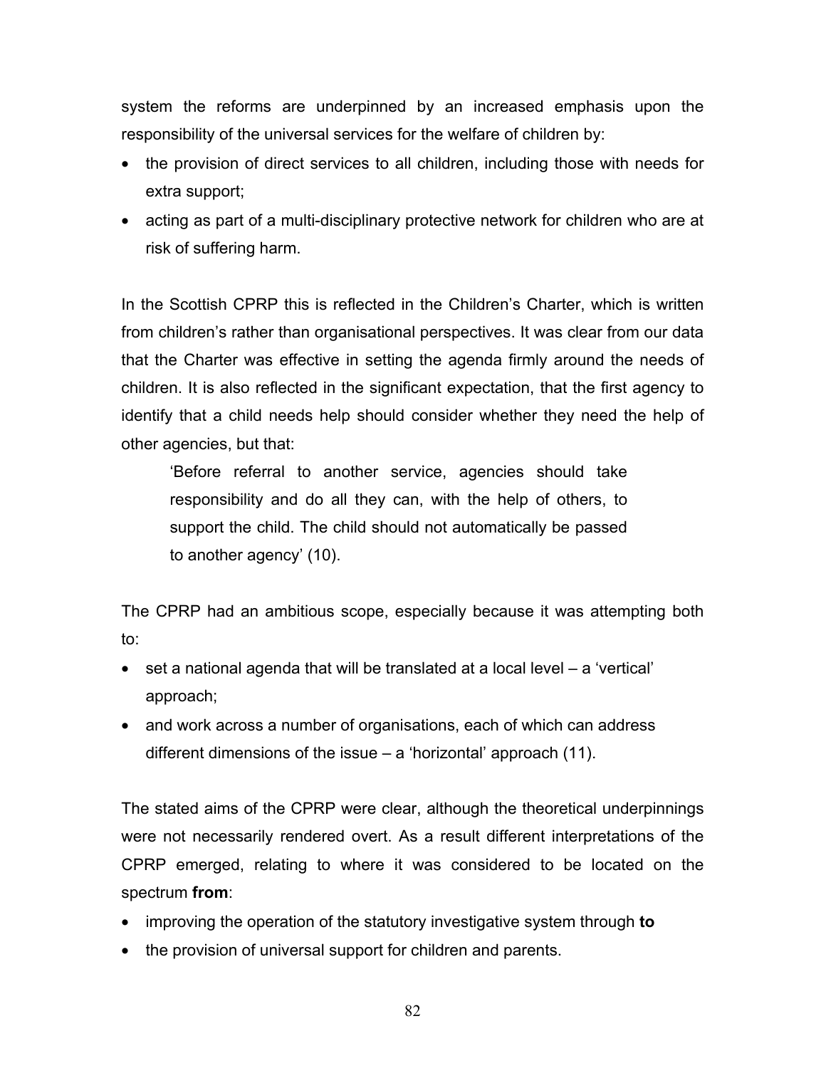system the reforms are underpinned by an increased emphasis upon the responsibility of the universal services for the welfare of children by:

- the provision of direct services to all children, including those with needs for extra support;
- acting as part of a multi-disciplinary protective network for children who are at risk of suffering harm.

In the Scottish CPRP this is reflected in the Children's Charter, which is written from children's rather than organisational perspectives. It was clear from our data that the Charter was effective in setting the agenda firmly around the needs of children. It is also reflected in the significant expectation, that the first agency to identify that a child needs help should consider whether they need the help of other agencies, but that:

> 'Before referral to another service, agencies should take responsibility and do all they can, with the help of others, to support the child. The child should not automatically be passed to another agency' (10).

The CPRP had an ambitious scope, especially because it was attempting both to:

- set a national agenda that will be translated at a local level – a 'vertical' approach;
- and work across a number of organisations, each of which can address different dimensions of the issue – a 'horizontal' approach (11).

The stated aims of the CPRP were clear, although the theoretical underpinnings were not necessarily rendered overt. As a result different interpretations of the CPRP emerged, relating to where it was considered to be located on the spectrum **from**:

- improving the operation of the statutory investigative system through **to**
- the provision of universal support for children and parents.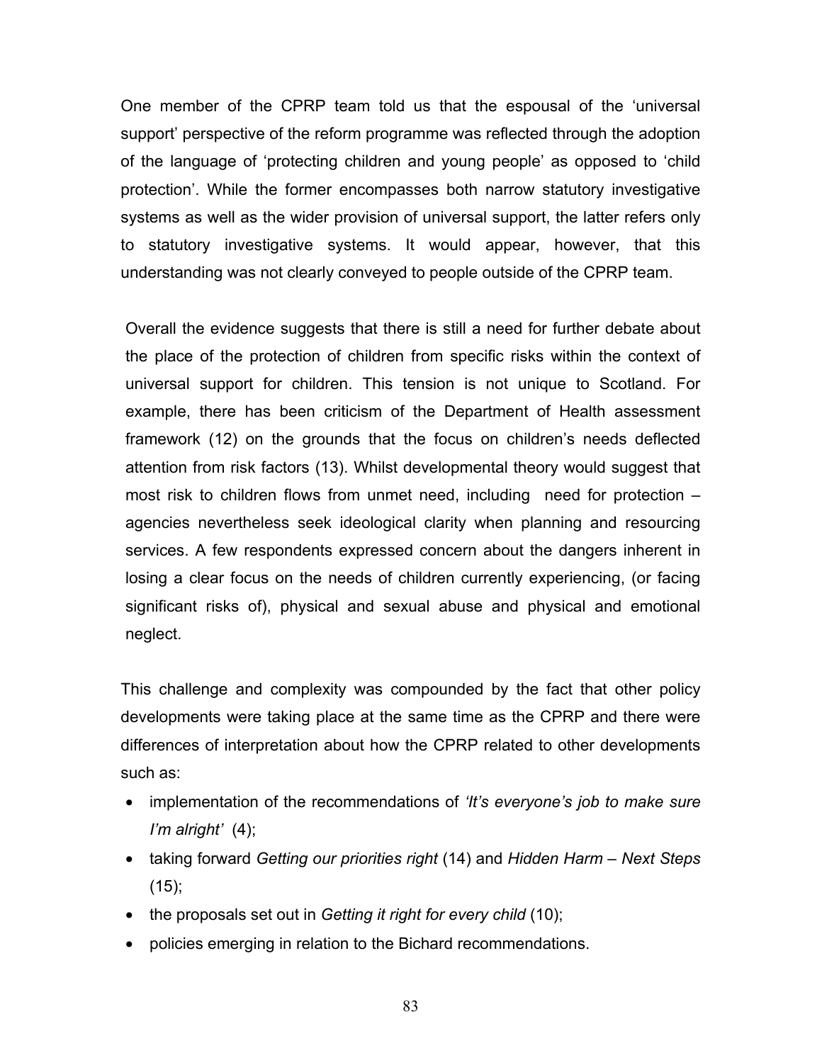One member of the CPRP team told us that the espousal of the 'universal support' perspective of the reform programme was reflected through the adoption of the language of 'protecting children and young people' as opposed to 'child protection'. While the former encompasses both narrow statutory investigative systems as well as the wider provision of universal support, the latter refers only to statutory investigative systems. It would appear, however, that this understanding was not clearly conveyed to people outside of the CPRP team.

Overall the evidence suggests that there is still a need for further debate about the place of the protection of children from specific risks within the context of universal support for children. This tension is not unique to Scotland. For example, there has been criticism of the Department of Health assessment framework (12) on the grounds that the focus on children's needs deflected attention from risk factors (13). Whilst developmental theory would suggest that most risk to children flows from unmet need, including need for protection – agencies nevertheless seek ideological clarity when planning and resourcing services. A few respondents expressed concern about the dangers inherent in losing a clear focus on the needs of children currently experiencing, (or facing significant risks of), physical and sexual abuse and physical and emotional neglect.

This challenge and complexity was compounded by the fact that other policy developments were taking place at the same time as the CPRP and there were differences of interpretation about how the CPRP related to other developments such as:

- implementation of the recommendations of *'It's everyone's job to make sure I'm alright'* (4);
- taking forward *Getting our priorities right* (14) and *Hidden Harm – Next Steps* (15);
- the proposals set out in *Getting it right for every child* (10);
- policies emerging in relation to the Bichard recommendations.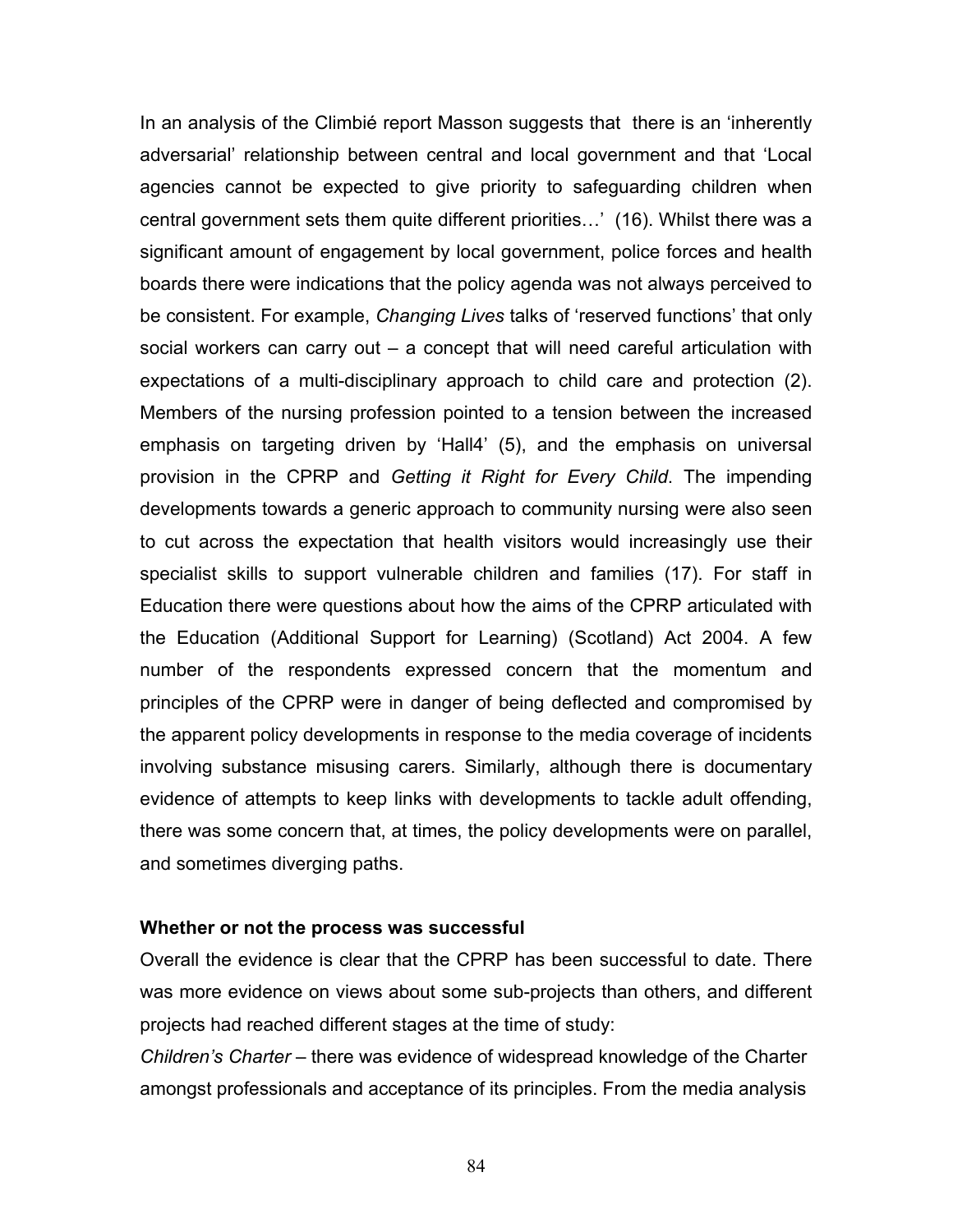In an analysis of the Climbié report Masson suggests that there is an 'inherently adversarial' relationship between central and local government and that 'Local agencies cannot be expected to give priority to safeguarding children when central government sets them quite different priorities…' (16). Whilst there was a significant amount of engagement by local government, police forces and health boards there were indications that the policy agenda was not always perceived to be consistent. For example, *Changing Lives* talks of 'reserved functions' that only social workers can carry out – a concept that will need careful articulation with expectations of a multi-disciplinary approach to child care and protection (2). Members of the nursing profession pointed to a tension between the increased emphasis on targeting driven by 'Hall4' (5), and the emphasis on universal provision in the CPRP and *Getting it Right for Every Child*. The impending developments towards a generic approach to community nursing were also seen to cut across the expectation that health visitors would increasingly use their specialist skills to support vulnerable children and families (17). For staff in Education there were questions about how the aims of the CPRP articulated with the Education (Additional Support for Learning) (Scotland) Act 2004. A few number of the respondents expressed concern that the momentum and principles of the CPRP were in danger of being deflected and compromised by the apparent policy developments in response to the media coverage of incidents involving substance misusing carers. Similarly, although there is documentary evidence of attempts to keep links with developments to tackle adult offending, there was some concern that, at times, the policy developments were on parallel, and sometimes diverging paths.

**Whether or not the process was successful**

Overall the evidence is clear that the CPRP has been successful to date. There was more evidence on views about some sub-projects than others, and different projects had reached different stages at the time of study:

*Children's Charter* – there was evidence of widespread knowledge of the Charter amongst professionals and acceptance of its principles. From the media analysis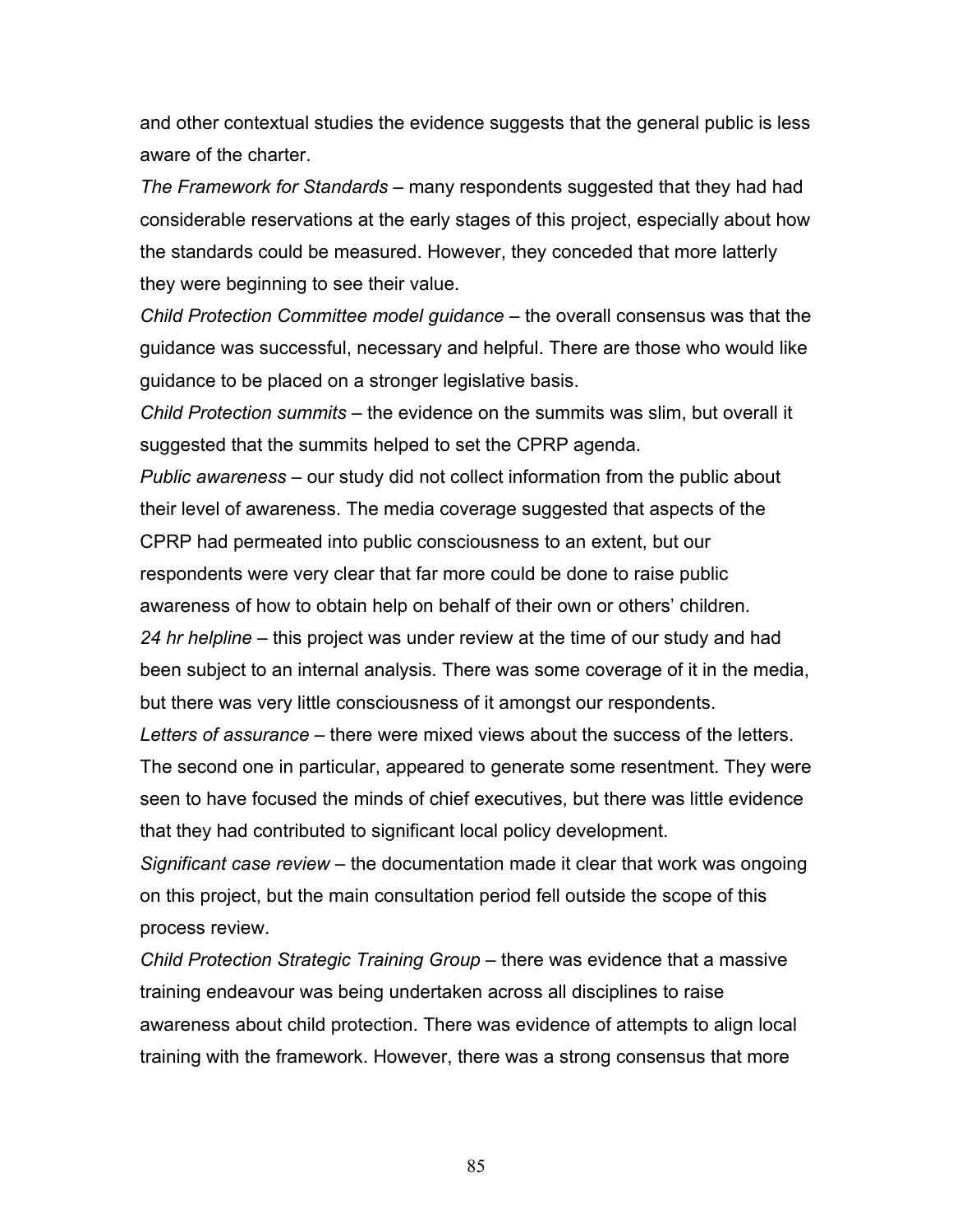and other contextual studies the evidence suggests that the general public is less aware of the charter.

*The Framework for Standards* – many respondents suggested that they had had considerable reservations at the early stages of this project, especially about how the standards could be measured. However, they conceded that more latterly they were beginning to see their value.

*Child Protection Committee model guidance* – the overall consensus was that the guidance was successful, necessary and helpful. There are those who would like guidance to be placed on a stronger legislative basis.

*Child Protection summits* – the evidence on the summits was slim, but overall it suggested that the summits helped to set the CPRP agenda.

*Public awareness* – our study did not collect information from the public about their level of awareness. The media coverage suggested that aspects of the CPRP had permeated into public consciousness to an extent, but our respondents were very clear that far more could be done to raise public awareness of how to obtain help on behalf of their own or others' children.

*24 hr helpline* – this project was under review at the time of our study and had been subject to an internal analysis. There was some coverage of it in the media, but there was very little consciousness of it amongst our respondents.

*Letters of assurance* – there were mixed views about the success of the letters. The second one in particular, appeared to generate some resentment. They were seen to have focused the minds of chief executives, but there was little evidence that they had contributed to significant local policy development.

*Significant case review* – the documentation made it clear that work was ongoing on this project, but the main consultation period fell outside the scope of this process review.

*Child Protection Strategic Training Group* – there was evidence that a massive training endeavour was being undertaken across all disciplines to raise awareness about child protection. There was evidence of attempts to align local training with the framework. However, there was a strong consensus that more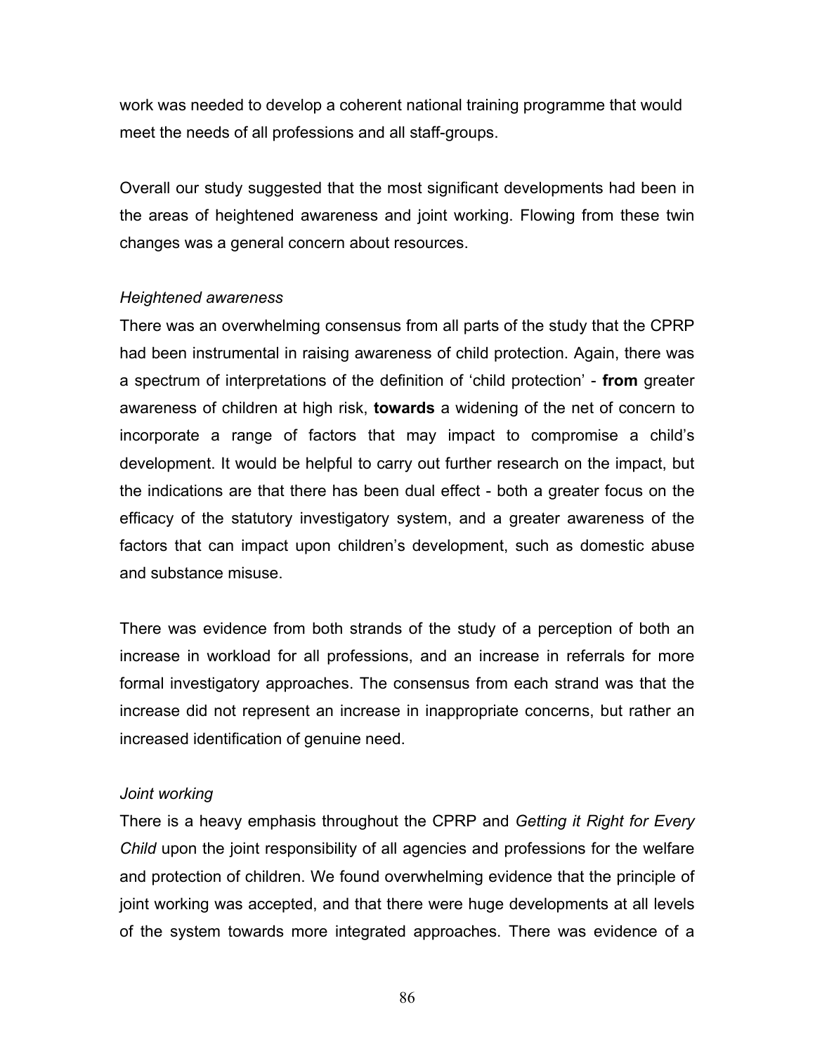work was needed to develop a coherent national training programme that would meet the needs of all professions and all staff-groups.

Overall our study suggested that the most significant developments had been in the areas of heightened awareness and joint working. Flowing from these twin changes was a general concern about resources.

*Heightened awareness*

There was an overwhelming consensus from all parts of the study that the CPRP had been instrumental in raising awareness of child protection. Again, there was a spectrum of interpretations of the definition of 'child protection' - **from** greater awareness of children at high risk, **towards** a widening of the net of concern to incorporate a range of factors that may impact to compromise a child's development. It would be helpful to carry out further research on the impact, but the indications are that there has been dual effect - both a greater focus on the efficacy of the statutory investigatory system, and a greater awareness of the factors that can impact upon children's development, such as domestic abuse and substance misuse.

There was evidence from both strands of the study of a perception of both an increase in workload for all professions, and an increase in referrals for more formal investigatory approaches. The consensus from each strand was that the increase did not represent an increase in inappropriate concerns, but rather an increased identification of genuine need.

*Joint working*

There is a heavy emphasis throughout the CPRP and *Getting it Right for Every Child* upon the joint responsibility of all agencies and professions for the welfare and protection of children. We found overwhelming evidence that the principle of joint working was accepted, and that there were huge developments at all levels of the system towards more integrated approaches. There was evidence of a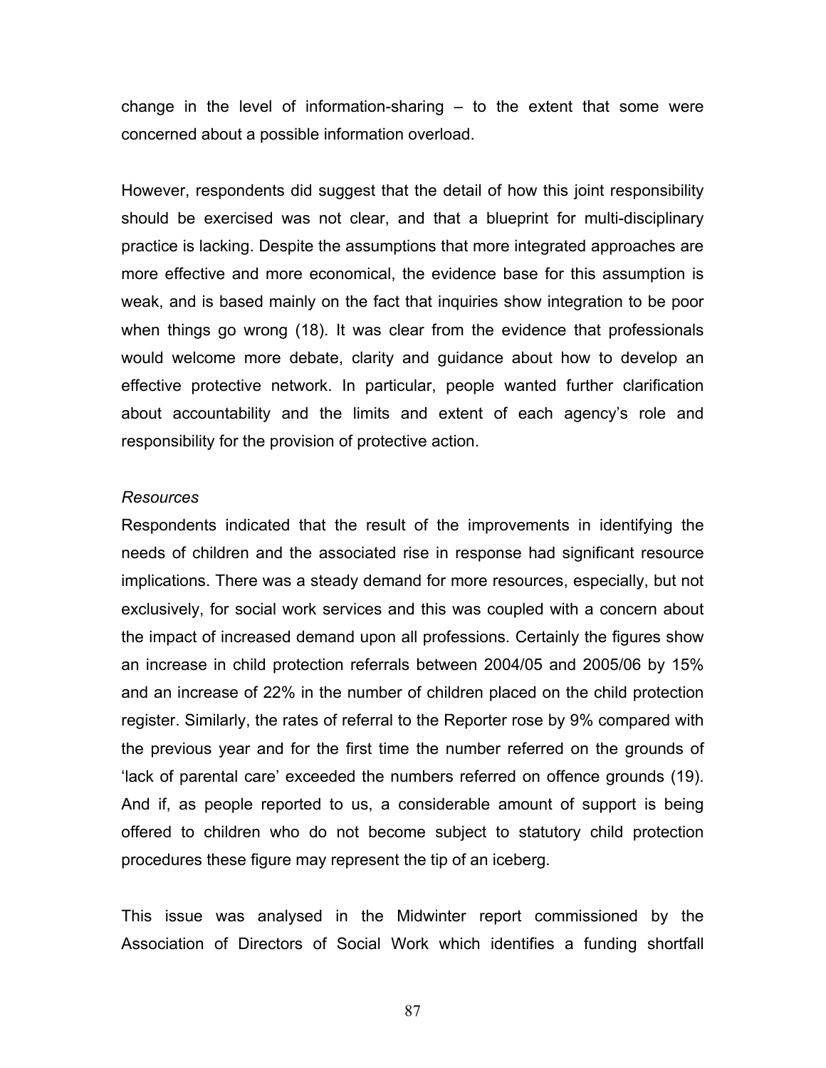change in the level of information-sharing – to the extent that some were concerned about a possible information overload.

However, respondents did suggest that the detail of how this joint responsibility should be exercised was not clear, and that a blueprint for multi-disciplinary practice is lacking. Despite the assumptions that more integrated approaches are more effective and more economical, the evidence base for this assumption is weak, and is based mainly on the fact that inquiries show integration to be poor when things go wrong (18). It was clear from the evidence that professionals would welcome more debate, clarity and guidance about how to develop an effective protective network. In particular, people wanted further clarification about accountability and the limits and extent of each agency's role and responsibility for the provision of protective action.

*Resources*

Respondents indicated that the result of the improvements in identifying the needs of children and the associated rise in response had significant resource implications. There was a steady demand for more resources, especially, but not exclusively, for social work services and this was coupled with a concern about the impact of increased demand upon all professions. Certainly the figures show an increase in child protection referrals between 2004/05 and 2005/06 by 15% and an increase of 22% in the number of children placed on the child protection register. Similarly, the rates of referral to the Reporter rose by 9% compared with the previous year and for the first time the number referred on the grounds of 'lack of parental care' exceeded the numbers referred on offence grounds (19). And if, as people reported to us, a considerable amount of support is being offered to children who do not become subject to statutory child protection procedures these figure may represent the tip of an iceberg.

This issue was analysed in the Midwinter report commissioned by the Association of Directors of Social Work which identifies a funding shortfall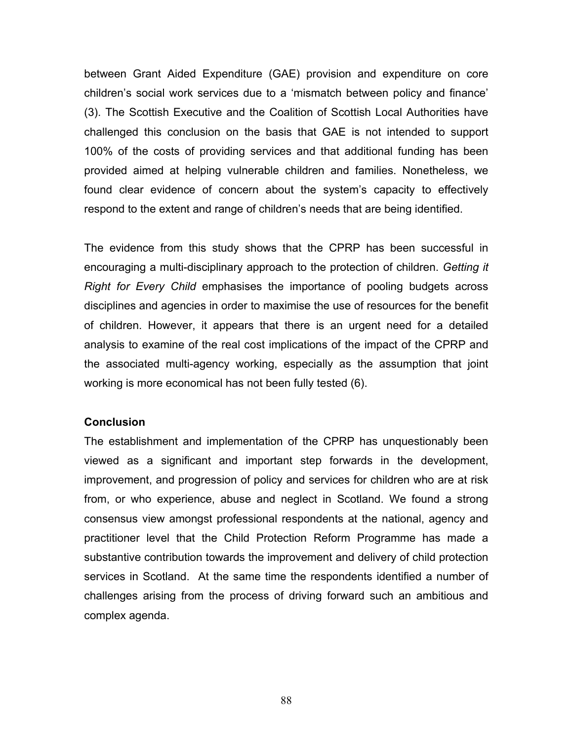between Grant Aided Expenditure (GAE) provision and expenditure on core children's social work services due to a 'mismatch between policy and finance' (3). The Scottish Executive and the Coalition of Scottish Local Authorities have challenged this conclusion on the basis that GAE is not intended to support 100% of the costs of providing services and that additional funding has been provided aimed at helping vulnerable children and families. Nonetheless, we found clear evidence of concern about the system's capacity to effectively respond to the extent and range of children's needs that are being identified.

The evidence from this study shows that the CPRP has been successful in encouraging a multi-disciplinary approach to the protection of children. *Getting it Right for Every Child* emphasises the importance of pooling budgets across disciplines and agencies in order to maximise the use of resources for the benefit of children. However, it appears that there is an urgent need for a detailed analysis to examine of the real cost implications of the impact of the CPRP and the associated multi-agency working, especially as the assumption that joint working is more economical has not been fully tested (6).

**Conclusion**

The establishment and implementation of the CPRP has unquestionably been viewed as a significant and important step forwards in the development, improvement, and progression of policy and services for children who are at risk from, or who experience, abuse and neglect in Scotland. We found a strong consensus view amongst professional respondents at the national, agency and practitioner level that the Child Protection Reform Programme has made a substantive contribution towards the improvement and delivery of child protection services in Scotland. At the same time the respondents identified a number of challenges arising from the process of driving forward such an ambitious and complex agenda.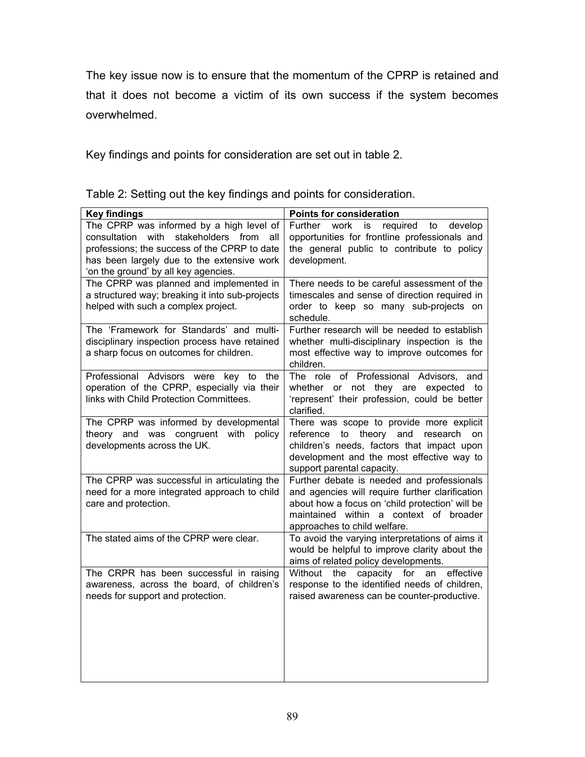The key issue now is to ensure that the momentum of the CPRP is retained and that it does not become a victim of its own success if the system becomes overwhelmed.

Key findings and points for consideration are set out in table 2.

Table 2: Setting out the key findings and points for consideration.

| Key findings | Points for consideration |
| --- | --- |
| The CPRP was informed by a high level of consultation with stakeholders from all professions; the success of the CPRP to date has been largely due to the extensive work 'on the ground' by all key agencies. | Further work is required to develop opportunities for frontline professionals and the general public to contribute to policy development. |
| The CPRP was planned and implemented in a structured way; breaking it into sub-projects helped with such a complex project. | There needs to be careful assessment of the timescales and sense of direction required in order to keep so many sub-projects on schedule. |
| The 'Framework for Standards' and multi-disciplinary inspection process have retained a sharp focus on outcomes for children. | Further research will be needed to establish whether multi-disciplinary inspection is the most effective way to improve outcomes for children. |
| Professional Advisors were key to the operation of the CPRP, especially via their links with Child Protection Committees. | The role of Professional Advisors, and whether or not they are expected to 'represent' their profession, could be better clarified. |
| The CPRP was informed by developmental theory and was congruent with policy developments across the UK. | There was scope to provide more explicit reference to theory and research on children's needs, factors that impact upon development and the most effective way to support parental capacity. |
| The CPRP was successful in articulating the need for a more integrated approach to child care and protection. | Further debate is needed and professionals and agencies will require further clarification about how a focus on 'child protection' will be maintained within a context of broader approaches to child welfare. |
| The stated aims of the CPRP were clear. | To avoid the varying interpretations of aims it would be helpful to improve clarity about the aims of related policy developments. |
| The CRPR has been successful in raising awareness, across the board, of children's needs for support and protection. | Without the capacity for an effective response to the identified needs of children, raised awareness can be counter-productive. |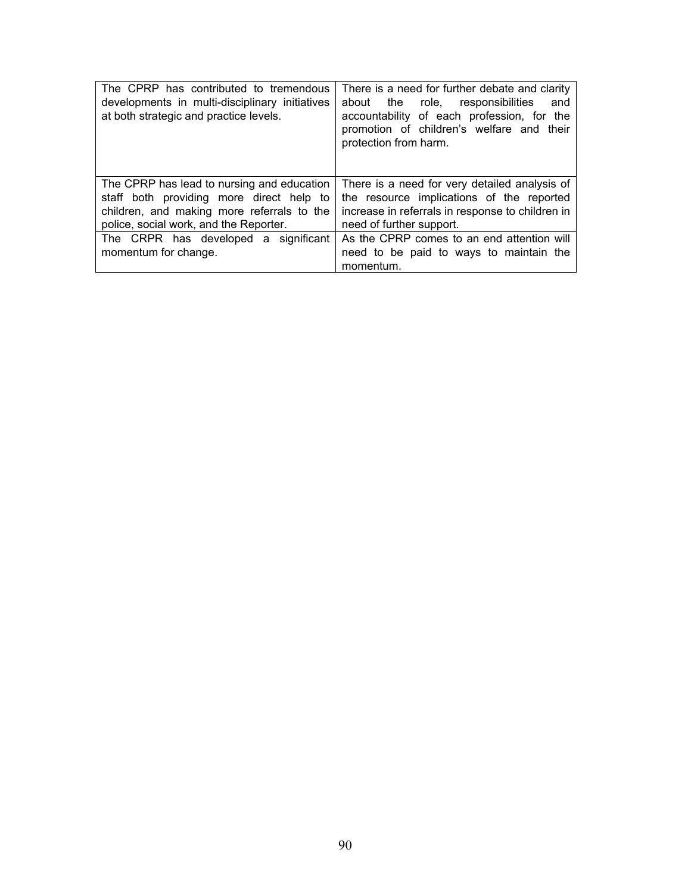| | |
|---|---|
| The CPRP has contributed to tremendous developments in multi-disciplinary initiatives at both strategic and practice levels. | There is a need for further debate and clarity about the role, responsibilities and accountability of each profession, for the promotion of children's welfare and their protection from harm. |
| The CPRP has lead to nursing and education staff both providing more direct help to children, and making more referrals to the police, social work, and the Reporter. | There is a need for very detailed analysis of the resource implications of the reported increase in referrals in response to children in need of further support. |
| The CRPR has developed a significant momentum for change. | As the CPRP comes to an end attention will need to be paid to ways to maintain the momentum. |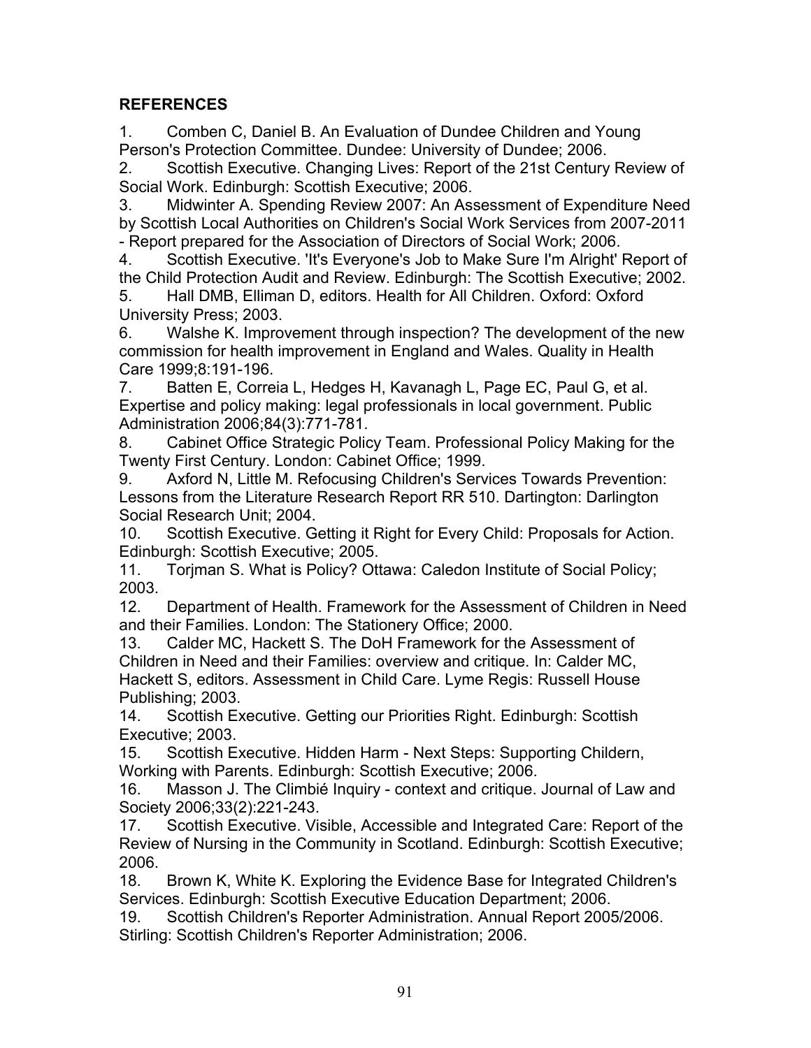## REFERENCES

1. Comben C, Daniel B. An Evaluation of Dundee Children and Young Person's Protection Committee. Dundee: University of Dundee; 2006.
2. Scottish Executive. Changing Lives: Report of the 21st Century Review of Social Work. Edinburgh: Scottish Executive; 2006.
3. Midwinter A. Spending Review 2007: An Assessment of Expenditure Need by Scottish Local Authorities on Children's Social Work Services from 2007-2011 - Report prepared for the Association of Directors of Social Work; 2006.
4. Scottish Executive. 'It's Everyone's Job to Make Sure I'm Alright' Report of the Child Protection Audit and Review. Edinburgh: The Scottish Executive; 2002.
5. Hall DMB, Elliman D, editors. Health for All Children. Oxford: Oxford University Press; 2003.
6. Walshe K. Improvement through inspection? The development of the new commission for health improvement in England and Wales. Quality in Health Care 1999;8:191-196.
7. Batten E, Correia L, Hedges H, Kavanagh L, Page EC, Paul G, et al. Expertise and policy making: legal professionals in local government. Public Administration 2006;84(3):771-781.
8. Cabinet Office Strategic Policy Team. Professional Policy Making for the Twenty First Century. London: Cabinet Office; 1999.
9. Axford N, Little M. Refocusing Children's Services Towards Prevention: Lessons from the Literature Research Report RR 510. Dartington: Darlington Social Research Unit; 2004.
10. Scottish Executive. Getting it Right for Every Child: Proposals for Action. Edinburgh: Scottish Executive; 2005.
11. Torjman S. What is Policy? Ottawa: Caledon Institute of Social Policy; 2003.
12. Department of Health. Framework for the Assessment of Children in Need and their Families. London: The Stationery Office; 2000.
13. Calder MC, Hackett S. The DoH Framework for the Assessment of Children in Need and their Families: overview and critique. In: Calder MC, Hackett S, editors. Assessment in Child Care. Lyme Regis: Russell House Publishing; 2003.
14. Scottish Executive. Getting our Priorities Right. Edinburgh: Scottish Executive; 2003.
15. Scottish Executive. Hidden Harm - Next Steps: Supporting Childern, Working with Parents. Edinburgh: Scottish Executive; 2006.
16. Masson J. The Climbié Inquiry - context and critique. Journal of Law and Society 2006;33(2):221-243.
17. Scottish Executive. Visible, Accessible and Integrated Care: Report of the Review of Nursing in the Community in Scotland. Edinburgh: Scottish Executive; 2006.
18. Brown K, White K. Exploring the Evidence Base for Integrated Children's Services. Edinburgh: Scottish Executive Education Department; 2006.
19. Scottish Children's Reporter Administration. Annual Report 2005/2006. Stirling: Scottish Children's Reporter Administration; 2006.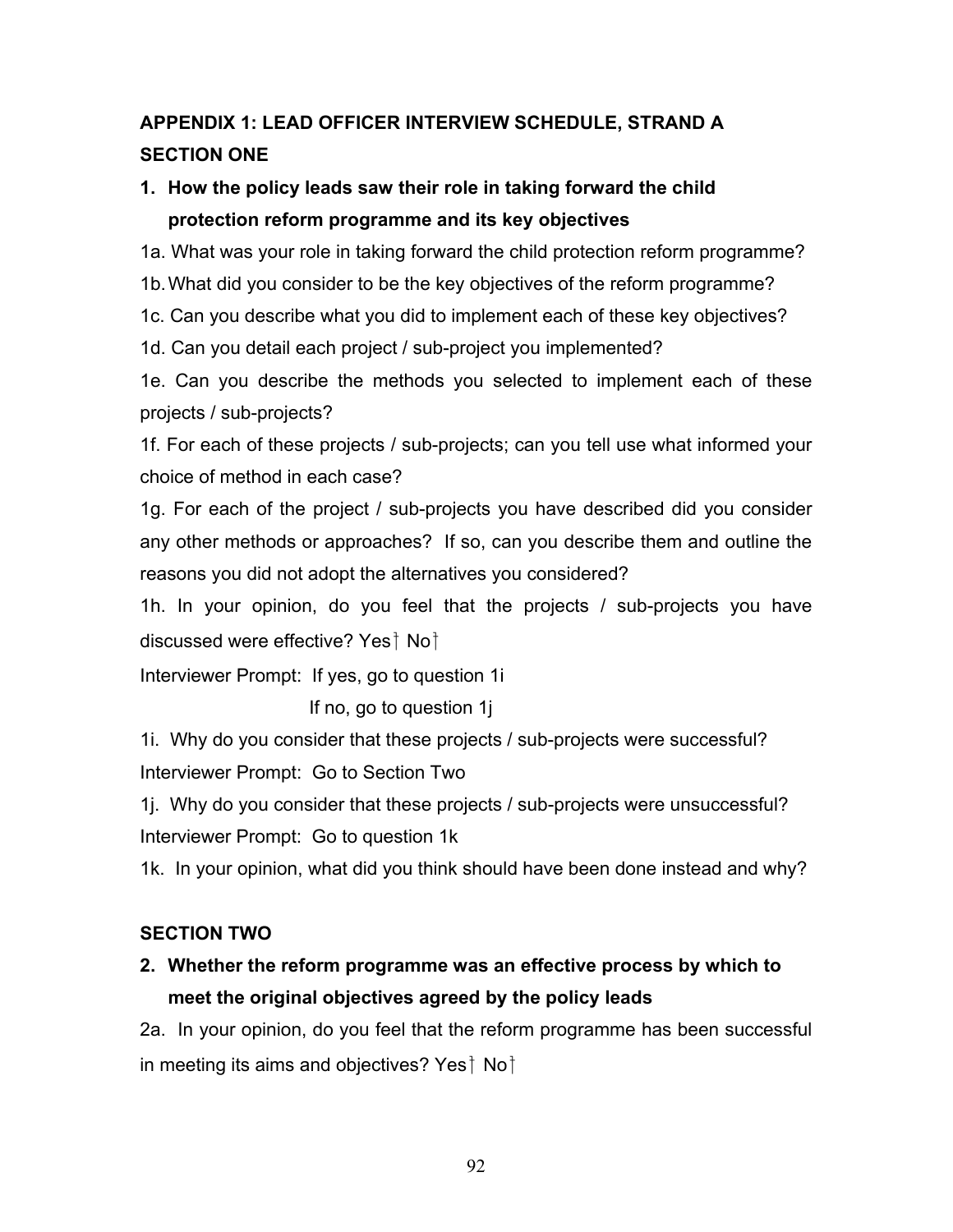## APPENDIX 1: LEAD OFFICER INTERVIEW SCHEDULE, STRAND A

### SECTION ONE

**1. How the policy leads saw their role in taking forward the child protection reform programme and its key objectives**

1a. What was your role in taking forward the child protection reform programme?

1b. What did you consider to be the key objectives of the reform programme?

1c. Can you describe what you did to implement each of these key objectives?

1d. Can you detail each project / sub-project you implemented?

1e. Can you describe the methods you selected to implement each of these projects / sub-projects?

1f. For each of these projects / sub-projects; can you tell use what informed your choice of method in each case?

1g. For each of the project / sub-projects you have described did you consider any other methods or approaches? If so, can you describe them and outline the reasons you did not adopt the alternatives you considered?

1h. In your opinion, do you feel that the projects / sub-projects you have discussed were effective? Yes† No†

Interviewer Prompt: If yes, go to question 1i

If no, go to question 1j

1i. Why do you consider that these projects / sub-projects were successful?

Interviewer Prompt: Go to Section Two

1j. Why do you consider that these projects / sub-projects were unsuccessful?

Interviewer Prompt: Go to question 1k

1k. In your opinion, what did you think should have been done instead and why?

### SECTION TWO

**2. Whether the reform programme was an effective process by which to meet the original objectives agreed by the policy leads**

2a. In your opinion, do you feel that the reform programme has been successful in meeting its aims and objectives? Yes† No†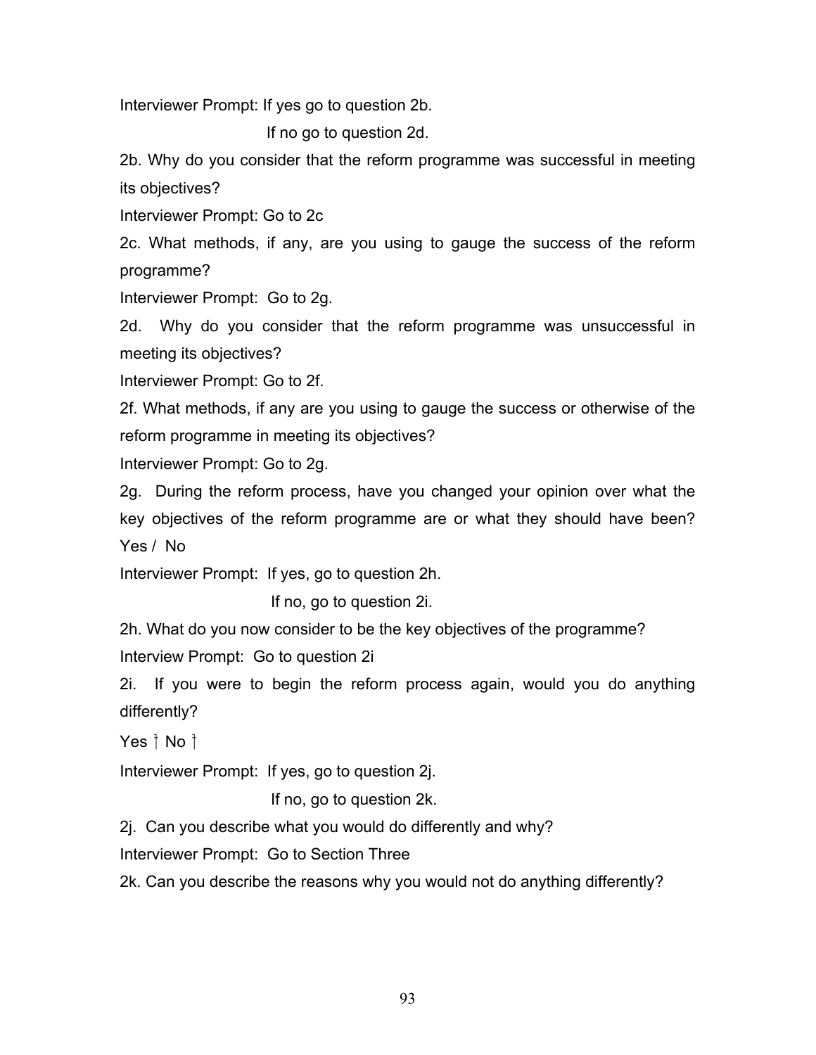Interviewer Prompt: If yes go to question 2b.

If no go to question 2d.

2b. Why do you consider that the reform programme was successful in meeting its objectives?

Interviewer Prompt: Go to 2c

2c. What methods, if any, are you using to gauge the success of the reform programme?

Interviewer Prompt: Go to 2g.

2d. Why do you consider that the reform programme was unsuccessful in meeting its objectives?

Interviewer Prompt: Go to 2f.

2f. What methods, if any are you using to gauge the success or otherwise of the reform programme in meeting its objectives?

Interviewer Prompt: Go to 2g.

2g. During the reform process, have you changed your opinion over what the key objectives of the reform programme are or what they should have been? Yes / No

Interviewer Prompt: If yes, go to question 2h.

If no, go to question 2i.

2h. What do you now consider to be the key objectives of the programme?

Interview Prompt: Go to question 2i

2i. If you were to begin the reform process again, would you do anything differently?

Yes † No †

Interviewer Prompt: If yes, go to question 2j.

If no, go to question 2k.

2j. Can you describe what you would do differently and why?

Interviewer Prompt: Go to Section Three

2k. Can you describe the reasons why you would not do anything differently?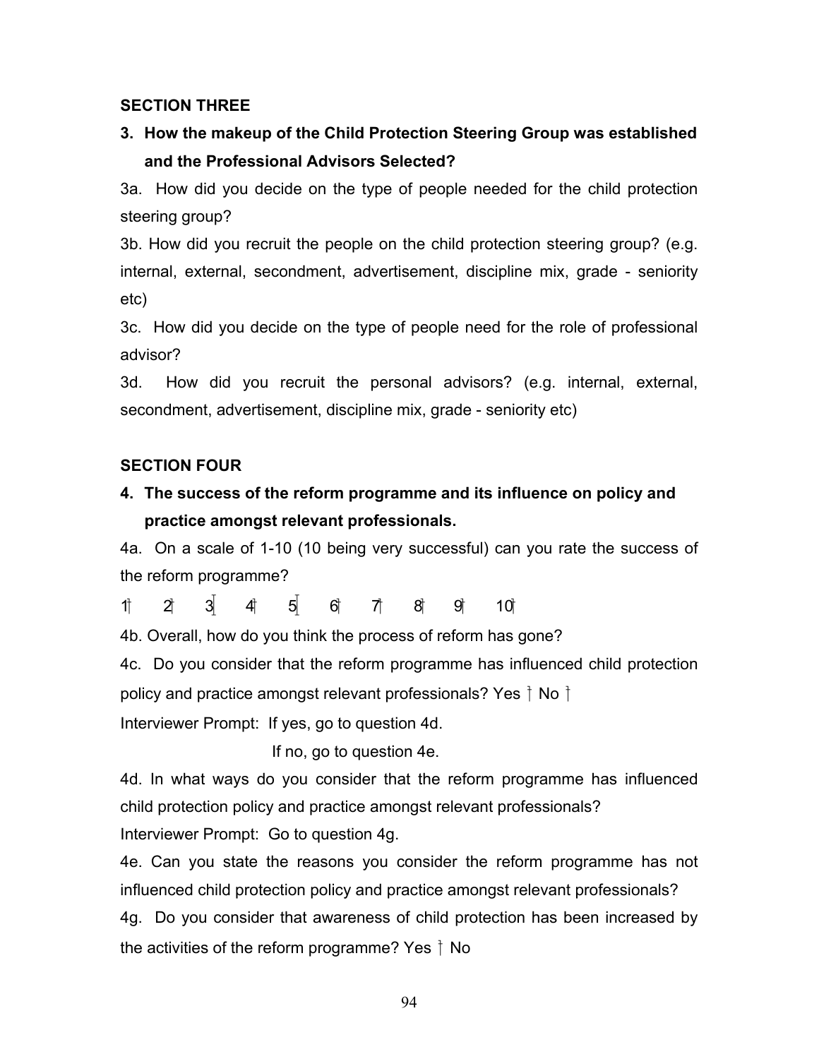**SECTION THREE**

3. **How the makeup of the Child Protection Steering Group was established and the Professional Advisors Selected?**

3a. How did you decide on the type of people needed for the child protection steering group?

3b. How did you recruit the people on the child protection steering group? (e.g. internal, external, secondment, advertisement, discipline mix, grade - seniority etc)

3c. How did you decide on the type of people need for the role of professional advisor?

3d. How did you recruit the personal advisors? (e.g. internal, external, secondment, advertisement, discipline mix, grade - seniority etc)

**SECTION FOUR**

4. **The success of the reform programme and its influence on policy and practice amongst relevant professionals.**

4a. On a scale of 1-10 (10 being very successful) can you rate the success of the reform programme?

1† 2† 3† 4† 5† 6† 7† 8† 9† 10†

4b. Overall, how do you think the process of reform has gone?

4c. Do you consider that the reform programme has influenced child protection policy and practice amongst relevant professionals? Yes † No †

Interviewer Prompt: If yes, go to question 4d.

If no, go to question 4e.

4d. In what ways do you consider that the reform programme has influenced child protection policy and practice amongst relevant professionals?

Interviewer Prompt: Go to question 4g.

4e. Can you state the reasons you consider the reform programme has not influenced child protection policy and practice amongst relevant professionals?

4g. Do you consider that awareness of child protection has been increased by the activities of the reform programme? Yes † No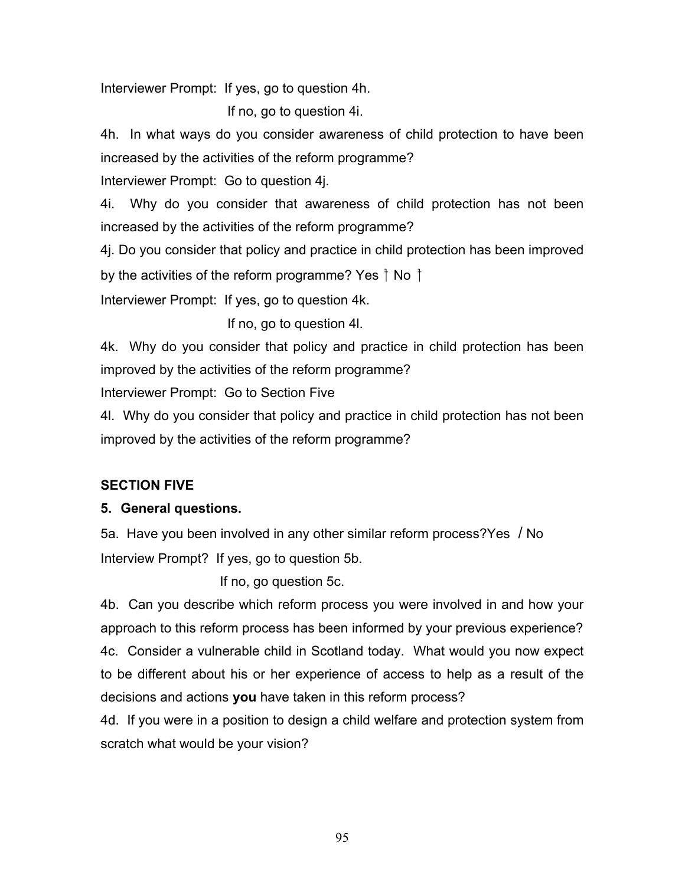Interviewer Prompt: If yes, go to question 4h.

If no, go to question 4i.

4h. In what ways do you consider awareness of child protection to have been increased by the activities of the reform programme?

Interviewer Prompt: Go to question 4j.

4i. Why do you consider that awareness of child protection has not been increased by the activities of the reform programme?

4j. Do you consider that policy and practice in child protection has been improved by the activities of the reform programme? Yes † No †

Interviewer Prompt: If yes, go to question 4k.

If no, go to question 4l.

4k. Why do you consider that policy and practice in child protection has been improved by the activities of the reform programme?

Interviewer Prompt: Go to Section Five

4l. Why do you consider that policy and practice in child protection has not been improved by the activities of the reform programme?

**SECTION FIVE**

**5. General questions.**

5a. Have you been involved in any other similar reform process?Yes / No

Interview Prompt? If yes, go to question 5b.

If no, go question 5c.

4b. Can you describe which reform process you were involved in and how your approach to this reform process has been informed by your previous experience?

4c. Consider a vulnerable child in Scotland today. What would you now expect to be different about his or her experience of access to help as a result of the decisions and actions **you** have taken in this reform process?

4d. If you were in a position to design a child welfare and protection system from scratch what would be your vision?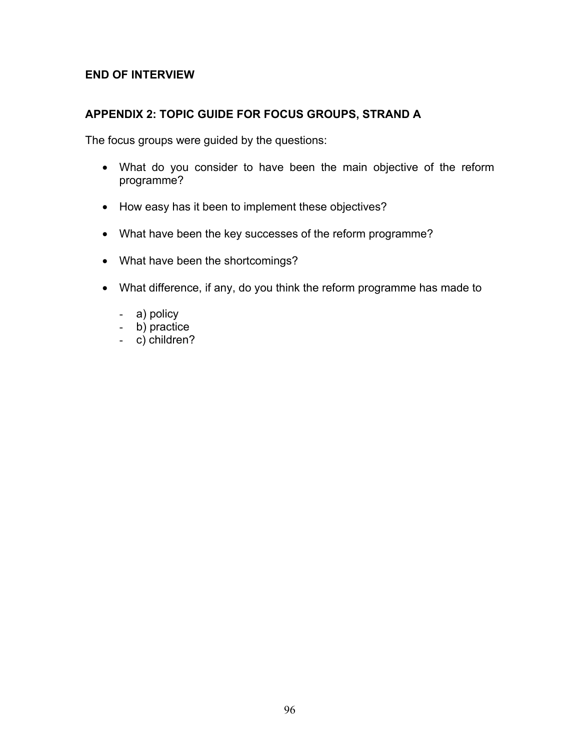**END OF INTERVIEW**

## APPENDIX 2: TOPIC GUIDE FOR FOCUS GROUPS, STRAND A

The focus groups were guided by the questions:

- What do you consider to have been the main objective of the reform programme?
- How easy has it been to implement these objectives?
- What have been the key successes of the reform programme?
- What have been the shortcomings?
- What difference, if any, do you think the reform programme has made to
  - a) policy
  - b) practice
  - c) children?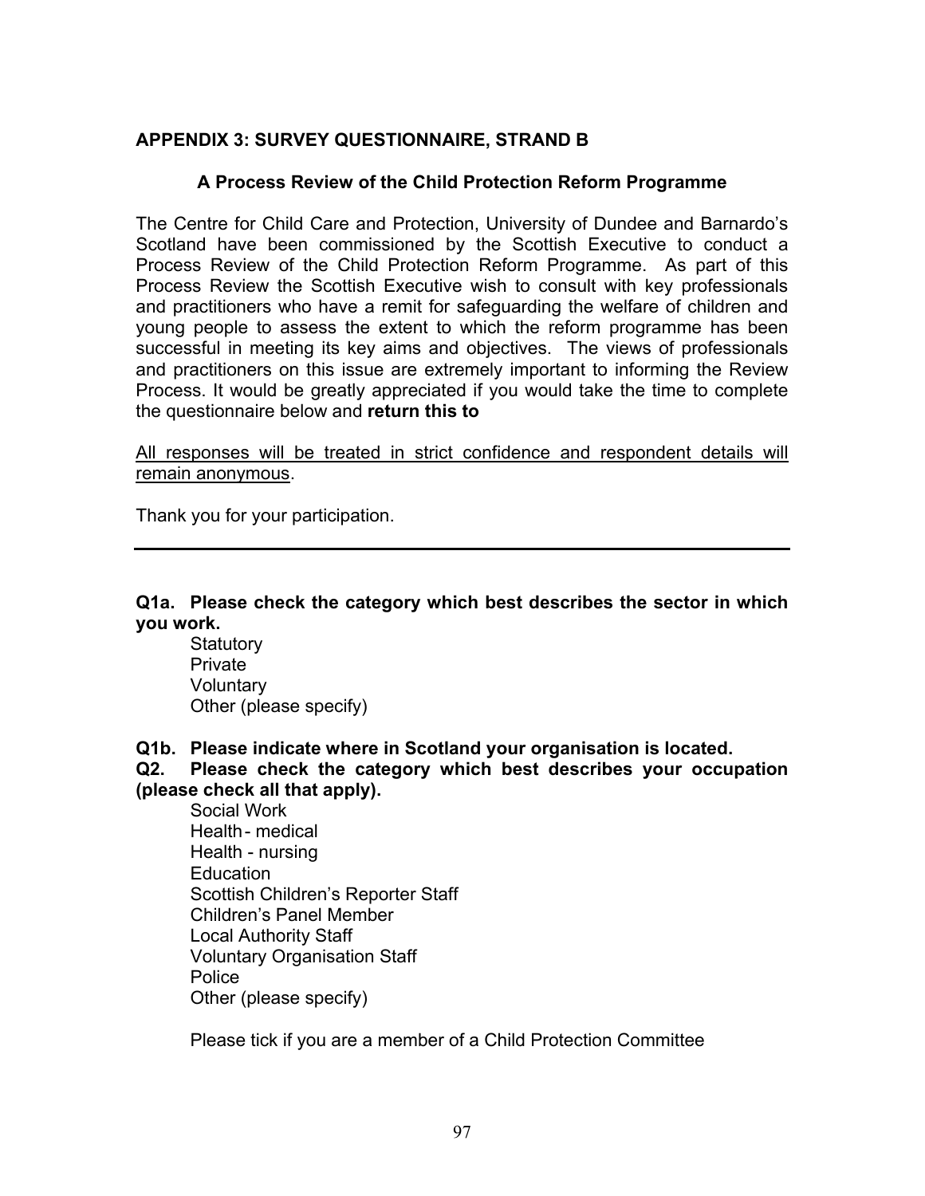## APPENDIX 3: SURVEY QUESTIONNAIRE, STRAND B

### A Process Review of the Child Protection Reform Programme

The Centre for Child Care and Protection, University of Dundee and Barnardo's Scotland have been commissioned by the Scottish Executive to conduct a Process Review of the Child Protection Reform Programme. As part of this Process Review the Scottish Executive wish to consult with key professionals and practitioners who have a remit for safeguarding the welfare of children and young people to assess the extent to which the reform programme has been successful in meeting its key aims and objectives. The views of professionals and practitioners on this issue are extremely important to informing the Review Process. It would be greatly appreciated if you would take the time to complete the questionnaire below and **return this to**

<u>All responses will be treated in strict confidence and respondent details will remain anonymous</u>.

Thank you for your participation.

---

**Q1a. Please check the category which best describes the sector in which you work.**

- Statutory
- Private
- Voluntary
- Other (please specify)

**Q1b. Please indicate where in Scotland your organisation is located.**

**Q2. Please check the category which best describes your occupation (please check all that apply).**

- Social Work
- Health - medical
- Health - nursing
- Education
- Scottish Children's Reporter Staff
- Children's Panel Member
- Local Authority Staff
- Voluntary Organisation Staff
- Police
- Other (please specify)

Please tick if you are a member of a Child Protection Committee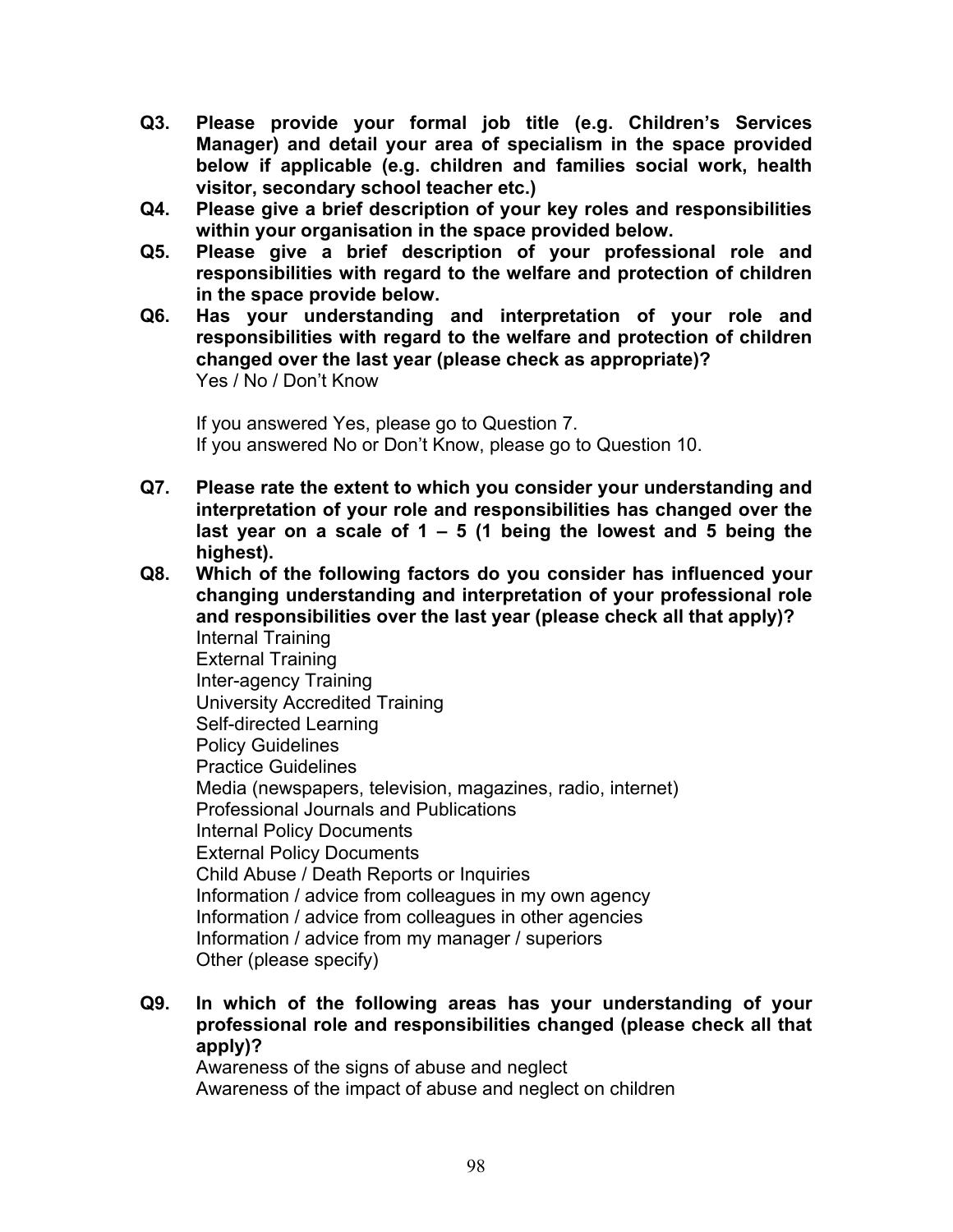**Q3. Please provide your formal job title (e.g. Children's Services Manager) and detail your area of specialism in the space provided below if applicable (e.g. children and families social work, health visitor, secondary school teacher etc.)**

**Q4. Please give a brief description of your key roles and responsibilities within your organisation in the space provided below.**

**Q5. Please give a brief description of your professional role and responsibilities with regard to the welfare and protection of children in the space provide below.**

**Q6. Has your understanding and interpretation of your role and responsibilities with regard to the welfare and protection of children changed over the last year (please check as appropriate)?**

Yes / No / Don't Know

If you answered Yes, please go to Question 7.
If you answered No or Don't Know, please go to Question 10.

**Q7. Please rate the extent to which you consider your understanding and interpretation of your role and responsibilities has changed over the last year on a scale of 1 – 5 (1 being the lowest and 5 being the highest).**

**Q8. Which of the following factors do you consider has influenced your changing understanding and interpretation of your professional role and responsibilities over the last year (please check all that apply)?**

Internal Training
External Training
Inter-agency Training
University Accredited Training
Self-directed Learning
Policy Guidelines
Practice Guidelines
Media (newspapers, television, magazines, radio, internet)
Professional Journals and Publications
Internal Policy Documents
External Policy Documents
Child Abuse / Death Reports or Inquiries
Information / advice from colleagues in my own agency
Information / advice from colleagues in other agencies
Information / advice from my manager / superiors
Other (please specify)

**Q9. In which of the following areas has your understanding of your professional role and responsibilities changed (please check all that apply)?**

Awareness of the signs of abuse and neglect
Awareness of the impact of abuse and neglect on children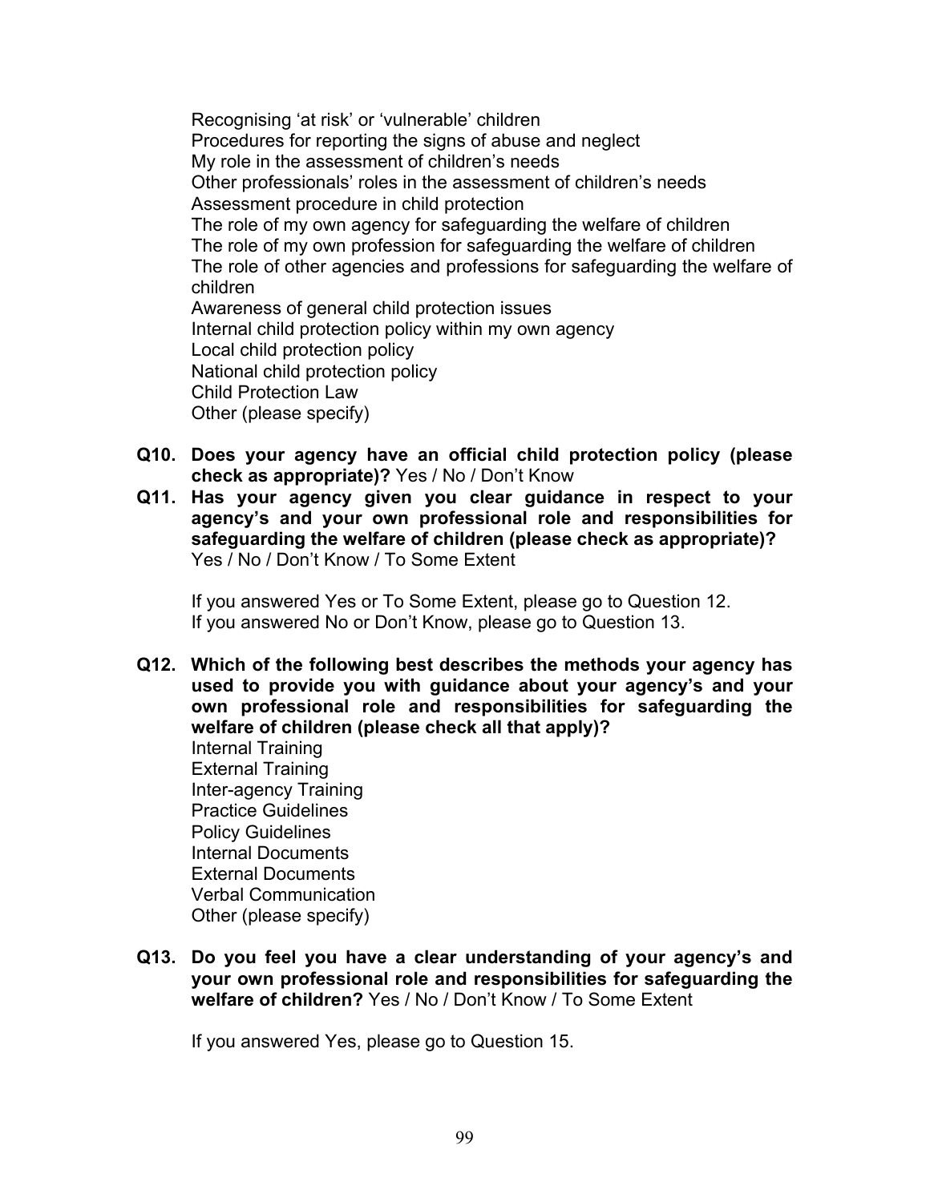Recognising 'at risk' or 'vulnerable' children
Procedures for reporting the signs of abuse and neglect
My role in the assessment of children's needs
Other professionals' roles in the assessment of children's needs
Assessment procedure in child protection
The role of my own agency for safeguarding the welfare of children
The role of my own profession for safeguarding the welfare of children
The role of other agencies and professions for safeguarding the welfare of children
Awareness of general child protection issues
Internal child protection policy within my own agency
Local child protection policy
National child protection policy
Child Protection Law
Other (please specify)

**Q10. Does your agency have an official child protection policy (please check as appropriate)?** Yes / No / Don't Know

**Q11. Has your agency given you clear guidance in respect to your agency's and your own professional role and responsibilities for safeguarding the welfare of children (please check as appropriate)?** Yes / No / Don't Know / To Some Extent

If you answered Yes or To Some Extent, please go to Question 12.
If you answered No or Don't Know, please go to Question 13.

**Q12. Which of the following best describes the methods your agency has used to provide you with guidance about your agency's and your own professional role and responsibilities for safeguarding the welfare of children (please check all that apply)?**
Internal Training
External Training
Inter-agency Training
Practice Guidelines
Policy Guidelines
Internal Documents
External Documents
Verbal Communication
Other (please specify)

**Q13. Do you feel you have a clear understanding of your agency's and your own professional role and responsibilities for safeguarding the welfare of children?** Yes / No / Don't Know / To Some Extent

If you answered Yes, please go to Question 15.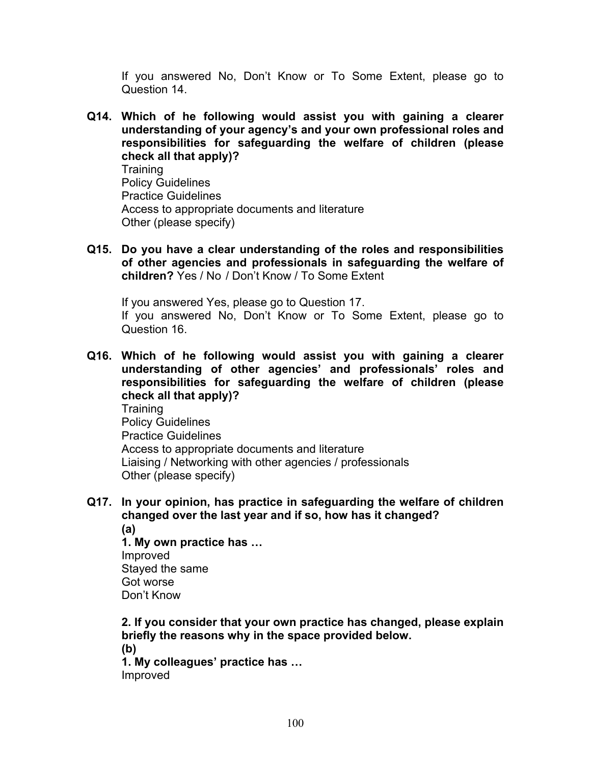If you answered No, Don't Know or To Some Extent, please go to Question 14.

**Q14. Which of he following would assist you with gaining a clearer understanding of your agency's and your own professional roles and responsibilities for safeguarding the welfare of children (please check all that apply)?**

Training
Policy Guidelines
Practice Guidelines
Access to appropriate documents and literature
Other (please specify)

**Q15. Do you have a clear understanding of the roles and responsibilities of other agencies and professionals in safeguarding the welfare of children?** Yes / No / Don't Know / To Some Extent

If you answered Yes, please go to Question 17.
If you answered No, Don't Know or To Some Extent, please go to Question 16.

**Q16. Which of he following would assist you with gaining a clearer understanding of other agencies' and professionals' roles and responsibilities for safeguarding the welfare of children (please check all that apply)?**

Training
Policy Guidelines
Practice Guidelines
Access to appropriate documents and literature
Liaising / Networking with other agencies / professionals
Other (please specify)

**Q17. In your opinion, has practice in safeguarding the welfare of children changed over the last year and if so, how has it changed?**

**(a)**

**1. My own practice has …**

Improved
Stayed the same
Got worse
Don't Know

**2. If you consider that your own practice has changed, please explain briefly the reasons why in the space provided below.**

**(b)**

**1. My colleagues' practice has …**

Improved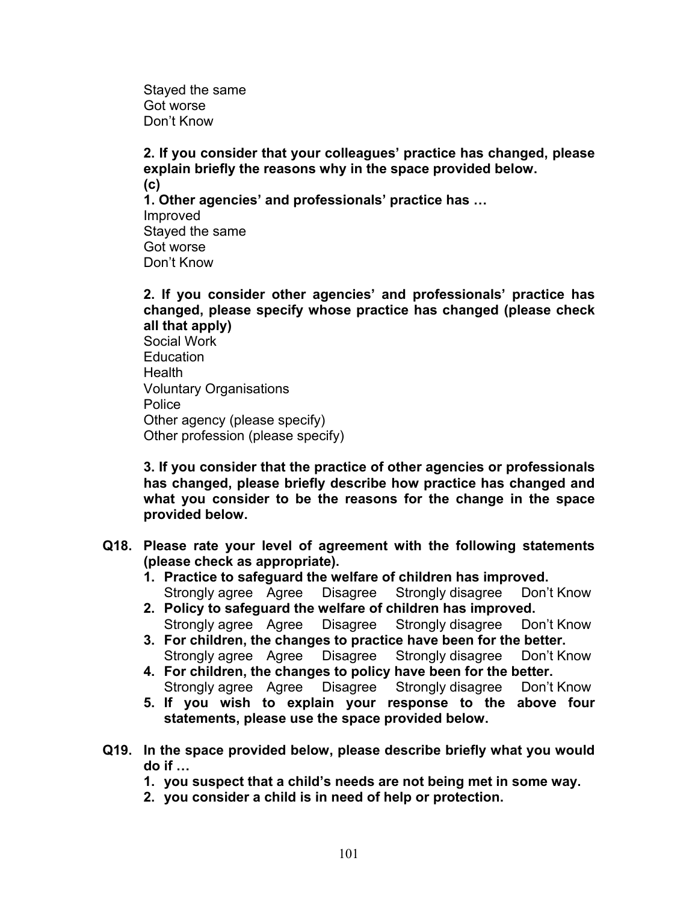Stayed the same
Got worse
Don't Know

**2. If you consider that your colleagues' practice has changed, please explain briefly the reasons why in the space provided below.**
**(c)**
**1. Other agencies' and professionals' practice has …**
Improved
Stayed the same
Got worse
Don't Know

**2. If you consider other agencies' and professionals' practice has changed, please specify whose practice has changed (please check all that apply)**
Social Work
Education
Health
Voluntary Organisations
Police
Other agency (please specify)
Other profession (please specify)

**3. If you consider that the practice of other agencies or professionals has changed, please briefly describe how practice has changed and what you consider to be the reasons for the change in the space provided below.**

**Q18. Please rate your level of agreement with the following statements (please check as appropriate).**

1. **Practice to safeguard the welfare of children has improved.**
   Strongly agree  Agree  Disagree  Strongly disagree  Don't Know
2. **Policy to safeguard the welfare of children has improved.**
   Strongly agree  Agree  Disagree  Strongly disagree  Don't Know
3. **For children, the changes to practice have been for the better.**
   Strongly agree  Agree  Disagree  Strongly disagree  Don't Know
4. **For children, the changes to policy have been for the better.**
   Strongly agree  Agree  Disagree  Strongly disagree  Don't Know
5. **If you wish to explain your response to the above four statements, please use the space provided below.**

**Q19. In the space provided below, please describe briefly what you would do if …**

1. **you suspect that a child's needs are not being met in some way.**
2. **you consider a child is in need of help or protection.**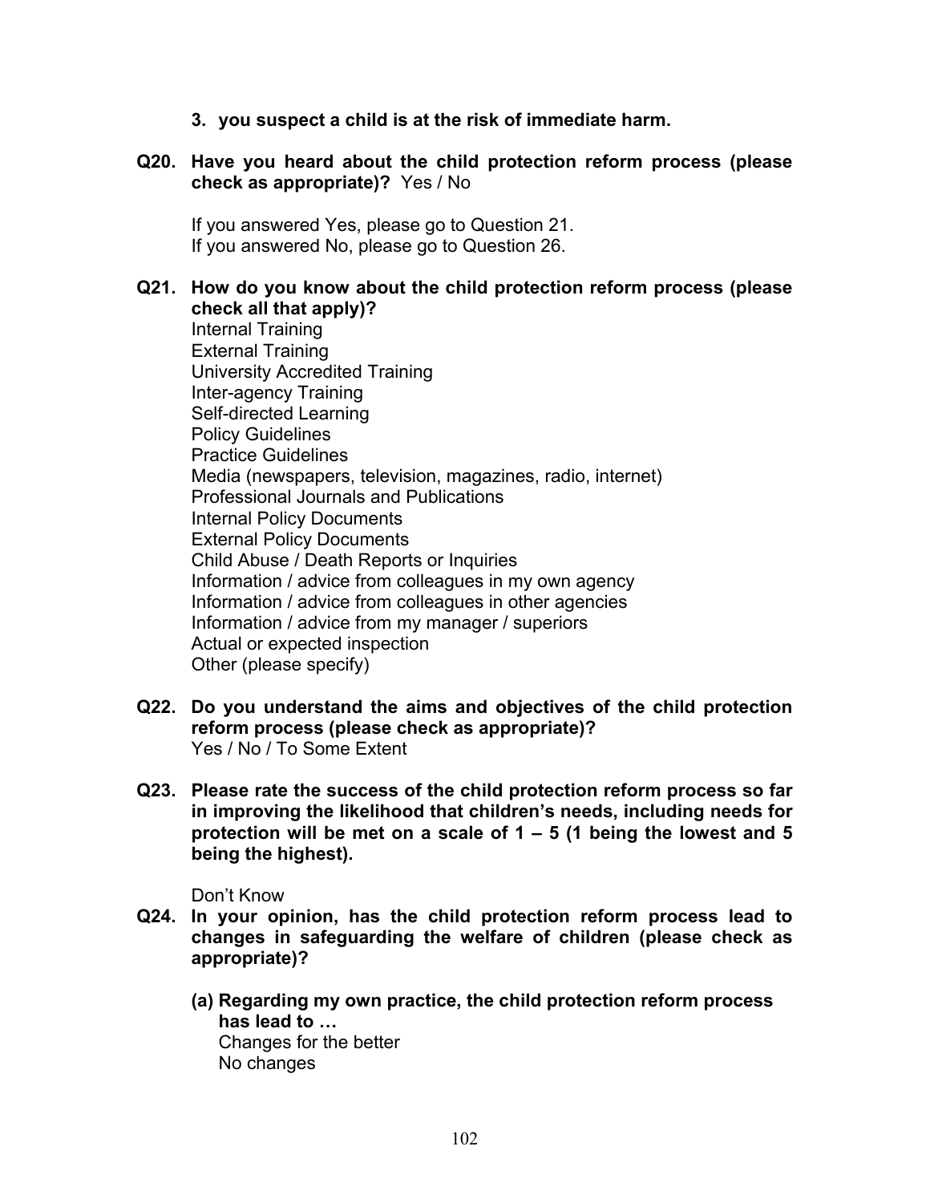3. **you suspect a child is at the risk of immediate harm.**

**Q20. Have you heard about the child protection reform process (please check as appropriate)?** Yes / No

If you answered Yes, please go to Question 21.
If you answered No, please go to Question 26.

**Q21. How do you know about the child protection reform process (please check all that apply)?**
Internal Training
External Training
University Accredited Training
Inter-agency Training
Self-directed Learning
Policy Guidelines
Practice Guidelines
Media (newspapers, television, magazines, radio, internet)
Professional Journals and Publications
Internal Policy Documents
External Policy Documents
Child Abuse / Death Reports or Inquiries
Information / advice from colleagues in my own agency
Information / advice from colleagues in other agencies
Information / advice from my manager / superiors
Actual or expected inspection
Other (please specify)

**Q22. Do you understand the aims and objectives of the child protection reform process (please check as appropriate)?**
Yes / No / To Some Extent

**Q23. Please rate the success of the child protection reform process so far in improving the likelihood that children's needs, including needs for protection will be met on a scale of 1 – 5 (1 being the lowest and 5 being the highest).**

Don't Know

**Q24. In your opinion, has the child protection reform process lead to changes in safeguarding the welfare of children (please check as appropriate)?**

**(a) Regarding my own practice, the child protection reform process has lead to …**
Changes for the better
No changes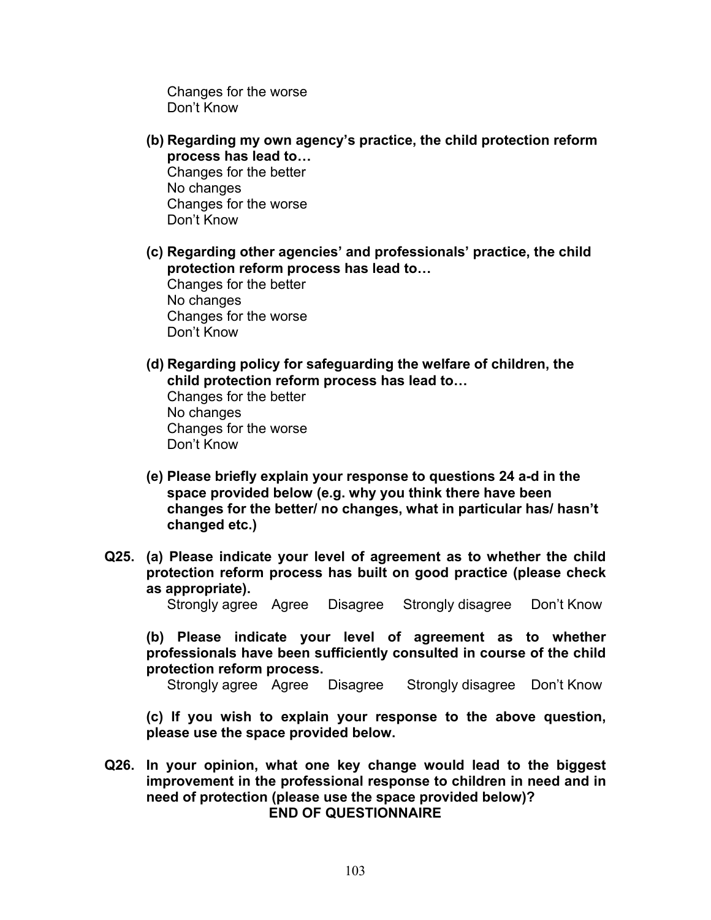Changes for the worse
Don't Know

**(b) Regarding my own agency's practice, the child protection reform process has lead to…**
Changes for the better
No changes
Changes for the worse
Don't Know

**(c) Regarding other agencies' and professionals' practice, the child protection reform process has lead to…**
Changes for the better
No changes
Changes for the worse
Don't Know

**(d) Regarding policy for safeguarding the welfare of children, the child protection reform process has lead to…**
Changes for the better
No changes
Changes for the worse
Don't Know

**(e) Please briefly explain your response to questions 24 a-d in the space provided below (e.g. why you think there have been changes for the better/ no changes, what in particular has/ hasn't changed etc.)**

**Q25. (a) Please indicate your level of agreement as to whether the child protection reform process has built on good practice (please check as appropriate).**

Strongly agree  Agree  Disagree  Strongly disagree  Don't Know

**(b) Please indicate your level of agreement as to whether professionals have been sufficiently consulted in course of the child protection reform process.**

Strongly agree  Agree  Disagree  Strongly disagree  Don't Know

**(c) If you wish to explain your response to the above question, please use the space provided below.**

**Q26. In your opinion, what one key change would lead to the biggest improvement in the professional response to children in need and in need of protection (please use the space provided below)?**

**END OF QUESTIONNAIRE**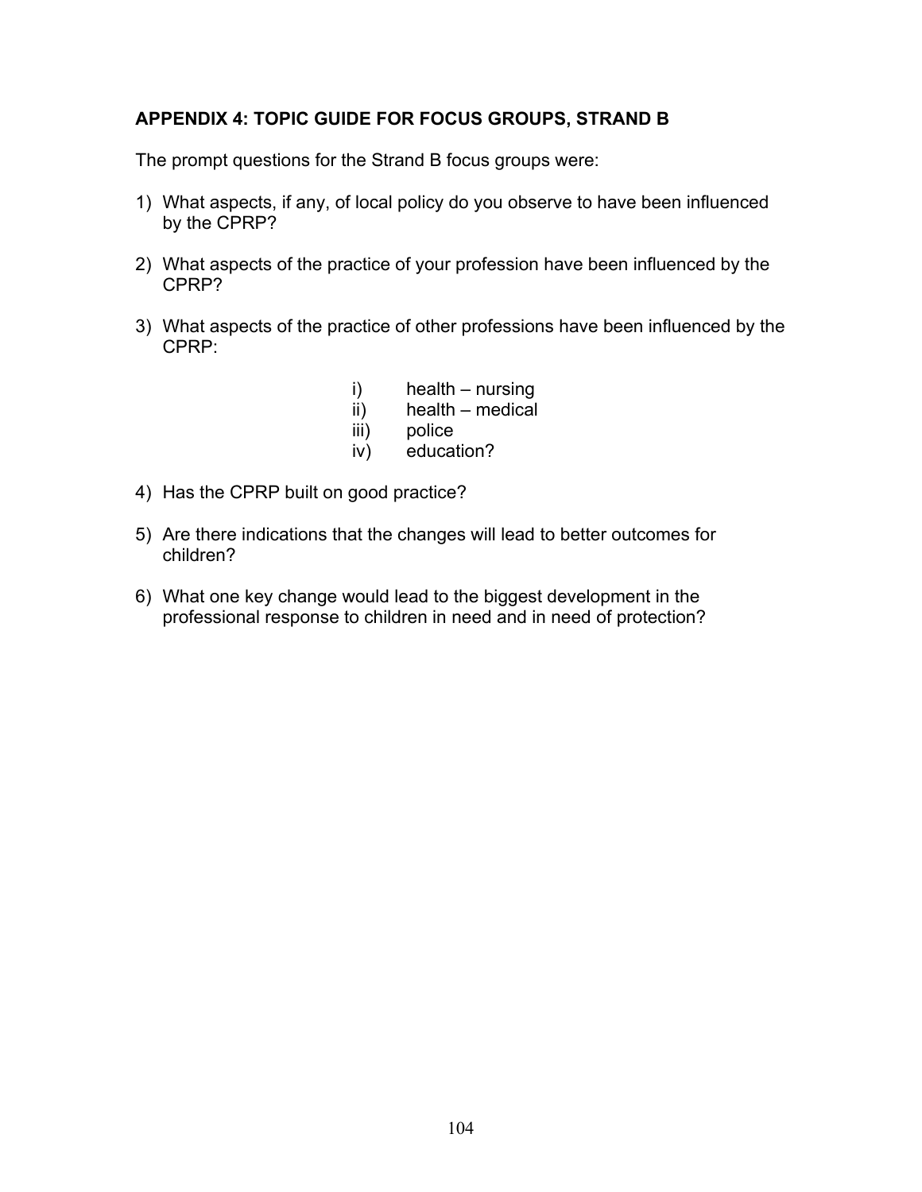## APPENDIX 4: TOPIC GUIDE FOR FOCUS GROUPS, STRAND B

The prompt questions for the Strand B focus groups were:

1) What aspects, if any, of local policy do you observe to have been influenced by the CPRP?

2) What aspects of the practice of your profession have been influenced by the CPRP?

3) What aspects of the practice of other professions have been influenced by the CPRP:

   i) health – nursing
   ii) health – medical
   iii) police
   iv) education?

4) Has the CPRP built on good practice?

5) Are there indications that the changes will lead to better outcomes for children?

6) What one key change would lead to the biggest development in the professional response to children in need and in need of protection?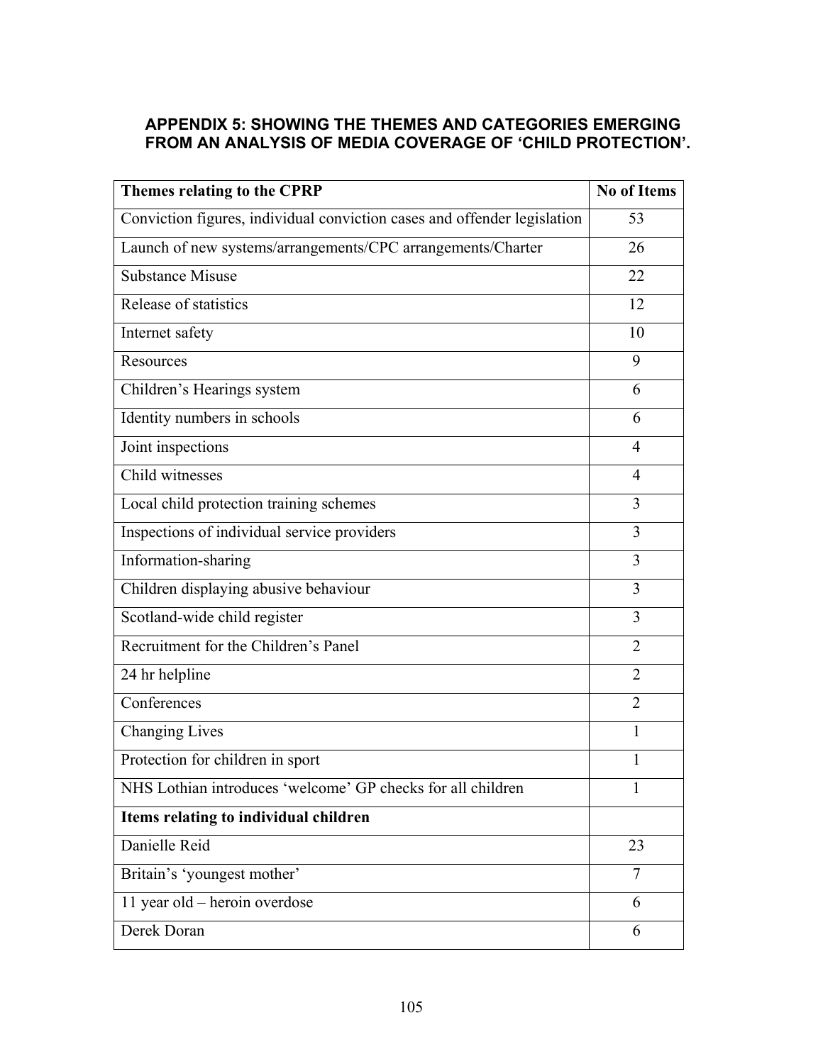## APPENDIX 5: SHOWING THE THEMES AND CATEGORIES EMERGING FROM AN ANALYSIS OF MEDIA COVERAGE OF 'CHILD PROTECTION'.

| Themes relating to the CPRP | No of Items |
|---|---|
| Conviction figures, individual conviction cases and offender legislation | 53 |
| Launch of new systems/arrangements/CPC arrangements/Charter | 26 |
| Substance Misuse | 22 |
| Release of statistics | 12 |
| Internet safety | 10 |
| Resources | 9 |
| Children's Hearings system | 6 |
| Identity numbers in schools | 6 |
| Joint inspections | 4 |
| Child witnesses | 4 |
| Local child protection training schemes | 3 |
| Inspections of individual service providers | 3 |
| Information-sharing | 3 |
| Children displaying abusive behaviour | 3 |
| Scotland-wide child register | 3 |
| Recruitment for the Children's Panel | 2 |
| 24 hr helpline | 2 |
| Conferences | 2 |
| Changing Lives | 1 |
| Protection for children in sport | 1 |
| NHS Lothian introduces 'welcome' GP checks for all children | 1 |
| **Items relating to individual children** | |
| Danielle Reid | 23 |
| Britain's 'youngest mother' | 7 |
| 11 year old – heroin overdose | 6 |
| Derek Doran | 6 |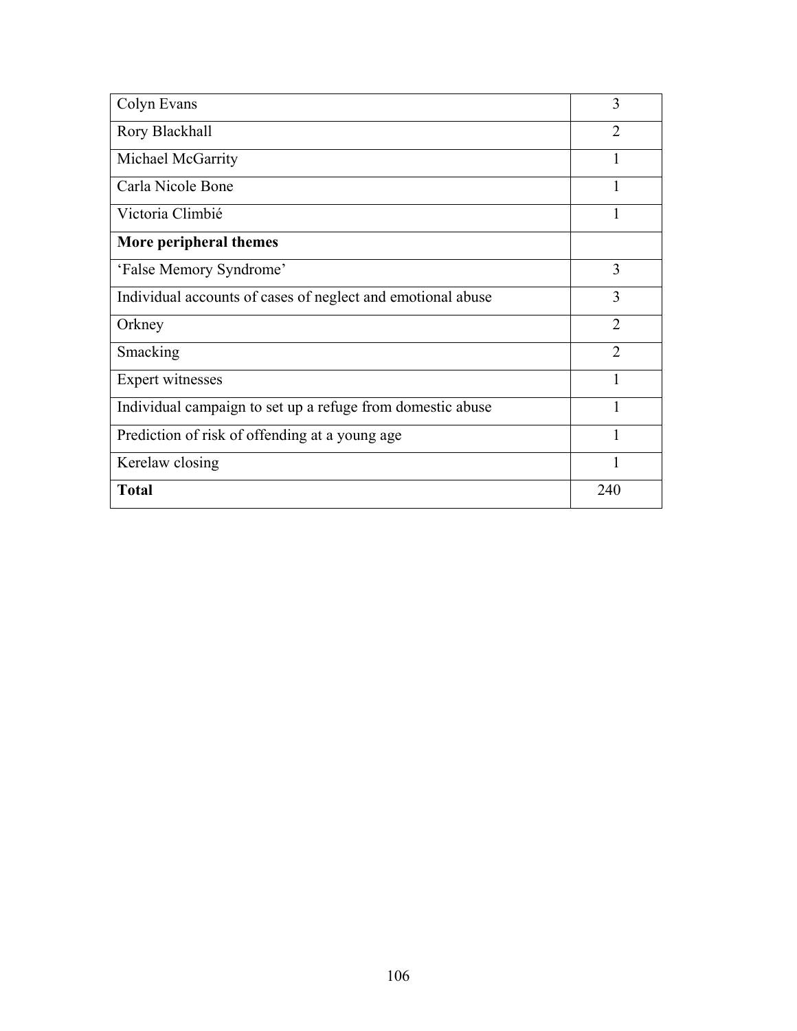| | |
|---|---|
| Colyn Evans | 3 |
| Rory Blackhall | 2 |
| Michael McGarrity | 1 |
| Carla Nicole Bone | 1 |
| Victoria Climbié | 1 |
| **More peripheral themes** | |
| 'False Memory Syndrome' | 3 |
| Individual accounts of cases of neglect and emotional abuse | 3 |
| Orkney | 2 |
| Smacking | 2 |
| Expert witnesses | 1 |
| Individual campaign to set up a refuge from domestic abuse | 1 |
| Prediction of risk of offending at a young age | 1 |
| Kerelaw closing | 1 |
| **Total** | 240 |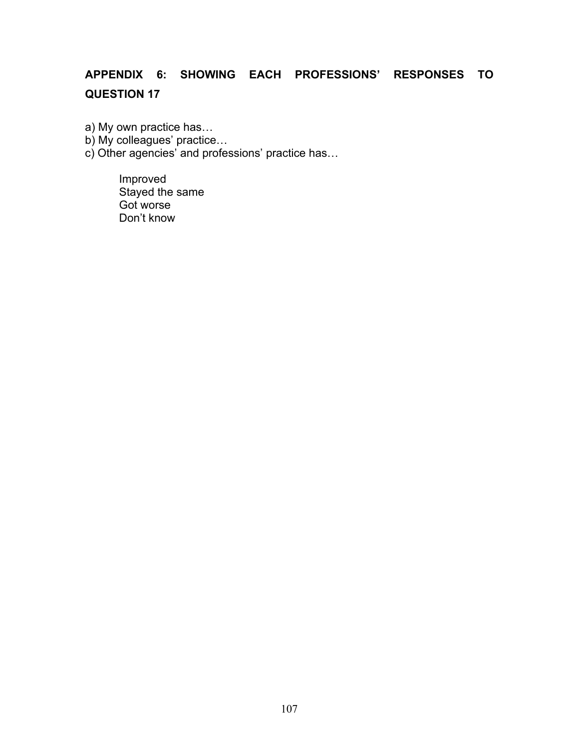## APPENDIX 6: SHOWING EACH PROFESSIONS' RESPONSES TO QUESTION 17

a) My own practice has…
b) My colleagues' practice…
c) Other agencies' and professions' practice has…

Improved
Stayed the same
Got worse
Don't know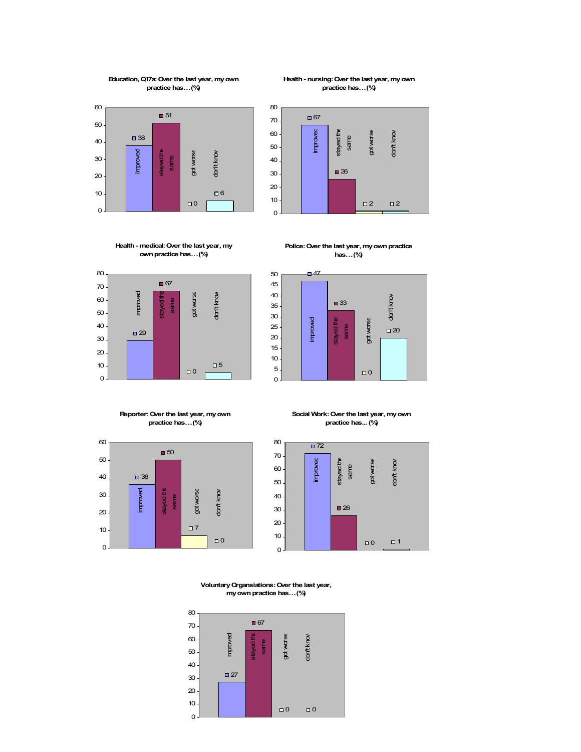**Education, Q17a: Over the last year, my own practice has…(%)**

| improved | stayed the same | got worse | don't know |
|---|---|---|---|
| 38 | 51 | 0 | 6 |

**Health - nursing: Over the last year, my own practice has…(%)**

| improved | stayed the same | got worse | don't know |
|---|---|---|---|
| 67 | 26 | 2 | 2 |

**Health - medical: Over the last year, my own practice has…(%)**

| improved | stayed the same | got worse | don't know |
|---|---|---|---|
| 29 | 67 | 0 | 5 |

**Police: Over the last year, my own practice has…(%)**

| improved | stayed the same | got worse | don't know |
|---|---|---|---|
| 47 | 33 | 0 | 20 |

**Reporter: Over the last year, my own practice has…(%)**

| improved | stayed the same | got worse | don't know |
|---|---|---|---|
| 36 | 50 | 7 | 0 |

**Social Work: Over the last year, my own practice has... (%)**

| improved | stayed the same | got worse | don't know |
|---|---|---|---|
| 72 | 26 | 0 | 1 |

**Voluntary Organsiations: Over the last year, my own practice has…(%)**

| improved | stayed the same | got worse | don't know |
|---|---|---|---|
| 27 | 67 | 0 | 0 |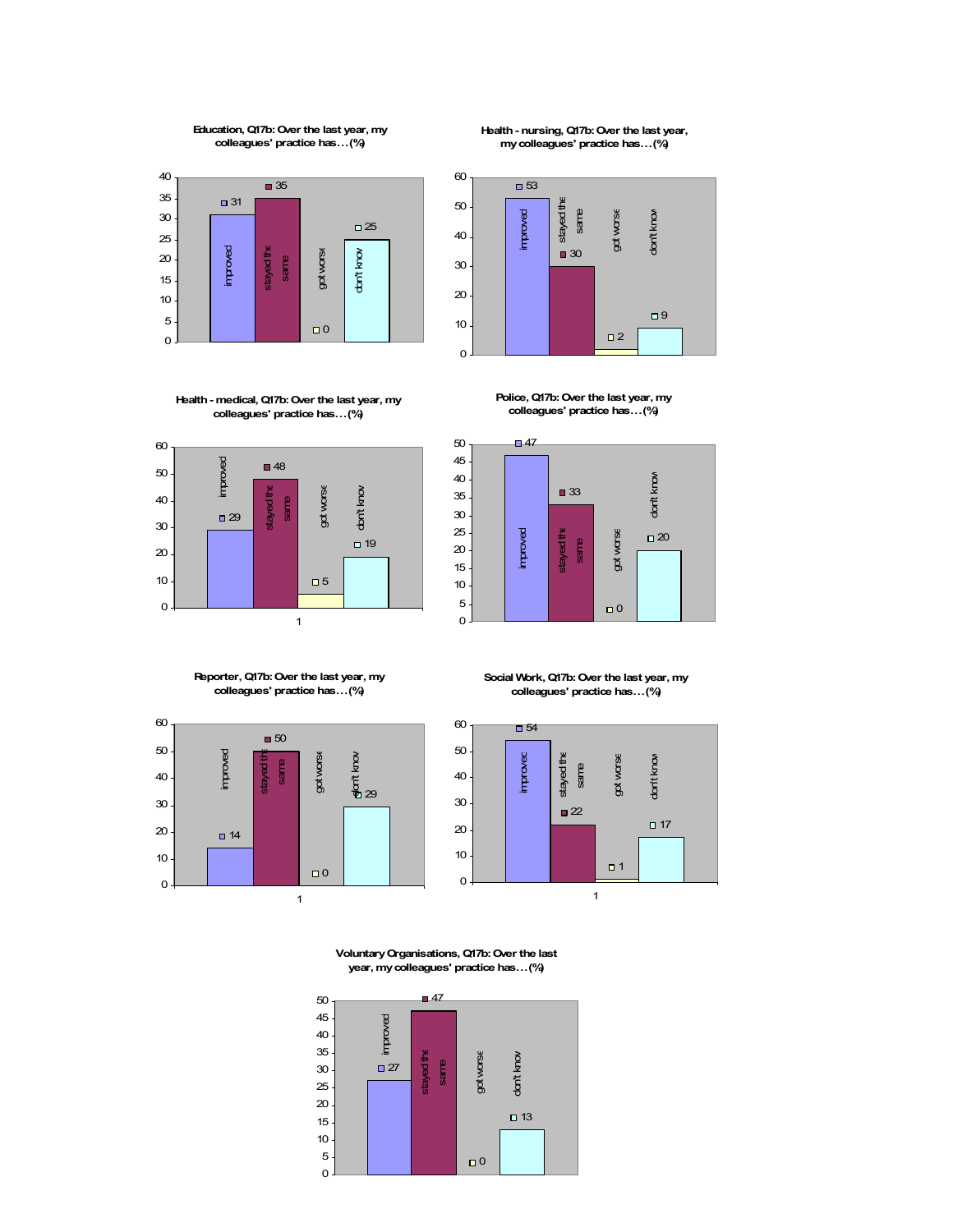**Education, Q17b: Over the last year, my colleagues' practice has…(%)**

| improved | stayed the same | got worse | don't know |
|---|---|---|---|
| 31 | 35 | 0 | 25 |

**Health - nursing, Q17b: Over the last year, my colleagues' practice has…(%)**

| improved | stayed the same | got worse | don't know |
|---|---|---|---|
| 53 | 30 | 2 | 9 |

**Health - medical, Q17b: Over the last year, my colleagues' practice has…(%)**

| improved | stayed the same | got worse | don't know |
|---|---|---|---|
| 29 | 48 | 5 | 19 |

**Police, Q17b: Over the last year, my colleagues' practice has…(%)**

| improved | stayed the same | got worse | don't know |
|---|---|---|---|
| 47 | 33 | 0 | 20 |

**Reporter, Q17b: Over the last year, my colleagues' practice has…(%)**

| improved | stayed the same | got worse | don't know |
|---|---|---|---|
| 14 | 50 | 0 | 29 |

**Social Work, Q17b: Over the last year, my colleagues' practice has…(%)**

| improved | stayed the same | got worse | don't know |
|---|---|---|---|
| 54 | 22 | 1 | 17 |

**Voluntary Organisations, Q17b: Over the last year, my colleagues' practice has…(%)**

| improved | stayed the same | got worse | don't know |
|---|---|---|---|
| 27 | 47 | 0 | 13 |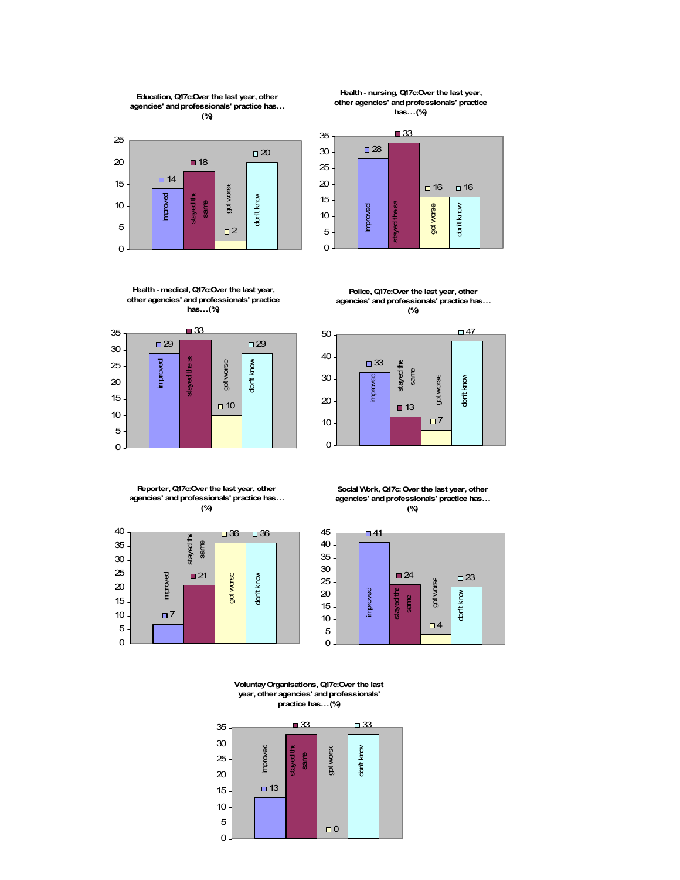Education, Q17c:Over the last year, other agencies' and professionals' practice has... (%)

| improved | stayed the same | got worse | don't know |
|---|---|---|---|
| 14 | 18 | 2 | 20 |

Health - nursing, Q17c:Over the last year, other agencies' and professionals' practice has... (%)

| improved | stayed the same | got worse | don't know |
|---|---|---|---|
| 28 | 33 | 16 | 16 |

Health - medical, Q17c:Over the last year, other agencies' and professionals' practice has... (%)

| improved | stayed the same | got worse | don't know |
|---|---|---|---|
| 29 | 33 | 10 | 29 |

Police, Q17c:Over the last year, other agencies' and professionals' practice has... (%)

| improved | stayed the same | got worse | don't know |
|---|---|---|---|
| 33 | 13 | 7 | 47 |

Reporter, Q17c:Over the last year, other agencies' and professionals' practice has... (%)

| improved | stayed the same | got worse | don't know |
|---|---|---|---|
| 7 | 21 | 36 | 36 |

Social Work, Q17c: Over the last year, other agencies' and professionals' practice has... (%)

| improved | stayed the same | got worse | don't know |
|---|---|---|---|
| 41 | 24 | 4 | 23 |

Voluntay Organisations, Q17c:Over the last year, other agencies' and professionals' practice has... (%)

| improved | stayed the same | got worse | don't know |
|---|---|---|---|
| 13 | 33 | 0 | 33 |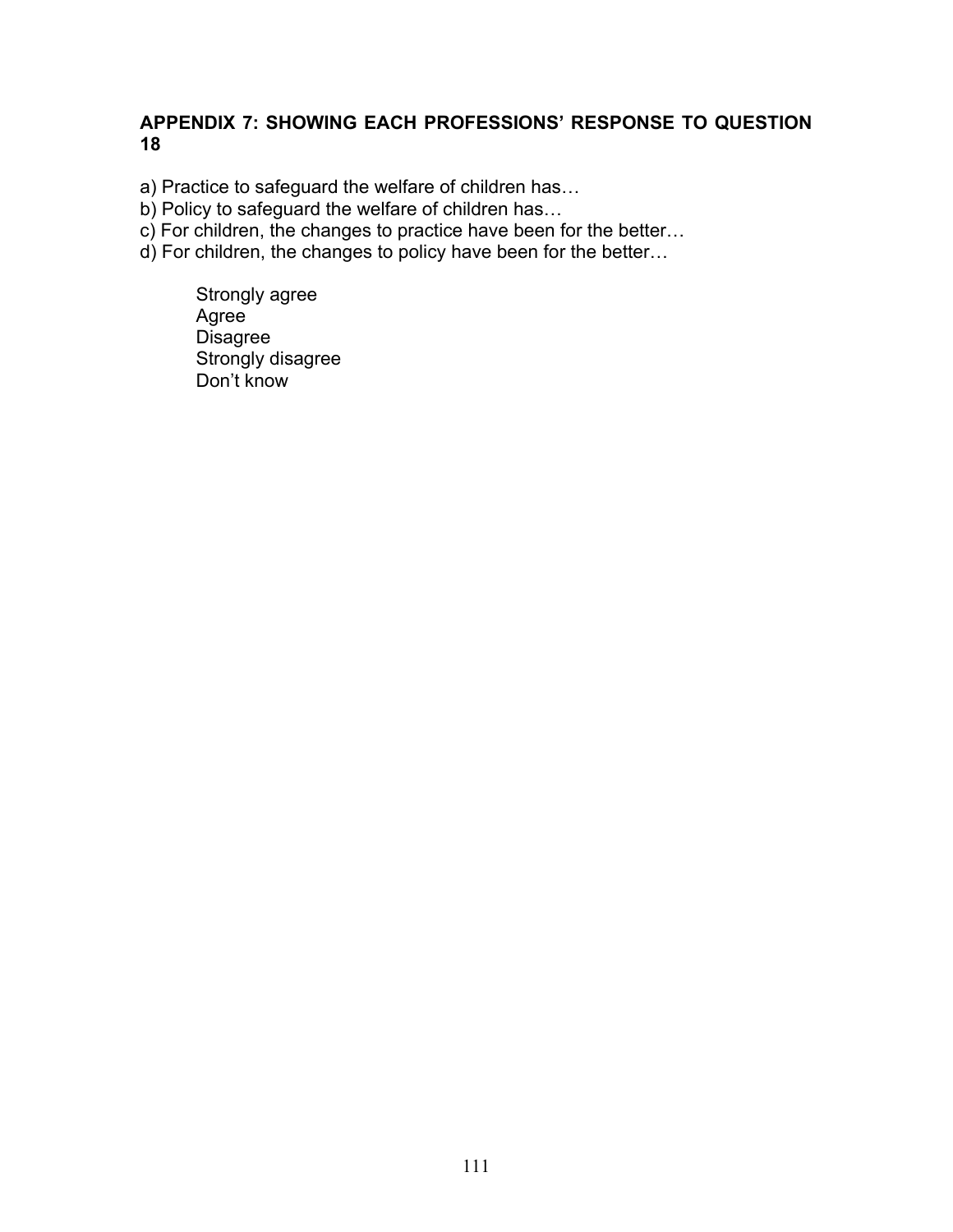## APPENDIX 7: SHOWING EACH PROFESSIONS' RESPONSE TO QUESTION 18

a) Practice to safeguard the welfare of children has…
b) Policy to safeguard the welfare of children has…
c) For children, the changes to practice have been for the better…
d) For children, the changes to policy have been for the better…

Strongly agree
Agree
Disagree
Strongly disagree
Don't know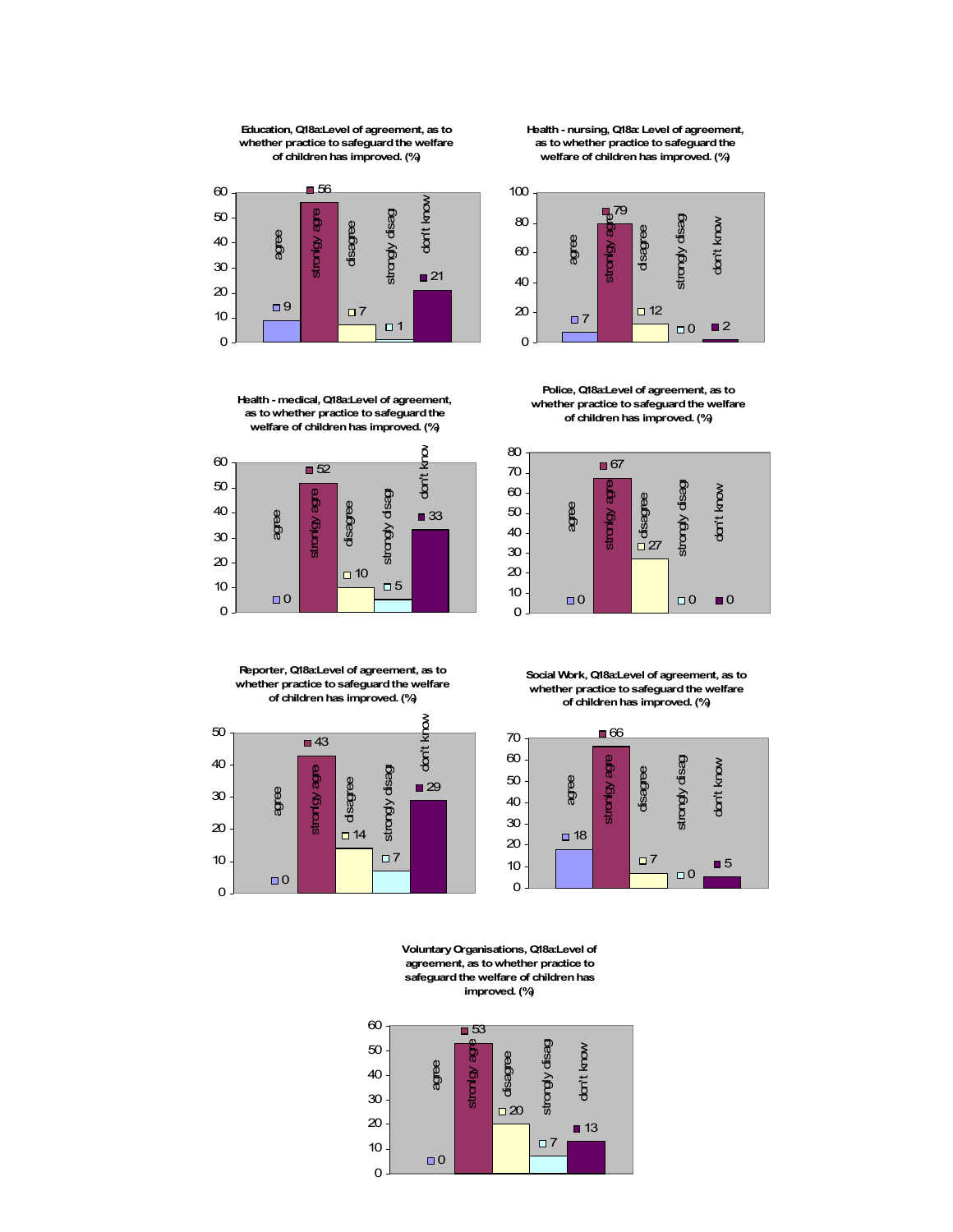**Education, Q18a:Level of agreement, as to whether practice to safeguard the welfare of children has improved. (%)**

| agree | strongly agree | disagree | strongly disag | don't know |
|---|---|---|---|---|
| 9 | 56 | 7 | 1 | 21 |

**Health - nursing, Q18a: Level of agreement, as to whether practice to safeguard the welfare of children has improved. (%)**

| agree | strongly agree | disagree | strongly disag | don't know |
|---|---|---|---|---|
| 7 | 79 | 12 | 0 | 2 |

**Health - medical, Q18a:Level of agreement, as to whether practice to safeguard the welfare of children has improved. (%)**

| agree | strongly agree | disagree | strongly disag | don't know |
|---|---|---|---|---|
| 0 | 52 | 10 | 5 | 33 |

**Police, Q18a:Level of agreement, as to whether practice to safeguard the welfare of children has improved. (%)**

| agree | strongly agree | disagree | strongly disag | don't know |
|---|---|---|---|---|
| 0 | 67 | 27 | 0 | 0 |

**Reporter, Q18a:Level of agreement, as to whether practice to safeguard the welfare of children has improved. (%)**

| agree | strongly agree | disagree | strongly disag | don't know |
|---|---|---|---|---|
| 0 | 43 | 14 | 7 | 29 |

**Social Work, Q18a:Level of agreement, as to whether practice to safeguard the welfare of children has improved. (%)**

| agree | strongly agree | disagree | strongly disag | don't know |
|---|---|---|---|---|
| 18 | 66 | 7 | 0 | 5 |

**Voluntary Organisations, Q18a:Level of agreement, as to whether practice to safeguard the welfare of children has improved. (%)**

| agree | strongly agree | disagree | strongly disag | don't know |
|---|---|---|---|---|
| 0 | 53 | 20 | 7 | 13 |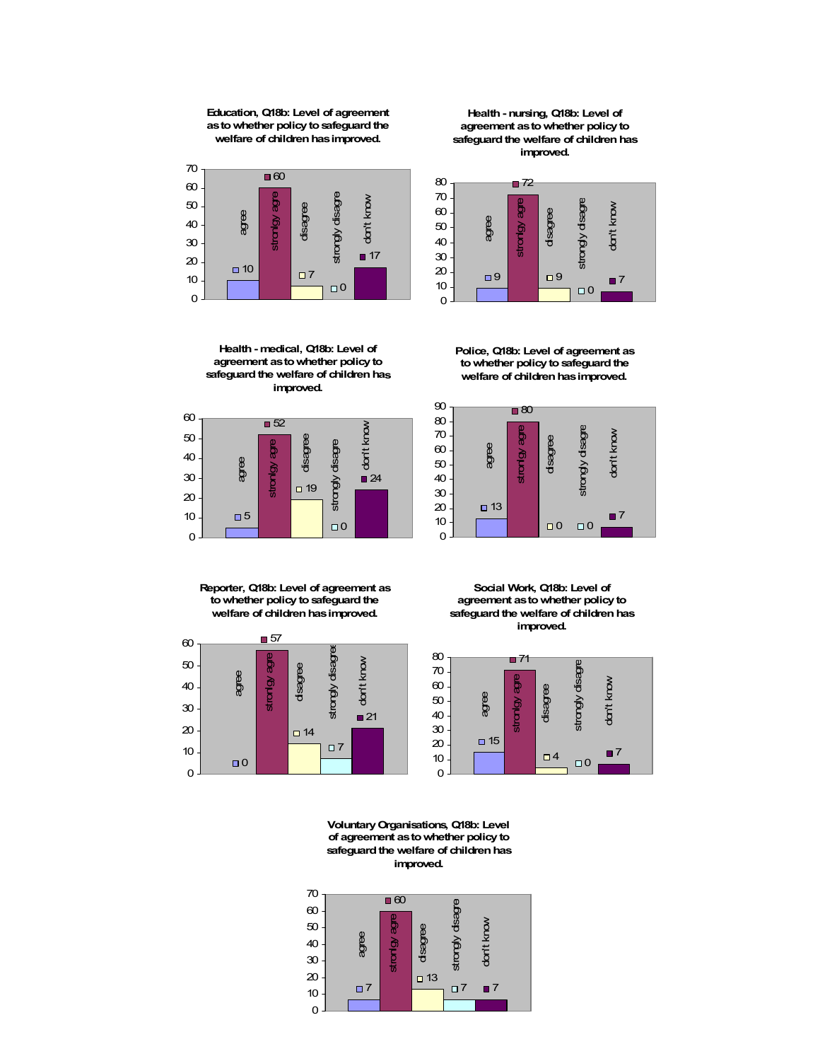**Education, Q18b: Level of agreement as to whether policy to safeguard the welfare of children has improved.**

| agree | strongly agre | disagree | strongly disagre | don't know |
|---|---|---|---|---|
| 10 | 60 | 7 | 0 | 17 |

**Health - nursing, Q18b: Level of agreement as to whether policy to safeguard the welfare of children has improved.**

| agree | strongly agre | disagree | strongly disagre | don't know |
|---|---|---|---|---|
| 9 | 72 | 9 | 0 | 7 |

**Health - medical, Q18b: Level of agreement as to whether policy to safeguard the welfare of children has improved.**

| agree | strongly agre | disagree | strongly disagre | don't know |
|---|---|---|---|---|
| 5 | 52 | 19 | 0 | 24 |

**Police, Q18b: Level of agreement as to whether policy to safeguard the welfare of children has improved.**

| agree | strongly agre | disagree | strongly disagre | don't know |
|---|---|---|---|---|
| 13 | 80 | 0 | 0 | 7 |

**Reporter, Q18b: Level of agreement as to whether policy to safeguard the welfare of children has improved.**

| agree | strongly agre | disagree | strongly disagree | don't know |
|---|---|---|---|---|
| 0 | 57 | 14 | 7 | 21 |

**Social Work, Q18b: Level of agreement as to whether policy to safeguard the welfare of children has improved.**

| agree | strongly agre | disagree | strongly disagre | don't know |
|---|---|---|---|---|
| 15 | 71 | 4 | 0 | 7 |

**Voluntary Organisations, Q18b: Level of agreement as to whether policy to safeguard the welfare of children has improved.**

| agree | strongly agre | disagree | strongly disagre | don't know |
|---|---|---|---|---|
| 7 | 60 | 13 | 7 | 7 |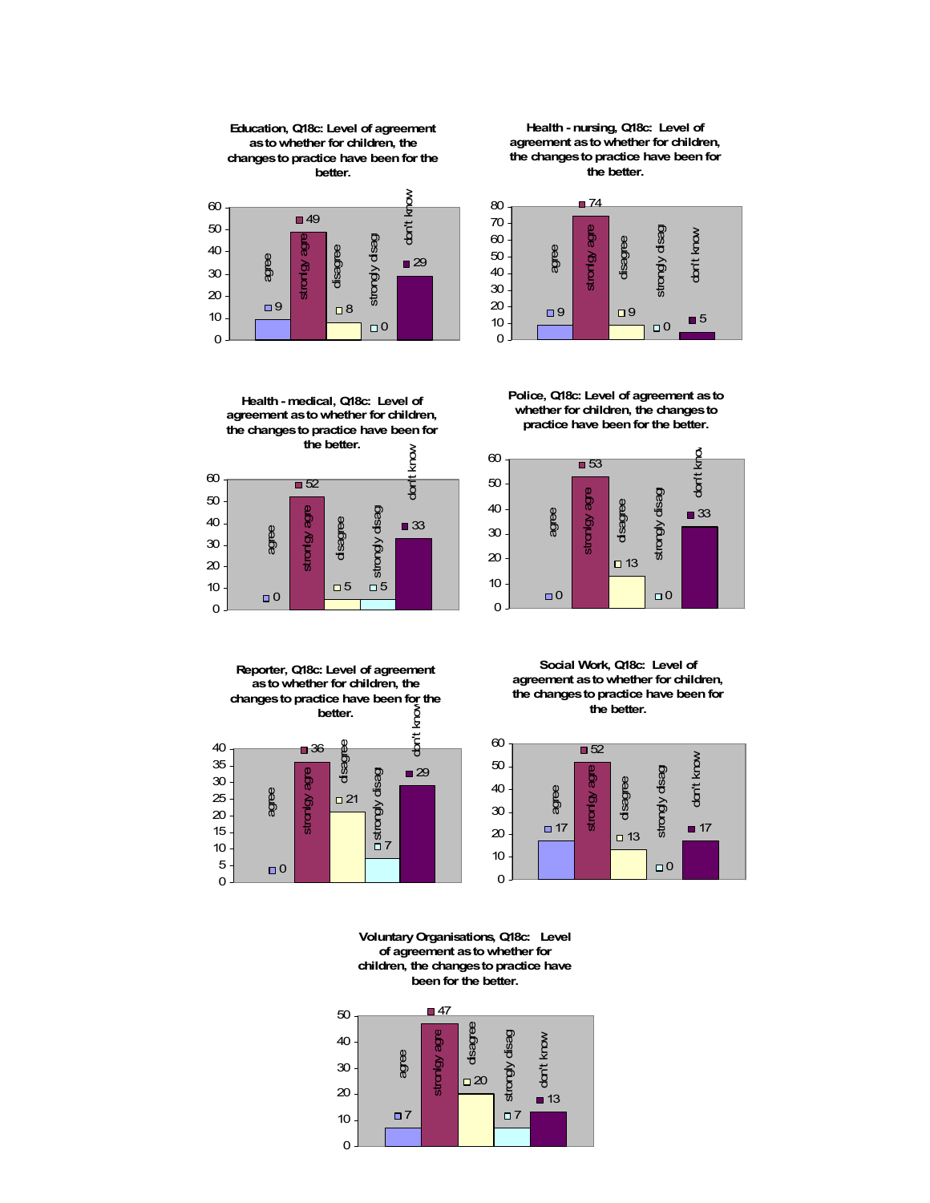**Education, Q18c: Level of agreement as to whether for children, the changes to practice have been for the better.**

| agree | strongly agree | disagree | strongly disag | don't know |
|---|---|---|---|---|
| 9 | 49 | 8 | 0 | 29 |

**Health - nursing, Q18c: Level of agreement as to whether for children, the changes to practice have been for the better.**

| agree | strongly agree | disagree | strongly disag | don't know |
|---|---|---|---|---|
| 9 | 74 | 9 | 0 | 5 |

**Health - medical, Q18c: Level of agreement as to whether for children, the changes to practice have been for the better.**

| agree | strongly agree | disagree | strongly disag | don't know |
|---|---|---|---|---|
| 0 | 52 | 5 | 5 | 33 |

**Police, Q18c: Level of agreement as to whether for children, the changes to practice have been for the better.**

| agree | strongly agree | disagree | strongly disag | don't know |
|---|---|---|---|---|
| 0 | 53 | 13 | 0 | 33 |

**Reporter, Q18c: Level of agreement as to whether for children, the changes to practice have been for the better.**

| agree | strongly agree | disagree | strongly disag | don't know |
|---|---|---|---|---|
| 0 | 36 | 21 | 7 | 29 |

**Social Work, Q18c: Level of agreement as to whether for children, the changes to practice have been for the better.**

| agree | strongly agree | disagree | strongly disag | don't know |
|---|---|---|---|---|
| 17 | 52 | 13 | 0 | 17 |

**Voluntary Organisations, Q18c: Level of agreement as to whether for children, the changes to practice have been for the better.**

| agree | strongly agree | disagree | strongly disag | don't know |
|---|---|---|---|---|
| 7 | 47 | 20 | 7 | 13 |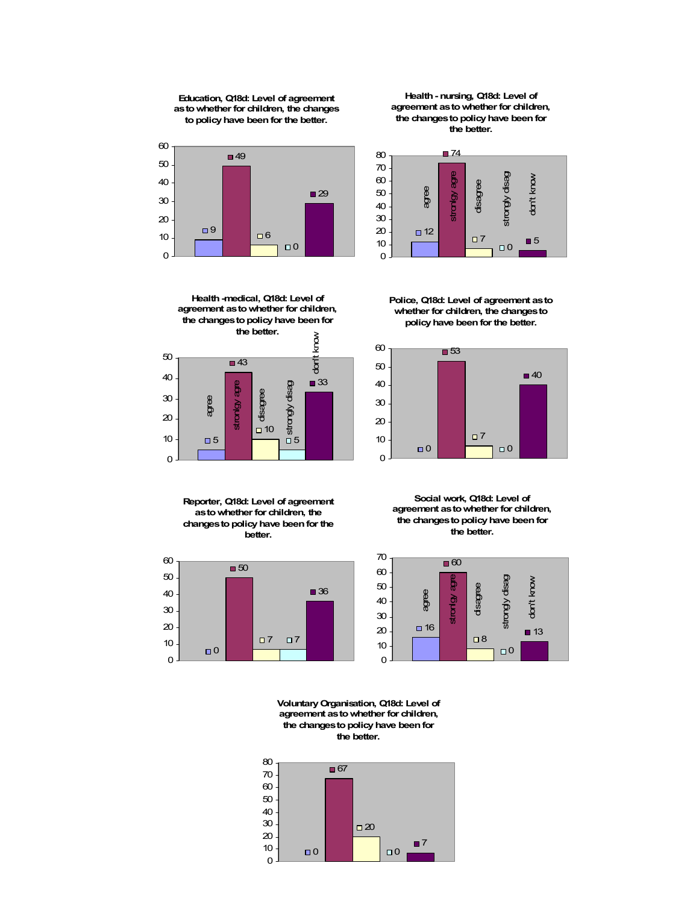**Education, Q18d: Level of agreement as to whether for children, the changes to policy have been for the better.**

| agree | strongly agree | disagree | strongly disag | don't know |
|---|---|---|---|---|
| 9 | 49 | 6 | 0 | 29 |

**Health - nursing, Q18d: Level of agreement as to whether for children, the changes to policy have been for the better.**

| agree | strongly agre | disagree | strongly disag | don't know |
|---|---|---|---|---|
| 12 | 74 | 7 | 0 | 5 |

**Health -medical, Q18d: Level of agreement as to whether for children, the changes to policy have been for the better.**

| agree | strongly agre | disagree | strongly disag | don't know |
|---|---|---|---|---|
| 5 | 43 | 10 | 5 | 33 |

**Police, Q18d: Level of agreement as to whether for children, the changes to policy have been for the better.**

| agree | strongly agree | disagree | strongly disag | don't know |
|---|---|---|---|---|
| 0 | 53 | 7 | 0 | 40 |

**Reporter, Q18d: Level of agreement as to whether for children, the changes to policy have been for the better.**

| agree | strongly agree | disagree | strongly disag | don't know |
|---|---|---|---|---|
| 0 | 50 | 7 | 7 | 36 |

**Social work, Q18d: Level of agreement as to whether for children, the changes to policy have been for the better.**

| agree | strongly agre | disagree | strongly disag | don't know |
|---|---|---|---|---|
| 16 | 60 | 8 | 0 | 13 |

**Voluntary Organisation, Q18d: Level of agreement as to whether for children, the changes to policy have been for the better.**

| agree | strongly agree | disagree | strongly disag | don't know |
|---|---|---|---|---|
| 0 | 67 | 20 | 0 | 7 |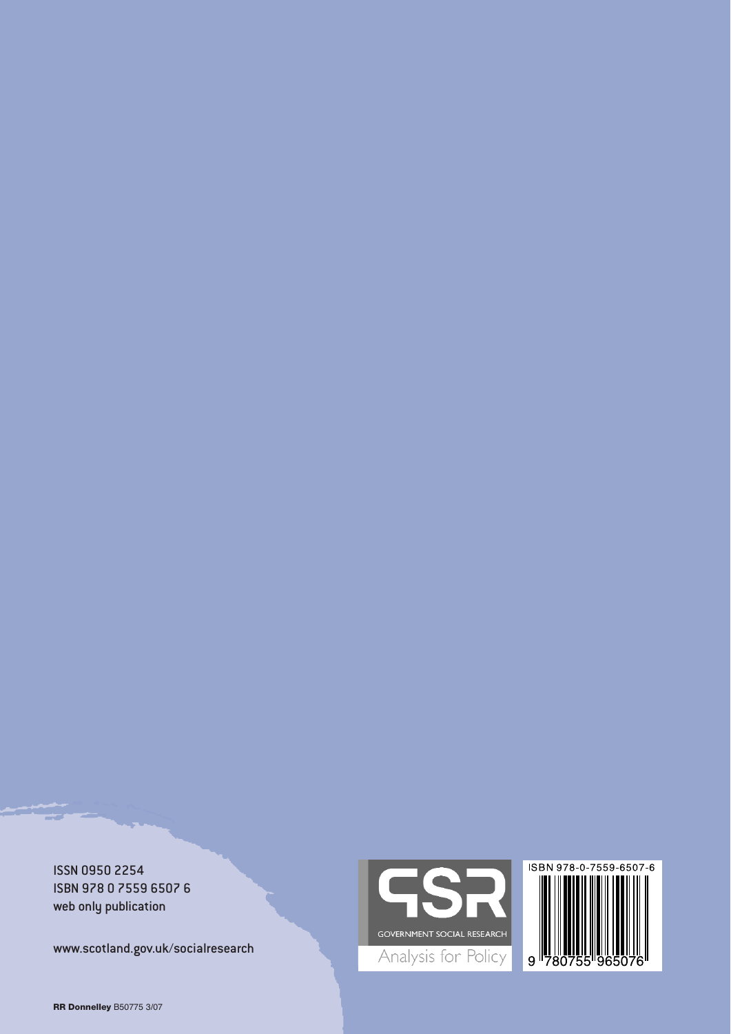ISSN 0950 2254
ISBN 978 0 7559 6507 6
web only publication

www.scotland.gov.uk/socialresearch

GSR
GOVERNMENT SOCIAL RESEARCH
Analysis for Policy

ISBN 978-0-7559-6507-6

9 780755 965076

**RR Donnelley** B50775 3/07